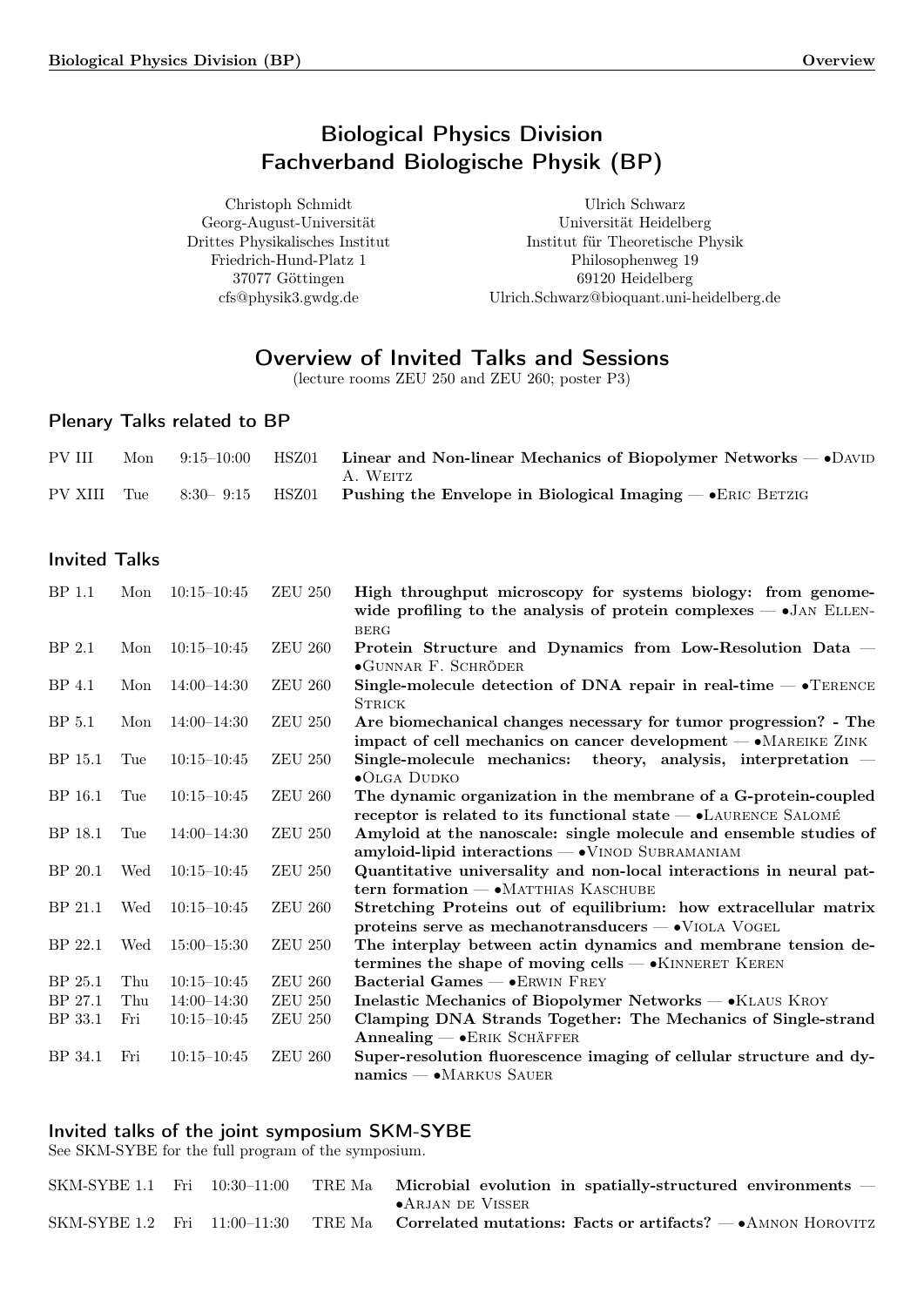# Biological Physics Division
# Fachverband Biologische Physik (BP)

Christoph Schmidt
Georg-August-Universität
Drittes Physikalisches Institut
Friedrich-Hund-Platz 1
37077 Göttingen
cfs@physik3.gwdg.de

Ulrich Schwarz
Universität Heidelberg
Institut für Theoretische Physik
Philosophenweg 19
69120 Heidelberg
Ulrich.Schwarz@bioquant.uni-heidelberg.de

## Overview of Invited Talks and Sessions

(lecture rooms ZEU 250 and ZEU 260; poster P3)

### Plenary Talks related to BP

| | | | | |
|---|---|---|---|---|
| PV III | Mon | 9:15–10:00 | HSZ01 | **Linear and Non-linear Mechanics of Biopolymer Networks** — •David A. Weitz |
| PV XIII | Tue | 8:30– 9:15 | HSZ01 | **Pushing the Envelope in Biological Imaging** — •Eric Betzig |

### Invited Talks

| | | | | |
|---|---|---|---|---|
| BP 1.1 | Mon | 10:15–10:45 | ZEU 250 | **High throughput microscopy for systems biology: from genome-wide profiling to the analysis of protein complexes** — •Jan Ellenberg |
| BP 2.1 | Mon | 10:15–10:45 | ZEU 260 | **Protein Structure and Dynamics from Low-Resolution Data** — •Gunnar F. Schröder |
| BP 4.1 | Mon | 14:00–14:30 | ZEU 260 | **Single-molecule detection of DNA repair in real-time** — •Terence Strick |
| BP 5.1 | Mon | 14:00–14:30 | ZEU 250 | **Are biomechanical changes necessary for tumor progression? - The impact of cell mechanics on cancer development** — •Mareike Zink |
| BP 15.1 | Tue | 10:15–10:45 | ZEU 250 | **Single-molecule mechanics: theory, analysis, interpretation** — •Olga Dudko |
| BP 16.1 | Tue | 10:15–10:45 | ZEU 260 | **The dynamic organization in the membrane of a G-protein-coupled receptor is related to its functional state** — •Laurence Salomé |
| BP 18.1 | Tue | 14:00–14:30 | ZEU 250 | **Amyloid at the nanoscale: single molecule and ensemble studies of amyloid-lipid interactions** — •Vinod Subramaniam |
| BP 20.1 | Wed | 10:15–10:45 | ZEU 250 | **Quantitative universality and non-local interactions in neural pattern formation** — •Matthias Kaschube |
| BP 21.1 | Wed | 10:15–10:45 | ZEU 260 | **Stretching Proteins out of equilibrium: how extracellular matrix proteins serve as mechanotransducers** — •Viola Vogel |
| BP 22.1 | Wed | 15:00–15:30 | ZEU 250 | **The interplay between actin dynamics and membrane tension determines the shape of moving cells** — •Kinneret Keren |
| BP 25.1 | Thu | 10:15–10:45 | ZEU 260 | **Bacterial Games** — •Erwin Frey |
| BP 27.1 | Thu | 14:00–14:30 | ZEU 250 | **Inelastic Mechanics of Biopolymer Networks** — •Klaus Kroy |
| BP 33.1 | Fri | 10:15–10:45 | ZEU 250 | **Clamping DNA Strands Together: The Mechanics of Single-strand Annealing** — •Erik Schäffer |
| BP 34.1 | Fri | 10:15–10:45 | ZEU 260 | **Super-resolution fluorescence imaging of cellular structure and dynamics** — •Markus Sauer |

### Invited talks of the joint symposium SKM-SYBE

See SKM-SYBE for the full program of the symposium.

| | | | | |
|---|---|---|---|---|
| SKM-SYBE 1.1 | Fri | 10:30–11:00 | TRE Ma | **Microbial evolution in spatially-structured environments** — •Arjan de Visser |
| SKM-SYBE 1.2 | Fri | 11:00–11:30 | TRE Ma | **Correlated mutations: Facts or artifacts?** — •Amnon Horovitz |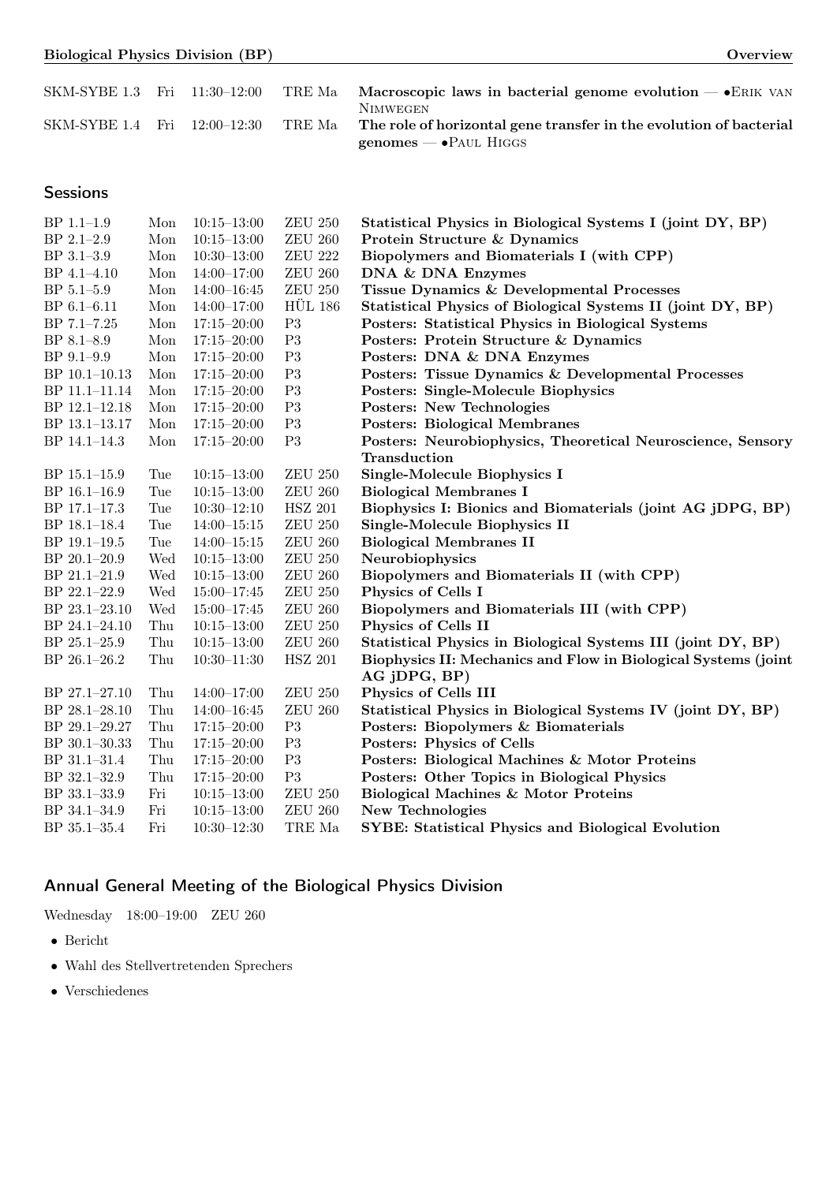| | | | | |
|---|---|---|---|---|
| SKM-SYBE 1.3 | Fri | 11:30–12:00 | TRE Ma | **Macroscopic laws in bacterial genome evolution** — •Erik van Nimwegen |
| SKM-SYBE 1.4 | Fri | 12:00–12:30 | TRE Ma | **The role of horizontal gene transfer in the evolution of bacterial genomes** — •Paul Higgs |

## Sessions

| | | | | |
|---|---|---|---|---|
| BP 1.1–1.9 | Mon | 10:15–13:00 | ZEU 250 | **Statistical Physics in Biological Systems I (joint DY, BP)** |
| BP 2.1–2.9 | Mon | 10:15–13:00 | ZEU 260 | **Protein Structure & Dynamics** |
| BP 3.1–3.9 | Mon | 10:30–13:00 | ZEU 222 | **Biopolymers and Biomaterials I (with CPP)** |
| BP 4.1–4.10 | Mon | 14:00–17:00 | ZEU 260 | **DNA & DNA Enzymes** |
| BP 5.1–5.9 | Mon | 14:00–16:45 | ZEU 250 | **Tissue Dynamics & Developmental Processes** |
| BP 6.1–6.11 | Mon | 14:00–17:00 | HÜL 186 | **Statistical Physics of Biological Systems II (joint DY, BP)** |
| BP 7.1–7.25 | Mon | 17:15–20:00 | P3 | **Posters: Statistical Physics in Biological Systems** |
| BP 8.1–8.9 | Mon | 17:15–20:00 | P3 | **Posters: Protein Structure & Dynamics** |
| BP 9.1–9.9 | Mon | 17:15–20:00 | P3 | **Posters: DNA & DNA Enzymes** |
| BP 10.1–10.13 | Mon | 17:15–20:00 | P3 | **Posters: Tissue Dynamics & Developmental Processes** |
| BP 11.1–11.14 | Mon | 17:15–20:00 | P3 | **Posters: Single-Molecule Biophysics** |
| BP 12.1–12.18 | Mon | 17:15–20:00 | P3 | **Posters: New Technologies** |
| BP 13.1–13.17 | Mon | 17:15–20:00 | P3 | **Posters: Biological Membranes** |
| BP 14.1–14.3 | Mon | 17:15–20:00 | P3 | **Posters: Neurobiophysics, Theoretical Neuroscience, Sensory Transduction** |
| BP 15.1–15.9 | Tue | 10:15–13:00 | ZEU 250 | **Single-Molecule Biophysics I** |
| BP 16.1–16.9 | Tue | 10:15–13:00 | ZEU 260 | **Biological Membranes I** |
| BP 17.1–17.3 | Tue | 10:30–12:10 | HSZ 201 | **Biophysics I: Bionics and Biomaterials (joint AG jDPG, BP)** |
| BP 18.1–18.4 | Tue | 14:00–15:15 | ZEU 250 | **Single-Molecule Biophysics II** |
| BP 19.1–19.5 | Tue | 14:00–15:15 | ZEU 260 | **Biological Membranes II** |
| BP 20.1–20.9 | Wed | 10:15–13:00 | ZEU 250 | **Neurobiophysics** |
| BP 21.1–21.9 | Wed | 10:15–13:00 | ZEU 260 | **Biopolymers and Biomaterials II (with CPP)** |
| BP 22.1–22.9 | Wed | 15:00–17:45 | ZEU 250 | **Physics of Cells I** |
| BP 23.1–23.10 | Wed | 15:00–17:45 | ZEU 260 | **Biopolymers and Biomaterials III (with CPP)** |
| BP 24.1–24.10 | Thu | 10:15–13:00 | ZEU 250 | **Physics of Cells II** |
| BP 25.1–25.9 | Thu | 10:15–13:00 | ZEU 260 | **Statistical Physics in Biological Systems III (joint DY, BP)** |
| BP 26.1–26.2 | Thu | 10:30–11:30 | HSZ 201 | **Biophysics II: Mechanics and Flow in Biological Systems (joint AG jDPG, BP)** |
| BP 27.1–27.10 | Thu | 14:00–17:00 | ZEU 250 | **Physics of Cells III** |
| BP 28.1–28.10 | Thu | 14:00–16:45 | ZEU 260 | **Statistical Physics in Biological Systems IV (joint DY, BP)** |
| BP 29.1–29.27 | Thu | 17:15–20:00 | P3 | **Posters: Biopolymers & Biomaterials** |
| BP 30.1–30.33 | Thu | 17:15–20:00 | P3 | **Posters: Physics of Cells** |
| BP 31.1–31.4 | Thu | 17:15–20:00 | P3 | **Posters: Biological Machines & Motor Proteins** |
| BP 32.1–32.9 | Thu | 17:15–20:00 | P3 | **Posters: Other Topics in Biological Physics** |
| BP 33.1–33.9 | Fri | 10:15–13:00 | ZEU 250 | **Biological Machines & Motor Proteins** |
| BP 34.1–34.9 | Fri | 10:15–13:00 | ZEU 260 | **New Technologies** |
| BP 35.1–35.4 | Fri | 10:30–12:30 | TRE Ma | **SYBE: Statistical Physics and Biological Evolution** |

## Annual General Meeting of the Biological Physics Division

Wednesday 18:00–19:00 ZEU 260

- Bericht
- Wahl des Stellvertretenden Sprechers
- Verschiedenes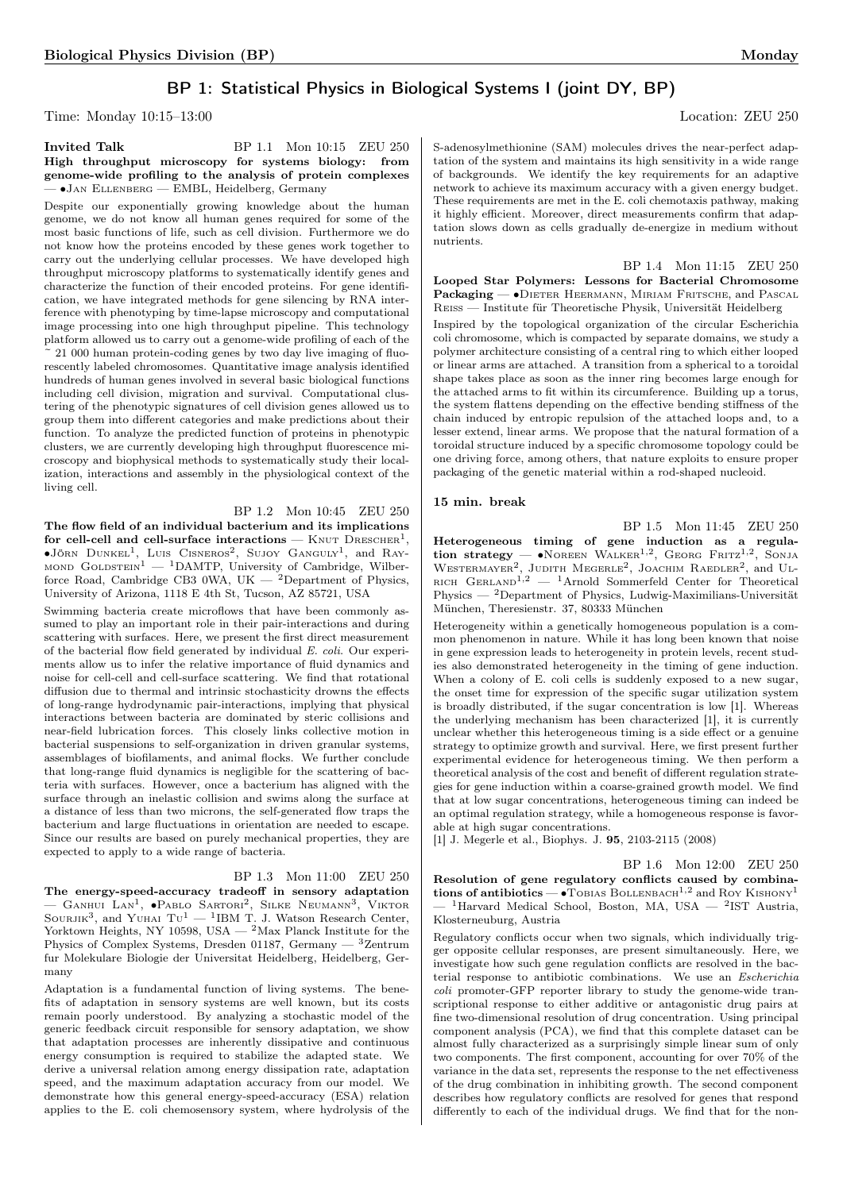## BP 1: Statistical Physics in Biological Systems I (joint DY, BP)

Time: Monday 10:15–13:00 Location: ZEU 250

**Invited Talk** BP 1.1 Mon 10:15 ZEU 250

**High throughput microscopy for systems biology: from genome-wide profiling to the analysis of protein complexes** — •Jan Ellenberg — EMBL, Heidelberg, Germany

Despite our exponentially growing knowledge about the human genome, we do not know all human genes required for some of the most basic functions of life, such as cell division. Furthermore we do not know how the proteins encoded by these genes work together to carry out the underlying cellular processes. We have developed high throughput microscopy platforms to systematically identify genes and characterize the function of their encoded proteins. For gene identification, we have integrated methods for gene silencing by RNA interference with phenotyping by time-lapse microscopy and computational image processing into one high throughput pipeline. This technology platform allowed us to carry out a genome-wide profiling of each of the ~ 21 000 human protein-coding genes by two day live imaging of fluorescently labeled chromosomes. Quantitative image analysis identified hundreds of human genes involved in several basic biological functions including cell division, migration and survival. Computational clustering of the phenotypic signatures of cell division genes allowed us to group them into different categories and make predictions about their function. To analyze the predicted function of proteins in phenotypic clusters, we are currently developing high throughput fluorescence microscopy and biophysical methods to systematically study their localization, interactions and assembly in the physiological context of the living cell.

BP 1.2 Mon 10:45 ZEU 250

**The flow field of an individual bacterium and its implications for cell-cell and cell-surface interactions** — Knut Drescher[1], •Jörn Dunkel[1], Luis Cisneros[2], Sujoy Ganguly[1], and Raymond Goldstein[1] — [1]DAMTP, University of Cambridge, Wilberforce Road, Cambridge CB3 0WA, UK — [2]Department of Physics, University of Arizona, 1118 E 4th St, Tucson, AZ 85721, USA

Swimming bacteria create microflows that have been commonly assumed to play an important role in their pair-interactions and during scattering with surfaces. Here, we present the first direct measurement of the bacterial flow field generated by individual *E. coli*. Our experiments allow us to infer the relative importance of fluid dynamics and noise for cell-cell and cell-surface scattering. We find that rotational diffusion due to thermal and intrinsic stochasticity drowns the effects of long-range hydrodynamic pair-interactions, implying that physical interactions between bacteria are dominated by steric collisions and near-field lubrication forces. This closely links collective motion in bacterial suspensions to self-organization in driven granular systems, assemblages of biofilaments, and animal flocks. We further conclude that long-range fluid dynamics is negligible for the scattering of bacteria with surfaces. However, once a bacterium has aligned with the surface through an inelastic collision and swims along the surface at a distance of less than two microns, the self-generated flow traps the bacterium and large fluctuations in orientation are needed to escape. Since our results are based on purely mechanical properties, they are expected to apply to a wide range of bacteria.

BP 1.3 Mon 11:00 ZEU 250

**The energy-speed-accuracy tradeoff in sensory adaptation** — Ganhui Lan[1], •Pablo Sartori[2], Silke Neumann[3], Viktor Sourjik[3], and Yuhai Tu[1] — [1]IBM T. J. Watson Research Center, Yorktown Heights, NY 10598, USA — [2]Max Planck Institute for the Physics of Complex Systems, Dresden 01187, Germany — [3]Zentrum fur Molekulare Biologie der Universitat Heidelberg, Heidelberg, Germany

Adaptation is a fundamental function of living systems. The benefits of adaptation in sensory systems are well known, but its costs remain poorly understood. By analyzing a stochastic model of the generic feedback circuit responsible for sensory adaptation, we show that adaptation processes are inherently dissipative and continuous energy consumption is required to stabilize the adapted state. We derive a universal relation among energy dissipation rate, adaptation speed, and the maximum adaptation accuracy from our model. We demonstrate how this general energy-speed-accuracy (ESA) relation applies to the E. coli chemosensory system, where hydrolysis of the S-adenosylmethionine (SAM) molecules drives the near-perfect adaptation of the system and maintains its high sensitivity in a wide range of backgrounds. We identify the key requirements for an adaptive network to achieve its maximum accuracy with a given energy budget. These requirements are met in the E. coli chemotaxis pathway, making it highly efficient. Moreover, direct measurements confirm that adaptation slows down as cells gradually de-energize in medium without nutrients.

BP 1.4 Mon 11:15 ZEU 250

**Looped Star Polymers: Lessons for Bacterial Chromosome Packaging** — •Dieter Heermann, Miriam Fritsche, and Pascal Reiss — Institute für Theoretische Physik, Universität Heidelberg

Inspired by the topological organization of the circular Escherichia coli chromosome, which is compacted by separate domains, we study a polymer architecture consisting of a central ring to which either looped or linear arms are attached. A transition from a spherical to a toroidal shape takes place as soon as the inner ring becomes large enough for the attached arms to fit within its circumference. Building up a torus, the system flattens depending on the effective bending stiffness of the chain induced by entropic repulsion of the attached loops and, to a lesser extend, linear arms. We propose that the natural formation of a toroidal structure induced by a specific chromosome topology could be one driving force, among others, that nature exploits to ensure proper packaging of the genetic material within a rod-shaped nucleoid.

**15 min. break**

BP 1.5 Mon 11:45 ZEU 250

**Heterogeneous timing of gene induction as a regulation strategy** — •Noreen Walker[1,2], Georg Fritz[1,2], Sonja Westermayer[2], Judith Megerle[2], Joachim Raedler[2], and Ulrich Gerland[1,2] — [1]Arnold Sommerfeld Center for Theoretical Physics — [2]Department of Physics, Ludwig-Maximilians-Universität München, Theresienstr. 37, 80333 München

Heterogeneity within a genetically homogeneous population is a common phenomenon in nature. While it has long been known that noise in gene expression leads to heterogeneity in protein levels, recent studies also demonstrated heterogeneity in the timing of gene induction. When a colony of E. coli cells is suddenly exposed to a new sugar, the onset time for expression of the specific sugar utilization system is broadly distributed, if the sugar concentration is low [1]. Whereas the underlying mechanism has been characterized [1], it is currently unclear whether this heterogeneous timing is a side effect or a genuine strategy to optimize growth and survival. Here, we first present further experimental evidence for heterogeneous timing. We then perform a theoretical analysis of the cost and benefit of different regulation strategies for gene induction within a coarse-grained growth model. We find that at low sugar concentrations, heterogeneous timing can indeed be an optimal regulation strategy, while a homogeneous response is favorable at high sugar concentrations.

[1] J. Megerle et al., Biophys. J. **95**, 2103-2115 (2008)

BP 1.6 Mon 12:00 ZEU 250

**Resolution of gene regulatory conflicts caused by combinations of antibiotics** — •Tobias Bollenbach[1,2] and Roy Kishony[1] — [1]Harvard Medical School, Boston, MA, USA — [2]IST Austria, Klosterneuburg, Austria

Regulatory conflicts occur when two signals, which individually trigger opposite cellular responses, are present simultaneously. Here, we investigate how such gene regulation conflicts are resolved in the bacterial response to antibiotic combinations. We use an *Escherichia coli* promoter-GFP reporter library to study the genome-wide transcriptional response to either additive or antagonistic drug pairs at fine two-dimensional resolution of drug concentration. Using principal component analysis (PCA), we find that this complete dataset can be almost fully characterized as a surprisingly simple linear sum of only two components. The first component, accounting for over 70% of the variance in the data set, represents the response to the net effectiveness of the drug combination in inhibiting growth. The second component describes how regulatory conflicts are resolved for genes that respond differently to each of the individual drugs. We find that for the non-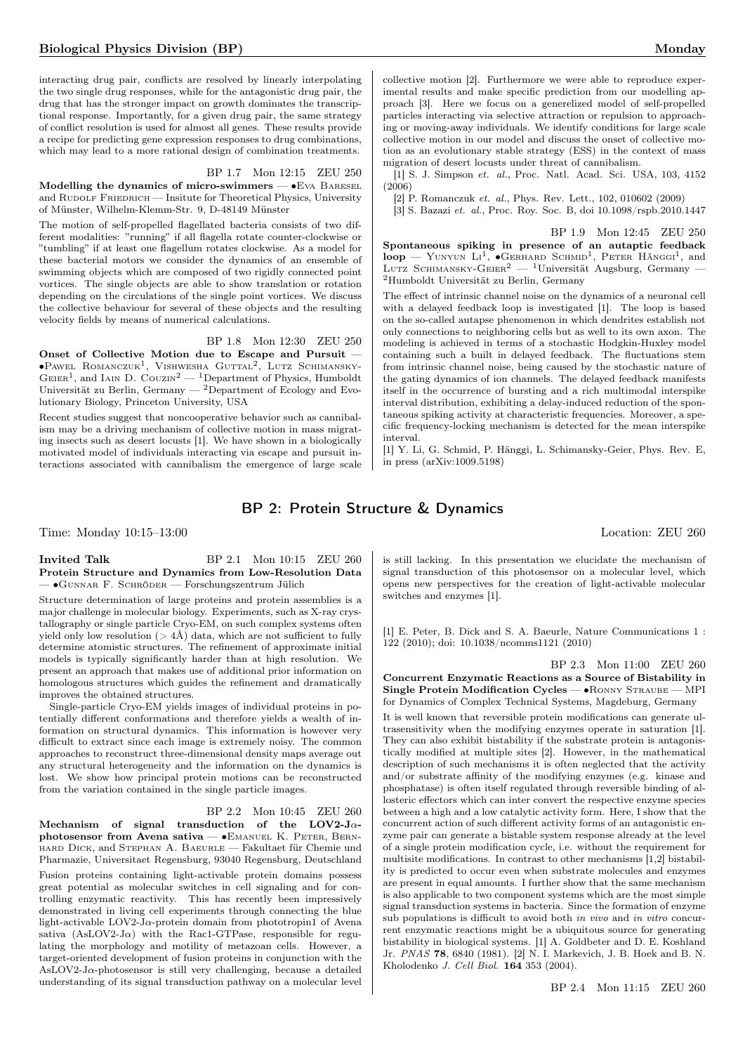interacting drug pair, conflicts are resolved by linearly interpolating the two single drug responses, while for the antagonistic drug pair, the drug that has the stronger impact on growth dominates the transcriptional response. Importantly, for a given drug pair, the same strategy of conflict resolution is used for almost all genes. These results provide a recipe for predicting gene expression responses to drug combinations, which may lead to a more rational design of combination treatments.

BP 1.7 Mon 12:15 ZEU 250

**Modelling the dynamics of micro-swimmers** — •Eva Baresel and Rudolf Friedrich — Insitute for Theoretical Physics, University of Münster, Wilhelm-Klemm-Str. 9, D-48149 Münster

The motion of self-propelled flagellated bacteria consists of two different modalities: "running" if all flagella rotate counter-clockwise or "tumbling" if at least one flagellum rotates clockwise. As a model for these bacterial motors we consider the dynamics of an ensemble of swimming objects which are composed of two rigidly connected point vortices. The single objects are able to show translation or rotation depending on the circulations of the single point vortices. We discuss the collective behaviour for several of these objects and the resulting velocity fields by means of numerical calculations.

BP 1.8 Mon 12:30 ZEU 250

**Onset of Collective Motion due to Escape and Pursuit** — •Pawel Romanczuk[1], Vishwesha Guttal[2], Lutz Schimansky-Geier[1], and Iain D. Couzin[2] — [1]Department of Physics, Humboldt Universität zu Berlin, Germany — [2]Department of Ecology and Evolutionary Biology, Princeton University, USA

Recent studies suggest that noncooperative behavior such as cannibalism may be a driving mechanism of collective motion in mass migrating insects such as desert locusts [1]. We have shown in a biologically motivated model of individuals interacting via escape and pursuit interactions associated with cannibalism the emergence of large scale collective motion [2]. Furthermore we were able to reproduce experimental results and make specific prediction from our modelling approach [3]. Here we focus on a generelized model of self-propelled particles interacting via selective attraction or repulsion to approaching or moving-away individuals. We identify conditions for large scale collective motion in our model and discuss the onset of collective motion as an evolutionary stable strategy (ESS) in the context of mass migration of desert locusts under threat of cannibalism.

[1] S. J. Simpson *et. al.*, Proc. Natl. Acad. Sci. USA, 103, 4152 (2006)

[2] P. Romanczuk *et. al.*, Phys. Rev. Lett., 102, 010602 (2009)

[3] S. Bazazi *et. al.*, Proc. Roy. Soc. B, doi 10.1098/rspb.2010.1447

BP 1.9 Mon 12:45 ZEU 250

**Spontaneous spiking in presence of an autaptic feedback loop** — Yunyun Li[1], •Gerhard Schmid[1], Peter Hänggi[1], and Lutz Schimansky-Geier[2] — [1]Universität Augsburg, Germany — [2]Humboldt Universität zu Berlin, Germany

The effect of intrinsic channel noise on the dynamics of a neuronal cell with a delayed feedback loop is investigated [1]. The loop is based on the so-called autapse phenomenon in which dendrites establish not only connections to neighboring cells but as well to its own axon. The modeling is achieved in terms of a stochastic Hodgkin-Huxley model containing such a built in delayed feedback. The fluctuations stem from intrinsic channel noise, being caused by the stochastic nature of the gating dynamics of ion channels. The delayed feedback manifests itself in the occurrence of bursting and a rich multimodal interspike interval distribution, exhibiting a delay-induced reduction of the spontaneous spiking activity at characteristic frequencies. Moreover, a specific frequency-locking mechanism is detected for the mean interspike interval.

[1] Y. Li, G. Schmid, P. Hänggi, L. Schimansky-Geier, Phys. Rev. E, in press (arXiv:1009.5198)

## BP 2: Protein Structure & Dynamics

Time: Monday 10:15–13:00 Location: ZEU 260

**Invited Talk** BP 2.1 Mon 10:15 ZEU 260

**Protein Structure and Dynamics from Low-Resolution Data** — •Gunnar F. Schröder — Forschungszentrum Jülich

Structure determination of large proteins and protein assemblies is a major challenge in molecular biology. Experiments, such as X-ray crystallography or single particle Cryo-EM, on such complex systems often yield only low resolution (> 4Å) data, which are not sufficient to fully determine atomistic structures. The refinement of approximate initial models is typically significantly harder than at high resolution. We present an approach that makes use of additional prior information on homologous structures which guides the refinement and dramatically improves the obtained structures.

Single-particle Cryo-EM yields images of individual proteins in potentially different conformations and therefore yields a wealth of information on structural dynamics. This information is however very difficult to extract since each image is extremely noisy. The common approaches to reconstruct three-dimensional density maps average out any structural heterogeneity and the information on the dynamics is lost. We show how principal protein motions can be reconstructed from the variation contained in the single particle images.

BP 2.2 Mon 10:45 ZEU 260

**Mechanism of signal transduction of the LOV2-J$\alpha$-photosensor from Avena sativa** — •Emanuel K. Peter, Bernhard Dick, and Stephan A. Baeurle — Fakultaet für Chemie und Pharmazie, Universitaet Regensburg, 93040 Regensburg, Deutschland

Fusion proteins containing light-activable protein domains possess great potential as molecular switches in cell signaling and for controlling enzymatic reactivity. This has recently been impressively demonstrated in living cell experiments through connecting the blue light-activable LOV2-J$\alpha$-protein domain from phototropin1 of Avena sativa (AsLOV2-J$\alpha$) with the Rac1-GTPase, responsible for regulating the morphology and motility of metazoan cells. However, a target-oriented development of fusion proteins in conjunction with the AsLOV2-J$\alpha$-photosensor is still very challenging, because a detailed understanding of its signal transduction pathway on a molecular level is still lacking. In this presentation we elucidate the mechanism of signal transduction of this photosensor on a molecular level, which opens new perspectives for the creation of light-activable molecular switches and enzymes [1].

[1] E. Peter, B. Dick and S. A. Baeurle, Nature Communications 1 : 122 (2010); doi: 10.1038/ncomms1121 (2010)

BP 2.3 Mon 11:00 ZEU 260

**Concurrent Enzymatic Reactions as a Source of Bistability in Single Protein Modification Cycles** — •Ronny Straube — MPI for Dynamics of Complex Technical Systems, Magdeburg, Germany

It is well known that reversible protein modifications can generate ultrasensitivity when the modifying enzymes operate in saturation [1]. They can also exhibit bistability if the substrate protein is antagonistically modified at multiple sites [2]. However, in the mathematical description of such mechanisms it is often neglected that the activity and/or substrate affinity of the modifying enzymes (e.g. kinase and phosphatase) is often itself regulated through reversible binding of allosteric effectors which can inter convert the respective enzyme species between a high and a low catalytic activity form. Here, I show that the concurrent action of such different activity forms of an antagonistic enzyme pair can generate a bistable system response already at the level of a single protein modification cycle, i.e. without the requirement for multisite modifications. In contrast to other mechanisms [1,2] bistability is predicted to occur even when substrate molecules and enzymes are present in equal amounts. I further show that the same mechanism is also applicable to two component systems which are the most simple signal transduction systems in bacteria. Since the formation of enzyme sub populations is difficult to avoid both *in vivo* and *in vitro* concurrent enzymatic reactions might be a ubiquitous source for generating bistability in biological systems. [1] A. Goldbeter and D. E. Koshland Jr. *PNAS* **78**, 6840 (1981). [2] N. I. Markevich, J. B. Hoek and B. N. Kholodenko *J. Cell Biol.* **164** 353 (2004).

BP 2.4 Mon 11:15 ZEU 260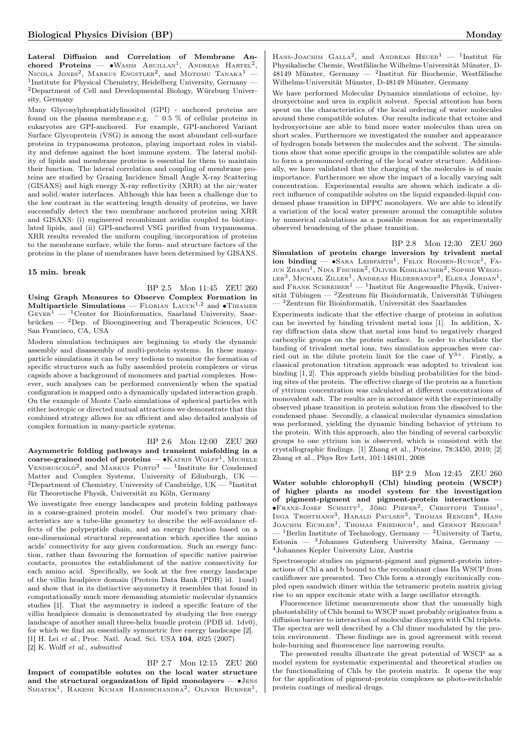**Lateral Diffusion and Correlation of Membrane Anchored Proteins** — •Wasim Abuillan[1], Andreas Hartel[2], Nicola Jones[2], Markus Engstler[2], and Motomu Tanaka[1] — [1]Institute for Physical Chemistry, Heidelberg University, Germany — [2]Department of Cell and Developmental Biology, Würzburg University, Germany

Many Glycosylphosphatidylinositol (GPI) - anchored proteins are found on the plasma membrane.e.g. ~ 0.5 % of cellular proteins in eukaryotes are GPI-anchored. For example, GPI-anchored Variant Surface Glycoprotein (VSG) is among the most abundant cell-surface proteins in trypanosoma protozoa, playing important roles in viability and defense against the host immune system. The lateral mobility of lipids and membrane proteins is essential for them to maintain their function. The lateral correlation and coupling of membrane proteins are studied by Grazing Incidence Small Angle X-ray Scattering (GISAXS) and high energy X-ray reflectivity (XRR) at the air/water and solid/water interfaces. Although this has been a challenge due to the low contrast in the scattering length density of proteins, we have successfully detect the two membrane anchored proteins using XRR and GISAXS: (i) engineered recombinant avidin coupled to biotinylated lipids, and (ii) GPI-anchored VSG purified from trypanosoma. XRR results revealed the uniform coupling/incorporation of proteins to the membrane surface, while the form- and structure factors of the proteins in the plane of membranes have been determined by GISAXS.

### 15 min. break

BP 2.5 Mon 11:45 ZEU 260

**Using Graph Measures to Observe Complex Formation in Multiparticle Simulations** — Florian Lauck[1,2] and •Tihamer Geyer[1] — [1]Center for Bioinformatics, Saarland University, Saarbrücken — [2]Dep. of Bioengineering and Therapeutic Sciences, UC San Francisco, CA, USA

Modern simulation techniques are beginning to study the dynamic assembly and disassembly of multi-protein systems. In these many-particle simulations it can be very tedious to monitor the formation of specific structures such as fully assembled protein complexes or virus capsids above a background of monomers and partial complexes. However, such analyses can be performed conveniently when the spatial configuration is mapped onto a dynamically updated interaction graph. On the example of Monte Carlo simulations of spherical particles with either isotropic or directed mutual attractions we demonstrate that this combined strategy allows for an efficient and also detailed analysis of complex formation in many-particle systems.

BP 2.6 Mon 12:00 ZEU 260

**Asymmetric folding pathways and transient misfolding in a coarse-grained model of proteins** — •Katrin Wolff[1], Michele Vendruscolo[2], and Markus Porto[3] — [1]Institute for Condensed Matter and Complex Systems, University of Edinburgh, UK — [2]Department of Chemistry, University of Cambridge, UK — [3]Institut für Theoretische Physik, Universität zu Köln, Germany

We investigate free energy landscapes and protein folding pathways in a coarse-grained protein model. Our model's two primary characteristics are a tube-like geometry to describe the self-avoidance effects of the polypeptide chain, and an energy function based on a one-dimensional structural representation which specifies the amino acids' connectivity for any given conformation. Such an energy function, rather than favouring the formation of specific native pairwise contacts, promotes the establishment of the native connectivity for each amino acid. Specifically, we look at the free energy landscape of the villin headpiece domain (Protein Data Bank (PDB) id. 1und) and show that in its distinctive asymmetry it resembles that found in computationally much more demanding atomistic molecular dynamics studies [1]. That the asymmetry is indeed a specific feature of the villin headpiece domain is demonstrated by studying the free energy landscape of another small three-helix bundle protein (PDB id. 1dv0), for which we find an essentially symmetric free energy landscape [2].
[1] H. Lei *et al.*, Proc. Natl. Acad. Sci. USA **104**, 4925 (2007)
[2] K. Wolff *et al.*, *submitted*

BP 2.7 Mon 12:15 ZEU 260

**Impact of compatible solutes on the local water structure and the structural organization of lipid monolayers** — •Jens Smiatek[1], Rakesh Kumar Harishchandra[2], Oliver Rubner[1], Hans-Joachim Galla[2], and Andreas Heuer[1] — [1]Institut für Physikalische Chemie, Westfälische Wilhelms-Universität Münster, D-48149 Münster, Germany — [2]Institut für Biochemie, Westfälische Wilhelms-Universität Münster, D-48149 Münster, Germany

We have performed Molecular Dynamics simulations of ectoine, hydroxyectoine and urea in explicit solvent. Special attention has been spent on the characteristics of the local ordering of water molecules around these compatible solutes. Our results indicate that ectoine and hydroxyectoine are able to bind more water molecules than urea on short scales. Furthermore we investigated the number and appearance of hydrogen bonds between the molecules and the solvent. The simulations show that some specific groups in the compatible solutes are able to form a pronounced ordering of the local water structure. Additionally, we have validated that the charging of the molecules is of main importance. Furthermore we show the impact of a locally varying salt concentration. Experimental results are shown which indicate a direct influence of compatible solutes on the liquid expanded-liquid condensed phase transition in DPPC monolayers. We are able to identify a variation of the local water pressure around the comaptible solutes by numerical calculations as a possible reason for an experimentally observed broadening of the phase transition.

BP 2.8 Mon 12:30 ZEU 260

**Simulation of protein charge inversion by trivalent metal ion binding** — •Sara Leibfarth[1], Felix Roosen-Runge[1], Fajun Zhang[1], Nina Fischer[2], Oliver Kohlbacher[2], Sophie Weggler[3], Michael Ziller[1], Andreas Hildebrandt[3], Elena Jordan[1], and Frank Schreiber[1] — [1]Institut für Angewandte Physik, Universität Tübingen — [2]Zentrum für Bioinformatik, Universität Tübingen — [3]Zentrum für Bioinformatik, Universität des Saarlandes

Experiments indicate that the effective charge of proteins in solution can be inverted by binding trivalent metal ions [1]. In addition, X-ray diffraction data show that metal ions bind to negatively charged carboxylic groups on the protein surface. In order to elucidate the binding of trivalent metal ions, two simulation approaches were carried out in the dilute protein limit for the case of $Y^{3+}$. Firstly, a classical protonation titration approach was adopted to trivalent ion binding [1, 2]. This approach yields binding probabilities for the binding sites of the protein. The effective charge of the protein as a function of yttrium concentration was calculated at different concentrations of monovalent salt. The results are in accordance with the experimentally observed phase transition in protein solution from the dissolved to the condensed phase. Secondly, a classical molecular dynamics simulation was performed, yielding the dynamic binding behavior of yttrium to the protein. With this approach, also the binding of several carboxylic groups to one yttrium ion is observed, which is consistent with the crystallographic findings. [1] Zhang et al., Proteins, 78:3450, 2010; [2] Zhang et al., Phys Rev Lett, 101:148101, 2008

BP 2.9 Mon 12:45 ZEU 260

**Water soluble chlorophyll (Chl) binding protein (WSCP) of higher plants as model system for the investigation of pigment-pigment and pigment-protein interactions** — •Franz-Josef Schmitt[1], Jörg Pieper[2], Christoph Theiss[1], Inga Trostmann[3], Harald Paulsen[3], Thomas Renger[4], Hans Joachim Eichler[1], Thomas Friedrich[1], and Gernot Renger[1] — [1]Berlin Institute of Technology, Germany — [2]University of Tartu, Estonia — [3]Johannes Gutenberg University Mainz, Germany — [4]Johannes Kepler University Linz, Austria

Spectroscopic studies on pigment-pigment and pigment-protein interactions of Chl a and b bound to the recombinant class IIa WSCP from cauliflower are presented. Two Chls form a strongly excitonically coupled open sandwich dimer within the tetrameric protein matrix giving rise to an upper excitonic state with a large oscillator strength.

Fluorescence lifetime measurements show that the unusually high photostability of Chls bound to WSCP most probably originates from a diffusion barrier to interaction of molecular dioxygen with Chl triplets. The spectra are well described by a Chl dimer modulated by the protein environment. These findings are in good agreement with recent hole-burning and fluorescence line narrowing results.

The presented results illustrate the great potential of WSCP as a model system for systematic experimental and theoretical studies on the functionalizing of Chls by the protein matrix. It opens the way for the application of pigment-protein complexes as photo-switchable protein coatings of medical drugs.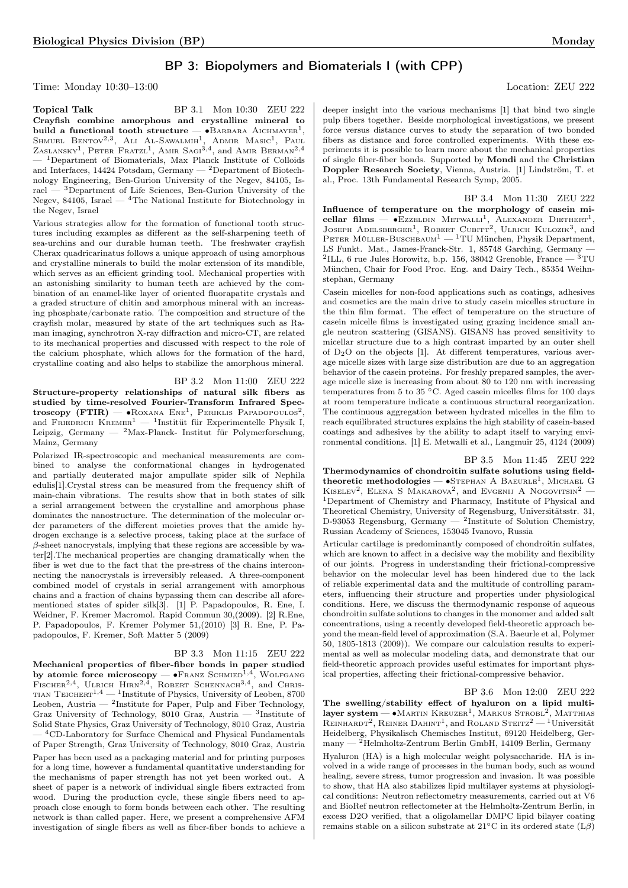# BP 3: Biopolymers and Biomaterials I (with CPP)

Time: Monday 10:30–13:00 Location: ZEU 222

**Topical Talk** BP 3.1 Mon 10:30 ZEU 222

**Crayfish combine amorphous and crystalline mineral to build a functional tooth structure** — •Barbara Aichmayer[1], Shmuel Bentov[2,3], Ali Al-Sawalmih[1], Admir Masic[1], Paul Zaslansky[1], Peter Fratzl[1], Amir Sagi[3,4], and Amir Berman[2,4] — [1]Department of Biomaterials, Max Planck Institute of Colloids and Interfaces, 14424 Potsdam, Germany — [2]Department of Biotechnology Engineering, Ben-Gurion University of the Negev, 84105, Israel — [3]Department of Life Sciences, Ben-Gurion University of the Negev, 84105, Israel — [4]The National Institute for Biotechnology in the Negev, Israel

Various strategies allow for the formation of functional tooth structures including examples as different as the self-sharpening teeth of sea-urchins and our durable human teeth. The freshwater crayfish Cherax quadricarinatus follows a unique approach of using amorphous and crystalline minerals to build the molar extension of its mandible, which serves as an efficient grinding tool. Mechanical properties with an astonishing similarity to human teeth are achieved by the combination of an enamel-like layer of oriented fluorapatite crystals and a graded structure of chitin and amorphous mineral with an increasing phosphate/carbonate ratio. The composition and structure of the crayfish molar, measured by state of the art techniques such as Raman imaging, synchrotron X-ray diffraction and micro-CT, are related to its mechanical properties and discussed with respect to the role of the calcium phosphate, which allows for the formation of the hard, crystalline coating and also helps to stabilize the amorphous mineral.

BP 3.2 Mon 11:00 ZEU 222

**Structure-property relationships of natural silk fibers as studied by time-resolved Fourier-Transform Infrared Spectroscopy (FTIR)** — •Roxana Ene[1], Periklis Papadopoulos[2], and Friedrich Kremer[1] — [1]Institüt für Experimentelle Physik I, Leipzig, Germany — [2]Max-Planck- Institut für Polymerforschung, Mainz, Germany

Polarized IR-spectroscopic and mechanical measurements are combined to analyse the conformational changes in hydrogenated and partially deuterated major ampullate spider silk of Nephila edulis[1].Crystal stress can be measured from the frequency shift of main-chain vibrations. The results show that in both states of silk a serial arrangement between the crystalline and amorphous phase dominates the nanostructure. The determination of the molecular order parameters of the different moieties proves that the amide hydrogen exchange is a selective process, taking place at the surface of $\beta$-sheet nanocrystals, implying that these regions are accessible by water[2].The mechanical properties are changing dramatically when the fiber is wet due to the fact that the pre-stress of the chains interconnecting the nanocrystals is irreversibly released. A three-component combined model of crystals in serial arrangement with amorphous chains and a fraction of chains bypassing them can describe all aforementioned states of spider silk[3]. [1] P. Papadopoulos, R. Ene, I. Weidner, F. Kremer Macromol. Rapid Commun 30,(2009). [2] R.Ene, P. Papadopoulos, F. Kremer Polymer 51,(2010) [3] R. Ene, P. Papadopoulos, F. Kremer, Soft Matter 5 (2009)

BP 3.3 Mon 11:15 ZEU 222

**Mechanical properties of fiber-fiber bonds in paper studied by atomic force microscopy** — •Franz Schmied[1,4], Wolfgang Fischer[2,4], Ulrich Hirn[2,4], Robert Schennach[3,4], and Christian Teichert[1,4] — [1]Institute of Physics, University of Leoben, 8700 Leoben, Austria — [2]Institute for Paper, Pulp and Fiber Technology, Graz University of Technology, 8010 Graz, Austria — [3]Institute of Solid State Physics, Graz University of Technology, 8010 Graz, Austria — [4]CD-Laboratory for Surface Chemical and Physical Fundamentals of Paper Strength, Graz University of Technology, 8010 Graz, Austria

Paper has been used as a packaging material and for printing purposes for a long time, however a fundamental quantitative understanding for the mechanisms of paper strength has not yet been worked out. A sheet of paper is a network of individual single fibers extracted from wood. During the production cycle, these single fibers need to approach close enough to form bonds between each other. The resulting network is than called paper. Here, we present a comprehensive AFM investigation of single fibers as well as fiber-fiber bonds to achieve a deeper insight into the various mechanisms [1] that bind two single pulp fibers together. Beside morphological investigations, we present force versus distance curves to study the separation of two bonded fibers as distance and force controlled experiments. With these experiments it is possible to learn more about the mechanical properties of single fiber-fiber bonds. Supported by **Mondi** and the **Christian Doppler Research Society**, Vienna, Austria. [1] Lindström, T. et al., Proc. 13th Fundamental Research Symp, 2005.

BP 3.4 Mon 11:30 ZEU 222

**Influence of temperature on the morphology of casein micellar films** — •Ezzeldin Metwalli[1], Alexander Diethert[1], Joseph Adelsberger[1], Robert Cubitt[2], Ulrich Kulozik[3], and Peter Müller-Buschbaum[1] — [1]TU München, Physik Department, LS Funkt. Mat., James-Franck-Str. 1, 85748 Garching, Germany — [2]ILL, 6 rue Jules Horowitz, b.p. 156, 38042 Grenoble, France — [3]TU München, Chair for Food Proc. Eng. and Dairy Tech., 85354 Weihnstephan, Germany

Casein micelles for non-food applications such as coatings, adhesives and cosmetics are the main drive to study casein micelles structure in the thin film format. The effect of temperature on the structure of casein micelle films is investigated using grazing incidence small angle neutron scattering (GISANS). GISANS has proved sensitivity to micellar structure due to a high contrast imparted by an outer shell of $D_2O$ on the objects [1]. At different temperatures, various average micelle sizes with large size distribution are due to an aggregation behavior of the casein proteins. For freshly prepared samples, the average micelle size is increasing from about 80 to 120 nm with increasing temperatures from 5 to 35 °C. Aged casein micelles films for 100 days at room temperature indicate a continuous structural reorganization. The continuous aggregation between hydrated micelles in the film to reach equilibrated structures explains the high stability of casein-based coatings and adhesives by the ability to adapt itself to varying environmental conditions. [1] E. Metwalli et al., Langmuir 25, 4124 (2009)

BP 3.5 Mon 11:45 ZEU 222

**Thermodynamics of chondroitin sulfate solutions using field-theoretic methodologies** — •Stephan A Baeurle[1], Michael G Kiselev[2], Elena S Makarova[2], and Evgenij A Nogovitsin[2] — [1]Department of Chemistry and Pharmacy, Institute of Physical and Theoretical Chemistry, University of Regensburg, Universitätsstr. 31, D-93053 Regensburg, Germany — [2]Institute of Solution Chemistry, Russian Academy of Sciences, 153045 Ivanovo, Russia

Articular cartilage is predominantly composed of chondroitin sulfates, which are known to affect in a decisive way the mobility and flexibility of our joints. Progress in understanding their frictional-compressive behavior on the molecular level has been hindered due to the lack of reliable experimental data and the multitude of controlling parameters, influencing their structure and properties under physiological conditions. Here, we discuss the thermodynamic response of aqueous chondroitin sulfate solutions to changes in the monomer and added salt concentrations, using a recently developed field-theoretic approach beyond the mean-field level of approximation (S.A. Baeurle et al, Polymer 50, 1805-1813 (2009)). We compare our calculation results to experimental as well as molecular modeling data, and demonstrate that our field-theoretic approach provides useful estimates for important physical properties, affecting their frictional-compressive behavior.

BP 3.6 Mon 12:00 ZEU 222

**The swelling/stability effect of hyaluron on a lipid multilayer system** — •Martin Kreuzer[1], Markus Strobl[2], Matthias Reinhardt[2], Reiner Dahint[1], and Roland Steitz[2] — [1]Universität Heidelberg, Physikalisch Chemisches Institut, 69120 Heidelberg, Germany — [2]Helmholtz-Zentrum Berlin GmbH, 14109 Berlin, Germany

Hyaluron (HA) is a high molecular weight polysaccharide. HA is involved in a wide range of processes in the human body, such as wound healing, severe stress, tumor progression and invasion. It was possible to show, that HA also stabilizes lipid multilayer systems at physiological conditions: Neutron reflectometry measurements, carried out at V6 and BioRef neutron reflectometer at the Helmholtz-Zentrum Berlin, in excess D2O verified, that a oligolamellar DMPC lipid bilayer coating remains stable on a silicon substrate at 21°C in its ordered state (L$\beta$)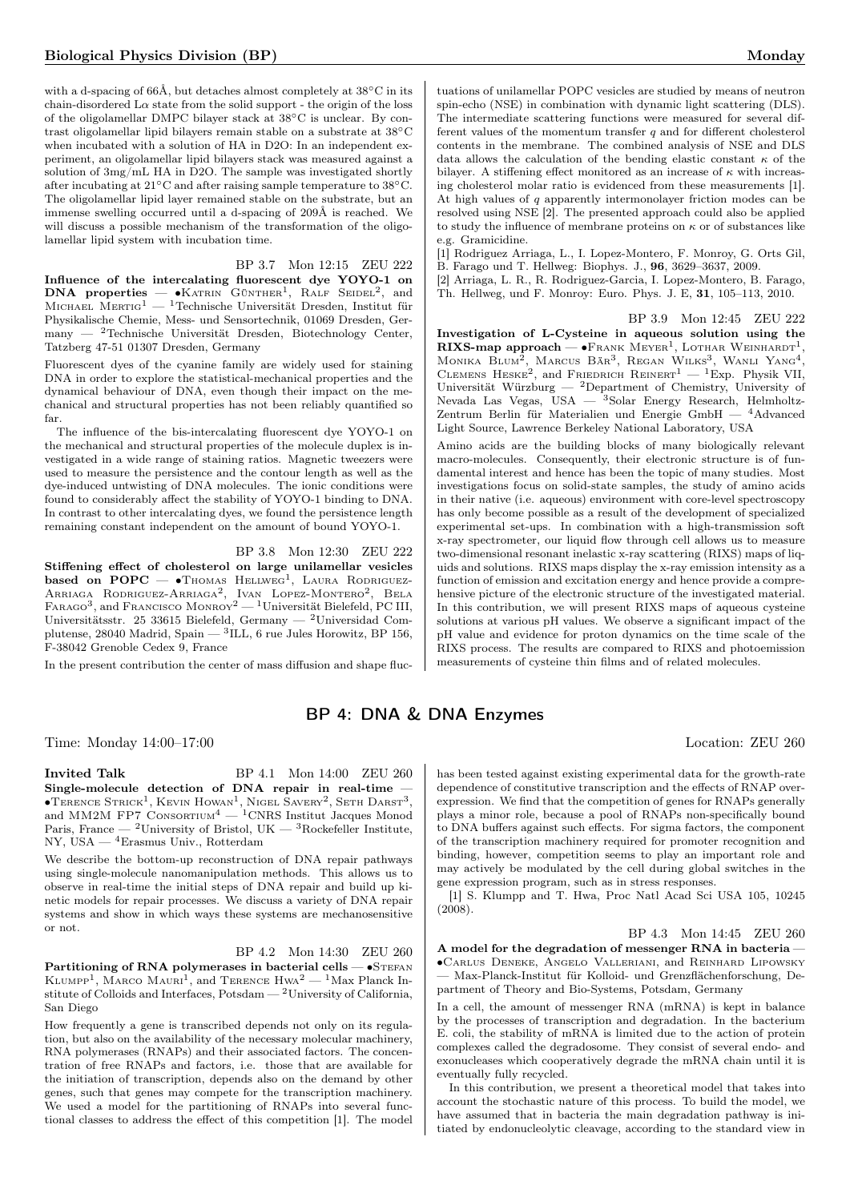with a d-spacing of 66Å, but detaches almost completely at 38°C in its chain-disordered Lα state from the solid support - the origin of the loss of the oligolamellar DMPC bilayer stack at 38°C is unclear. By contrast oligolamellar lipid bilayers remain stable on a substrate at 38°C when incubated with a solution of HA in D2O: In an independent experiment, an oligolamellar lipid bilayers stack was measured against a solution of 3mg/mL HA in D2O. The sample was investigated shortly after incubating at 21°C and after raising sample temperature to 38°C. The oligolamellar lipid layer remained stable on the substrate, but an immense swelling occurred until a d-spacing of 209Å is reached. We will discuss a possible mechanism of the transformation of the oligolamellar lipid system with incubation time.

BP 3.7 Mon 12:15 ZEU 222

**Influence of the intercalating fluorescent dye YOYO-1 on DNA properties** — •Katrin Günther[1], Ralf Seidel[2], and Michael Mertig[1] — [1]Technische Universität Dresden, Institut für Physikalische Chemie, Mess- und Sensortechnik, 01069 Dresden, Germany — [2]Technische Universität Dresden, Biotechnology Center, Tatzberg 47-51 01307 Dresden, Germany

Fluorescent dyes of the cyanine family are widely used for staining DNA in order to explore the statistical-mechanical properties and the dynamical behaviour of DNA, even though their impact on the mechanical and structural properties has not been reliably quantified so far.

The influence of the bis-intercalating fluorescent dye YOYO-1 on the mechanical and structural properties of the molecule duplex is investigated in a wide range of staining ratios. Magnetic tweezers were used to measure the persistence and the contour length as well as the dye-induced untwisting of DNA molecules. The ionic conditions were found to considerably affect the stability of YOYO-1 binding to DNA. In contrast to other intercalating dyes, we found the persistence length remaining constant independent on the amount of bound YOYO-1.

BP 3.8 Mon 12:30 ZEU 222

**Stiffening effect of cholesterol on large unilamellar vesicles based on POPC** — •Thomas Hellweg[1], Laura Rodriguez-Arriaga Rodriguez-Arriaga[2], Ivan Lopez-Montero[2], Bela Farago[3], and Francisco Monroy[2] — [1]Universität Bielefeld, PC III, Universitätsstr. 25 33615 Bielefeld, Germany — [2]Universidad Complutense, 28040 Madrid, Spain — [3]ILL, 6 rue Jules Horowitz, BP 156, F-38042 Grenoble Cedex 9, France

In the present contribution the center of mass diffusion and shape fluctuations of unilamellar POPC vesicles are studied by means of neutron spin-echo (NSE) in combination with dynamic light scattering (DLS). The intermediate scattering functions were measured for several different values of the momentum transfer $q$ and for different cholesterol contents in the membrane. The combined analysis of NSE and DLS data allows the calculation of the bending elastic constant $\kappa$ of the bilayer. A stiffening effect monitored as an increase of $\kappa$ with increasing cholesterol molar ratio is evidenced from these measurements [1]. At high values of $q$ apparently intermonolayer friction modes can be resolved using NSE [2]. The presented approach could also be applied to study the influence of membrane proteins on $\kappa$ or of substances like e.g. Gramicidine.

[1] Rodriguez Arriaga, L., I. Lopez-Montero, F. Monroy, G. Orts Gil, B. Farago und T. Hellweg: Biophys. J., **96**, 3629–3637, 2009.
[2] Arriaga, L. R., R. Rodriguez-Garcia, I. Lopez-Montero, B. Farago, Th. Hellweg, und F. Monroy: Euro. Phys. J. E, **31**, 105–113, 2010.

BP 3.9 Mon 12:45 ZEU 222

**Investigation of L-Cysteine in aqueous solution using the RIXS-map approach** — •Frank Meyer[1], Lothar Weinhardt[1], Monika Blum[2], Marcus Bär[3], Regan Wilks[3], Wanli Yang[4], Clemens Heske[2], and Friedrich Reinert[1] — [1]Exp. Physik VII, Universität Würzburg — [2]Department of Chemistry, University of Nevada Las Vegas, USA — [3]Solar Energy Research, Helmholtz-Zentrum Berlin für Materialien und Energie GmbH — [4]Advanced Light Source, Lawrence Berkeley National Laboratory, USA

Amino acids are the building blocks of many biologically relevant macro-molecules. Consequently, their electronic structure is of fundamental interest and hence has been the topic of many studies. Most investigations focus on solid-state samples, the study of amino acids in their native (i.e. aqueous) environment with core-level spectroscopy has only become possible as a result of the development of specialized experimental set-ups. In combination with a high-transmission soft x-ray spectrometer, our liquid flow through cell allows us to measure two-dimensional resonant inelastic x-ray scattering (RIXS) maps of liquids and solutions. RIXS maps display the x-ray emission intensity as a function of emission and excitation energy and hence provide a comprehensive picture of the electronic structure of the investigated material. In this contribution, we will present RIXS maps of aqueous cysteine solutions at various pH values. We observe a significant impact of the pH value and evidence for proton dynamics on the time scale of the RIXS process. The results are compared to RIXS and photoemission measurements of cysteine thin films and of related molecules.

## BP 4: DNA & DNA Enzymes

Time: Monday 14:00–17:00 Location: ZEU 260

**Invited Talk** BP 4.1 Mon 14:00 ZEU 260

**Single-molecule detection of DNA repair in real-time** — •Terence Strick[1], Kevin Howan[1], Nigel Savery[2], Seth Darst[3], and MM2M FP7 Consortium[4] — [1]CNRS Institut Jacques Monod Paris, France — [2]University of Bristol, UK — [3]Rockefeller Institute, NY, USA — [4]Erasmus Univ., Rotterdam

We describe the bottom-up reconstruction of DNA repair pathways using single-molecule nanomanipulation methods. This allows us to observe in real-time the initial steps of DNA repair and build up kinetic models for repair processes. We discuss a variety of DNA repair systems and show in which ways these systems are mechanosensitive or not.

BP 4.2 Mon 14:30 ZEU 260

**Partitioning of RNA polymerases in bacterial cells** — •Stefan Klumpp[1], Marco Mauri[1], and Terence Hwa[2] — [1]Max Planck Institute of Colloids and Interfaces, Potsdam — [2]University of California, San Diego

How frequently a gene is transcribed depends not only on its regulation, but also on the availability of the necessary molecular machinery, RNA polymerases (RNAPs) and their associated factors. The concentration of free RNAPs and factors, i.e. those that are available for the initiation of transcription, depends also on the demand by other genes, such that genes may compete for the transcription machinery. We used a model for the partitioning of RNAPs into several functional classes to address the effect of this competition [1]. The model has been tested against existing experimental data for the growth-rate dependence of constitutive transcription and the effects of RNAP overexpression. We find that the competition of genes for RNAPs generally plays a minor role, because a pool of RNAPs non-specifically bound to DNA buffers against such effects. For sigma factors, the component of the transcription machinery required for promoter recognition and binding, however, competition seems to play an important role and may actively be modulated by the cell during global switches in the gene expression program, such as in stress responses.

[1] S. Klumpp and T. Hwa, Proc Natl Acad Sci USA 105, 10245 (2008).

BP 4.3 Mon 14:45 ZEU 260

**A model for the degradation of messenger RNA in bacteria** — •Carlus Deneke, Angelo Valleriani, and Reinhard Lipowsky — Max-Planck-Institut für Kolloid- und Grenzflächenforschung, Department of Theory and Bio-Systems, Potsdam, Germany

In a cell, the amount of messenger RNA (mRNA) is kept in balance by the processes of transcription and degradation. In the bacterium E. coli, the stability of mRNA is limited due to the action of protein complexes called the degradosome. They consist of several endo- and exonucleases which cooperatively degrade the mRNA chain until it is eventually fully recycled.

In this contribution, we present a theoretical model that takes into account the stochastic nature of this process. To build the model, we have assumed that in bacteria the main degradation pathway is initiated by endonucleolytic cleavage, according to the standard view in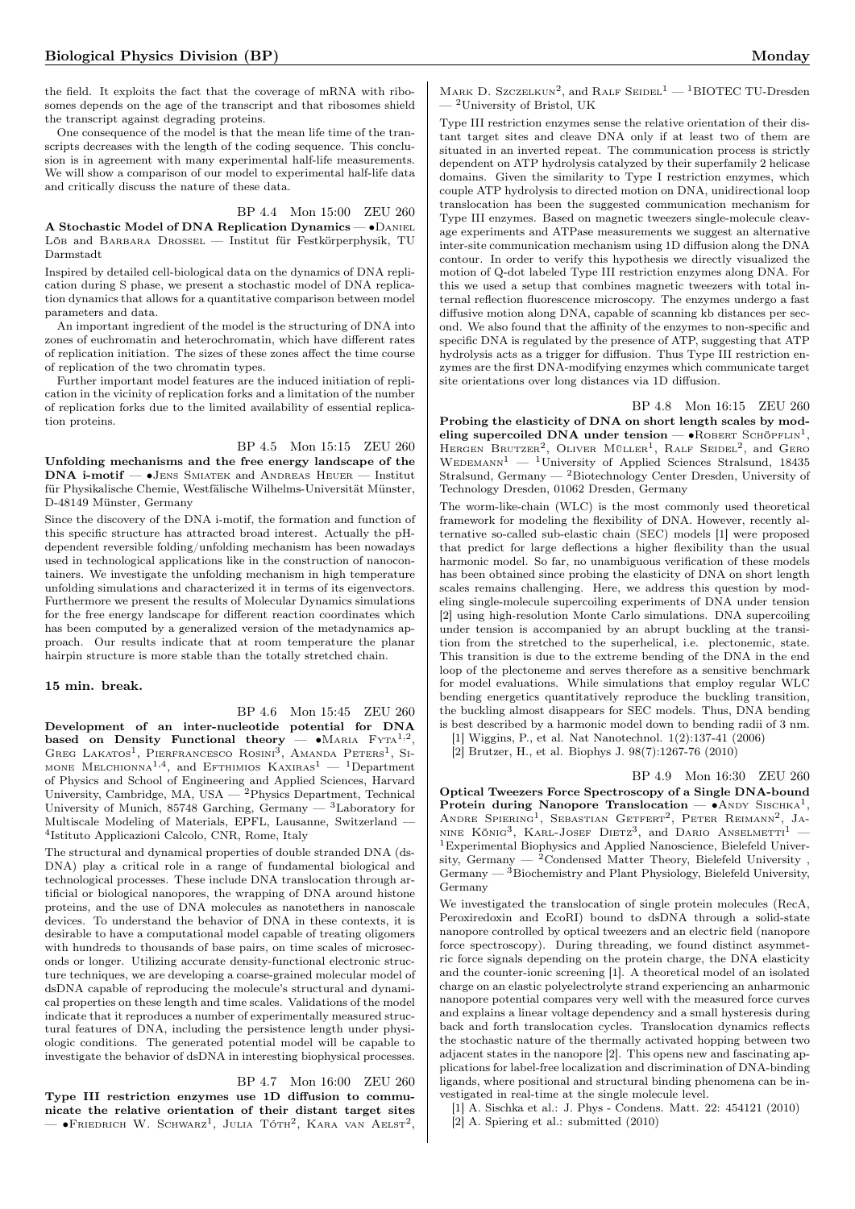the field. It exploits the fact that the coverage of mRNA with ribosomes depends on the age of the transcript and that ribosomes shield the transcript against degrading proteins.

One consequence of the model is that the mean life time of the transcripts decreases with the length of the coding sequence. This conclusion is in agreement with many experimental half-life measurements. We will show a comparison of our model to experimental half-life data and critically discuss the nature of these data.

BP 4.4 Mon 15:00 ZEU 260

**A Stochastic Model of DNA Replication Dynamics** — •Daniel Löb and Barbara Drossel — Institut für Festkörperphysik, TU Darmstadt

Inspired by detailed cell-biological data on the dynamics of DNA replication during S phase, we present a stochastic model of DNA replication dynamics that allows for a quantitative comparison between model parameters and data.

An important ingredient of the model is the structuring of DNA into zones of euchromatin and heterochromatin, which have different rates of replication initiation. The sizes of these zones affect the time course of replication of the two chromatin types.

Further important model features are the induced initiation of replication in the vicinity of replication forks and a limitation of the number of replication forks due to the limited availability of essential replication proteins.

BP 4.5 Mon 15:15 ZEU 260

**Unfolding mechanisms and the free energy landscape of the DNA i-motif** — •Jens Smiatek and Andreas Heuer — Institut für Physikalische Chemie, Westfälische Wilhelms-Universität Münster, D-48149 Münster, Germany

Since the discovery of the DNA i-motif, the formation and function of this specific structure has attracted broad interest. Actually the pH-dependent reversible folding/unfolding mechanism has been nowadays used in technological applications like in the construction of nanocontainers. We investigate the unfolding mechanism in high temperature unfolding simulations and characterized it in terms of its eigenvectors. Furthermore we present the results of Molecular Dynamics simulations for the free energy landscape for different reaction coordinates which has been computed by a generalized version of the metadynamics approach. Our results indicate that at room temperature the planar hairpin structure is more stable than the totally stretched chain.

**15 min. break.**

BP 4.6 Mon 15:45 ZEU 260

**Development of an inter-nucleotide potential for DNA based on Density Functional theory** — •Maria Fyta[1,2], Greg Lakatos[1], Pierfrancesco Rosini[3], Amanda Peters[1], Simone Melchionna[1,4], and Efthimios Kaxiras[1] — [1]Department of Physics and School of Engineering and Applied Sciences, Harvard University, Cambridge, MA, USA — [2]Physics Department, Technical University of Munich, 85748 Garching, Germany — [3]Laboratory for Multiscale Modeling of Materials, EPFL, Lausanne, Switzerland — [4]Istituto Applicazioni Calcolo, CNR, Rome, Italy

The structural and dynamical properties of double stranded DNA (dsDNA) play a critical role in a range of fundamental biological and technological processes. These include DNA translocation through artificial or biological nanopores, the wrapping of DNA around histone proteins, and the use of DNA molecules as nanotethers in nanoscale devices. To understand the behavior of DNA in these contexts, it is desirable to have a computational model capable of treating oligomers with hundreds to thousands of base pairs, on time scales of microseconds or longer. Utilizing accurate density-functional electronic structure techniques, we are developing a coarse-grained molecular model of dsDNA capable of reproducing the molecule's structural and dynamical properties on these length and time scales. Validations of the model indicate that it reproduces a number of experimentally measured structural features of DNA, including the persistence length under physiologic conditions. The generated potential model will be capable to investigate the behavior of dsDNA in interesting biophysical processes.

BP 4.7 Mon 16:00 ZEU 260

**Type III restriction enzymes use 1D diffusion to communicate the relative orientation of their distant target sites** — •Friedrich W. Schwarz[1], Julia Tóth[2], Kara van Aelst[2], Mark D. Szczelkun[2], and Ralf Seidel[1] — [1]BIOTEC TU-Dresden — [2]University of Bristol, UK

Type III restriction enzymes sense the relative orientation of their distant target sites and cleave DNA only if at least two of them are situated in an inverted repeat. The communication process is strictly dependent on ATP hydrolysis catalyzed by their superfamily 2 helicase domains. Given the similarity to Type I restriction enzymes, which couple ATP hydrolysis to directed motion on DNA, unidirectional loop translocation has been the suggested communication mechanism for Type III enzymes. Based on magnetic tweezers single-molecule cleavage experiments and ATPase measurements we suggest an alternative inter-site communication mechanism using 1D diffusion along the DNA contour. In order to verify this hypothesis we directly visualized the motion of Q-dot labeled Type III restriction enzymes along DNA. For this we used a setup that combines magnetic tweezers with total internal reflection fluorescence microscopy. The enzymes undergo a fast diffusive motion along DNA, capable of scanning kb distances per second. We also found that the affinity of the enzymes to non-specific and specific DNA is regulated by the presence of ATP, suggesting that ATP hydrolysis acts as a trigger for diffusion. Thus Type III restriction enzymes are the first DNA-modifying enzymes which communicate target site orientations over long distances via 1D diffusion.

BP 4.8 Mon 16:15 ZEU 260

**Probing the elasticity of DNA on short length scales by modeling supercoiled DNA under tension** — •Robert Schöpflin[1], Hergen Brutzer[2], Oliver Müller[1], Ralf Seidel[2], and Gero Wedemann[1] — [1]University of Applied Sciences Stralsund, 18435 Stralsund, Germany — [2]Biotechnology Center Dresden, University of Technology Dresden, 01062 Dresden, Germany

The worm-like-chain (WLC) is the most commonly used theoretical framework for modeling the flexibility of DNA. However, recently alternative so-called sub-elastic chain (SEC) models [1] were proposed that predict for large deflections a higher flexibility than the usual harmonic model. So far, no unambiguous verification of these models has been obtained since probing the elasticity of DNA on short length scales remains challenging. Here, we address this question by modeling single-molecule supercoiling experiments of DNA under tension [2] using high-resolution Monte Carlo simulations. DNA supercoiling under tension is accompanied by an abrupt buckling at the transition from the stretched to the superhelical, i.e. plectonemic, state. This transition is due to the extreme bending of the DNA in the end loop of the plectoneme and serves therefore as a sensitive benchmark for model evaluations. While simulations that employ regular WLC bending energetics quantitatively reproduce the buckling transition, the buckling almost disappears for SEC models. Thus, DNA bending is best described by a harmonic model down to bending radii of 3 nm.

[1] Wiggins, P., et al. Nat Nanotechnol. 1(2):137-41 (2006)

[2] Brutzer, H., et al. Biophys J. 98(7):1267-76 (2010)

BP 4.9 Mon 16:30 ZEU 260

**Optical Tweezers Force Spectroscopy of a Single DNA-bound Protein during Nanopore Translocation** — •Andy Sischka[1], Andre Spiering[1], Sebastian Getfert[2], Peter Reimann[2], Janine König[3], Karl-Josef Dietz[3], and Dario Anselmetti[1] — [1]Experimental Biophysics and Applied Nanoscience, Bielefeld University, Germany — [2]Condensed Matter Theory, Bielefeld University , Germany — [3]Biochemistry and Plant Physiology, Bielefeld University, Germany

We investigated the translocation of single protein molecules (RecA, Peroxiredoxin and EcoRI) bound to dsDNA through a solid-state nanopore controlled by optical tweezers and an electric field (nanopore force spectroscopy). During threading, we found distinct asymmetric force signals depending on the protein charge, the DNA elasticity and the counter-ionic screening [1]. A theoretical model of an isolated charge on an elastic polyelectrolyte strand experiencing an anharmonic nanopore potential compares very well with the measured force curves and explains a linear voltage dependency and a small hysteresis during back and forth translocation cycles. Translocation dynamics reflects the stochastic nature of the thermally activated hopping between two adjacent states in the nanopore [2]. This opens new and fascinating applications for label-free localization and discrimination of DNA-binding ligands, where positional and structural binding phenomena can be investigated in real-time at the single molecule level.

[1] A. Sischka et al.: J. Phys - Condens. Matt. 22: 454121 (2010)

[2] A. Spiering et al.: submitted (2010)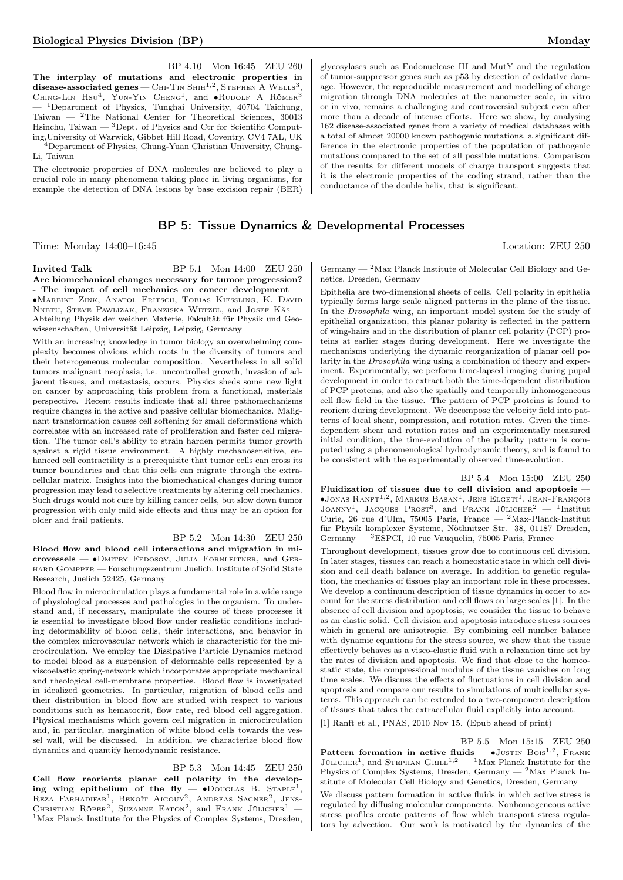BP 4.10 Mon 16:45 ZEU 260

**The interplay of mutations and electronic properties in disease-associated genes** — Chi-Tin Shih[1,2], Stephen A Wells[3], Ching-Lin Hsu[4], Yun-Yin Cheng[1], and •Rudolf A Römer[3] — [1]Department of Physics, Tunghai University, 40704 Taichung, Taiwan — [2]The National Center for Theoretical Sciences, 30013 Hsinchu, Taiwan — [3]Dept. of Physics and Ctr for Scientific Computing,University of Warwick, Gibbet Hill Road, Coventry, CV4 7AL, UK — [4]Department of Physics, Chung-Yuan Christian University, Chung-Li, Taiwan

The electronic properties of DNA molecules are believed to play a crucial role in many phenomena taking place in living organisms, for example the detection of DNA lesions by base excision repair (BER) glycosylases such as Endonuclease III and MutY and the regulation of tumor-suppressor genes such as p53 by detection of oxidative damage. However, the reproducible measurement and modelling of charge migration through DNA molecules at the nanometer scale, in vitro or in vivo, remains a challenging and controversial subject even after more than a decade of intense efforts. Here we show, by analysing 162 disease-associated genes from a variety of medical databases with a total of almost 20000 known pathogenic mutations, a significant difference in the electronic properties of the population of pathogenic mutations compared to the set of all possible mutations. Comparison of the results for different models of charge transport suggests that it is the electronic properties of the coding strand, rather than the conductance of the double helix, that is significant.

## BP 5: Tissue Dynamics & Developmental Processes

Time: Monday 14:00–16:45 Location: ZEU 250

**Invited Talk** BP 5.1 Mon 14:00 ZEU 250

**Are biomechanical changes necessary for tumor progression? - The impact of cell mechanics on cancer development** — •Mareike Zink, Anatol Fritsch, Tobias Kiessling, K. David Nnetu, Steve Pawlizak, Franziska Wetzel, and Josef Käs — Abteilung Physik der weichen Materie, Fakultät für Physik und Geowissenschaften, Universität Leipzig, Leipzig, Germany

With an increasing knowledge in tumor biology an overwhelming complexity becomes obvious which roots in the diversity of tumors and their heterogeneous molecular composition. Nevertheless in all solid tumors malignant neoplasia, i.e. uncontrolled growth, invasion of adjacent tissues, and metastasis, occurs. Physics sheds some new light on cancer by approaching this problem from a functional, materials perspective. Recent results indicate that all three pathomechanisms require changes in the active and passive cellular biomechanics. Malignant transformation causes cell softening for small deformations which correlates with an increased rate of proliferation and faster cell migration. The tumor cell's ability to strain harden permits tumor growth against a rigid tissue environment. A highly mechanosensitive, enhanced cell contractility is a prerequisite that tumor cells can cross its tumor boundaries and that this cells can migrate through the extracellular matrix. Insights into the biomechanical changes during tumor progression may lead to selective treatments by altering cell mechanics. Such drugs would not cure by killing cancer cells, but slow down tumor progression with only mild side effects and thus may be an option for older and frail patients.

BP 5.2 Mon 14:30 ZEU 250

**Blood flow and blood cell interactions and migration in microvessels** — •Dmitry Fedosov, Julia Fornleitner, and Gerhard Gompper — Forschungszentrum Juelich, Institute of Solid State Research, Juelich 52425, Germany

Blood flow in microcirculation plays a fundamental role in a wide range of physiological processes and pathologies in the organism. To understand and, if necessary, manipulate the course of these processes it is essential to investigate blood flow under realistic conditions including deformability of blood cells, their interactions, and behavior in the complex microvascular network which is characteristic for the microcirculation. We employ the Dissipative Particle Dynamics method to model blood as a suspension of deformable cells represented by a viscoelastic spring-network which incorporates appropriate mechanical and rheological cell-membrane properties. Blood flow is investigated in idealized geometries. In particular, migration of blood cells and their distribution in blood flow are studied with respect to various conditions such as hematocrit, flow rate, red blood cell aggregation. Physical mechanisms which govern cell migration in microcirculation and, in particular, margination of white blood cells towards the vessel wall, will be discussed. In addition, we characterize blood flow dynamics and quantify hemodynamic resistance.

BP 5.3 Mon 14:45 ZEU 250

**Cell flow reorients planar cell polarity in the developing wing epithelium of the fly** — •Douglas B. Staple[1], Reza Farhadifar[1], Benoît Aigouy[2], Andreas Sagner[2], Jens-Christian Röper[2], Suzanne Eaton[2], and Frank Jülicher[1] — [1]Max Planck Institute for the Physics of Complex Systems, Dresden, Germany — [2]Max Planck Institute of Molecular Cell Biology and Genetics, Dresden, Germany

Epithelia are two-dimensional sheets of cells. Cell polarity in epithelia typically forms large scale aligned patterns in the plane of the tissue. In the *Drosophila* wing, an important model system for the study of epithelial organization, this planar polarity is reflected in the pattern of wing-hairs and in the distribution of planar cell polarity (PCP) proteins at earlier stages during development. Here we investigate the mechanisms underlying the dynamic reorganization of planar cell polarity in the *Drosophila* wing using a combination of theory and experiment. Experimentally, we perform time-lapsed imaging during pupal development in order to extract both the time-dependent distribution of PCP proteins, and also the spatially and temporally inhomogeneous cell flow field in the tissue. The pattern of PCP proteins is found to reorient during development. We decompose the velocity field into patterns of local shear, compression, and rotation rates. Given the time-dependent shear and rotation rates and an experimentally measured initial condition, the time-evolution of the polarity pattern is computed using a phenomenological hydrodynamic theory, and is found to be consistent with the experimentally observed time-evolution.

BP 5.4 Mon 15:00 ZEU 250

**Fluidization of tissues due to cell division and apoptosis** — •Jonas Ranft[1,2], Markus Basan[1], Jens Elgeti[1], Jean-François Joanny[1], Jacques Prost[3], and Frank Jülicher[2] — [1]Institut Curie, 26 rue d'Ulm, 75005 Paris, France — [2]Max-Planck-Institut für Physik komplexer Systeme, Nöthnitzer Str. 38, 01187 Dresden, Germany — [3]ESPCI, 10 rue Vauquelin, 75005 Paris, France

Throughout development, tissues grow due to continuous cell division. In later stages, tissues can reach a homeostatic state in which cell division and cell death balance on average. In addition to genetic regulation, the mechanics of tissues play an important role in these processes. We develop a continuum description of tissue dynamics in order to account for the stress distribution and cell flows on large scales [1]. In the absence of cell division and apoptosis, we consider the tissue to behave as an elastic solid. Cell division and apoptosis introduce stress sources which in general are anisotropic. By combining cell number balance with dynamic equations for the stress source, we show that the tissue effectively behaves as a visco-elastic fluid with a relaxation time set by the rates of division and apoptosis. We find that close to the homeostatic state, the compressional modulus of the tissue vanishes on long time scales. We discuss the effects of fluctuations in cell division and apoptosis and compare our results to simulations of multicellular systems. This approach can be extended to a two-component description of tissues that takes the extracellular fluid explicitly into account.

[1] Ranft et al., PNAS, 2010 Nov 15. (Epub ahead of print)

BP 5.5 Mon 15:15 ZEU 250

**Pattern formation in active fluids** — •Justin Bois[1,2], Frank Jülicher[1], and Stephan Grill[1,2] — [1]Max Planck Institute for the Physics of Complex Systems, Dresden, Germany — [2]Max Planck Institute of Molecular Cell Biology and Genetics, Dresden, Germany

We discuss pattern formation in active fluids in which active stress is regulated by diffusing molecular components. Nonhomogeneous active stress profiles create patterns of flow which transport stress regulators by advection. Our work is motivated by the dynamics of the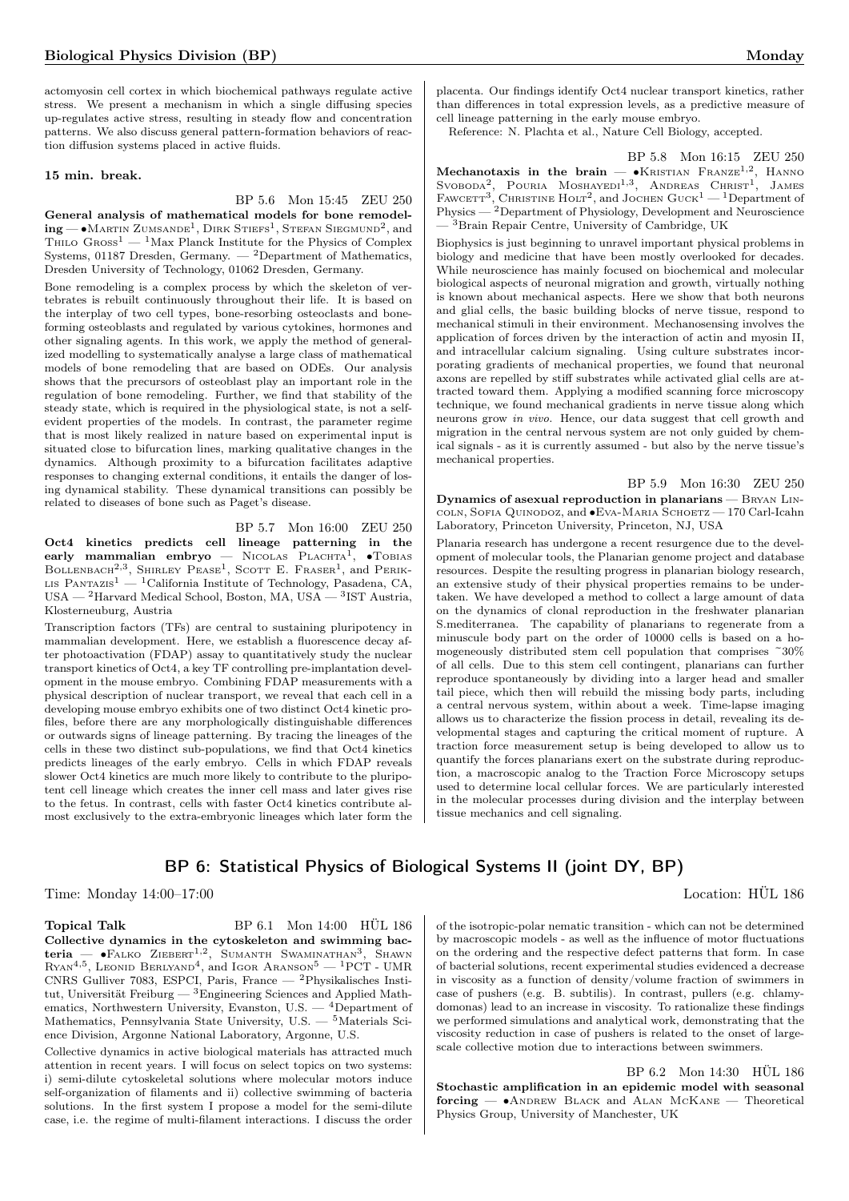actomyosin cell cortex in which biochemical pathways regulate active stress. We present a mechanism in which a single diffusing species up-regulates active stress, resulting in steady flow and concentration patterns. We also discuss general pattern-formation behaviors of reaction diffusion systems placed in active fluids.

**15 min. break.**

BP 5.6 Mon 15:45 ZEU 250

**General analysis of mathematical models for bone remodeling** — •Martin Zumsande[1], Dirk Stiefs[1], Stefan Siegmund[2], and Thilo Gross[1] — [1]Max Planck Institute for the Physics of Complex Systems, 01187 Dresden, Germany. — [2]Department of Mathematics, Dresden University of Technology, 01062 Dresden, Germany.

Bone remodeling is a complex process by which the skeleton of vertebrates is rebuilt continuously throughout their life. It is based on the interplay of two cell types, bone-resorbing osteoclasts and bone-forming osteoblasts and regulated by various cytokines, hormones and other signaling agents. In this work, we apply the method of generalized modelling to systematically analyse a large class of mathematical models of bone remodeling that are based on ODEs. Our analysis shows that the precursors of osteoblast play an important role in the regulation of bone remodeling. Further, we find that stability of the steady state, which is required in the physiological state, is not a self-evident properties of the models. In contrast, the parameter regime that is most likely realized in nature based on experimental input is situated close to bifurcation lines, marking qualitative changes in the dynamics. Although proximity to a bifurcation facilitates adaptive responses to changing external conditions, it entails the danger of losing dynamical stability. These dynamical transitions can possibly be related to diseases of bone such as Paget's disease.

BP 5.7 Mon 16:00 ZEU 250

**Oct4 kinetics predicts cell lineage patterning in the early mammalian embryo** — Nicolas Plachta[1], •Tobias Bollenbach[2,3], Shirley Pease[1], Scott E. Fraser[1], and Periklis Pantazis[1] — [1]California Institute of Technology, Pasadena, CA, USA — [2]Harvard Medical School, Boston, MA, USA — [3]IST Austria, Klosterneuburg, Austria

Transcription factors (TFs) are central to sustaining pluripotency in mammalian development. Here, we establish a fluorescence decay after photoactivation (FDAP) assay to quantitatively study the nuclear transport kinetics of Oct4, a key TF controlling pre-implantation development in the mouse embryo. Combining FDAP measurements with a physical description of nuclear transport, we reveal that each cell in a developing mouse embryo exhibits one of two distinct Oct4 kinetic profiles, before there are any morphologically distinguishable differences or outwards signs of lineage patterning. By tracing the lineages of the cells in these two distinct sub-populations, we find that Oct4 kinetics predicts lineages of the early embryo. Cells in which FDAP reveals slower Oct4 kinetics are much more likely to contribute to the pluripotent cell lineage which creates the inner cell mass and later gives rise to the fetus. In contrast, cells with faster Oct4 kinetics contribute almost exclusively to the extra-embryonic lineages which later form the placenta. Our findings identify Oct4 nuclear transport kinetics, rather than differences in total expression levels, as a predictive measure of cell lineage patterning in the early mouse embryo.

Reference: N. Plachta et al., Nature Cell Biology, accepted.

BP 5.8 Mon 16:15 ZEU 250

**Mechanotaxis in the brain** — •Kristian Franze[1,2], Hanno Svoboda[2], Pouria Moshayedi[1,3], Andreas Christ[1], James Fawcett[3], Christine Holt[2], and Jochen Guck[1] — [1]Department of Physics — [2]Department of Physiology, Development and Neuroscience — [3]Brain Repair Centre, University of Cambridge, UK

Biophysics is just beginning to unravel important physical problems in biology and medicine that have been mostly overlooked for decades. While neuroscience has mainly focused on biochemical and molecular biological aspects of neuronal migration and growth, virtually nothing is known about mechanical aspects. Here we show that both neurons and glial cells, the basic building blocks of nerve tissue, respond to mechanical stimuli in their environment. Mechanosensing involves the application of forces driven by the interaction of actin and myosin II, and intracellular calcium signaling. Using culture substrates incorporating gradients of mechanical properties, we found that neuronal axons are repelled by stiff substrates while activated glial cells are attracted toward them. Applying a modified scanning force microscopy technique, we found mechanical gradients in nerve tissue along which neurons grow *in vivo*. Hence, our data suggest that cell growth and migration in the central nervous system are not only guided by chemical signals - as it is currently assumed - but also by the nerve tissue's mechanical properties.

BP 5.9 Mon 16:30 ZEU 250

**Dynamics of asexual reproduction in planarians** — Bryan Lincoln, Sofia Quinodoz, and •Eva-Maria Schoetz — 170 Carl-Icahn Laboratory, Princeton University, Princeton, NJ, USA

Planaria research has undergone a recent resurgence due to the development of molecular tools, the Planarian genome project and database resources. Despite the resulting progress in planarian biology research, an extensive study of their physical properties remains to be undertaken. We have developed a method to collect a large amount of data on the dynamics of clonal reproduction in the freshwater planarian S.mediterranea. The capability of planarians to regenerate from a minuscule body part on the order of 10000 cells is based on a homogeneously distributed stem cell population that comprises ~30% of all cells. Due to this stem cell contingent, planarians can further reproduce spontaneously by dividing into a larger head and smaller tail piece, which then will rebuild the missing body parts, including a central nervous system, within about a week. Time-lapse imaging allows us to characterize the fission process in detail, revealing its developmental stages and capturing the critical moment of rupture. A traction force measurement setup is being developed to allow us to quantify the forces planarians exert on the substrate during reproduction, a macroscopic analog to the Traction Force Microscopy setups used to determine local cellular forces. We are particularly interested in the molecular processes during division and the interplay between tissue mechanics and cell signaling.

## BP 6: Statistical Physics of Biological Systems II (joint DY, BP)

Time: Monday 14:00–17:00 Location: HÜL 186

**Topical Talk** BP 6.1 Mon 14:00 HÜL 186

**Collective dynamics in the cytoskeleton and swimming bacteria** — •Falko Ziebert[1,2], Sumanth Swaminathan[3], Shawn Ryan[4,5], Leonid Berlyand[4], and Igor Aranson[5] — [1]PCT - UMR CNRS Gulliver 7083, ESPCI, Paris, France — [2]Physikalisches Institut, Universität Freiburg — [3]Engineering Sciences and Applied Mathematics, Northwestern University, Evanston, U.S. — [4]Department of Mathematics, Pennsylvania State University, U.S. — [5]Materials Science Division, Argonne National Laboratory, Argonne, U.S.

Collective dynamics in active biological materials has attracted much attention in recent years. I will focus on select topics on two systems: i) semi-dilute cytoskeletal solutions where molecular motors induce self-organization of filaments and ii) collective swimming of bacteria solutions. In the first system I propose a model for the semi-dilute case, i.e. the regime of multi-filament interactions. I discuss the order of the isotropic-polar nematic transition - which can not be determined by macroscopic models - as well as the influence of motor fluctuations on the ordering and the respective defect patterns that form. In case of bacterial solutions, recent experimental studies evidenced a decrease in viscosity as a function of density/volume fraction of swimmers in case of pushers (e.g. B. subtilis). In contrast, pullers (e.g. chlamydomonas) lead to an increase in viscosity. To rationalize these findings we performed simulations and analytical work, demonstrating that the viscosity reduction in case of pushers is related to the onset of large-scale collective motion due to interactions between swimmers.

BP 6.2 Mon 14:30 HÜL 186

**Stochastic amplification in an epidemic model with seasonal forcing** — •Andrew Black and Alan McKane — Theoretical Physics Group, University of Manchester, UK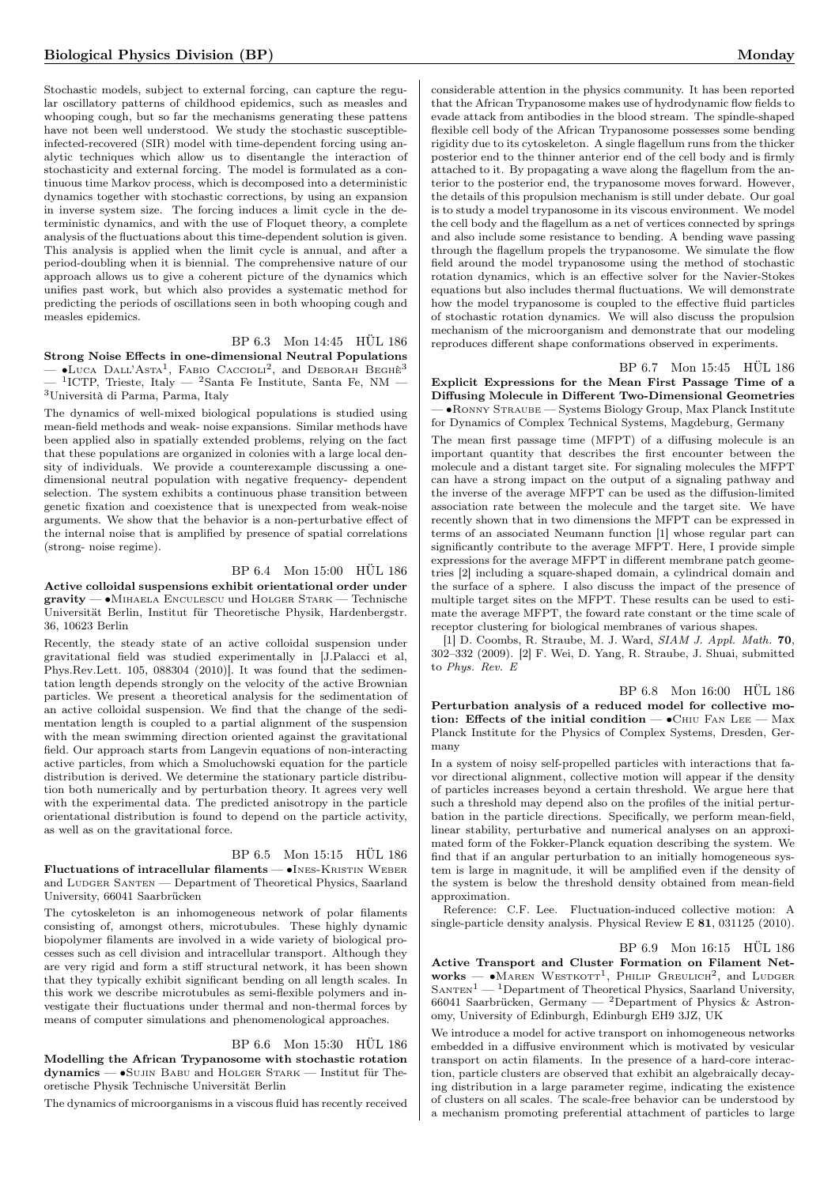Stochastic models, subject to external forcing, can capture the regular oscillatory patterns of childhood epidemics, such as measles and whooping cough, but so far the mechanisms generating these pattens have not been well understood. We study the stochastic susceptible-infected-recovered (SIR) model with time-dependent forcing using analytic techniques which allow us to disentangle the interaction of stochasticity and external forcing. The model is formulated as a continuous time Markov process, which is decomposed into a deterministic dynamics together with stochastic corrections, by using an expansion in inverse system size. The forcing induces a limit cycle in the deterministic dynamics, and with the use of Floquet theory, a complete analysis of the fluctuations about this time-dependent solution is given. This analysis is applied when the limit cycle is annual, and after a period-doubling when it is biennial. The comprehensive nature of our approach allows us to give a coherent picture of the dynamics which unifies past work, but which also provides a systematic method for predicting the periods of oscillations seen in both whooping cough and measles epidemics.

BP 6.3 Mon 14:45 HÜL 186

**Strong Noise Effects in one-dimensional Neutral Populations** — •Luca Dall'Asta[1], Fabio Caccioli[2], and Deborah Beghè[3] — [1]ICTP, Trieste, Italy — [2]Santa Fe Institute, Santa Fe, NM — [3]Università di Parma, Parma, Italy

The dynamics of well-mixed biological populations is studied using mean-field methods and weak- noise expansions. Similar methods have been applied also in spatially extended problems, relying on the fact that these populations are organized in colonies with a large local density of individuals. We provide a counterexample discussing a one-dimensional neutral population with negative frequency- dependent selection. The system exhibits a continuous phase transition between genetic fixation and coexistence that is unexpected from weak-noise arguments. We show that the behavior is a non-perturbative effect of the internal noise that is amplified by presence of spatial correlations (strong- noise regime).

BP 6.4 Mon 15:00 HÜL 186

**Active colloidal suspensions exhibit orientational order under gravity** — •Mihaela Enculescu und Holger Stark — Technische Universität Berlin, Institut für Theoretische Physik, Hardenbergstr. 36, 10623 Berlin

Recently, the steady state of an active colloidal suspension under gravitational field was studied experimentally in [J.Palacci et al, Phys.Rev.Lett. 105, 088304 (2010)]. It was found that the sedimentation length depends strongly on the velocity of the active Brownian particles. We present a theoretical analysis for the sedimentation of an active colloidal suspension. We find that the change of the sedimentation length is coupled to a partial alignment of the suspension with the mean swimming direction oriented against the gravitational field. Our approach starts from Langevin equations of non-interacting active particles, from which a Smoluchowski equation for the particle distribution is derived. We determine the stationary particle distribution both numerically and by perturbation theory. It agrees very well with the experimental data. The predicted anisotropy in the particle orientational distribution is found to depend on the particle activity, as well as on the gravitational force.

BP 6.5 Mon 15:15 HÜL 186

**Fluctuations of intracellular filaments** — •Ines-Kristin Weber and Ludger Santen — Department of Theoretical Physics, Saarland University, 66041 Saarbrücken

The cytoskeleton is an inhomogeneous network of polar filaments consisting of, amongst others, microtubules. These highly dynamic biopolymer filaments are involved in a wide variety of biological processes such as cell division and intracellular transport. Although they are very rigid and form a stiff structural network, it has been shown that they typically exhibit significant bending on all length scales. In this work we describe microtubules as semi-flexible polymers and investigate their fluctuations under thermal and non-thermal forces by means of computer simulations and phenomenological approaches.

BP 6.6 Mon 15:30 HÜL 186

**Modelling the African Trypanosome with stochastic rotation dynamics** — •Sujin Babu and Holger Stark — Institut für Theoretische Physik Technische Universität Berlin

The dynamics of microorganisms in a viscous fluid has recently received considerable attention in the physics community. It has been reported that the African Trypanosome makes use of hydrodynamic flow fields to evade attack from antibodies in the blood stream. The spindle-shaped flexible cell body of the African Trypanosome possesses some bending rigidity due to its cytoskeleton. A single flagellum runs from the thicker posterior end to the thinner anterior end of the cell body and is firmly attached to it. By propagating a wave along the flagellum from the anterior to the posterior end, the trypanosome moves forward. However, the details of this propulsion mechanism is still under debate. Our goal is to study a model trypanosome in its viscous environment. We model the cell body and the flagellum as a net of vertices connected by springs and also include some resistance to bending. A bending wave passing through the flagellum propels the trypanosome. We simulate the flow field around the model trypanosome using the method of stochastic rotation dynamics, which is an effective solver for the Navier-Stokes equations but also includes thermal fluctuations. We will demonstrate how the model trypanosome is coupled to the effective fluid particles of stochastic rotation dynamics. We will also discuss the propulsion mechanism of the microorganism and demonstrate that our modeling reproduces different shape conformations observed in experiments.

BP 6.7 Mon 15:45 HÜL 186

**Explicit Expressions for the Mean First Passage Time of a Diffusing Molecule in Different Two-Dimensional Geometries** — •Ronny Straube — Systems Biology Group, Max Planck Institute for Dynamics of Complex Technical Systems, Magdeburg, Germany

The mean first passage time (MFPT) of a diffusing molecule is an important quantity that describes the first encounter between the molecule and a distant target site. For signaling molecules the MFPT can have a strong impact on the output of a signaling pathway and the inverse of the average MFPT can be used as the diffusion-limited association rate between the molecule and the target site. We have recently shown that in two dimensions the MFPT can be expressed in terms of an associated Neumann function [1] whose regular part can significantly contribute to the average MFPT. Here, I provide simple expressions for the average MFPT in different membrane patch geometries [2] including a square-shaped domain, a cylindrical domain and the surface of a sphere. I also discuss the impact of the presence of multiple target sites on the MFPT. These results can be used to estimate the average MFPT, the foward rate constant or the time scale of receptor clustering for biological membranes of various shapes.

[1] D. Coombs, R. Straube, M. J. Ward, *SIAM J. Appl. Math.* **70**, 302–332 (2009). [2] F. Wei, D. Yang, R. Straube, J. Shuai, submitted to *Phys. Rev. E*

BP 6.8 Mon 16:00 HÜL 186

**Perturbation analysis of a reduced model for collective motion: Effects of the initial condition** — •Chiu Fan Lee — Max Planck Institute for the Physics of Complex Systems, Dresden, Germany

In a system of noisy self-propelled particles with interactions that favor directional alignment, collective motion will appear if the density of particles increases beyond a certain threshold. We argue here that such a threshold may depend also on the profiles of the initial perturbation in the particle directions. Specifically, we perform mean-field, linear stability, perturbative and numerical analyses on an approximated form of the Fokker-Planck equation describing the system. We find that if an angular perturbation to an initially homogeneous system is large in magnitude, it will be amplified even if the density of the system is below the threshold density obtained from mean-field approximation.

Reference: C.F. Lee. Fluctuation-induced collective motion: A single-particle density analysis. Physical Review E **81**, 031125 (2010).

BP 6.9 Mon 16:15 HÜL 186

**Active Transport and Cluster Formation on Filament Networks** — •Maren Westkott[1], Philip Greulich[2], and Ludger Santen[1] — [1]Department of Theoretical Physics, Saarland University, 66041 Saarbrücken, Germany — [2]Department of Physics & Astronomy, University of Edinburgh, Edinburgh EH9 3JZ, UK

We introduce a model for active transport on inhomogeneous networks embedded in a diffusive environment which is motivated by vesicular transport on actin filaments. In the presence of a hard-core interaction, particle clusters are observed that exhibit an algebraically decaying distribution in a large parameter regime, indicating the existence of clusters on all scales. The scale-free behavior can be understood by a mechanism promoting preferential attachment of particles to large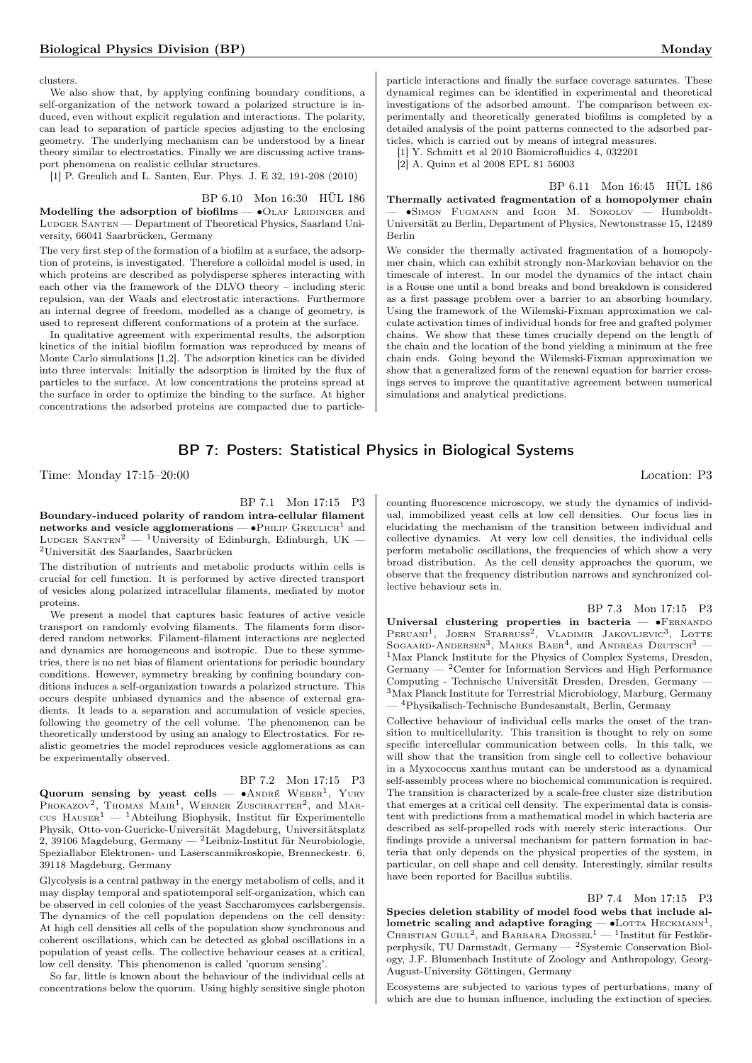clusters.

We also show that, by applying confining boundary conditions, a self-organization of the network toward a polarized structure is induced, even without explicit regulation and interactions. The polarity, can lead to separation of particle species adjusting to the enclosing geometry. The underlying mechanism can be understood by a linear theory similar to electrostatics. Finally we are discussing active transport phenomena on realistic cellular structures.

[1] P. Greulich and L. Santen, Eur. Phys. J. E 32, 191-208 (2010)

BP 6.10 Mon 16:30 HÜL 186

**Modelling the adsorption of biofilms** — •Olaf Leidinger and Ludger Santen — Department of Theoretical Physics, Saarland University, 66041 Saarbrücken, Germany

The very first step of the formation of a biofilm at a surface, the adsorption of proteins, is investigated. Therefore a colloidal model is used, in which proteins are described as polydisperse spheres interacting with each other via the framework of the DLVO theory – including steric repulsion, van der Waals and electrostatic interactions. Furthermore an internal degree of freedom, modelled as a change of geometry, is used to represent different conformations of a protein at the surface.

In qualitative agreement with experimental results, the adsorption kinetics of the initial biofilm formation was reproduced by means of Monte Carlo simulations [1,2]. The adsorption kinetics can be divided into three intervals: Initially the adsorption is limited by the flux of particles to the surface. At low concentrations the proteins spread at the surface in order to optimize the binding to the surface. At higher concentrations the adsorbed proteins are compacted due to particle-particle interactions and finally the surface coverage saturates. These dynamical regimes can be identified in experimental and theoretical investigations of the adsorbed amount. The comparison between experimentally and theoretically generated biofilms is completed by a detailed analysis of the point patterns connected to the adsorbed particles, which is carried out by means of integral measures.

[1] Y. Schmitt et al 2010 Biomicrofluidics 4, 032201

[2] A. Quinn et al 2008 EPL 81 56003

BP 6.11 Mon 16:45 HÜL 186

**Thermally activated fragmentation of a homopolymer chain** — •Simon Fugmann and Igor M. Sokolov — Humboldt-Universität zu Berlin, Department of Physics, Newtonstrasse 15, 12489 Berlin

We consider the thermally activated fragmentation of a homopolymer chain, which can exhibit strongly non-Markovian behavior on the timescale of interest. In our model the dynamics of the intact chain is a Rouse one until a bond breaks and bond breakdown is considered as a first passage problem over a barrier to an absorbing boundary. Using the framework of the Wilemski-Fixman approximation we calculate activation times of individual bonds for free and grafted polymer chains. We show that these times crucially depend on the length of the chain and the location of the bond yielding a minimum at the free chain ends. Going beyond the Wilemski-Fixman approximation we show that a generalized form of the renewal equation for barrier crossings serves to improve the quantitative agreement between numerical simulations and analytical predictions.

## BP 7: Posters: Statistical Physics in Biological Systems

Time: Monday 17:15–20:00 Location: P3

BP 7.1 Mon 17:15 P3

**Boundary-induced polarity of random intra-cellular filament networks and vesicle agglomerations** — •Philip Greulich[1] and Ludger Santen[2] — [1]University of Edinburgh, Edinburgh, UK — [2]Universität des Saarlandes, Saarbrücken

The distribution of nutrients and metabolic products within cells is crucial for cell function. It is performed by active directed transport of vesicles along polarized intracellular filaments, mediated by motor proteins.

We present a model that captures basic features of active vesicle transport on randomly evolving filaments. The filaments form disordered random networks. Filament-filament interactions are neglected and dynamics are homogeneous and isotropic. Due to these symmetries, there is no net bias of filament orientations for periodic boundary conditions. However, symmetry breaking by confining boundary conditions induces a self-organization towards a polarized structure. This occurs despite unbiased dynamics and the absence of external gradients. It leads to a separation and accumulation of vesicle species, following the geometry of the cell volume. The phenomenon can be theoretically understood by using an analogy to Electrostatics. For realistic geometries the model reproduces vesicle agglomerations as can be experimentally observed.

BP 7.2 Mon 17:15 P3

**Quorum sensing by yeast cells** — •André Weber[1], Yury Prokazov[2], Thomas Mair[1], Werner Zuschratter[2], and Marcus Hauser[1] — [1]Abteilung Biophysik, Institut für Experimentelle Physik, Otto-von-Guericke-Universität Magdeburg, Universitätsplatz 2, 39106 Magdeburg, Germany — [2]Leibniz-Institut für Neurobiologie, Speziallabor Elektronen- und Laserscanmikroskopie, Brenneckestr. 6, 39118 Magdeburg, Germany

Glycolysis is a central pathway in the energy metabolism of cells, and it may display temporal and spatiotemporal self-organization, which can be observed in cell colonies of the yeast Saccharomyces carlsbergensis. The dynamics of the cell population dependens on the cell density: At high cell densities all cells of the population show synchronous and coherent oscillations, which can be detected as global oscillations in a population of yeast cells. The collective behaviour ceases at a critical, low cell density. This phenomenon is called 'quorum sensing'.

So far, little is known about the behaviour of the individual cells at concentrations below the quorum. Using highly sensitive single photon counting fluorescence microscopy, we study the dynamics of individual, immobilized yeast cells at low cell densities. Our focus lies in elucidating the mechanism of the transition between individual and collective dynamics. At very low cell densities, the individual cells perform metabolic oscillations, the frequencies of which show a very broad distribution. As the cell density approaches the quorum, we observe that the frequency distribution narrows and synchronized collective behaviour sets in.

BP 7.3 Mon 17:15 P3

**Universal clustering properties in bacteria** — •Fernando Peruani[1], Joern Starruss[2], Vladimir Jakovljevic[3], Lotte Sogaard-Andersen[3], Marks Baer[4], and Andreas Deutsch[3] — [1]Max Planck Institute for the Physics of Complex Systems, Dresden, Germany — [2]Center for Information Services and High Performance Computing - Technische Universität Dresden, Dresden, Germany — [3]Max Planck Institute for Terrestrial Microbiology, Marburg, Germany — [4]Physikalisch-Technische Bundesanstalt, Berlin, Germany

Collective behaviour of individual cells marks the onset of the transition to multicellularity. This transition is thought to rely on some specific intercellular communication between cells. In this talk, we will show that the transition from single cell to collective behaviour in a Myxococcus xanthus mutant can be understood as a dynamical self-assembly process where no biochemical communication is required. The transition is characterized by a scale-free cluster size distribution that emerges at a critical cell density. The experimental data is consistent with predictions from a mathematical model in which bacteria are described as self-propelled rods with merely steric interactions. Our findings provide a universal mechanism for pattern formation in bacteria that only depends on the physical properties of the system, in particular, on cell shape and cell density. Interestingly, similar results have been reported for Bacillus subtilis.

BP 7.4 Mon 17:15 P3

**Species deletion stability of model food webs that include allometric scaling and adaptive foraging** — •Lotta Heckmann[1], Christian Guill[2], and Barbara Drossel[1] — [1]Institut für Festkörperphysik, TU Darmstadt, Germany — [2]Systemic Conservation Biology, J.F. Blumenbach Institute of Zoology and Anthropology, Georg-August-University Göttingen, Germany

Ecosystems are subjected to various types of perturbations, many of which are due to human influence, including the extinction of species.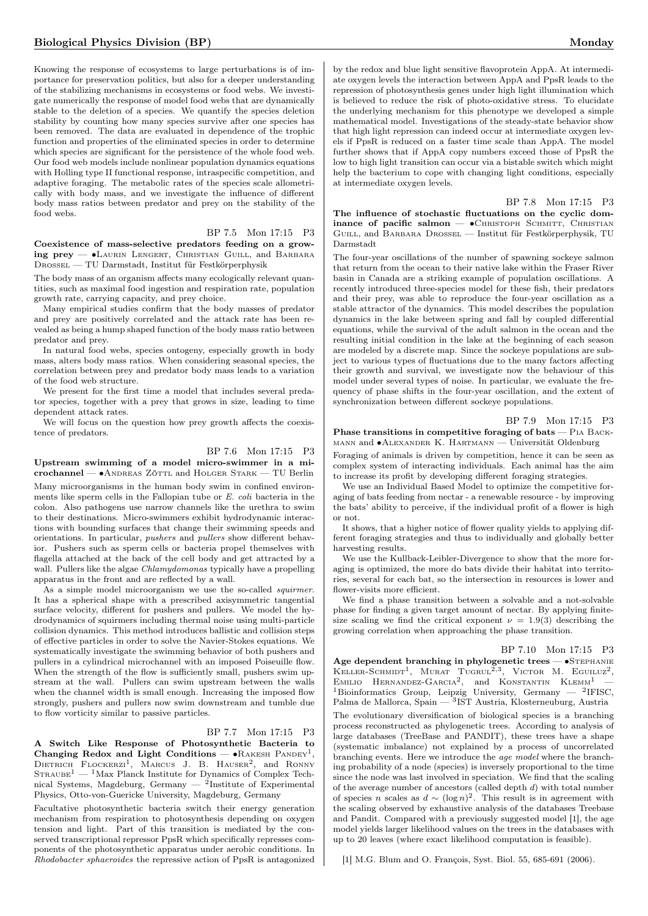Knowing the response of ecosystems to large perturbations is of importance for preservation politics, but also for a deeper understanding of the stabilizing mechanisms in ecosystems or food webs. We investigate numerically the response of model food webs that are dynamically stable to the deletion of a species. We quantify the species deletion stability by counting how many species survive after one species has been removed. The data are evaluated in dependence of the trophic function and properties of the eliminated species in order to determine which species are significant for the persistence of the whole food web. Our food web models include nonlinear population dynamics equations with Holling type II functional response, intraspecific competition, and adaptive foraging. The metabolic rates of the species scale allometrically with body mass, and we investigate the influence of different body mass ratios between predator and prey on the stability of the food webs.

BP 7.5 Mon 17:15 P3

**Coexistence of mass-selective predators feeding on a growing prey** — •Laurin Lengert, Christian Guill, and Barbara Drossel — TU Darmstadt, Institut für Festkörperphysik

The body mass of an organism affects many ecologically relevant quantities, such as maximal food ingestion and respiration rate, population growth rate, carrying capacity, and prey choice.

Many empirical studies confirm that the body masses of predator and prey are positively correlated and the attack rate has been revealed as being a hump shaped function of the body mass ratio between predator and prey.

In natural food webs, species ontogeny, especially growth in body mass, alters body mass ratios. When considering seasonal species, the correlation between prey and predator body mass leads to a variation of the food web structure.

We present for the first time a model that includes several predator species, together with a prey that grows in size, leading to time dependent attack rates.

We will focus on the question how prey growth affects the coexistence of predators.

BP 7.6 Mon 17:15 P3

**Upstream swimming of a model micro-swimmer in a microchannel** — •Andreas Zöttl and Holger Stark — TU Berlin

Many microorganisms in the human body swim in confined environments like sperm cells in the Fallopian tube or *E. coli* bacteria in the colon. Also pathogens use narrow channels like the urethra to swim to their destinations. Micro-swimmers exhibit hydrodynamic interactions with bounding surfaces that change their swimming speeds and orientations. In particular, *pushers* and *pullers* show different behavior. Pushers such as sperm cells or bacteria propel themselves with flagella attached at the back of the cell body and get attracted by a wall. Pullers like the algae *Chlamydomonas* typically have a propelling apparatus in the front and are reflected by a wall.

As a simple model microorganism we use the so-called *squirmer*. It has a spherical shape with a prescribed axisymmetric tangential surface velocity, different for pushers and pullers. We model the hydrodynamics of squirmers including thermal noise using multi-particle collision dynamics. This method introduces ballistic and collision steps of effective particles in order to solve the Navier-Stokes equations. We systematically investigate the swimming behavior of both pushers and pullers in a cylindrical microchannel with an imposed Poiseuille flow. When the strength of the flow is sufficiently small, pushers swim upstream at the wall. Pullers can swim upstream between the walls when the channel width is small enough. Increasing the imposed flow strongly, pushers and pullers now swim downstream and tumble due to flow vorticity similar to passive particles.

BP 7.7 Mon 17:15 P3

**A Switch Like Response of Photosynthetic Bacteria to Changing Redox and Light Conditions** — •Rakesh Pandey[1], Dietrich Flockerzi[1], Marcus J. B. Hauser[2], and Ronny Straube[1] — [1]Max Planck Institute for Dynamics of Complex Technical Systems, Magdeburg, Germany — [2]Institute of Experimental Physics, Otto-von-Guericke University, Magdeburg, Germany

Facultative photosynthetic bacteria switch their energy generation mechanism from respiration to photosynthesis depending on oxygen tension and light. Part of this transition is mediated by the conserved transcriptional repressor PpsR which specifically represses components of the photosynthetic apparatus under aerobic conditions. In *Rhodobacter sphaeroides* the repressive action of PpsR is antagonized by the redox and blue light sensitive flavoprotein AppA. At intermediate oxygen levels the interaction between AppA and PpsR leads to the repression of photosynthesis genes under high light illumination which is believed to reduce the risk of photo-oxidative stress. To elucidate the underlying mechanism for this phenotype we developed a simple mathematical model. Investigations of the steady-state behavior show that high light repression can indeed occur at intermediate oxygen levels if PpsR is reduced on a faster time scale than AppA. The model further shows that if AppA copy numbers exceed those of PpsR the low to high light transition can occur via a bistable switch which might help the bacterium to cope with changing light conditions, especially at intermediate oxygen levels.

BP 7.8 Mon 17:15 P3

**The influence of stochastic fluctuations on the cyclic dominance of pacific salmon** — •Christoph Schmitt, Christian Guill, and Barbara Drossel — Institut für Festkörperphysik, TU Darmstadt

The four-year oscillations of the number of spawning sockeye salmon that return from the ocean to their native lake within the Fraser River basin in Canada are a striking example of population oscillations. A recently introduced three-species model for these fish, their predators and their prey, was able to reproduce the four-year oscillation as a stable attractor of the dynamics. This model describes the population dynamics in the lake between spring and fall by coupled differential equations, while the survival of the adult salmon in the ocean and the resulting initial condition in the lake at the beginning of each season are modeled by a discrete map. Since the sockeye populations are subject to various types of fluctuations due to the many factors affecting their growth and survival, we investigate now the behaviour of this model under several types of noise. In particular, we evaluate the frequency of phase shifts in the four-year oscillation, and the extent of synchronization between different sockeye populations.

BP 7.9 Mon 17:15 P3

**Phase transitions in competitive foraging of bats** — Pia Backmann and •Alexander K. Hartmann — Universität Oldenburg

Foraging of animals is driven by competition, hence it can be seen as complex system of interacting individuals. Each animal has the aim to increase its profit by developing different foraging strategies.

We use an Individual Based Model to optimize the competitive foraging of bats feeding from nectar - a renewable resource - by improving the bats' ability to perceive, if the individual profit of a flower is high or not.

It shows, that a higher notice of flower quality yields to applying different foraging strategies and thus to individually and globally better harvesting results.

We use the Kullback-Leibler-Divergence to show that the more foraging is optimized, the more do bats divide their habitat into territories, several for each bat, so the intersection in resources is lower and flower-visits more efficient.

We find a phase transition between a solvable and a not-solvable phase for finding a given target amount of nectar. By applying finite-size scaling we find the critical exponent $\nu = 1.9(3)$ describing the growing correlation when approaching the phase transition.

BP 7.10 Mon 17:15 P3

**Age dependent branching in phylogenetic trees** — •Stephanie Keller-Schmidt[1], Murat Tugrul[2,3], Victor M. Eguiluz[2], Emilio Hernandez-Garcia[2], and Konstantin Klemm[1] — [1]Bioinformatics Group, Leipzig University, Germany — [2]IFISC, Palma de Mallorca, Spain — [3]IST Austria, Klosterneuburg, Austria

The evolutionary diversification of biological species is a branching process reconstructed as phylogenetic trees. According to analysis of large databases (TreeBase and PANDIT), these trees have a shape (systematic imbalance) not explained by a process of uncorrelated branching events. Here we introduce the *age model* where the branching probability of a node (species) is inversely proportional to the time since the node was last involved in speciation. We find that the scaling of the average number of ancestors (called depth $d$) with total number of species $n$ scales as $d \sim (\log n)^2$. This result is in agreement with the scaling observed by exhaustive analysis of the databases Treebase and Pandit. Compared with a previously suggested model [1], the age model yields larger likelihood values on the trees in the databases with up to 20 leaves (where exact likelihood computation is feasible).

[1] M.G. Blum and O. François, Syst. Biol. 55, 685-691 (2006).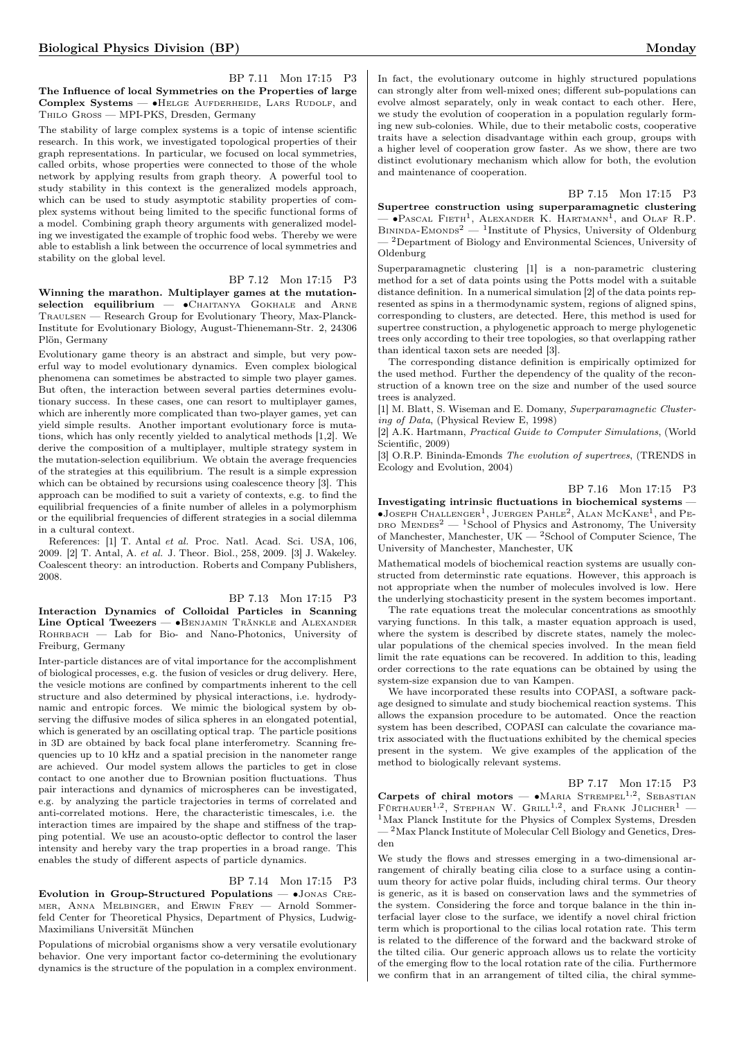BP 7.11 Mon 17:15 P3

**The Influence of local Symmetries on the Properties of large Complex Systems** — •Helge Aufderheide, Lars Rudolf, and Thilo Gross — MPI-PKS, Dresden, Germany

The stability of large complex systems is a topic of intense scientific research. In this work, we investigated topological properties of their graph representations. In particular, we focused on local symmetries, called orbits, whose properties were connected to those of the whole network by applying results from graph theory. A powerful tool to study stability in this context is the generalized models approach, which can be used to study asymptotic stability properties of complex systems without being limited to the specific functional forms of a model. Combining graph theory arguments with generalized modeling we investigated the example of trophic food webs. Thereby we were able to establish a link between the occurrence of local symmetries and stability on the global level.

BP 7.12 Mon 17:15 P3

**Winning the marathon. Multiplayer games at the mutation-selection equilibrium** — •Chaitanya Gokhale and Arne Traulsen — Research Group for Evolutionary Theory, Max-Planck-Institute for Evolutionary Biology, August-Thienemann-Str. 2, 24306 Plön, Germany

Evolutionary game theory is an abstract and simple, but very powerful way to model evolutionary dynamics. Even complex biological phenomena can sometimes be abstracted to simple two player games. But often, the interaction between several parties determines evolutionary success. In these cases, one can resort to multiplayer games, which are inherently more complicated than two-player games, yet can yield simple results. Another important evolutionary force is mutations, which has only recently yielded to analytical methods [1,2]. We derive the composition of a multiplayer, multiple strategy system in the mutation-selection equilibrium. We obtain the average frequencies of the strategies at this equilibrium. The result is a simple expression which can be obtained by recursions using coalescence theory [3]. This approach can be modified to suit a variety of contexts, e.g. to find the equilibrial frequencies of a finite number of alleles in a polymorphism or the equilibrial frequencies of different strategies in a social dilemma in a cultural context.

References: [1] T. Antal *et al.* Proc. Natl. Acad. Sci. USA, 106, 2009. [2] T. Antal, A. *et al.* J. Theor. Biol., 258, 2009. [3] J. Wakeley. Coalescent theory: an introduction. Roberts and Company Publishers, 2008.

BP 7.13 Mon 17:15 P3

**Interaction Dynamics of Colloidal Particles in Scanning Line Optical Tweezers** — •Benjamin Tränkle and Alexander Rohrbach — Lab for Bio- and Nano-Photonics, University of Freiburg, Germany

Inter-particle distances are of vital importance for the accomplishment of biological processes, e.g. the fusion of vesicles or drug delivery. Here, the vesicle motions are confined by compartments inherent to the cell structure and also determined by physical interactions, i.e. hydrodynamic and entropic forces. We mimic the biological system by observing the diffusive modes of silica spheres in an elongated potential, which is generated by an oscillating optical trap. The particle positions in 3D are obtained by back focal plane interferometry. Scanning frequencies up to 10 kHz and a spatial precision in the nanometer range are achieved. Our model system allows the particles to get in close contact to one another due to Brownian position fluctuations. Thus pair interactions and dynamics of microspheres can be investigated, e.g. by analyzing the particle trajectories in terms of correlated and anti-correlated motions. Here, the characteristic timescales, i.e. the interaction times are impaired by the shape and stiffness of the trapping potential. We use an acousto-optic deflector to control the laser intensity and hereby vary the trap properties in a broad range. This enables the study of different aspects of particle dynamics.

BP 7.14 Mon 17:15 P3

**Evolution in Group-Structured Populations** — •Jonas Cremer, Anna Melbinger, and Erwin Frey — Arnold Sommerfeld Center for Theoretical Physics, Department of Physics, Ludwig-Maximilians Universität München

Populations of microbial organisms show a very versatile evolutionary behavior. One very important factor co-determining the evolutionary dynamics is the structure of the population in a complex environment. In fact, the evolutionary outcome in highly structured populations can strongly alter from well-mixed ones; different sub-populations can evolve almost separately, only in weak contact to each other. Here, we study the evolution of cooperation in a population regularly forming new sub-colonies. While, due to their metabolic costs, cooperative traits have a selection disadvantage within each group, groups with a higher level of cooperation grow faster. As we show, there are two distinct evolutionary mechanism which allow for both, the evolution and maintenance of cooperation.

BP 7.15 Mon 17:15 P3

**Supertree construction using superparamagnetic clustering** — •Pascal Fieth[1], Alexander K. Hartmann[1], and Olaf R.P. Bininda-Emonds[2] — [1]Institute of Physics, University of Oldenburg — [2]Department of Biology and Environmental Sciences, University of Oldenburg

Superparamagnetic clustering [1] is a non-parametric clustering method for a set of data points using the Potts model with a suitable distance definition. In a numerical simulation [2] of the data points represented as spins in a thermodynamic system, regions of aligned spins, corresponding to clusters, are detected. Here, this method is used for supertree construction, a phylogenetic approach to merge phylogenetic trees only according to their tree topologies, so that overlapping rather than identical taxon sets are needed [3].

The corresponding distance definition is empirically optimized for the used method. Further the dependency of the quality of the reconstruction of a known tree on the size and number of the used source trees is analyzed.

[1] M. Blatt, S. Wiseman and E. Domany, *Superparamagnetic Clustering of Data*, (Physical Review E, 1998)

[2] A.K. Hartmann, *Practical Guide to Computer Simulations*, (World Scientific, 2009)

[3] O.R.P. Bininda-Emonds *The evolution of supertrees*, (TRENDS in Ecology and Evolution, 2004)

BP 7.16 Mon 17:15 P3

**Investigating intrinsic fluctuations in biochemical systems** — •Joseph Challenger[1], Juergen Pahle[2], Alan McKane[1], and Pedro Mendes[2] — [1]School of Physics and Astronomy, The University of Manchester, Manchester, UK — [2]School of Computer Science, The University of Manchester, Manchester, UK

Mathematical models of biochemical reaction systems are usually constructed from determinstic rate equations. However, this approach is not appropriate when the number of molecules involved is low. Here the underlying stochasticity present in the system becomes important.

The rate equations treat the molecular concentrations as smoothly varying functions. In this talk, a master equation approach is used, where the system is described by discrete states, namely the molecular populations of the chemical species involved. In the mean field limit the rate equations can be recovered. In addition to this, leading order corrections to the rate equations can be obtained by using the system-size expansion due to van Kampen.

We have incorporated these results into COPASI, a software package designed to simulate and study biochemical reaction systems. This allows the expansion procedure to be automated. Once the reaction system has been described, COPASI can calculate the covariance matrix associated with the fluctuations exhibited by the chemical species present in the system. We give examples of the application of the method to biologically relevant systems.

BP 7.17 Mon 17:15 P3

**Carpets of chiral motors** — •Maria Strempel[1,2], Sebastian Fürthauer[1,2], Stephan W. Grill[1,2], and Frank Jülicher[1] — [1]Max Planck Institute for the Physics of Complex Systems, Dresden — [2]Max Planck Institute of Molecular Cell Biology and Genetics, Dresden

We study the flows and stresses emerging in a two-dimensional arrangement of chirally beating cilia close to a surface using a continuum theory for active polar fluids, including chiral terms. Our theory is generic, as it is based on conservation laws and the symmetries of the system. Considering the force and torque balance in the thin interfacial layer close to the surface, we identify a novel chiral friction term which is proportional to the cilias local rotation rate. This term is related to the difference of the forward and the backward stroke of the tilted cilia. Our generic approach allows us to relate the vorticity of the emerging flow to the local rotation rate of the cilia. Furthermore we confirm that in an arrangement of tilted cilia, the chiral symme-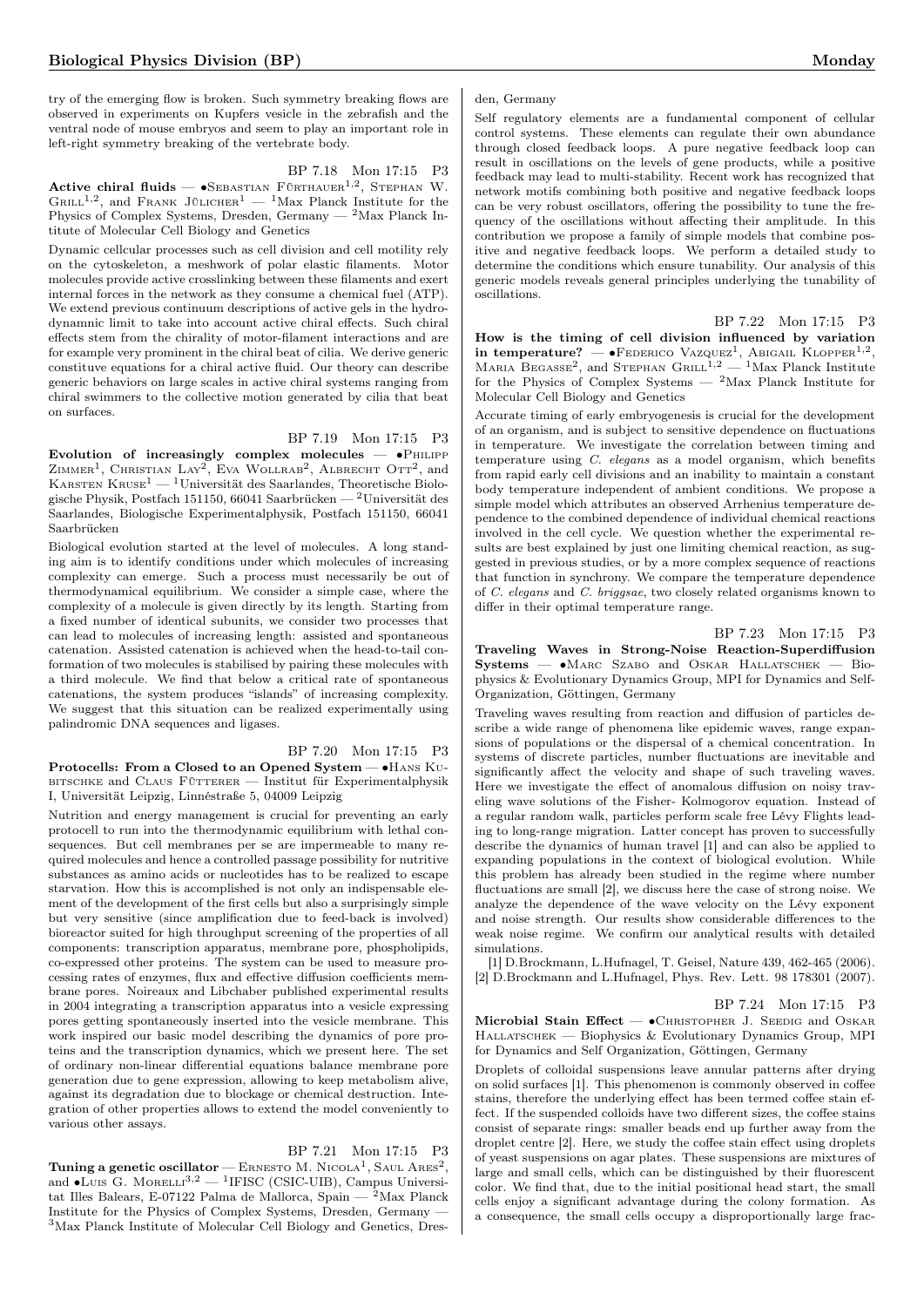try of the emerging flow is broken. Such symmetry breaking flows are observed in experiments on Kupfers vesicle in the zebrafish and the ventral node of mouse embryos and seem to play an important role in left-right symmetry breaking of the vertebrate body.

BP 7.18 Mon 17:15 P3

**Active chiral fluids** — •Sebastian Fürthauer[1,2], Stephan W. Grill[1,2], and Frank Jülicher[1] — [1]Max Planck Institute for the Physics of Complex Systems, Dresden, Germany — [2]Max Planck Intitute of Molecular Cell Biology and Genetics

Dynamic cellcular processes such as cell division and cell motility rely on the cytoskeleton, a meshwork of polar elastic filaments. Motor molecules provide active crosslinking between these filaments and exert internal forces in the network as they consume a chemical fuel (ATP). We extend previous continuum descriptions of active gels in the hydrodynamic limit to take into account active chiral effects. Such chiral effects stem from the chirality of motor-filament interactions and are for example very prominent in the chiral beat of cilia. We derive generic constituve equations for a chiral active fluid. Our theory can describe generic behaviors on large scales in active chiral systems ranging from chiral swimmers to the collective motion generated by cilia that beat on surfaces.

BP 7.19 Mon 17:15 P3

**Evolution of increasingly complex molecules** — •Philipp Zimmer[1], Christian Lay[2], Eva Wollrab[2], Albrecht Ott[2], and Karsten Kruse[1] — [1]Universität des Saarlandes, Theoretische Biologische Physik, Postfach 151150, 66041 Saarbrücken — [2]Universität des Saarlandes, Biologische Experimentalphysik, Postfach 151150, 66041 Saarbrücken

Biological evolution started at the level of molecules. A long standing aim is to identify conditions under which molecules of increasing complexity can emerge. Such a process must necessarily be out of thermodynamical equilibrium. We consider a simple case, where the complexity of a molecule is given directly by its length. Starting from a fixed number of identical subunits, we consider two processes that can lead to molecules of increasing length: assisted and spontaneous catenation. Assisted catenation is achieved when the head-to-tail conformation of two molecules is stabilised by pairing these molecules with a third molecule. We find that below a critical rate of spontaneous catenations, the system produces "islands" of increasing complexity. We suggest that this situation can be realized experimentally using palindromic DNA sequences and ligases.

BP 7.20 Mon 17:15 P3

**Protocells: From a Closed to an Opened System** — •Hans Kubitschke and Claus Fütterer — Institut für Experimentalphysik I, Universität Leipzig, Linnéstraße 5, 04009 Leipzig

Nutrition and energy management is crucial for preventing an early protocell to run into the thermodynamic equilibrium with lethal consequences. But cell membranes per se are impermeable to many required molecules and hence a controlled passage possibility for nutritive substances as amino acids or nucleotides has to be realized to escape starvation. How this is accomplished is not only an indispensable element of the development of the first cells but also a surprisingly simple but very sensitive (since amplification due to feed-back is involved) bioreactor suited for high throughput screening of the properties of all components: transcription apparatus, membrane pore, phospholipids, co-expressed other proteins. The system can be used to measure processing rates of enzymes, flux and effective diffusion coefficients membrane pores. Noireaux and Libchaber published experimental results in 2004 integrating a transcription apparatus into a vesicle expressing pores getting spontaneously inserted into the vesicle membrane. This work inspired our basic model describing the dynamics of pore proteins and the transcription dynamics, which we present here. The set of ordinary non-linear differential equations balance membrane pore generation due to gene expression, allowing to keep metabolism alive, against its degradation due to blockage or chemical destruction. Integration of other properties allows to extend the model conveniently to various other assays.

BP 7.21 Mon 17:15 P3

**Tuning a genetic oscillator** — Ernesto M. Nicola[1], Saul Ares[2], and •Luis G. Morelli[3,2] — [1]IFISC (CSIC-UIB), Campus Universitat Illes Balears, E-07122 Palma de Mallorca, Spain — [2]Max Planck Institute for the Physics of Complex Systems, Dresden, Germany — [3]Max Planck Institute of Molecular Cell Biology and Genetics, Dresden, Germany

Self regulatory elements are a fundamental component of cellular control systems. These elements can regulate their own abundance through closed feedback loops. A pure negative feedback loop can result in oscillations on the levels of gene products, while a positive feedback may lead to multi-stability. Recent work has recognized that network motifs combining both positive and negative feedback loops can be very robust oscillators, offering the possibility to tune the frequency of the oscillations without affecting their amplitude. In this contribution we propose a family of simple models that combine positive and negative feedback loops. We perform a detailed study to determine the conditions which ensure tunability. Our analysis of this generic models reveals general principles underlying the tunability of oscillations.

BP 7.22 Mon 17:15 P3

**How is the timing of cell division influenced by variation in temperature?** — •Federico Vazquez[1], Abigail Klopper[1,2], Maria Begasse[2], and Stephan Grill[1,2] — [1]Max Planck Institute for the Physics of Complex Systems — [2]Max Planck Institute for Molecular Cell Biology and Genetics

Accurate timing of early embryogenesis is crucial for the development of an organism, and is subject to sensitive dependence on fluctuations in temperature. We investigate the correlation between timing and temperature using *C. elegans* as a model organism, which benefits from rapid early cell divisions and an inability to maintain a constant body temperature independent of ambient conditions. We propose a simple model which attributes an observed Arrhenius temperature dependence to the combined dependence of individual chemical reactions involved in the cell cycle. We question whether the experimental results are best explained by just one limiting chemical reaction, as suggested in previous studies, or by a more complex sequence of reactions that function in synchrony. We compare the temperature dependence of *C. elegans* and *C. briggsae*, two closely related organisms known to differ in their optimal temperature range.

BP 7.23 Mon 17:15 P3

**Traveling Waves in Strong-Noise Reaction-Superdiffusion Systems** — •Marc Szabo and Oskar Hallatschek — Biophysics & Evolutionary Dynamics Group, MPI for Dynamics and Self-Organization, Göttingen, Germany

Traveling waves resulting from reaction and diffusion of particles describe a wide range of phenomena like epidemic waves, range expansions of populations or the dispersal of a chemical concentration. In systems of discrete particles, number fluctuations are inevitable and significantly affect the velocity and shape of such traveling waves. Here we investigate the effect of anomalous diffusion on noisy traveling wave solutions of the Fisher- Kolmogorov equation. Instead of a regular random walk, particles perform scale free Lévy Flights leading to long-range migration. Latter concept has proven to successfully describe the dynamics of human travel [1] and can also be applied to expanding populations in the context of biological evolution. While this problem has already been studied in the regime where number fluctuations are small [2], we discuss here the case of strong noise. We analyze the dependence of the wave velocity on the Lévy exponent and noise strength. Our results show considerable differences to the weak noise regime. We confirm our analytical results with detailed simulations.

[1] D.Brockmann, L.Hufnagel, T. Geisel, Nature 439, 462-465 (2006). [2] D.Brockmann and L.Hufnagel, Phys. Rev. Lett. 98 178301 (2007).

BP 7.24 Mon 17:15 P3

**Microbial Stain Effect** — •Christopher J. Seedig and Oskar Hallatschek — Biophysics & Evolutionary Dynamics Group, MPI for Dynamics and Self Organization, Göttingen, Germany

Droplets of colloidal suspensions leave annular patterns after drying on solid surfaces [1]. This phenomenon is commonly observed in coffee stains, therefore the underlying effect has been termed coffee stain effect. If the suspended colloids have two different sizes, the coffee stains consist of separate rings: smaller beads end up further away from the droplet centre [2]. Here, we study the coffee stain effect using droplets of yeast suspensions on agar plates. These suspensions are mixtures of large and small cells, which can be distinguished by their fluorescent color. We find that, due to the initial positional head start, the small cells enjoy a significant advantage during the colony formation. As a consequence, the small cells occupy a disproportionally large frac-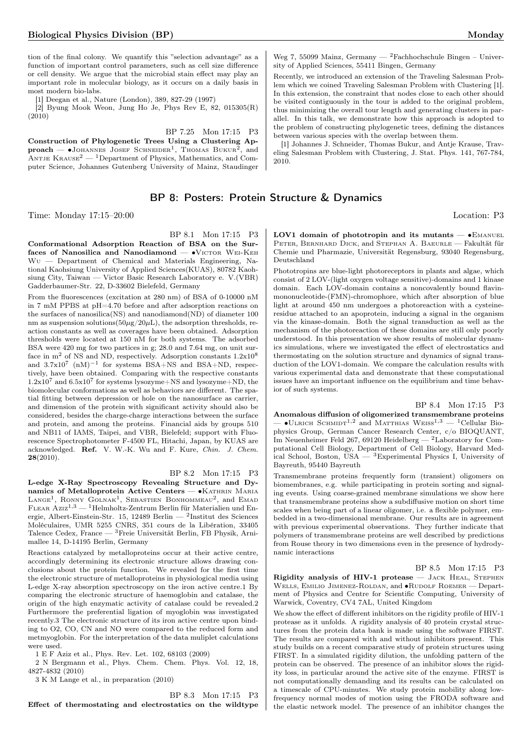tion of the final colony. We quantify this "selection advantage" as a function of important control parameters, such as cell size difference or cell density. We argue that the microbial stain effect may play an important role in molecular biology, as it occurs on a daily basis in most modern bio-labs.

[1] Deegan et al., Nature (London), 389, 827-29 (1997)

[2] Byung Mook Weon, Jung Ho Je, Phys Rev E, 82, 015305(R) (2010)

BP 7.25 Mon 17:15 P3

**Construction of Phylogenetic Trees Using a Clustering Approach** — •Johannes Josef Schneider[1], Thomas Bukur[2], and Antje Krause[2] — [1]Department of Physics, Mathematics, and Computer Science, Johannes Gutenberg University of Mainz, Staudinger Weg 7, 55099 Mainz, Germany — [2]Fachhochschule Bingen – University of Applied Sciences, 55411 Bingen, Germany

Recently, we introduced an extension of the Traveling Salesman Problem which we coined Traveling Salesman Problem with Clustering [1]. In this extension, the constraint that nodes close to each other should be visited contiguously in the tour is added to the original problem, thus minimizing the overall tour length and generating clusters in parallel. In this talk, we demonstrate how this approach is adopted to the problem of constructing phylogenetic trees, defining the distances between various species with the overlap between them.

[1] Johannes J. Schneider, Thomas Bukur, and Antje Krause, Traveling Salesman Problem with Clustering, J. Stat. Phys. 141, 767-784, 2010.

## BP 8: Posters: Protein Structure & Dynamics

Time: Monday 17:15–20:00 Location: P3

BP 8.1 Mon 17:15 P3

**Conformational Adsorption Reaction of BSA on the Surfaces of Nanosilica and Nanodiamond** — •Victor Wei-Keh Wu — Department of Chemical and Materials Engineering, National Kaohsiung University of Applied Sciences(KUAS), 80782 Kaohsiung City, Taiwan — Victor Basic Research Laboratory e. V.(VBR) Gadderbaumer-Str. 22, D-33602 Bielefeld, Germany

From the fluorescences (excitation at 280 nm) of BSA of 0-10000 nM in 7 mM PPBS at pH=4.70 before and after adsorption reactions on the surfaces of nanosilica(NS) and nanodiamond(ND) of diameter 100 nm as suspension solutions($50\mu g/20\mu L$), the adsorption thresholds, reaction constants as well as coverages have been obtained. Adsorption thresholds were located at 150 nM for both systems. The adsorbed BSA were 420 mg for two partices in g; 28.0 and 7.64 mg, on unit surface in $m^2$ of NS and ND, respectively. Adsorption constants $1.2 x 10^8$ and $3.7x10^7$ $(nM)^{-1}$ for systems BSA+NS and BSA+ND, respectively, have been obtained. Comparing with the respective constants $1.2x10^7$ and $6.5x10^7$ for systems lysozyme+NS and lysozyme+ND, the biomolecular conformations as well as behaviors are different. The spatial fitting between depression or hole on the nanosurface as carrier, and dimension of the protein with significant activity should also be considered, besides the charge-charge interactions between the surface and protein, and among the proteins. Financial aids by groups 510 and NB11 of IAMS, Taipei, and VBR, Bielefeld; support with Fluorescence Spectrophotometer F-4500 FL, Hitachi, Japan, by KUAS are acknowledged. **Ref.** V. W.-K. Wu and F. Kure, *Chin. J. Chem.* **28**(2010).

BP 8.2 Mon 17:15 P3

**L-edge X-Ray Spectroscopy Revealing Structure and Dynamics of Metalloprotein Active Centers** — •Kathrin Maria Lange[1], Ronny Golnak[1], Sebastien Bonhommeau[2], and Emad Flear Aziz[1,3] — [1]Helmholtz-Zentrum Berlin für Materialien und Energie, Albert-Einstein-Str. 15, 12489 Berlin — [2]Institut des Sciences Moléculaires, UMR 5255 CNRS, 351 cours de la Libération, 33405 Talence Cedex, France — [3]Freie Universität Berlin, FB Physik, Arnimallee 14, D-14195 Berlin, Germany

Reactions catalyzed by metalloproteins occur at their active centre, accordingly determining its electronic structure allows drawing conclusions about the protein function. We revealed for the first time the electronic structure of metalloproteins in physiological media using L-edge X-ray absorption spectroscopy on the iron active centre.1 By comparing the electronic structure of haemoglobin and catalase, the origin of the high enzymatic activity of catalase could be revealed.2 Furthermore the preferential ligation of myoglobin was investigated recently.3 The electronic structure of its iron active centre upon binding to O2, CO, CN and NO were compared to the reduced form and metmyoglobin. For the interpretation of the data muliplet calculations were used.

1 E F Aziz et al., Phys. Rev. Lett. 102, 68103 (2009)

2 N Bergmann et al., Phys. Chem. Chem. Phys. Vol. 12, 18, 4827-4832 (2010)

3 K M Lange et al., in preparation (2010)

BP 8.3 Mon 17:15 P3

**Effect of thermostating and electrostatics on the wildtype LOV1 domain of phototropin and its mutants** — •Emanuel Peter, Bernhard Dick, and Stephan A. Baeurle — Fakultät für Chemie und Pharmazie, Universität Regensburg, 93040 Regensburg, Deutschland

Phototropins are blue-light photoreceptors in plants and algae, which consist of 2 LOV-(light oxygen voltage sensitive)-domains and 1 kinase domain. Each LOV-domain contains a noncovalently bound flavinmononucleotide-(FMN)-chromophore, which after absorption of blue light at around 450 nm undergoes a photoreaction with a cysteineresidue attached to an apoprotein, inducing a signal in the organism via the kinase-domain. Both the signal transduction as well as the mechanism of the photoreaction of these domains are still only poorly understood. In this presentation we show results of molecular dynamics simulations, where we investigated the effect of electrostatics and thermostating on the solution structure and dynamics of signal transduction of the LOV1-domain. We compare the calculation results with various experimental data and demonstrate that these computational issues have an important influence on the equilibrium and time behavior of such systems.

BP 8.4 Mon 17:15 P3

**Anomalous diffusion of oligomerized transmembrane proteins** — •Ulrich Schmidt[1,2] and Matthias Weiss[1,3] — [1]Cellular Biophysics Group, German Cancer Research Center, c/o BIOQUANT, Im Neuenheimer Feld 267, 69120 Heidelberg — [2]Laboratory for Computational Cell Biology, Department of Cell Biology, Harvard Medical School, Boston, USA — [3]Experimental Physics I, University of Bayreuth, 95440 Bayreuth

Transmembrane proteins frequently form (transient) oligomers on biomembranes, e.g. while participating in protein sorting and signaling events. Using coarse-grained membrane simulations we show here that transmembrane proteins show a subdiffusive motion on short time scales when being part of a linear oligomer, i.e. a flexible polymer, embedded in a two-dimensional membrane. Our results are in agreement with previous experimental observations. They further indicate that polymers of transmembrane proteins are well described by predictions from Rouse theory in two dimensions even in the presence of hydrodynamic interactions

BP 8.5 Mon 17:15 P3

**Rigidity analysis of HIV-1 protease** — Jack Heal, Stephen Wells, Emilio Jimenez-Roldan, and •Rudolf Roemer — Department of Physics and Centre for Scientific Computing, University of Warwick, Coventry, CV4 7AL, United Kingdom

We show the effect of different inhibitors on the rigidity profile of HIV-1 protease as it unfolds. A rigidity analysis of 40 protein crystal structures from the protein data bank is made using the software FIRST. The results are compared with and without inhibitors present. This study builds on a recent comparative study of protein structures using FIRST. In a simulated rigidity dilution, the unfolding pattern of the protein can be observed. The presence of an inhibitor slows the rigidity loss, in particular around the active site of the enzyme. FIRST is not computationally demanding and its results can be calculated on a timescale of CPU-minutes. We study protein mobility along low-frequency normal modes of motion using the FRODA software and the elastic network model. The presence of an inhibitor changes the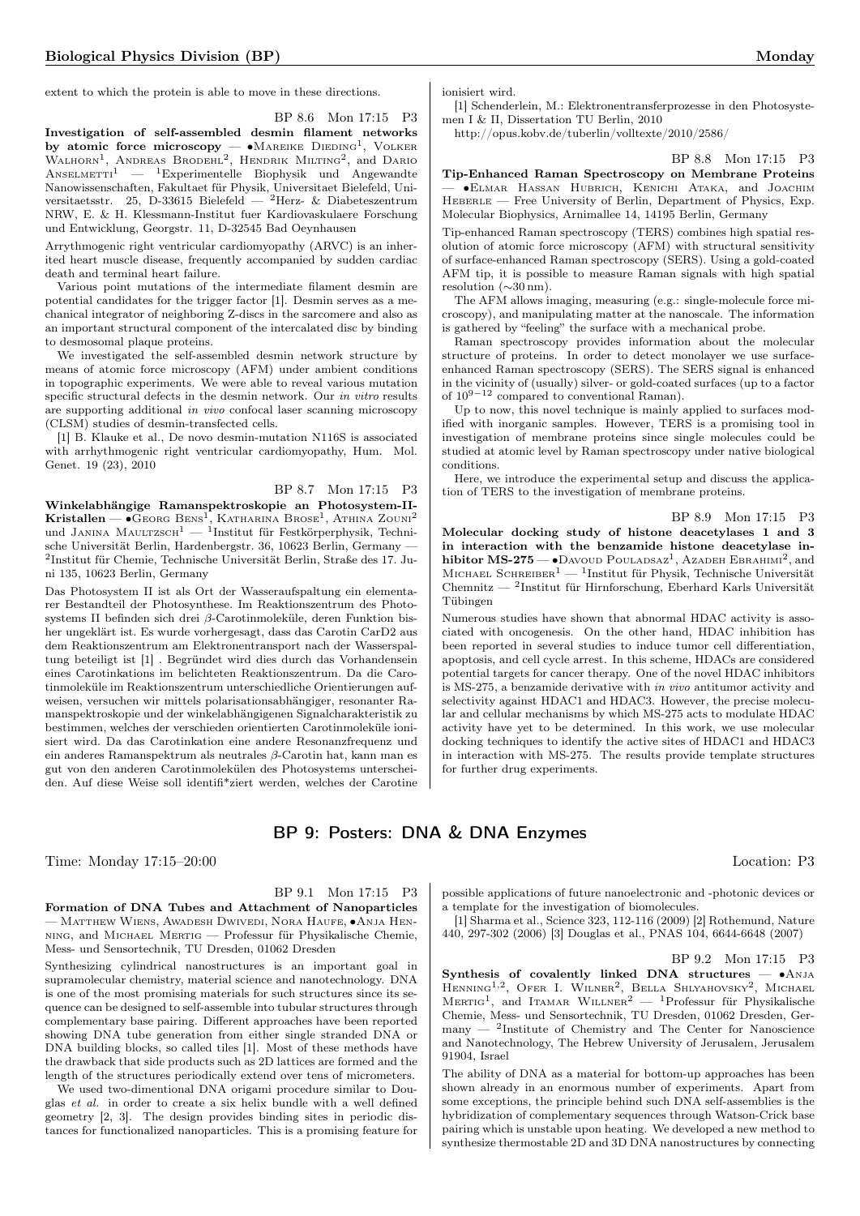extent to which the protein is able to move in these directions.

BP 8.6 Mon 17:15 P3

**Investigation of self-assembled desmin filament networks by atomic force microscopy** — •Mareike Dieding[1], Volker Walhorn[1], Andreas Brodehl[2], Hendrik Milting[2], and Dario Anselmetti[1] — [1]Experimentelle Biophysik und Angewandte Nanowissenschaften, Fakultaet fuer Physik, Universitaet Bielefeld, Universitaetsstr. 25, D-33615 Bielefeld — [2]Herz- & Diabeteszentrum NRW, E. & H. Klessmann-Institut fuer Kardiovaskulaere Forschung und Entwicklung, Georgstr. 11, D-32545 Bad Oeynhausen

Arrythmogenic right ventricular cardiomyopathy (ARVC) is an inherited heart muscle disease, frequently accompanied by sudden cardiac death and terminal heart failure.

Various point mutations of the intermediate filament desmin are potential candidates for the trigger factor [1]. Desmin serves as a mechanical integrator of neighboring Z-discs in the sarcomere and also as an important structural component of the intercalated disc by binding to desmosomal plaque proteins.

We investigated the self-assembled desmin network structure by means of atomic force microscopy (AFM) under ambient conditions in topographic experiments. We were able to reveal various mutation specific structural defects in the desmin network. Our *in vitro* results are supporting additional *in vivo* confocal laser scanning microscopy (CLSM) studies of desmin-transfected cells.

[1] B. Klauke et al., De novo desmin-mutation N116S is associated with arrhythmogenic right ventricular cardiomyopathy, Hum. Mol. Genet. 19 (23), 2010

BP 8.7 Mon 17:15 P3

**Winkelabhängige Ramanspektroskopie an Photosystem-II-Kristallen** — •Georg Bens[1], Katharina Brose[1], Athina Zouni[2] und Janina Maultzsch[1] — [1]Institut für Festkörperphysik, Technische Universität Berlin, Hardenbergstr. 36, 10623 Berlin, Germany — [2]Institut für Chemie, Technische Universität Berlin, Straße des 17. Juni 135, 10623 Berlin, Germany

Das Photosystem II ist als Ort der Wasseraufspaltung ein elementarer Bestandteil der Photosynthese. Im Reaktionszentrum des Photosystems II befinden sich drei $\beta$-Carotinmoleküle, deren Funktion bisher ungeklärt ist. Es wurde vorhergesagt, dass das Carotin CarD2 aus dem Reaktionszentrum am Elektronentransport nach der Wasserspaltung beteiligt ist [1] . Begründet wird dies durch das Vorhandensein eines Carotinkations im belichteten Reaktionszentrum. Da die Carotinmoleküle im Reaktionszentrum unterschiedliche Orientierungen aufweisen, versuchen wir mittels polarisationsabhängiger, resonanter Ramanspektroskopie und der winkelabhängigenen Signalcharakteristik zu bestimmen, welches der verschieden orientierten Carotinmoleküle ionisiert wird. Da das Carotinkation eine andere Resonanzfrequenz und ein anderes Ramanspektrum als neutrales $\beta$-Carotin hat, kann man es gut von den anderen Carotinmolekülen des Photosystems unterscheiden. Auf diese Weise soll identifi*ziert werden, welches der Carotine ionisiert wird.

[1] Schenderlein, M.: Elektronentransferprozesse in den Photosystemen I & II, Dissertation TU Berlin, 2010

http://opus.kobv.de/tuberlin/volltexte/2010/2586/

BP 8.8 Mon 17:15 P3

**Tip-Enhanced Raman Spectroscopy on Membrane Proteins** — •Elmar Hassan Hubrich, Kenichi Ataka, and Joachim Heberle — Free University of Berlin, Department of Physics, Exp. Molecular Biophysics, Arnimallee 14, 14195 Berlin, Germany

Tip-enhanced Raman spectroscopy (TERS) combines high spatial resolution of atomic force microscopy (AFM) with structural sensitivity of surface-enhanced Raman spectroscopy (SERS). Using a gold-coated AFM tip, it is possible to measure Raman signals with high spatial resolution (~30 nm).

The AFM allows imaging, measuring (e.g.: single-molecule force microscopy), and manipulating matter at the nanoscale. The information is gathered by "feeling" the surface with a mechanical probe.

Raman spectroscopy provides information about the molecular structure of proteins. In order to detect monolayer we use surface-enhanced Raman spectroscopy (SERS). The SERS signal is enhanced in the vicinity of (usually) silver- or gold-coated surfaces (up to a factor of $10^{9-12}$ compared to conventional Raman).

Up to now, this novel technique is mainly applied to surfaces modified with inorganic samples. However, TERS is a promising tool in investigation of membrane proteins since single molecules could be studied at atomic level by Raman spectroscopy under native biological conditions.

Here, we introduce the experimental setup and discuss the application of TERS to the investigation of membrane proteins.

BP 8.9 Mon 17:15 P3

**Molecular docking study of histone deacetylases 1 and 3 in interaction with the benzamide histone deacetylase inhibitor MS-275** — •Davoud Pouladsaz[1], Azadeh Ebrahimi[2], and Michael Schreiber[1] — [1]Institut für Physik, Technische Universität Chemnitz — [2]Institut für Hirnforschung, Eberhard Karls Universität Tübingen

Numerous studies have shown that abnormal HDAC activity is associated with oncogenesis. On the other hand, HDAC inhibition has been reported in several studies to induce tumor cell differentiation, apoptosis, and cell cycle arrest. In this scheme, HDACs are considered potential targets for cancer therapy. One of the novel HDAC inhibitors is MS-275, a benzamide derivative with *in vivo* antitumor activity and selectivity against HDAC1 and HDAC3. However, the precise molecular and cellular mechanisms by which MS-275 acts to modulate HDAC activity have yet to be determined. In this work, we use molecular docking techniques to identify the active sites of HDAC1 and HDAC3 in interaction with MS-275. The results provide template structures for further drug experiments.

## BP 9: Posters: DNA & DNA Enzymes

Time: Monday 17:15–20:00 Location: P3

BP 9.1 Mon 17:15 P3

**Formation of DNA Tubes and Attachment of Nanoparticles** — Matthew Wiens, Awadesh Dwivedi, Nora Haufe, •Anja Henning, and Michael Mertig — Professur für Physikalische Chemie, Mess- und Sensortechnik, TU Dresden, 01062 Dresden

Synthesizing cylindrical nanostructures is an important goal in supramolecular chemistry, material science and nanotechnology. DNA is one of the most promising materials for such structures since its sequence can be designed to self-assemble into tubular structures through complementary base pairing. Different approaches have been reported showing DNA tube generation from either single stranded DNA or DNA building blocks, so called tiles [1]. Most of these methods have the drawback that side products such as 2D lattices are formed and the length of the structures periodically extend over tens of micrometers.

We used two-dimentional DNA origami procedure similar to Douglas *et al.* in order to create a six helix bundle with a well defined geometry [2, 3]. The design provides binding sites in periodic distances for functionalized nanoparticles. This is a promising feature for possible applications of future nanoelectronic and -photonic devices or a template for the investigation of biomolecules.

[1] Sharma et al., Science 323, 112-116 (2009) [2] Rothemund, Nature 440, 297-302 (2006) [3] Douglas et al., PNAS 104, 6644-6648 (2007)

BP 9.2 Mon 17:15 P3

**Synthesis of covalently linked DNA structures** — •Anja Henning[1,2], Ofer I. Wilner[2], Bella Shlyahovsky[2], Michael Mertig[1], and Itamar Willner[2] — [1]Professur für Physikalische Chemie, Mess- und Sensortechnik, TU Dresden, 01062 Dresden, Germany — [2]Institute of Chemistry and The Center for Nanoscience and Nanotechnology, The Hebrew University of Jerusalem, Jerusalem 91904, Israel

The ability of DNA as a material for bottom-up approaches has been shown already in an enormous number of experiments. Apart from some exceptions, the principle behind such DNA self-assemblies is the hybridization of complementary sequences through Watson-Crick base pairing which is unstable upon heating. We developed a new method to synthesize thermostable 2D and 3D DNA nanostructures by connecting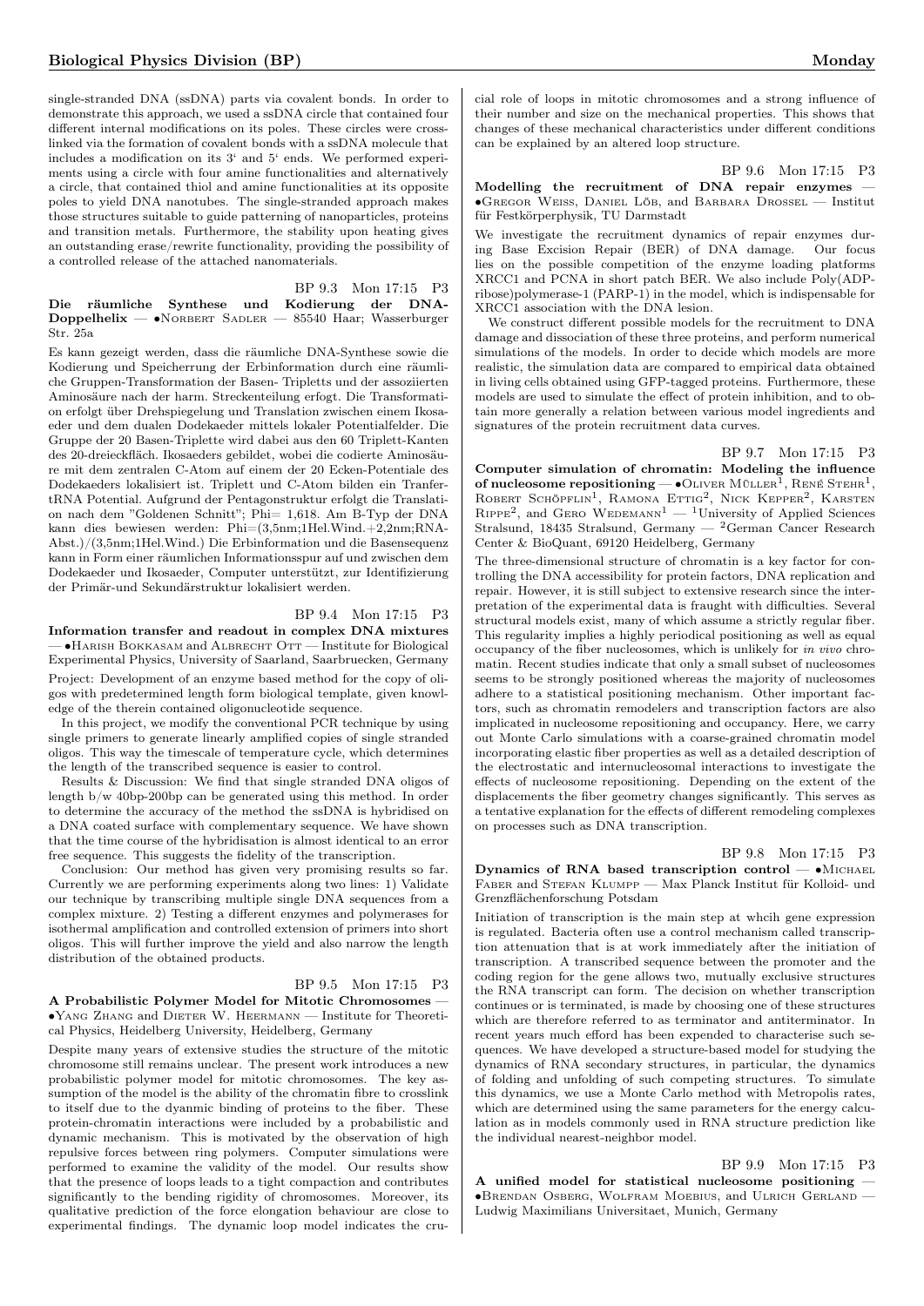single-stranded DNA (ssDNA) parts via covalent bonds. In order to demonstrate this approach, we used a ssDNA circle that contained four different internal modifications on its poles. These circles were crosslinked via the formation of covalent bonds with a ssDNA molecule that includes a modification on its 3' and 5' ends. We performed experiments using a circle with four amine functionalities and alternatively a circle, that contained thiol and amine functionalities at its opposite poles to yield DNA nanotubes. The single-stranded approach makes those structures suitable to guide patterning of nanoparticles, proteins and transition metals. Furthermore, the stability upon heating gives an outstanding erase/rewrite functionality, providing the possibility of a controlled release of the attached nanomaterials.

BP 9.3 Mon 17:15 P3

**Die räumliche Synthese und Kodierung der DNA-Doppelhelix** — •Norbert Sadler — 85540 Haar; Wasserburger Str. 25a

Es kann gezeigt werden, dass die räumliche DNA-Synthese sowie die Kodierung und Speicherrung der Erbinformation durch eine räumliche Gruppen-Transformation der Basen- Tripletts und der assoziierten Aminosäure nach der harm. Streckenteilung erfogt. Die Transformation erfolgt über Drehspiegelung und Translation zwischen einem Ikosaeder und dem dualen Dodekaeder mittels lokaler Potentialfelder. Die Gruppe der 20 Basen-Triplette wird dabei aus den 60 Triplett-Kanten des 20-dreieckfläch. Ikosaeders gebildet, wobei die codierte Aminosäure mit dem zentralen C-Atom auf einem der 20 Ecken-Potentiale des Dodekaeders lokalisiert ist. Triplett und C-Atom bilden ein Tranfer-tRNA Potential. Aufgrund der Pentagonstruktur erfolgt die Translation nach dem "Goldenen Schnitt"; Phi= 1,618. Am B-Typ der DNA kann dies bewiesen werden: Phi=(3,5nm;1Hel.Wind.+2,2nm;RNA-Abst.)/(3,5nm;1Hel.Wind.) Die Erbinformation und die Basensequenz kann in Form einer räumlichen Informationsspur auf und zwischen dem Dodekaeder und Ikosaeder, Computer unterstützt, zur Identifizierung der Primär-und Sekundärstruktur lokalisiert werden.

BP 9.4 Mon 17:15 P3

**Information transfer and readout in complex DNA mixtures** — •Harish Bokkasam and Albrecht Ott — Institute for Biological Experimental Physics, University of Saarland, Saarbruecken, Germany

Project: Development of an enzyme based method for the copy of oligos with predetermined length form biological template, given knowledge of the therein contained oligonucleotide sequence.

In this project, we modify the conventional PCR technique by using single primers to generate linearly amplified copies of single stranded oligos. This way the timescale of temperature cycle, which determines the length of the transcribed sequence is easier to control.

Results & Discussion: We find that single stranded DNA oligos of length b/w 40bp-200bp can be generated using this method. In order to determine the accuracy of the method the ssDNA is hybridised on a DNA coated surface with complementary sequence. We have shown that the time course of the hybridisation is almost identical to an error free sequence. This suggests the fidelity of the transcription.

Conclusion: Our method has given very promising results so far. Currently we are performing experiments along two lines: 1) Validate our technique by transcribing multiple single DNA sequences from a complex mixture. 2) Testing a different enzymes and polymerases for isothermal amplification and controlled extension of primers into short oligos. This will further improve the yield and also narrow the length distribution of the obtained products.

BP 9.5 Mon 17:15 P3

**A Probabilistic Polymer Model for Mitotic Chromosomes** — •Yang Zhang and Dieter W. Heermann — Institute for Theoretical Physics, Heidelberg University, Heidelberg, Germany

Despite many years of extensive studies the structure of the mitotic chromosome still remains unclear. The present work introduces a new probabilistic polymer model for mitotic chromosomes. The key assumption of the model is the ability of the chromatin fibre to crosslink to itself due to the dyanmic binding of proteins to the fiber. These protein-chromatin interactions were included by a probabilistic and dynamic mechanism. This is motivated by the observation of high repulsive forces between ring polymers. Computer simulations were performed to examine the validity of the model. Our results show that the presence of loops leads to a tight compaction and contributes significantly to the bending rigidity of chromosomes. Moreover, its qualitative prediction of the force elongation behaviour are close to experimental findings. The dynamic loop model indicates the crucial role of loops in mitotic chromosomes and a strong influence of their number and size on the mechanical properties. This shows that changes of these mechanical characteristics under different conditions can be explained by an altered loop structure.

BP 9.6 Mon 17:15 P3

**Modelling the recruitment of DNA repair enzymes** — •Gregor Weiss, Daniel Löb, and Barbara Drossel — Institut für Festkörperphysik, TU Darmstadt

We investigate the recruitment dynamics of repair enzymes during Base Excision Repair (BER) of DNA damage. Our focus lies on the possible competition of the enzyme loading platforms XRCC1 and PCNA in short patch BER. We also include Poly(ADP-ribose)polymerase-1 (PARP-1) in the model, which is indispensable for XRCC1 association with the DNA lesion.

We construct different possible models for the recruitment to DNA damage and dissociation of these three proteins, and perform numerical simulations of the models. In order to decide which models are more realistic, the simulation data are compared to empirical data obtained in living cells obtained using GFP-tagged proteins. Furthermore, these models are used to simulate the effect of protein inhibition, and to obtain more generally a relation between various model ingredients and signatures of the protein recruitment data curves.

BP 9.7 Mon 17:15 P3

**Computer simulation of chromatin: Modeling the influence of nucleosome repositioning** — •Oliver Müller[1], René Stehr[1], Robert Schöpflin[1], Ramona Ettig[2], Nick Kepper[2], Karsten Rippe[2], and Gero Wedemann[1] — [1]University of Applied Sciences Stralsund, 18435 Stralsund, Germany — [2]German Cancer Research Center & BioQuant, 69120 Heidelberg, Germany

The three-dimensional structure of chromatin is a key factor for controlling the DNA accessibility for protein factors, DNA replication and repair. However, it is still subject to extensive research since the interpretation of the experimental data is fraught with difficulties. Several structural models exist, many of which assume a strictly regular fiber. This regularity implies a highly periodical positioning as well as equal occupancy of the fiber nucleosomes, which is unlikely for *in vivo* chromatin. Recent studies indicate that only a small subset of nucleosomes seems to be strongly positioned whereas the majority of nucleosomes adhere to a statistical positioning mechanism. Other important factors, such as chromatin remodelers and transcription factors are also implicated in nucleosome repositioning and occupancy. Here, we carry out Monte Carlo simulations with a coarse-grained chromatin model incorporating elastic fiber properties as well as a detailed description of the electrostatic and internucleosomal interactions to investigate the effects of nucleosome repositioning. Depending on the extent of the displacements the fiber geometry changes significantly. This serves as a tentative explanation for the effects of different remodeling complexes on processes such as DNA transcription.

BP 9.8 Mon 17:15 P3

**Dynamics of RNA based transcription control** — •Michael Faber and Stefan Klumpp — Max Planck Institut für Kolloid- und Grenzflächenforschung Potsdam

Initiation of transcription is the main step at whcih gene expression is regulated. Bacteria often use a control mechanism called transcription attenuation that is at work immediately after the initiation of transcription. A transcribed sequence between the promoter and the coding region for the gene allows two, mutually exclusive structures the RNA transcript can form. The decision on whether transcription continues or is terminated, is made by choosing one of these structures which are therefore referred to as terminator and antiterminator. In recent years much efford has been expended to characterise such sequences. We have developed a structure-based model for studying the dynamics of RNA secondary structures, in particular, the dynamics of folding and unfolding of such competing structures. To simulate this dynamics, we use a Monte Carlo method with Metropolis rates, which are determined using the same parameters for the energy calculation as in models commonly used in RNA structure prediction like the individual nearest-neighbor model.

BP 9.9 Mon 17:15 P3

**A unified model for statistical nucleosome positioning** — •Brendan Osberg, Wolfram Moebius, and Ulrich Gerland — Ludwig Maximilians Universitaet, Munich, Germany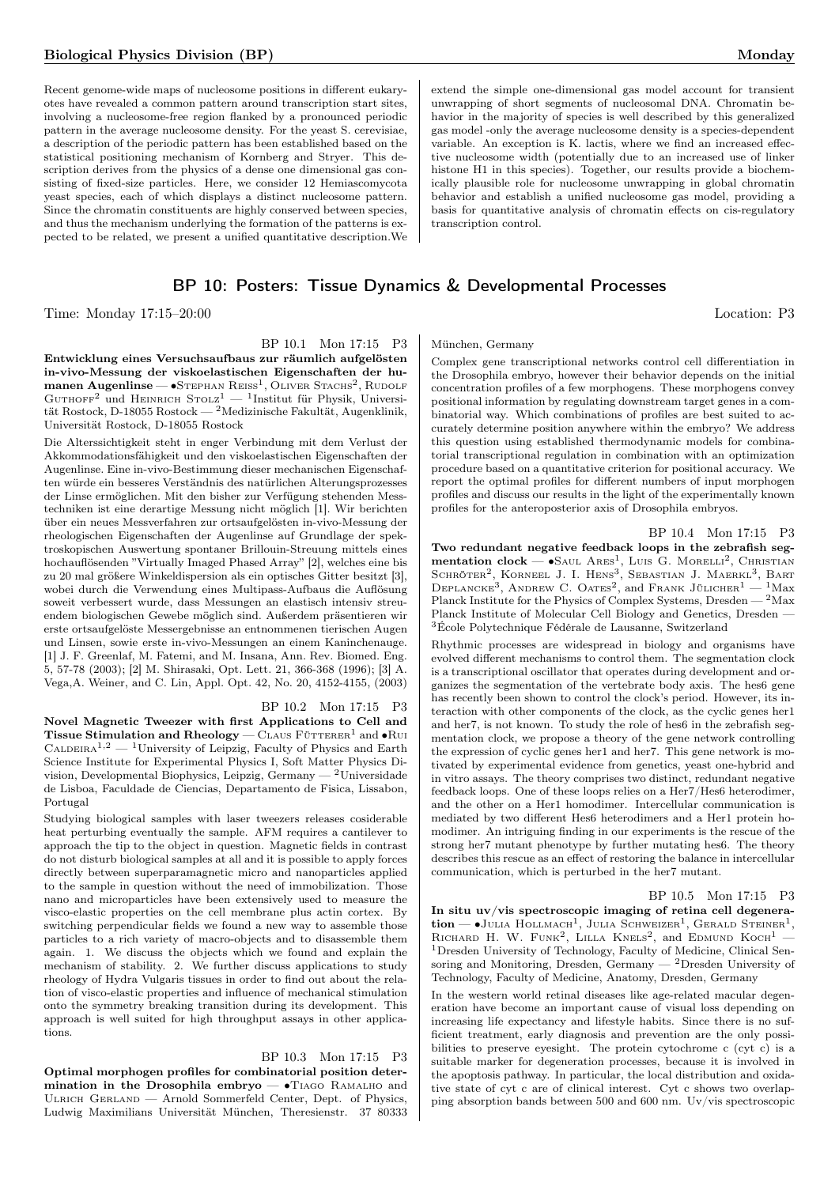Recent genome-wide maps of nucleosome positions in different eukaryotes have revealed a common pattern around transcription start sites, involving a nucleosome-free region flanked by a pronounced periodic pattern in the average nucleosome density. For the yeast S. cerevisiae, a description of the periodic pattern has been established based on the statistical positioning mechanism of Kornberg and Stryer. This description derives from the physics of a dense one dimensional gas consisting of fixed-size particles. Here, we consider 12 Hemiascomycota yeast species, each of which displays a distinct nucleosome pattern. Since the chromatin constituents are highly conserved between species, and thus the mechanism underlying the formation of the patterns is expected to be related, we present a unified quantitative description. We extend the simple one-dimensional gas model account for transient unwrapping of short segments of nucleosomal DNA. Chromatin behavior in the majority of species is well described by this generalized gas model -only the average nucleosome density is a species-dependent variable. An exception is K. lactis, where we find an increased effective nucleosome width (potentially due to an increased use of linker histone H1 in this species). Together, our results provide a biochemically plausible role for nucleosome unwrapping in global chromatin behavior and establish a unified nucleosome gas model, providing a basis for quantitative analysis of chromatin effects on cis-regulatory transcription control.

## BP 10: Posters: Tissue Dynamics & Developmental Processes

Time: Monday 17:15–20:00 Location: P3

BP 10.1 Mon 17:15 P3

**Entwicklung eines Versuchsaufbaus zur räumlich aufgelösten in-vivo-Messung der viskoelastischen Eigenschaften der humanen Augenlinse** — •Stephan Reiss[1], Oliver Stachs[2], Rudolf Guthoff[2] und Heinrich Stolz[1] — [1]Institut für Physik, Universität Rostock, D-18055 Rostock — [2]Medizinische Fakultät, Augenklinik, Universität Rostock, D-18055 Rostock

Die Alterssichtigkeit steht in enger Verbindung mit dem Verlust der Akkommodationsfähigkeit und den viskoelastischen Eigenschaften der Augenlinse. Eine in-vivo-Bestimmung dieser mechanischen Eigenschaften würde ein besseres Verständnis des natürlichen Alterungsprozesses der Linse ermöglichen. Mit den bisher zur Verfügung stehenden Messtechniken ist eine derartige Messung nicht möglich [1]. Wir berichten über ein neues Messverfahren zur ortsaufgelösten in-vivo-Messung der rheologischen Eigenschaften der Augenlinse auf Grundlage der spektroskopischen Auswertung spontaner Brillouin-Streuung mittels eines hochauflösenden "Virtually Imaged Phased Array" [2], welches eine bis zu 20 mal größere Winkeldispersion als ein optisches Gitter besitzt [3], wobei durch die Verwendung eines Multipass-Aufbaus die Auflösung soweit verbessert wurde, dass Messungen an elastisch intensiv streuendem biologischen Gewebe möglich sind. Außerdem präsentieren wir erste ortsaufgelöste Messergebnisse an entnommenen tierischen Augen und Linsen, sowie erste in-vivo-Messungen an einem Kaninchenauge. [1] J. F. Greenlaf, M. Fatemi, and M. Insana, Ann. Rev. Biomed. Eng. 5, 57-78 (2003); [2] M. Shirasaki, Opt. Lett. 21, 366-368 (1996); [3] A. Vega,A. Weiner, and C. Lin, Appl. Opt. 42, No. 20, 4152-4155, (2003)

BP 10.2 Mon 17:15 P3

**Novel Magnetic Tweezer with first Applications to Cell and Tissue Stimulation and Rheology** — Claus Fütterer[1] and •Rui Caldeira[1,2] — [1]University of Leipzig, Faculty of Physics and Earth Science Institute for Experimental Physics I, Soft Matter Physics Division, Developmental Biophysics, Leipzig, Germany — [2]Universidade de Lisboa, Faculdade de Ciencias, Departamento de Fisica, Lissabon, Portugal

Studying biological samples with laser tweezers releases cosiderable heat perturbing eventually the sample. AFM requires a cantilever to approach the tip to the object in question. Magnetic fields in contrast do not disturb biological samples at all and it is possible to apply forces directly between superparamagnetic micro and nanoparticles applied to the sample in question without the need of immobilization. Those nano and microparticles have been extensively used to measure the visco-elastic properties on the cell membrane plus actin cortex. By switching perpendicular fields we found a new way to assemble those particles to a rich variety of macro-objects and to disassemble them again. 1. We discuss the objects which we found and explain the mechanism of stability. 2. We further discuss applications to study rheology of Hydra Vulgaris tissues in order to find out about the relation of visco-elastic properties and influence of mechanical stimulation onto the symmetry breaking transition during its development. This approach is well suited for high throughput assays in other applications.

BP 10.3 Mon 17:15 P3

**Optimal morphogen profiles for combinatorial position determination in the Drosophila embryo** — •Tiago Ramalho and Ulrich Gerland — Arnold Sommerfeld Center, Dept. of Physics, Ludwig Maximilians Universität München, Theresienstr. 37 80333 München, Germany

Complex gene transcriptional networks control cell differentiation in the Drosophila embryo, however their behavior depends on the initial concentration profiles of a few morphogens. These morphogens convey positional information by regulating downstream target genes in a combinatorial way. Which combinations of profiles are best suited to accurately determine position anywhere within the embryo? We address this question using established thermodynamic models for combinatorial transcriptional regulation in combination with an optimization procedure based on a quantitative criterion for positional accuracy. We report the optimal profiles for different numbers of input morphogen profiles and discuss our results in the light of the experimentally known profiles for the anteroposterior axis of Drosophila embryos.

BP 10.4 Mon 17:15 P3

**Two redundant negative feedback loops in the zebrafish segmentation clock** — •Saul Ares[1], Luis G. Morelli[2], Christian Schröter[2], Korneel J. I. Hens[3], Sebastian J. Maerkl[3], Bart Deplancke[3], Andrew C. Oates[2], and Frank Jülicher[1] — [1]Max Planck Institute for the Physics of Complex Systems, Dresden — [2]Max Planck Institute of Molecular Cell Biology and Genetics, Dresden — [3]École Polytechnique Fédérale de Lausanne, Switzerland

Rhythmic processes are widespread in biology and organisms have evolved different mechanisms to control them. The segmentation clock is a transcriptional oscillator that operates during development and organizes the segmentation of the vertebrate body axis. The hes6 gene has recently been shown to control the clock's period. However, its interaction with other components of the clock, as the cyclic genes her1 and her7, is not known. To study the role of hes6 in the zebrafish segmentation clock, we propose a theory of the gene network controlling the expression of cyclic genes her1 and her7. This gene network is motivated by experimental evidence from genetics, yeast one-hybrid and in vitro assays. The theory comprises two distinct, redundant negative feedback loops. One of these loops relies on a Her7/Hes6 heterodimer, and the other on a Her1 homodimer. Intercellular communication is mediated by two different Hes6 heterodimers and a Her1 protein homodimer. An intriguing finding in our experiments is the rescue of the strong her7 mutant phenotype by further mutating hes6. The theory describes this rescue as an effect of restoring the balance in intercellular communication, which is perturbed in the her7 mutant.

BP 10.5 Mon 17:15 P3

**In situ uv/vis spectroscopic imaging of retina cell degeneration** — •Julia Hollmach[1], Julia Schweizer[1], Gerald Steiner[1], Richard H. W. Funk[2], Lilla Knels[2], and Edmund Koch[1] — [1]Dresden University of Technology, Faculty of Medicine, Clinical Sensoring and Monitoring, Dresden, Germany — [2]Dresden University of Technology, Faculty of Medicine, Anatomy, Dresden, Germany

In the western world retinal diseases like age-related macular degeneration have become an important cause of visual loss depending on increasing life expectancy and lifestyle habits. Since there is no sufficient treatment, early diagnosis and prevention are the only possibilities to preserve eyesight. The protein cytochrome c (cyt c) is a suitable marker for degeneration processes, because it is involved in the apoptosis pathway. In particular, the local distribution and oxidative state of cyt c are of clinical interest. Cyt c shows two overlapping absorption bands between 500 and 600 nm. Uv/vis spectroscopic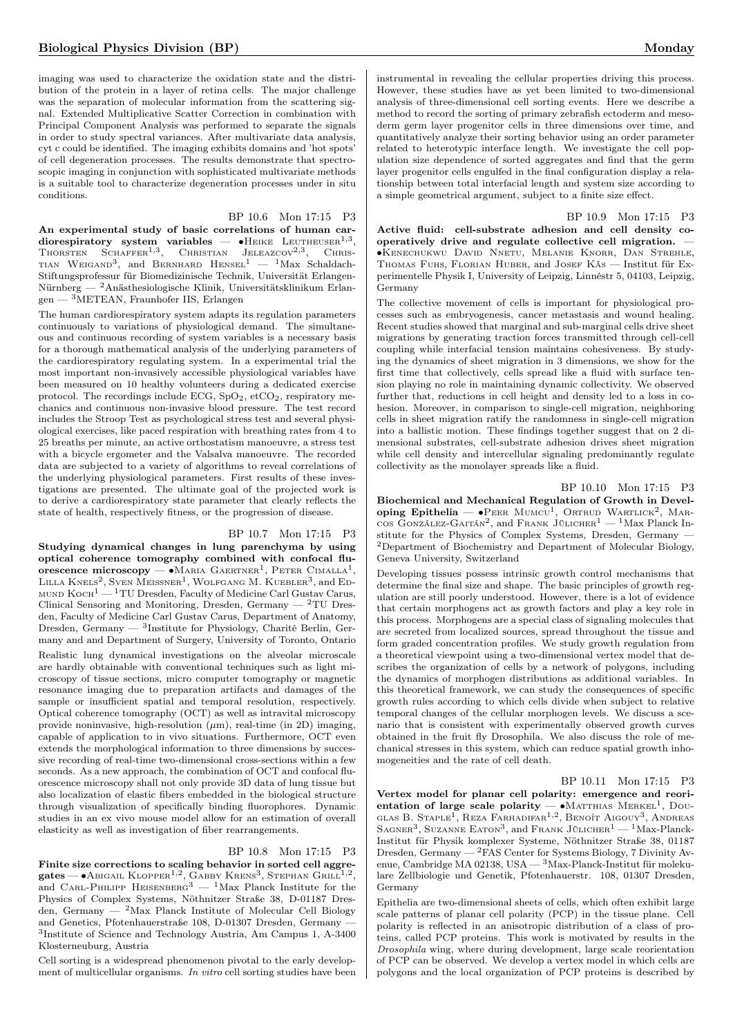imaging was used to characterize the oxidation state and the distribution of the protein in a layer of retina cells. The major challenge was the separation of molecular information from the scattering signal. Extended Multiplicative Scatter Correction in combination with Principal Component Analysis was performed to separate the signals in order to study spectral variances. After multivariate data analysis, cyt c could be identified. The imaging exhibits domains and 'hot spots' of cell degeneration processes. The results demonstrate that spectroscopic imaging in conjunction with sophisticated multivariate methods is a suitable tool to characterize degeneration processes under in situ conditions.

BP 10.6 Mon 17:15 P3

**An experimental study of basic correlations of human cardiorespiratory system variables** — •Heike Leutheuser[1,3], Thorsten Schaffer[1,3], Christian Jeleazcov[2,3], Christian Weigand[3], and Bernhard Hensel[1] — [1]Max Schaldach-Stiftungsprofessur für Biomedizinische Technik, Universität Erlangen-Nürnberg — [2]Anästhesiologische Klinik, Universitätsklinikum Erlangen — [3]METEAN, Fraunhofer IIS, Erlangen

The human cardiorespiratory system adapts its regulation parameters continuously to variations of physiological demand. The simultaneous and continuous recording of system variables is a necessary basis for a thorough mathematical analysis of the underlying parameters of the cardiorespiratory regulating system. In a experimental trial the most important non-invasively accessible physiological variables have been measured on 10 healthy volunteers during a dedicated exercise protocol. The recordings include ECG, $SpO_2$, $etCO_2$, respiratory mechanics and continuous non-invasive blood pressure. The test record includes the Stroop Test as psychological stress test and several physiological exercises, like paced respiration with breathing rates from 4 to 25 breaths per minute, an active orthostatism manoeuvre, a stress test with a bicycle ergometer and the Valsalva manoeuvre. The recorded data are subjected to a variety of algorithms to reveal correlations of the underlying physiological parameters. First results of these investigations are presented. The ultimate goal of the projected work is to derive a cardiorespiratory state parameter that clearly reflects the state of health, respectively fitness, or the progression of disease.

BP 10.7 Mon 17:15 P3

**Studying dynamical changes in lung parenchyma by using optical coherence tomography combined with confocal fluorescence microscopy** — •Maria Gaertner[1], Peter Cimalla[1], Lilla Knels[2], Sven Meissner[1], Wolfgang M. Kuebler[3], and Edmund Koch[1] — [1]TU Dresden, Faculty of Medicine Carl Gustav Carus, Clinical Sensoring and Monitoring, Dresden, Germany — [2]TU Dresden, Faculty of Medicine Carl Gustav Carus, Department of Anatomy, Dresden, Germany — [3]Institute for Physiology, Charité Berlin, Germany and and Department of Surgery, University of Toronto, Ontario

Realistic lung dynamical investigations on the alveolar microscale are hardly obtainable with conventional techniques such as light microscopy of tissue sections, micro computer tomography or magnetic resonance imaging due to preparation artifacts and damages of the sample or insufficient spatial and temporal resolution, respectively. Optical coherence tomography (OCT) as well as intravital microscopy provide noninvasive, high-resolution ($\mu$m), real-time (in 2D) imaging, capable of application to in vivo situations. Furthermore, OCT even extends the morphological information to three dimensions by successive recording of real-time two-dimensional cross-sections within a few seconds. As a new approach, the combination of OCT and confocal fluorescence microscopy shall not only provide 3D data of lung tissue but also localization of elastic fibers embedded in the biological structure through visualization of specifically binding fluorophores. Dynamic studies in an ex vivo mouse model allow for an estimation of overall elasticity as well as investigation of fiber rearrangements.

BP 10.8 Mon 17:15 P3

**Finite size corrections to scaling behavior in sorted cell aggregates** — •Abigail Klopper[1,2], Gabby Krens[3], Stephan Grill[1,2], and Carl-Philipp Heisenberg[3] — [1]Max Planck Institute for the Physics of Complex Systems, Nöthnitzer Straße 38, D-01187 Dresden, Germany — [2]Max Planck Institute of Molecular Cell Biology and Genetics, Pfotenhauerstraße 108, D-01307 Dresden, Germany — [3]Institute of Science and Technology Austria, Am Campus 1, A-3400 Klosterneuburg, Austria

Cell sorting is a widespread phenomenon pivotal to the early development of multicellular organisms. *In vitro* cell sorting studies have been instrumental in revealing the cellular properties driving this process. However, these studies have as yet been limited to two-dimensional analysis of three-dimensional cell sorting events. Here we describe a method to record the sorting of primary zebrafish ectoderm and mesoderm germ layer progenitor cells in three dimensions over time, and quantitatively analyze their sorting behavior using an order parameter related to heterotypic interface length. We investigate the cell population size dependence of sorted aggregates and find that the germ layer progenitor cells engulfed in the final configuration display a relationship between total interfacial length and system size according to a simple geometrical argument, subject to a finite size effect.

BP 10.9 Mon 17:15 P3

**Active fluid: cell-substrate adhesion and cell density cooperatively drive and regulate collective cell migration.** — •Kenechukwu David Nnetu, Melanie Knorr, Dan Strehle, Thomas Fuhs, Florian Huber, and Josef Käs — Institut für Experimentelle Physik I, University of Leipzig, Linnéstr 5, 04103, Leipzig, Germany

The collective movement of cells is important for physiological processes such as embryogenesis, cancer metastasis and wound healing. Recent studies showed that marginal and sub-marginal cells drive sheet migrations by generating traction forces transmitted through cell-cell coupling while interfacial tension maintains cohesiveness. By studying the dynamics of sheet migration in 3 dimensions, we show for the first time that collectively, cells spread like a fluid with surface tension playing no role in maintaining dynamic collectivity. We observed further that, reductions in cell height and density led to a loss in cohesion. Moreover, in comparison to single-cell migration, neighboring cells in sheet migration ratify the randomness in single-cell migration into a ballistic motion. These findings together suggest that on 2 dimensional substrates, cell-substrate adhesion drives sheet migration while cell density and intercellular signaling predominantly regulate collectivity as the monolayer spreads like a fluid.

BP 10.10 Mon 17:15 P3

**Biochemical and Mechanical Regulation of Growth in Developing Epithelia** — •Peer Mumcu[1], Ortrud Wartlick[2], Marcos González-Gaitán[2], and Frank Jülicher[1] — [1]Max Planck Institute for the Physics of Complex Systems, Dresden, Germany — [2]Department of Biochemistry and Department of Molecular Biology, Geneva University, Switzerland

Developing tissues possess intrinsic growth control mechanisms that determine the final size and shape. The basic principles of growth regulation are still poorly understood. However, there is a lot of evidence that certain morphogens act as growth factors and play a key role in this process. Morphogens are a special class of signaling molecules that are secreted from localized sources, spread throughout the tissue and form graded concentration profiles. We study growth regulation from a theoretical viewpoint using a two-dimensional vertex model that describes the organization of cells by a network of polygons, including the dynamics of morphogen distributions as additional variables. In this theoretical framework, we can study the consequences of specific growth rules according to which cells divide when subject to relative temporal changes of the cellular morphogen levels. We discuss a scenario that is consistent with experimentally observed growth curves obtained in the fruit fly Drosophila. We also discuss the role of mechanical stresses in this system, which can reduce spatial growth inhomogeneities and the rate of cell death.

BP 10.11 Mon 17:15 P3

**Vertex model for planar cell polarity: emergence and reorientation of large scale polarity** — •Matthias Merkel[1], Douglas B. Staple[1], Reza Farhadifar[1,2], Benoît Aigouy[3], Andreas Sagner[3], Suzanne Eaton[3], and Frank Jülicher[1] — [1]Max-Planck-Institut für Physik komplexer Systeme, Nöthnitzer Straße 38, 01187 Dresden, Germany — [2]FAS Center for Systems Biology, 7 Divinity Avenue, Cambridge MA 02138, USA — [3]Max-Planck-Institut für molekulare Zellbiologie und Genetik, Pfotenhauerstr. 108, 01307 Dresden, Germany

Epithelia are two-dimensional sheets of cells, which often exhibit large scale patterns of planar cell polarity (PCP) in the tissue plane. Cell polarity is reflected in an anisotropic distribution of a class of proteins, called PCP proteins. This work is motivated by results in the *Drosophila* wing, where during development, large scale reorientation of PCP can be observed. We develop a vertex model in which cells are polygons and the local organization of PCP proteins is described by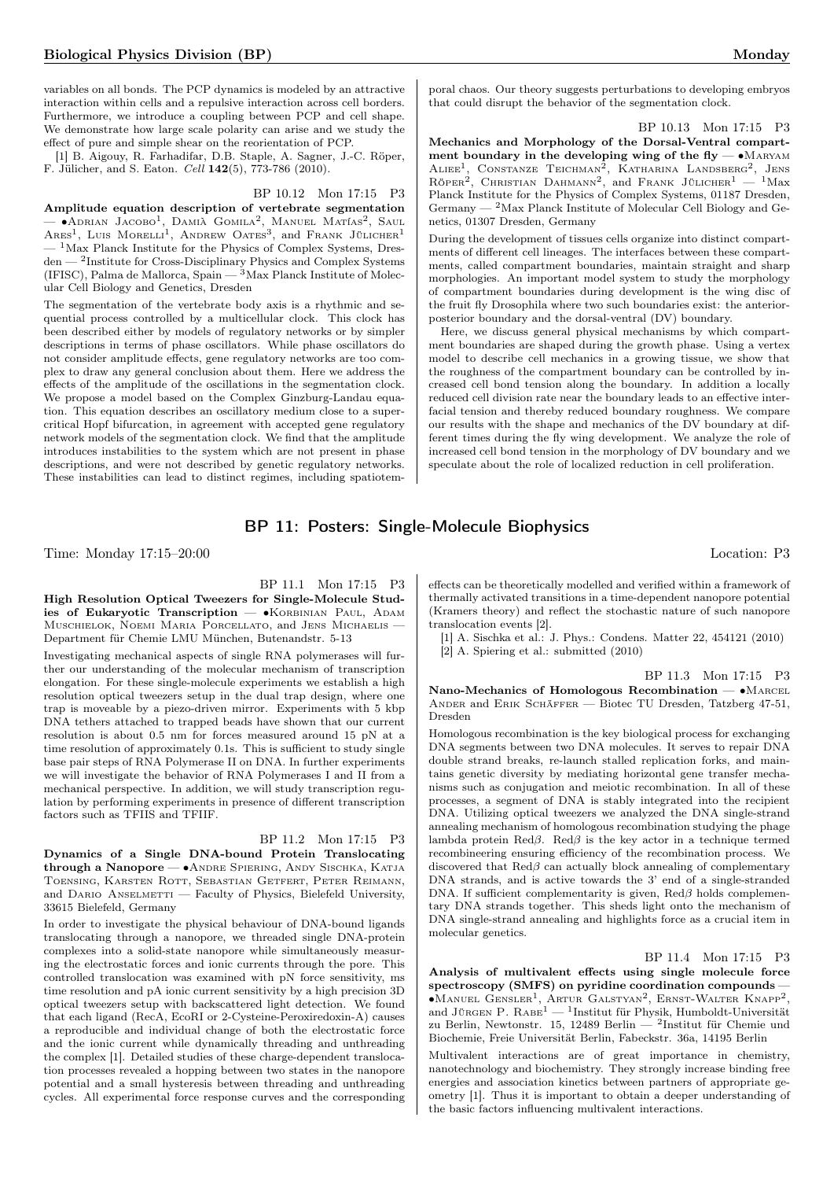variables on all bonds. The PCP dynamics is modeled by an attractive interaction within cells and a repulsive interaction across cell borders. Furthermore, we introduce a coupling between PCP and cell shape. We demonstrate how large scale polarity can arise and we study the effect of pure and simple shear on the reorientation of PCP.

[1] B. Aigouy, R. Farhadifar, D.B. Staple, A. Sagner, J.-C. Röper, F. Jülicher, and S. Eaton. *Cell* **142**(5), 773-786 (2010).

BP 10.12 Mon 17:15 P3

**Amplitude equation description of vertebrate segmentation** — •Adrian Jacobo[1], Damià Gomila[2], Manuel Matías[2], Saul Ares[1], Luis Morelli[1], Andrew Oates[3], and Frank Jülicher[1] — [1]Max Planck Institute for the Physics of Complex Systems, Dresden — [2]Institute for Cross-Disciplinary Physics and Complex Systems (IFISC), Palma de Mallorca, Spain — [3]Max Planck Institute of Molecular Cell Biology and Genetics, Dresden

The segmentation of the vertebrate body axis is a rhythmic and sequential process controlled by a multicellular clock. This clock has been described either by models of regulatory networks or by simpler descriptions in terms of phase oscillators. While phase oscillators do not consider amplitude effects, gene regulatory networks are too complex to draw any general conclusion about them. Here we address the effects of the amplitude of the oscillations in the segmentation clock. We propose a model based on the Complex Ginzburg-Landau equation. This equation describes an oscillatory medium close to a supercritical Hopf bifurcation, in agreement with accepted gene regulatory network models of the segmentation clock. We find that the amplitude introduces instabilities to the system which are not present in phase descriptions, and were not described by genetic regulatory networks. These instabilities can lead to distinct regimes, including spatiotemporal chaos. Our theory suggests perturbations to developing embryos that could disrupt the behavior of the segmentation clock.

BP 10.13 Mon 17:15 P3

**Mechanics and Morphology of the Dorsal-Ventral compartment boundary in the developing wing of the fly** — •Maryam Aliee[1], Constanze Teichman[2], Katharina Landsberg[2], Jens Röper[2], Christian Dahmann[2], and Frank Jülicher[1] — [1]Max Planck Institute for the Physics of Complex Systems, 01187 Dresden, Germany — [2]Max Planck Institute of Molecular Cell Biology and Genetics, 01307 Dresden, Germany

During the development of tissues cells organize into distinct compartments of different cell lineages. The interfaces between these compartments, called compartment boundaries, maintain straight and sharp morphologies. An important model system to study the morphology of compartment boundaries during development is the wing disc of the fruit fly Drosophila where two such boundaries exist: the anterior-posterior boundary and the dorsal-ventral (DV) boundary.

Here, we discuss general physical mechanisms by which compartment boundaries are shaped during the growth phase. Using a vertex model to describe cell mechanics in a growing tissue, we show that the roughness of the compartment boundary can be controlled by increased cell bond tension along the boundary. In addition a locally reduced cell division rate near the boundary leads to an effective interfacial tension and thereby reduced boundary roughness. We compare our results with the shape and mechanics of the DV boundary at different times during the fly wing development. We analyze the role of increased cell bond tension in the morphology of DV boundary and we speculate about the role of localized reduction in cell proliferation.

## BP 11: Posters: Single-Molecule Biophysics

Time: Monday 17:15–20:00 Location: P3

BP 11.1 Mon 17:15 P3

**High Resolution Optical Tweezers for Single-Molecule Studies of Eukaryotic Transcription** — •Korbinian Paul, Adam Muschielok, Noemi Maria Porcellato, and Jens Michaelis — Department für Chemie LMU München, Butenandstr. 5-13

Investigating mechanical aspects of single RNA polymerases will further our understanding of the molecular mechanism of transcription elongation. For these single-molecule experiments we establish a high resolution optical tweezers setup in the dual trap design, where one trap is moveable by a piezo-driven mirror. Experiments with 5 kbp DNA tethers attached to trapped beads have shown that our current resolution is about 0.5 nm for forces measured around 15 pN at a time resolution of approximately 0.1s. This is sufficient to study single base pair steps of RNA Polymerase II on DNA. In further experiments we will investigate the behavior of RNA Polymerases I and II from a mechanical perspective. In addition, we will study transcription regulation by performing experiments in presence of different transcription factors such as TFIIS and TFIIF.

BP 11.2 Mon 17:15 P3

**Dynamics of a Single DNA-bound Protein Translocating through a Nanopore** — •Andre Spiering, Andy Sischka, Katja Toensing, Karsten Rott, Sebastian Getfert, Peter Reimann, and Dario Anselmetti — Faculty of Physics, Bielefeld University, 33615 Bielefeld, Germany

In order to investigate the physical behaviour of DNA-bound ligands translocating through a nanopore, we threaded single DNA-protein complexes into a solid-state nanopore while simultaneously measuring the electrostatic forces and ionic currents through the pore. This controlled translocation was examined with pN force sensitivity, ms time resolution and pA ionic current sensitivity by a high precision 3D optical tweezers setup with backscattered light detection. We found that each ligand (RecA, EcoRI or 2-Cysteine-Peroxiredoxin-A) causes a reproducible and individual change of both the electrostatic force and the ionic current while dynamically threading and unthreading the complex [1]. Detailed studies of these charge-dependent translocation processes revealed a hopping between two states in the nanopore potential and a small hysteresis between threading and unthreading cycles. All experimental force response curves and the corresponding effects can be theoretically modelled and verified within a framework of thermally activated transitions in a time-dependent nanopore potential (Kramers theory) and reflect the stochastic nature of such nanopore translocation events [2].

[1] A. Sischka et al.: J. Phys.: Condens. Matter 22, 454121 (2010)
[2] A. Spiering et al.: submitted (2010)

BP 11.3 Mon 17:15 P3

**Nano-Mechanics of Homologous Recombination** — •Marcel Ander and Erik Schäffer — Biotec TU Dresden, Tatzberg 47-51, Dresden

Homologous recombination is the key biological process for exchanging DNA segments between two DNA molecules. It serves to repair DNA double strand breaks, re-launch stalled replication forks, and maintains genetic diversity by mediating horizontal gene transfer mechanisms such as conjugation and meiotic recombination. In all of these processes, a segment of DNA is stably integrated into the recipient DNA. Utilizing optical tweezers we analyzed the DNA single-strand annealing mechanism of homologous recombination studying the phage lambda protein Red$\beta$. Red$\beta$ is the key actor in a technique termed recombineering ensuring efficiency of the recombination process. We discovered that Red$\beta$ can actually block annealing of complementary DNA strands, and is active towards the 3' end of a single-stranded DNA. If sufficient complementarity is given, Red$\beta$ holds complementary DNA strands together. This sheds light onto the mechanism of DNA single-strand annealing and highlights force as a crucial item in molecular genetics.

BP 11.4 Mon 17:15 P3

**Analysis of multivalent effects using single molecule force spectroscopy (SMFS) on pyridine coordination compounds** — •Manuel Gensler[1], Artur Galstyan[2], Ernst-Walter Knapp[2], and Jürgen P. Rabe[1] — [1]Institut für Physik, Humboldt-Universität zu Berlin, Newtonstr. 15, 12489 Berlin — [2]Institut für Chemie und Biochemie, Freie Universität Berlin, Fabeckstr. 36a, 14195 Berlin

Multivalent interactions are of great importance in chemistry, nanotechnology and biochemistry. They strongly increase binding free energies and association kinetics between partners of appropriate geometry [1]. Thus it is important to obtain a deeper understanding of the basic factors influencing multivalent interactions.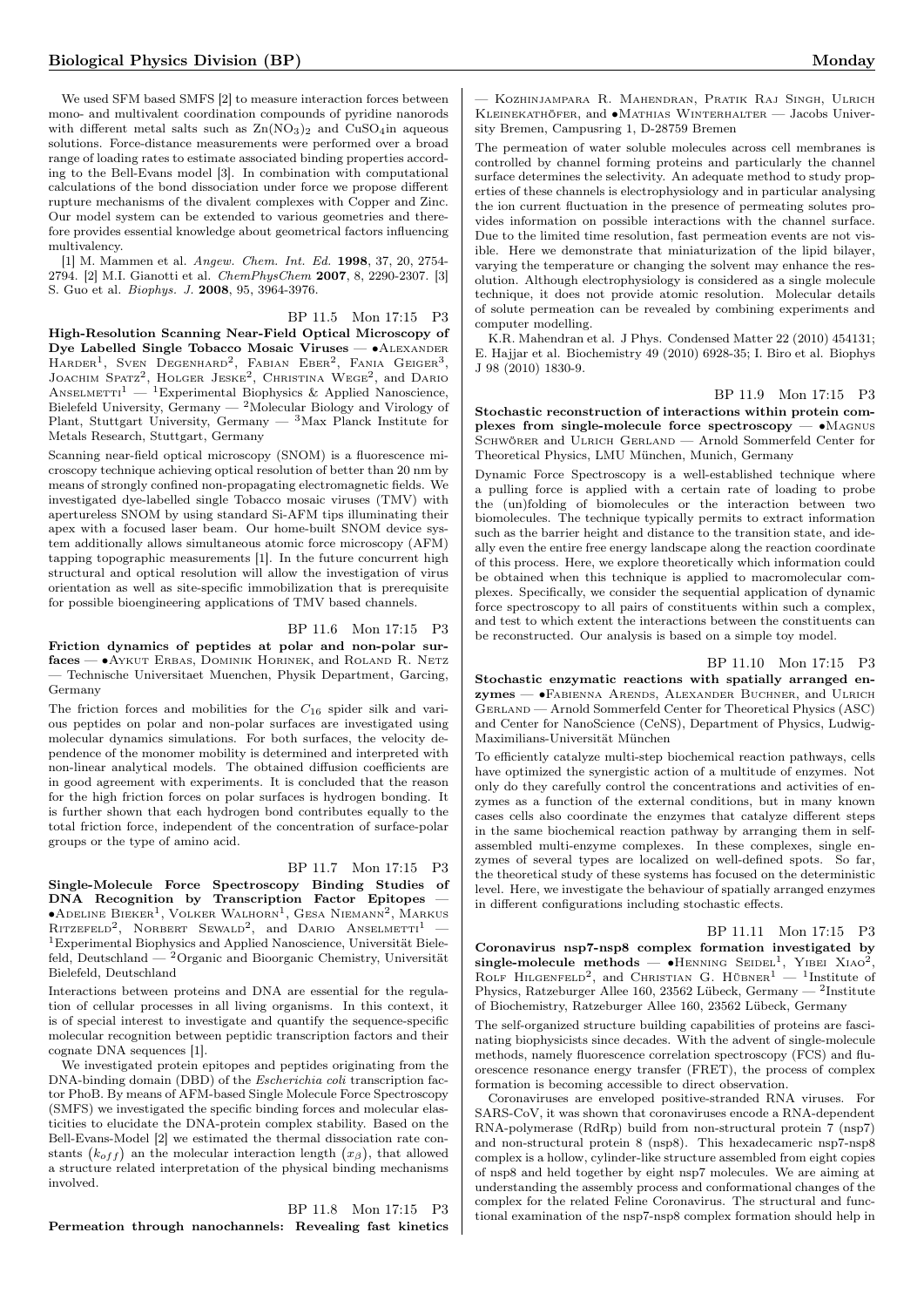We used SFM based SMFS [2] to measure interaction forces between mono- and multivalent coordination compounds of pyridine nanorods with different metal salts such as $Zn(NO_3)_2$ and $CuSO_4$in aqueous solutions. Force-distance measurements were performed over a broad range of loading rates to estimate associated binding properties according to the Bell-Evans model [3]. In combination with computational calculations of the bond dissociation under force we propose different rupture mechanisms of the divalent complexes with Copper and Zinc. Our model system can be extended to various geometries and therefore provides essential knowledge about geometrical factors influencing multivalency.

[1] M. Mammen et al. *Angew. Chem. Int. Ed.* **1998**, 37, 20, 2754-2794. [2] M.I. Gianotti et al. *ChemPhysChem* **2007**, 8, 2290-2307. [3] S. Guo et al. *Biophys. J.* **2008**, 95, 3964-3976.

BP 11.5 Mon 17:15 P3

**High-Resolution Scanning Near-Field Optical Microscopy of Dye Labelled Single Tobacco Mosaic Viruses** — •Alexander Harder[1], Sven Degenhard[2], Fabian Eber[2], Fania Geiger[3], Joachim Spatz[2], Holger Jeske[2], Christina Wege[2], and Dario Anselmetti[1] — [1]Experimental Biophysics & Applied Nanoscience, Bielefeld University, Germany — [2]Molecular Biology and Virology of Plant, Stuttgart University, Germany — [3]Max Planck Institute for Metals Research, Stuttgart, Germany

Scanning near-field optical microscopy (SNOM) is a fluorescence microscopy technique achieving optical resolution of better than 20 nm by means of strongly confined non-propagating electromagnetic fields. We investigated dye-labelled single Tobacco mosaic viruses (TMV) with apertureless SNOM by using standard Si-AFM tips illuminating their apex with a focused laser beam. Our home-built SNOM device system additionally allows simultaneous atomic force microscopy (AFM) tapping topographic measurements [1]. In the future concurrent high structural and optical resolution will allow the investigation of virus orientation as well as site-specific immobilization that is prerequisite for possible bioengineering applications of TMV based channels.

BP 11.6 Mon 17:15 P3

**Friction dynamics of peptides at polar and non-polar surfaces** — •Aykut Erbas, Dominik Horinek, and Roland R. Netz — Technische Universitaet Muenchen, Physik Department, Garcing, Germany

The friction forces and mobilities for the $C_{16}$ spider silk and various peptides on polar and non-polar surfaces are investigated using molecular dynamics simulations. For both surfaces, the velocity dependence of the monomer mobility is determined and interpreted with non-linear analytical models. The obtained diffusion coefficients are in good agreement with experiments. It is concluded that the reason for the high friction forces on polar surfaces is hydrogen bonding. It is further shown that each hydrogen bond contributes equally to the total friction force, independent of the concentration of surface-polar groups or the type of amino acid.

BP 11.7 Mon 17:15 P3

**Single-Molecule Force Spectroscopy Binding Studies of DNA Recognition by Transcription Factor Epitopes** — •Adeline Bieker[1], Volker Walhorn[1], Gesa Niemann[2], Markus Ritzefeld[2], Norbert Sewald[2], and Dario Anselmetti[1] — [1]Experimental Biophysics and Applied Nanoscience, Universität Bielefeld, Deutschland — [2]Organic and Bioorganic Chemistry, Universität Bielefeld, Deutschland

Interactions between proteins and DNA are essential for the regulation of cellular processes in all living organisms. In this context, it is of special interest to investigate and quantify the sequence-specific molecular recognition between peptidic transcription factors and their cognate DNA sequences [1].

We investigated protein epitopes and peptides originating from the DNA-binding domain (DBD) of the *Escherichia coli* transcription factor PhoB. By means of AFM-based Single Molecule Force Spectroscopy (SMFS) we investigated the specific binding forces and molecular elasticities to elucidate the DNA-protein complex stability. Based on the Bell-Evans-Model [2] we estimated the thermal dissociation rate constants $(k_{off})$ an the molecular interaction length $(x_\beta)$, that allowed a structure related interpretation of the physical binding mechanisms involved.

BP 11.8 Mon 17:15 P3

**Permeation through nanochannels: Revealing fast kinetics** — Kozhinjampara R. Mahendran, Pratik Raj Singh, Ulrich Kleinekathöfer, and •Mathias Winterhalter — Jacobs University Bremen, Campusring 1, D-28759 Bremen

The permeation of water soluble molecules across cell membranes is controlled by channel forming proteins and particularly the channel surface determines the selectivity. An adequate method to study properties of these channels is electrophysiology and in particular analysing the ion current fluctuation in the presence of permeating solutes provides information on possible interactions with the channel surface. Due to the limited time resolution, fast permeation events are not visible. Here we demonstrate that miniaturization of the lipid bilayer, varying the temperature or changing the solvent may enhance the resolution. Although electrophysiology is considered as a single molecule technique, it does not provide atomic resolution. Molecular details of solute permeation can be revealed by combining experiments and computer modelling.

K.R. Mahendran et al. J Phys. Condensed Matter 22 (2010) 454131; E. Hajjar et al. Biochemistry 49 (2010) 6928-35; I. Biro et al. Biophys J 98 (2010) 1830-9.

BP 11.9 Mon 17:15 P3

**Stochastic reconstruction of interactions within protein complexes from single-molecule force spectroscopy** — •Magnus Schwörer and Ulrich Gerland — Arnold Sommerfeld Center for Theoretical Physics, LMU München, Munich, Germany

Dynamic Force Spectroscopy is a well-established technique where a pulling force is applied with a certain rate of loading to probe the (un)folding of biomolecules or the interaction between two biomolecules. The technique typically permits to extract information such as the barrier height and distance to the transition state, and ideally even the entire free energy landscape along the reaction coordinate of this process. Here, we explore theoretically which information could be obtained when this technique is applied to macromolecular complexes. Specifically, we consider the sequential application of dynamic force spectroscopy to all pairs of constituents within such a complex, and test to which extent the interactions between the constituents can be reconstructed. Our analysis is based on a simple toy model.

BP 11.10 Mon 17:15 P3

**Stochastic enzymatic reactions with spatially arranged enzymes** — •Fabienna Arends, Alexander Buchner, and Ulrich Gerland — Arnold Sommerfeld Center for Theoretical Physics (ASC) and Center for NanoScience (CeNS), Department of Physics, Ludwig-Maximilians-Universität München

To efficiently catalyze multi-step biochemical reaction pathways, cells have optimized the synergistic action of a multitude of enzymes. Not only do they carefully control the concentrations and activities of enzymes as a function of the external conditions, but in many known cases cells also coordinate the enzymes that catalyze different steps in the same biochemical reaction pathway by arranging them in self-assembled multi-enzyme complexes. In these complexes, single enzymes of several types are localized on well-defined spots. So far, the theoretical study of these systems has focused on the deterministic level. Here, we investigate the behaviour of spatially arranged enzymes in different configurations including stochastic effects.

BP 11.11 Mon 17:15 P3

**Coronavirus nsp7-nsp8 complex formation investigated by single-molecule methods** — •Henning Seidel[1], Yibei Xiao[2], Rolf Hilgenfeld[2], and Christian G. Hübner[1] — [1]Institute of Physics, Ratzeburger Allee 160, 23562 Lübeck, Germany — [2]Institute of Biochemistry, Ratzeburger Allee 160, 23562 Lübeck, Germany

The self-organized structure building capabilities of proteins are fascinating biophysicists since decades. With the advent of single-molecule methods, namely fluorescence correlation spectroscopy (FCS) and fluorescence resonance energy transfer (FRET), the process of complex formation is becoming accessible to direct observation.

Coronaviruses are enveloped positive-stranded RNA viruses. For SARS-CoV, it was shown that coronaviruses encode a RNA-dependent RNA-polymerase (RdRp) build from non-structural protein 7 (nsp7) and non-structural protein 8 (nsp8). This hexadecameric nsp7-nsp8 complex is a hollow, cylinder-like structure assembled from eight copies of nsp8 and held together by eight nsp7 molecules. We are aiming at understanding the assembly process and conformational changes of the complex for the related Feline Coronavirus. The structural and functional examination of the nsp7-nsp8 complex formation should help in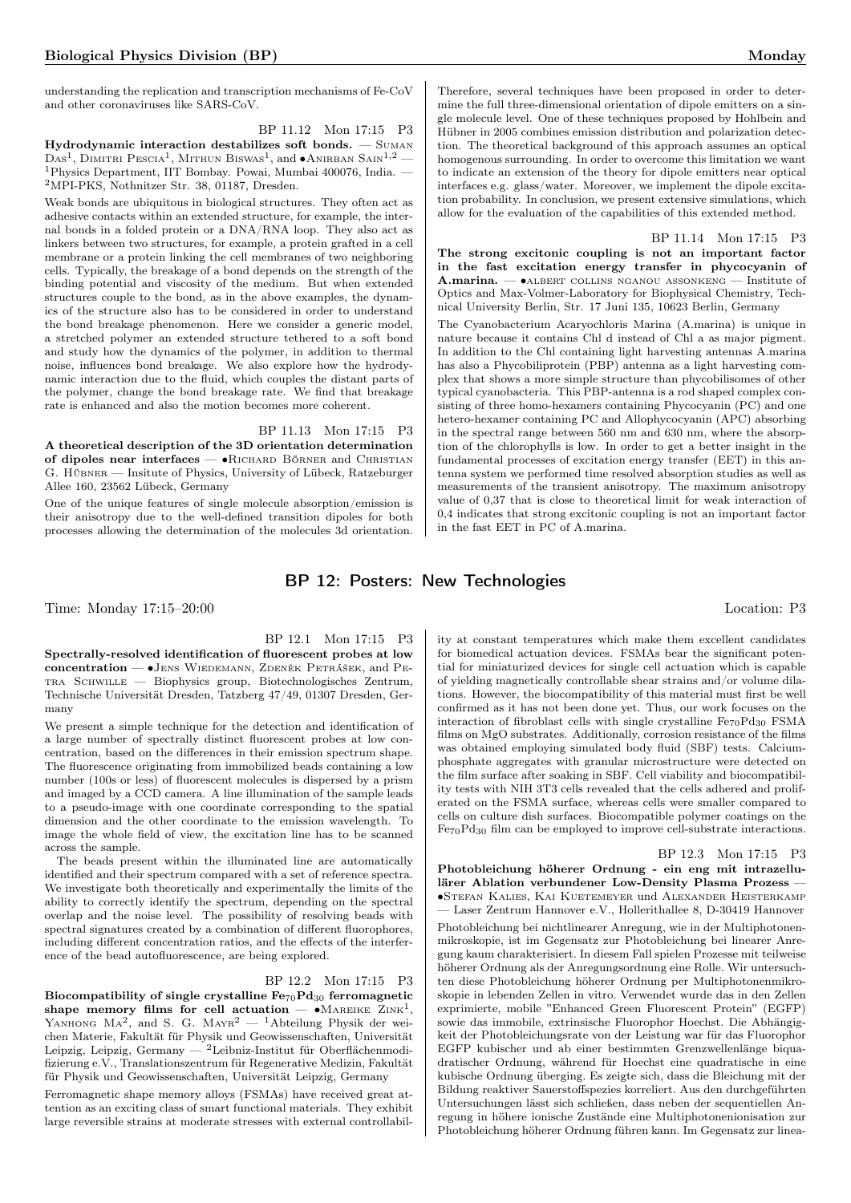understanding the replication and transcription mechanisms of Fe-CoV and other coronaviruses like SARS-CoV.

BP 11.12 Mon 17:15 P3

**Hydrodynamic interaction destabilizes soft bonds.** — Suman Das[1], Dimitri Pescia[1], Mithun Biswas[1], and •Anirban Sain[1,2] — [1]Physics Department, IIT Bombay. Powai, Mumbai 400076, India. — [2]MPI-PKS, Nothnitzer Str. 38, 01187, Dresden.

Weak bonds are ubiquitous in biological structures. They often act as adhesive contacts within an extended structure, for example, the internal bonds in a folded protein or a DNA/RNA loop. They also act as linkers between two structures, for example, a protein grafted in a cell membrane or a protein linking the cell membranes of two neighboring cells. Typically, the breakage of a bond depends on the strength of the binding potential and viscosity of the medium. But when extended structures couple to the bond, as in the above examples, the dynamics of the structure also has to be considered in order to understand the bond breakage phenomenon. Here we consider a generic model, a stretched polymer an extended structure tethered to a soft bond and study how the dynamics of the polymer, in addition to thermal noise, influences bond breakage. We also explore how the hydrodynamic interaction due to the fluid, which couples the distant parts of the polymer, change the bond breakage rate. We find that breakage rate is enhanced and also the motion becomes more coherent.

BP 11.13 Mon 17:15 P3

**A theoretical description of the 3D orientation determination of dipoles near interfaces** — •Richard Börner and Christian G. Hübner — Insitute of Physics, University of Lübeck, Ratzeburger Allee 160, 23562 Lübeck, Germany

One of the unique features of single molecule absorption/emission is their anisotropy due to the well-defined transition dipoles for both processes allowing the determination of the molecules 3d orientation. Therefore, several techniques have been proposed in order to determine the full three-dimensional orientation of dipole emitters on a single molecule level. One of these techniques proposed by Hohlbein and Hübner in 2005 combines emission distribution and polarization detection. The theoretical background of this approach assumes an optical homogenous surrounding. In order to overcome this limitation we want to indicate an extension of the theory for dipole emitters near optical interfaces e.g. glass/water. Moreover, we implement the dipole excitation probability. In conclusion, we present extensive simulations, which allow for the evaluation of the capabilities of this extended method.

BP 11.14 Mon 17:15 P3

**The strong excitonic coupling is not an important factor in the fast excitation energy transfer in phycocyanin of A.marina.** — •albert collins nganou assonkeng — Institute of Optics and Max-Volmer-Laboratory for Biophysical Chemistry, Technical University Berlin, Str. 17 Juni 135, 10623 Berlin, Germany

The Cyanobacterium Acaryochloris Marina (A.marina) is unique in nature because it contains Chl d instead of Chl a as major pigment. In addition to the Chl containing light harvesting antennas A.marina has also a Phycobiliprotein (PBP) antenna as a light harvesting complex that shows a more simple structure than phycobilisomes of other typical cyanobacteria. This PBP-antenna is a rod shaped complex consisting of three homo-hexamers containing Phycocyanin (PC) and one hetero-hexamer containing PC and Allophycocyanin (APC) absorbing in the spectral range between 560 nm and 630 nm, where the absorption of the chlorophylls is low. In order to get a better insight in the fundamental processes of excitation energy transfer (EET) in this antenna system we performed time resolved absorption studies as well as measurements of the transient anisotropy. The maximum anisotropy value of 0,37 that is close to theoretical limit for weak interaction of 0,4 indicates that strong excitonic coupling is not an important factor in the fast EET in PC of A.marina.

## BP 12: Posters: New Technologies

Time: Monday 17:15–20:00 Location: P3

BP 12.1 Mon 17:15 P3

**Spectrally-resolved identification of fluorescent probes at low concentration** — •Jens Wiedemann, Zdeněk Petrášek, and Petra Schwille — Biophysics group, Biotechnologisches Zentrum, Technische Universität Dresden, Tatzberg 47/49, 01307 Dresden, Germany

We present a simple technique for the detection and identification of a large number of spectrally distinct fluorescent probes at low concentration, based on the differences in their emission spectrum shape. The fluorescence originating from immobilized beads containing a low number (100s or less) of fluorescent molecules is dispersed by a prism and imaged by a CCD camera. A line illumination of the sample leads to a pseudo-image with one coordinate corresponding to the spatial dimension and the other coordinate to the emission wavelength. To image the whole field of view, the excitation line has to be scanned across the sample.

The beads present within the illuminated line are automatically identified and their spectrum compared with a set of reference spectra. We investigate both theoretically and experimentally the limits of the ability to correctly identify the spectrum, depending on the spectral overlap and the noise level. The possibility of resolving beads with spectral signatures created by a combination of different fluorophores, including different concentration ratios, and the effects of the interference of the bead autofluorescence, are being explored.

BP 12.2 Mon 17:15 P3

**Biocompatibility of single crystalline $Fe_{70}Pd_{30}$ ferromagnetic shape memory films for cell actuation** — •Mareike Zink[1], Yanhong Ma[2], and S. G. Mayr[2] — [1]Abteilung Physik der weichen Materie, Fakultät für Physik und Geowissenschaften, Universität Leipzig, Leipzig, Germany — [2]Leibniz-Institut für Oberflächenmodifizierung e.V., Translationszentrum für Regenerative Medizin, Fakultät für Physik und Geowissenschaften, Universität Leipzig, Germany

Ferromagnetic shape memory alloys (FSMAs) have received great attention as an exciting class of smart functional materials. They exhibit large reversible strains at moderate stresses with external controllability at constant temperatures which make them excellent candidates for biomedical actuation devices. FSMAs bear the significant potential for miniaturized devices for single cell actuation which is capable of yielding magnetically controllable shear strains and/or volume dilations. However, the biocompatibility of this material must first be well confirmed as it has not been done yet. Thus, our work focuses on the interaction of fibroblast cells with single crystalline $Fe_{70}Pd_{30}$ FSMA films on MgO substrates. Additionally, corrosion resistance of the films was obtained employing simulated body fluid (SBF) tests. Calcium-phosphate aggregates with granular microstructure were detected on the film surface after soaking in SBF. Cell viability and biocompatibility tests with NIH 3T3 cells revealed that the cells adhered and proliferated on the FSMA surface, whereas cells were smaller compared to cells on culture dish surfaces. Biocompatible polymer coatings on the $Fe_{70}Pd_{30}$ film can be employed to improve cell-substrate interactions.

BP 12.3 Mon 17:15 P3

**Photobleichung höherer Ordnung - ein eng mit intrazellulärer Ablation verbundener Low-Density Plasma Prozess** — •Stefan Kalies, Kai Kuetemeyer und Alexander Heisterkamp — Laser Zentrum Hannover e.V., Hollerithallee 8, D-30419 Hannover

Photobleichung bei nichtlinearer Anregung, wie in der Multiphotonenmikroskopie, ist im Gegensatz zur Photobleichung bei linearer Anregung kaum charakterisiert. In diesem Fall spielen Prozesse mit teilweise höherer Ordnung als der Anregungsordnung eine Rolle. Wir untersuchten diese Photobleichung höherer Ordnung per Multiphotonenmikroskopie in lebenden Zellen in vitro. Verwendet wurde das in den Zellen exprimierte, mobile "Enhanced Green Fluorescent Protein" (EGFP) sowie das immobile, extrinsische Fluorophor Hoechst. Die Abhängigkeit der Photobleichungsrate von der Leistung war für das Fluorophor EGFP kubischer und ab einer bestimmten Grenzwellenlänge biquadratischer Ordnung, während für Hoechst eine quadratische in eine kubische Ordnung überging. Es zeigte sich, dass die Bleichung mit der Bildung reaktiver Sauerstoffspezies korreliert. Aus den durchgeführten Untersuchungen lässt sich schließen, dass neben der sequentiellen Anregung in höhere ionische Zustände eine Multiphotonenionisation zur Photobleichung höherer Ordnung führen kann. Im Gegensatz zur linea-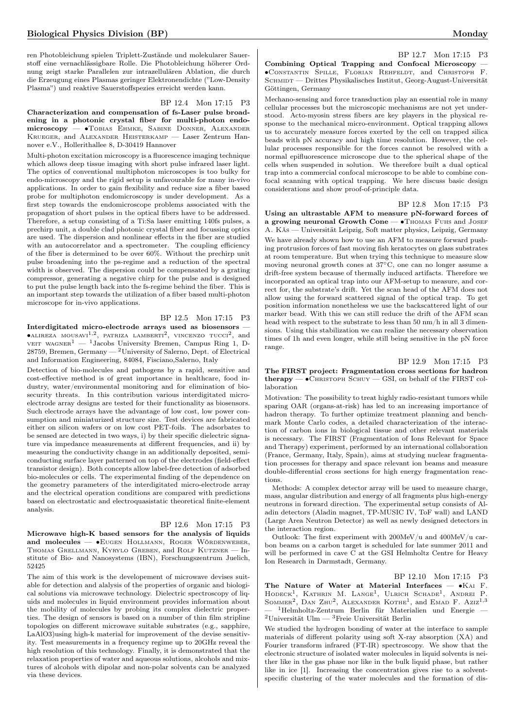ren Photobleichung spielen Triplett-Zustände und molekularer Sauerstoff eine vernachlässigbare Rolle. Die Photobleichung höherer Ordnung zeigt starke Parallelen zur intrazellulären Ablation, die durch die Erzeugung eines Plasmas geringer Elektronendichte ("Low-Density Plasma") und reaktive Sauerstoffspezies erreicht werden kann.

BP 12.4 Mon 17:15 P3

**Characterization and compensation of fs-Laser pulse broadening in a photonic crystal fiber for multi-photon endomicroscopy** — •Tobias Ehmke, Sabine Donner, Alexander Krueger, and Alexander Heisterkamp — Laser Zentrum Hannover e.V., Hollerithallee 8, D-30419 Hannover

Multi-photon excitation microscopy is a fluorescence imaging technique which allows deep tissue imaging with short pulse infrared laser light. The optics of conventional multiphoton microscopes is too bulky for endo-microscopy and the rigid setup is unfavourable for many in-vivo applications. In order to gain flexibility and reduce size a fiber based probe for multiphoton endomicroscopy is under development. As a first step towards the endomicroscope problems associated with the propagation of short pulses in the optical fibers have to be addressed. Therefore, a setup consisting of a Ti:Sa laser emitting 140fs pulses, a prechirp unit, a double clad photonic crystal fiber and focussing optics are used. The dispersion and nonlinear effects in the fiber are studied with an autocorrelator and a spectrometer. The coupling efficiency of the fiber is determined to be over 60%. Without the prechirp unit pulse broadening into the ps-regime and a reduction of the spectral width is observed. The dispersion could be compensated by a grating compressor, generating a negative chirp for the pulse and is designed to put the pulse length back into the fs-regime behind the fiber. This is an important step towards the utilization of a fiber based multi-photon microscope for in-vivo applications.

BP 12.5 Mon 17:15 P3

**Interdigitated micro-electrode arrays used as biosensors** — •alireza mousavi[1,2], patriza lamberti[2], vincenzo tucci[2], and veit wagner[1] — [1]Jacobs University Bremen, Campus Ring 1, D-28759, Bremen, Germany — [2]University of Salerno, Dept. of Electrical and Information Engineering, 84084, Fisciano,Salerno, Italy

Detection of bio-molecules and pathogens by a rapid, sensitive and cost-effective method is of great importance in healthcare, food industry, water/environmental monitoring and for elimination of biosecurity threats. In this contribution various interdigitated microelectrode array designs are tested for their functionality as biosensors. Such electrode arrays have the advantage of low cost, low power consumption and miniaturized structure size. Test devices are fabricated either on silicon wafers or on low cost PET-foils. The adsorbates to be sensed are detected in two ways, i) by their specific dielectric signature via impedance measurements at different frequencies, and ii) by measuring the conductivity change in an additionally deposited, semiconducting surface layer patterned on top of the electrodes (field-effect transistor design). Both concepts allow label-free detection of adsorbed bio-molecules or cells. The experimental finding of the dependence on the geometry parameters of the interdigitated micro-electrode array and the electrical operation conditions are compared with predictions based on electrostatic and electroquasistatic theoretical finite-element analysis.

BP 12.6 Mon 17:15 P3

**Microwave high-K based sensors for the analysis of liquids and molecules** — •Eugen Hollmann, Roger Wördenweber, Thomas Grellmann, Kyrylo Greben, and Rolf Kutzner — Institute of Bio- and Nanosystems (IBN), Forschungszentrum Juelich, 52425

The aim of this work is the developement of microwave devises suitable for detection and alalysis of the properties of organic and biological solutions via microwave technology. Dielectric spectroscopy of liquids and molecules in liquid environment provides information about the mobility of molecules by probing its complex dielectric properties. The design of sensors is based on a number of thin film stripline topologies on different microwave suitable substrates (e.g., sapphire, LaAlO3)using high-k material for improvement of the devise sensitivity. Test measurements in a frequency regime up to 20GHz reveal the high resolution of this technology. Finally, it is demonstrated that the relaxation properties of water and aqueous solutions, alcohols and mixtures of alcohols with dipolar and non-polar solvents can be analyzed via these devices.

BP 12.7 Mon 17:15 P3

**Combining Optical Trapping and Confocal Microscopy** — •Constantin Spille, Florian Rehfeldt, and Christoph F. Schmidt — Drittes Physikalisches Institut, Georg-August-Universität Göttingen, Germany

Mechano-sensing and force transduction play an essential role in many cellular processes but the microscopic mechanisms are not yet understood. Acto-myosin stress fibers are key players in the physical response to the mechanical micro-environment. Optical trapping allows us to accurately measure forces exerted by the cell on trapped silica beads with pN accuracy and high time resolution. However, the cellular processes responsible for the forces cannot be resolved with a normal epifluorescence microscope due to the spherical shape of the cells when suspended in solution. We therefore built a dual optical trap into a commercial confocal microscope to be able to combine confocal scanning with optical trapping. We here discuss basic design considerations and show proof-of-principle data.

BP 12.8 Mon 17:15 P3

**Using an ultrastable AFM to measure pN-forward forces of a growing neuronal Growth Cone** — •Thomas Fuhs and Josef A. Käs — Universität Leipzig, Soft matter physics, Leipzig, Germany

We have already shown how to use an AFM to measure forward pushing protrusion forces of fast moving fish keratocytes on glass substrates at room temperature. But when trying this technique to measure slow moving neuronal growth cones at 37°C, one can no longer assume a drift-free system because of thermally induced artifacts. Therefore we incorporated an optical trap into our AFM-setup to measure, and correct for, the substrate's drift. Yet the scan head of the AFM does not allow using the forward scattered signal of the optical trap. To get position information nonetheless we use the backscattered light of our marker bead. With this we can still reduce the drift of the AFM scan head with respect to the substrate to less than 50 nm/h in all 3 dimensions. Using this stabilization we can realize the necessary observation times of 1h and even longer, while still being sensitive in the pN force range.

BP 12.9 Mon 17:15 P3

**The FIRST project: Fragmentation cross sections for hadron therapy** — •Christoph Schuy — GSI, on behalf of the FIRST collaboration

Motivation: The possibility to treat highly radio-resistant tumors while sparing OAR (organs-at-risk) has led to an increasing importance of hadron therapy. To further optimize treatment planning and benchmark Monte Carlo codes, a detailed characterization of the interaction of carbon ions in biological tissue and other relevant materials is necessary. The FIRST (Fragmentation of Ions Relevant for Space and Therapy) experiment, performed by an international collaboration (France, Germany, Italy, Spain), aims at studying nuclear fragmentation processes for therapy and space relevant ion beams and measure double-differential cross sections for high energy fragmentation reactions.

Methods: A complex detector array will be used to measure charge, mass, angular distribution and energy of all fragments plus high-energy neutrons in forward direction. The experimental setup consists of Aladin detectors (Aladin magnet, TP-MUSIC IV, ToF wall) and LAND (Large Area Neutron Detector) as well as newly designed detectors in the interaction region.

Outlook: The first experiment with 200MeV/u and 400MeV/u carbon beams on a carbon target is scheduled for late summer 2011 and will be performed in cave C at the GSI Helmholtz Centre for Heavy Ion Research in Darmstadt, Germany.

BP 12.10 Mon 17:15 P3

**The Nature of Water at Material Interfaces** — •Kai F. Hodeck[1], Kathrin M. Lange[1], Ulrich Schade[1], Andrei P. Sommer[2], Dan Zhu[2], Alexander Kothe[1], and Emad F. Aziz[1,3] — [1]Helmholtz-Zentrum Berlin für Materialien und Energie — [2]Universität Ulm — [3]Freie Universität Berlin

We studied the hydrogen bonding of water at the interface to sample materials of different polarity using soft X-ray absorption (XA) and Fourier transform infrared (FT-IR) spectroscopy. We show that the electronic structure of isolated water molecules in liquid solvents is neither like in the gas phase nor like in the bulk liquid phase, but rather like in ice [1]. Increasing the concentration gives rise to a solvent-specific clustering of the water molecules and the formation of dis-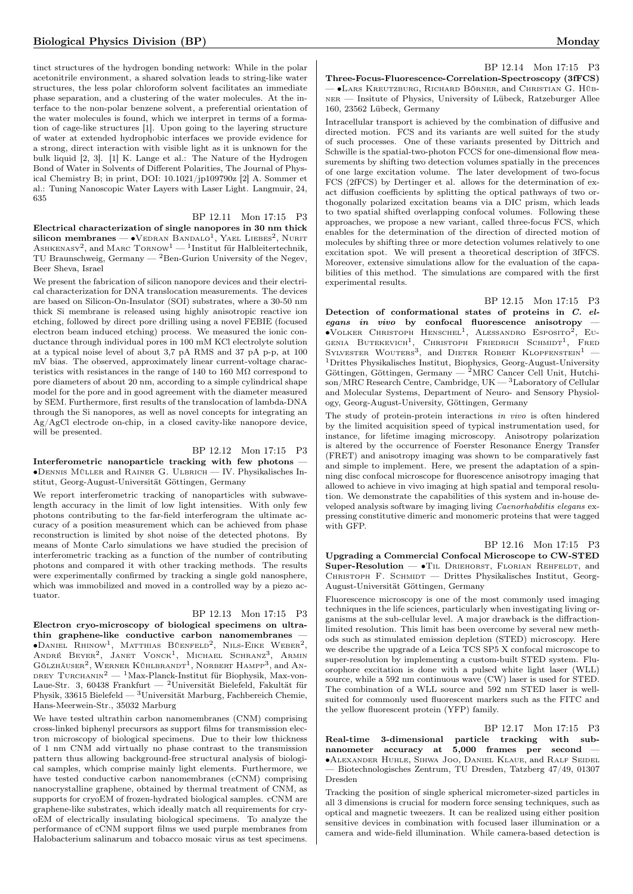tinct structures of the hydrogen bonding network: While in the polar acetonitrile environment, a shared solvation leads to string-like water structures, the less polar chloroform solvent facilitates an immediate phase separation, and a clustering of the water molecules. At the interface to the non-polar benzene solvent, a preferential orientation of the water molecules is found, which we interpret in terms of a formation of cage-like structures [1]. Upon going to the layering structure of water at extended hydrophobic interfaces we provide evidence for a strong, direct interaction with visible light as it is unknown for the bulk liquid [2, 3]. [1] K. Lange et al.: The Nature of the Hydrogen Bond of Water in Solvents of Different Polarities, The Journal of Physical Chemistry B; in print, DOI: 10.1021/jp109790z [2] A. Sommer et al.: Tuning Nanoscopic Water Layers with Laser Light. Langmuir, 24, 635

BP 12.11 Mon 17:15 P3

**Electrical characterization of single nanopores in 30 nm thick silicon membranes** — •Vedran Bandalo[1], Yael Liebes[2], Nurit Ashkenasy[2], and Marc Tornow[1] — [1]Institut für Halbleitertechnik, TU Braunschweig, Germany — [2]Ben-Gurion University of the Negev, Beer Sheva, Israel

We present the fabrication of silicon nanopore devices and their electrical characterization for DNA translocation measurements. The devices are based on Silicon-On-Insulator (SOI) substrates, where a 30-50 nm thick Si membrane is released using highly anisotropic reactive ion etching, followed by direct pore drilling using a novel FEBIE (focused electron beam induced etching) process. We measured the ionic conductance through individual pores in 100 mM KCl electrolyte solution at a typical noise level of about 3,7 pA RMS and 37 pA p-p, at 100 mV bias. The observed, approximately linear current-voltage characteristics with resistances in the range of 140 to 160 MΩ correspond to pore diameters of about 20 nm, according to a simple cylindrical shape model for the pore and in good agreement with the diameter measured by SEM. Furthermore, first results of the translocation of lambda-DNA through the Si nanopores, as well as novel concepts for integrating an Ag/AgCl electrode on-chip, in a closed cavity-like nanopore device, will be presented.

BP 12.12 Mon 17:15 P3

**Interferometric nanoparticle tracking with few photons** — •Dennis Müller and Rainer G. Ulbrich — IV. Physikalisches Institut, Georg-August-Universität Göttingen, Germany

We report interferometric tracking of nanoparticles with subwavelength accuracy in the limit of low light intensities. With only few photons contributing to the far-field interferogram the ultimate accuracy of a position measurement which can be achieved from phase reconstruction is limited by shot noise of the detected photons. By means of Monte Carlo simulations we have studied the precision of interferometric tracking as a function of the number of contributing photons and compared it with other tracking methods. The results were experimentally confirmed by tracking a single gold nanosphere, which was immobilized and moved in a controlled way by a piezo actuator.

BP 12.13 Mon 17:15 P3

**Electron cryo-microscopy of biological specimens on ultrathin graphene-like conductive carbon nanomembranes** — •Daniel Rhinow[1], Matthias Büenfeld[2], Nils-Eike Weber[2], André Beyer[2], Janet Vonck[1], Michael Schranz[3], Armin Gölzhäuser[2], Werner Kühlbrandt[1], Norbert Hampp[3], and Andrey Turchanin[2] — [1]Max-Planck-Institut für Biophysik, Max-von-Laue-Str. 3, 60438 Frankfurt — [2]Universität Bielefeld, Fakultät für Physik, 33615 Bielefeld — [3]Universität Marburg, Fachbereich Chemie, Hans-Meerwein-Str., 35032 Marburg

We have tested ultrathin carbon nanomembranes (CNM) comprising cross-linked biphenyl precursors as support films for transmission electron microscopy of biological specimens. Due to their low thickness of 1 nm CNM add virtually no phase contrast to the transmission pattern thus allowing background-free structural analysis of biological samples, which comprise mainly light elements. Furthermore, we have tested conductive carbon nanomembranes (cCNM) comprising nanocrystalline graphene, obtained by thermal treatment of CNM, as supports for cryoEM of frozen-hydrated biological samples. cCNM are graphene-like substrates, which ideally match all requirements for cryoEM of electrically insulating biological specimens. To analyze the performance of cCNM support films we used purple membranes from Halobacterium salinarum and tobacco mosaic virus as test specimens.

BP 12.14 Mon 17:15 P3

**Three-Focus-Fluorescence-Correlation-Spectroscopy (3fFCS)** — •Lars Kreutzburg, Richard Börner, and Christian G. Hübner — Insitute of Physics, University of Lübeck, Ratzeburger Allee 160, 23562 Lübeck, Germany

Intracellular transport is achieved by the combination of diffusive and directed motion. FCS and its variants are well suited for the study of such processes. One of these variants presented by Dittrich and Schwille is the spatial-two-photon FCCS for one-dimensional flow measurements by shifting two detection volumes spatially in the precences of one large excitation volume. The later development of two-focus FCS (2fFCS) by Dertinger et al. allows for the determination of exact diffusion coefficients by splitting the optical pathways of two orthogonally polarized excitation beams via a DIC prism, which leads to two spatial shifted overlapping confocal volumes. Following these approaches, we propose a new variant, called three-focus FCS, which enables for the determination of the direction of directed motion of molecules by shifting three or more detection volumes relatively to one excitation spot. We will present a theoretical description of 3fFCS. Moreover, extensive simulations allow for the evaluation of the capabilities of this method. The simulations are compared with the first experimental results.

BP 12.15 Mon 17:15 P3

**Detection of conformational states of proteins in *C. elegans in vivo* by confocal fluorescence anisotropy** — •Volker Christoph Henschel[1], Alessandro Esposito[2], Eugenia Butekevich[1], Christoph Friedrich Schmidt[1], Fred Sylvester Wouters[3], and Dieter Robert Klopfenstein[1] — [1]Drittes Physikalisches Institut, Biophysics, Georg-August-University Göttingen, Göttingen, Germany — [2]MRC Cancer Cell Unit, Hutchison/MRC Research Centre, Cambridge, UK — [3]Laboratory of Cellular and Molecular Systems, Department of Neuro- and Sensory Physiology, Georg-August-University, Göttingen, Germany

The study of protein-protein interactions *in vivo* is often hindered by the limited acquisition speed of typical instrumentation used, for instance, for lifetime imaging microscopy. Anisotropy polarization is altered by the occurrence of Foerster Resonance Energy Transfer (FRET) and anisotropy imaging was shown to be comparatively fast and simple to implement. Here, we present the adaptation of a spinning disc confocal microscope for fluorescence anisotropy imaging that allowed to achieve in vivo imaging at high spatial and temporal resolution. We demonstrate the capabilities of this system and in-house developed analysis software by imaging living *Caenorhabditis elegans* expressing constitutive dimeric and monomeric proteins that were tagged with GFP.

BP 12.16 Mon 17:15 P3

**Upgrading a Commercial Confocal Microscope to CW-STED Super-Resolution** — •Til Driehorst, Florian Rehfeldt, and Christoph F. Schmidt — Drittes Physikalisches Institut, Georg-August-Universität Göttingen, Germany

Fluorescence microscopy is one of the most commonly used imaging techniques in the life sciences, particularly when investigating living organisms at the sub-cellular level. A major drawback is the diffraction-limited resolution. This limit has been overcome by several new methods such as stimulated emission depletion (STED) microscopy. Here we describe the upgrade of a Leica TCS SP5 X confocal microscope to super-resolution by implementing a custom-built STED system. Fluorophore excitation is done with a pulsed white light laser (WLL) source, while a 592 nm continuous wave (CW) laser is used for STED. The combination of a WLL source and 592 nm STED laser is well-suited for commonly used fluorescent markers such as the FITC and the yellow fluorescent protein (YFP) family.

BP 12.17 Mon 17:15 P3

**Real-time 3-dimensional particle tracking with sub-nanometer accuracy at 5,000 frames per second** — •Alexander Huhle, Sihwa Joo, Daniel Klaue, and Ralf Seidel — Biotechnologisches Zentrum, TU Dresden, Tatzberg 47/49, 01307 Dresden

Tracking the position of single spherical micrometer-sized particles in all 3 dimensions is crucial for modern force sensing techniques, such as optical and magnetic tweezers. It can be realized using either position sensitive devices in combination with focused laser illumination or a camera and wide-field illumination. While camera-based detection is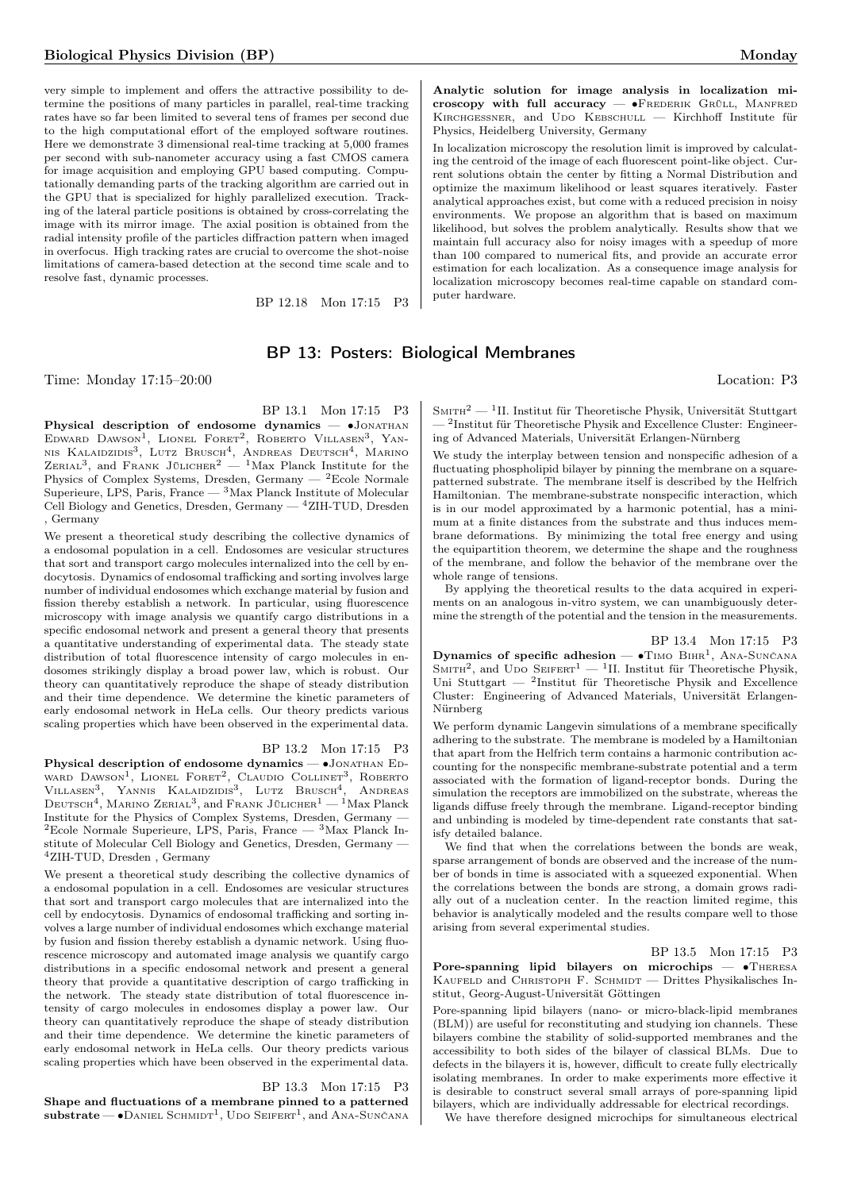very simple to implement and offers the attractive possibility to determine the positions of many particles in parallel, real-time tracking rates have so far been limited to several tens of frames per second due to the high computational effort of the employed software routines. Here we demonstrate 3 dimensional real-time tracking at 5,000 frames per second with sub-nanometer accuracy using a fast CMOS camera for image acquisition and employing GPU based computing. Computationally demanding parts of the tracking algorithm are carried out in the GPU that is specialized for highly parallelized execution. Tracking of the lateral particle positions is obtained by cross-correlating the image with its mirror image. The axial position is obtained from the radial intensity profile of the particles diffraction pattern when imaged in overfocus. High tracking rates are crucial to overcome the shot-noise limitations of camera-based detection at the second time scale and to resolve fast, dynamic processes.

BP 12.18 Mon 17:15 P3

**Analytic solution for image analysis in localization microscopy with full accuracy** — •Frederik Grüll, Manfred Kirchgessner, and Udo Kebschull — Kirchhoff Institute für Physics, Heidelberg University, Germany

In localization microscopy the resolution limit is improved by calculating the centroid of the image of each fluorescent point-like object. Current solutions obtain the center by fitting a Normal Distribution and optimize the maximum likelihood or least squares iteratively. Faster analytical approaches exist, but come with a reduced precision in noisy environments. We propose an algorithm that is based on maximum likelihood, but solves the problem analytically. Results show that we maintain full accuracy also for noisy images with a speedup of more than 100 compared to numerical fits, and provide an accurate error estimation for each localization. As a consequence image analysis for localization microscopy becomes real-time capable on standard computer hardware.

## BP 13: Posters: Biological Membranes

Time: Monday 17:15–20:00 Location: P3

BP 13.1 Mon 17:15 P3

**Physical description of endosome dynamics** — •Jonathan Edward Dawson[1], Lionel Foret[2], Roberto Villasen[3], Yannis Kalaidzidis[3], Lutz Brusch[4], Andreas Deutsch[4], Marino Zerial[3], and Frank Jülicher[2] — [1]Max Planck Institute for the Physics of Complex Systems, Dresden, Germany — [2]Ecole Normale Superieure, LPS, Paris, France — [3]Max Planck Institute of Molecular Cell Biology and Genetics, Dresden, Germany — [4]ZIH-TUD, Dresden , Germany

We present a theoretical study describing the collective dynamics of a endosomal population in a cell. Endosomes are vesicular structures that sort and transport cargo molecules internalized into the cell by endocytosis. Dynamics of endosomal trafficking and sorting involves large number of individual endosomes which exchange material by fusion and fission thereby establish a network. In particular, using fluorescence microscopy with image analysis we quantify cargo distributions in a specific endosomal network and present a general theory that presents a quantitative understanding of experimental data. The steady state distribution of total fluorescence intensity of cargo molecules in endosomes strikingly display a broad power law, which is robust. Our theory can quantitatively reproduce the shape of steady distribution and their time dependence. We determine the kinetic parameters of early endosomal network in HeLa cells. Our theory predicts various scaling properties which have been observed in the experimental data.

BP 13.2 Mon 17:15 P3

**Physical description of endosome dynamics** — •Jonathan Edward Dawson[1], Lionel Foret[2], Claudio Collinet[3], Roberto Villasen[3], Yannis Kalaidzidis[3], Lutz Brusch[4], Andreas Deutsch[4], Marino Zerial[3], and Frank Jülicher[1] — [1]Max Planck Institute for the Physics of Complex Systems, Dresden, Germany — [2]Ecole Normale Superieure, LPS, Paris, France — [3]Max Planck Institute of Molecular Cell Biology and Genetics, Dresden, Germany — [4]ZIH-TUD, Dresden , Germany

We present a theoretical study describing the collective dynamics of a endosomal population in a cell. Endosomes are vesicular structures that sort and transport cargo molecules that are internalized into the cell by endocytosis. Dynamics of endosomal trafficking and sorting involves a large number of individual endosomes which exchange material by fusion and fission thereby establish a dynamic network. Using fluorescence microscopy and automated image analysis we quantify cargo distributions in a specific endosomal network and present a general theory that provide a quantitative description of cargo trafficking in the network. The steady state distribution of total fluorescence intensity of cargo molecules in endosomes display a power law. Our theory can quantitatively reproduce the shape of steady distribution and their time dependence. We determine the kinetic parameters of early endosomal network in HeLa cells. Our theory predicts various scaling properties which have been observed in the experimental data.

BP 13.3 Mon 17:15 P3

**Shape and fluctuations of a membrane pinned to a patterned substrate** — •Daniel Schmidt[1], Udo Seifert[1], and Ana-Sunčana Smith[2] — [1]II. Institut für Theoretische Physik, Universität Stuttgart — [2]Institut für Theoretische Physik and Excellence Cluster: Engineering of Advanced Materials, Universität Erlangen-Nürnberg

We study the interplay between tension and nonspecific adhesion of a fluctuating phospholipid bilayer by pinning the membrane on a square-patterned substrate. The membrane itself is described by the Helfrich Hamiltonian. The membrane-substrate nonspecific interaction, which is in our model approximated by a harmonic potential, has a minimum at a finite distances from the substrate and thus induces membrane deformations. By minimizing the total free energy and using the equipartition theorem, we determine the shape and the roughness of the membrane, and follow the behavior of the membrane over the whole range of tensions.

By applying the theoretical results to the data acquired in experiments on an analogous in-vitro system, we can unambiguously determine the strength of the potential and the tension in the measurements.

BP 13.4 Mon 17:15 P3

**Dynamics of specific adhesion** — •Timo Bihr[1], Ana-Sunčana Smith[2], and Udo Seifert[1] — [1]II. Institut für Theoretische Physik, Uni Stuttgart — [2]Institut für Theoretische Physik and Excellence Cluster: Engineering of Advanced Materials, Universität Erlangen-Nürnberg

We perform dynamic Langevin simulations of a membrane specifically adhering to the substrate. The membrane is modeled by a Hamiltonian that apart from the Helfrich term contains a harmonic contribution accounting for the nonspecific membrane-substrate potential and a term associated with the formation of ligand-receptor bonds. During the simulation the receptors are immobilized on the substrate, whereas the ligands diffuse freely through the membrane. Ligand-receptor binding and unbinding is modeled by time-dependent rate constants that satisfy detailed balance.

We find that when the correlations between the bonds are weak, sparse arrangement of bonds are observed and the increase of the number of bonds in time is associated with a squeezed exponential. When the correlations between the bonds are strong, a domain grows radially out of a nucleation center. In the reaction limited regime, this behavior is analytically modeled and the results compare well to those arising from several experimental studies.

BP 13.5 Mon 17:15 P3

**Pore-spanning lipid bilayers on microchips** — •Theresa Kaufeld and Christoph F. Schmidt — Drittes Physikalisches Institut, Georg-August-Universität Göttingen

Pore-spanning lipid bilayers (nano- or micro-black-lipid membranes (BLM)) are useful for reconstituting and studying ion channels. These bilayers combine the stability of solid-supported membranes and the accessibility to both sides of the bilayer of classical BLMs. Due to defects in the bilayers it is, however, difficult to create fully electrically isolating membranes. In order to make experiments more effective it is desirable to construct several small arrays of pore-spanning lipid bilayers, which are individually addressable for electrical recordings.

We have therefore designed microchips for simultaneous electrical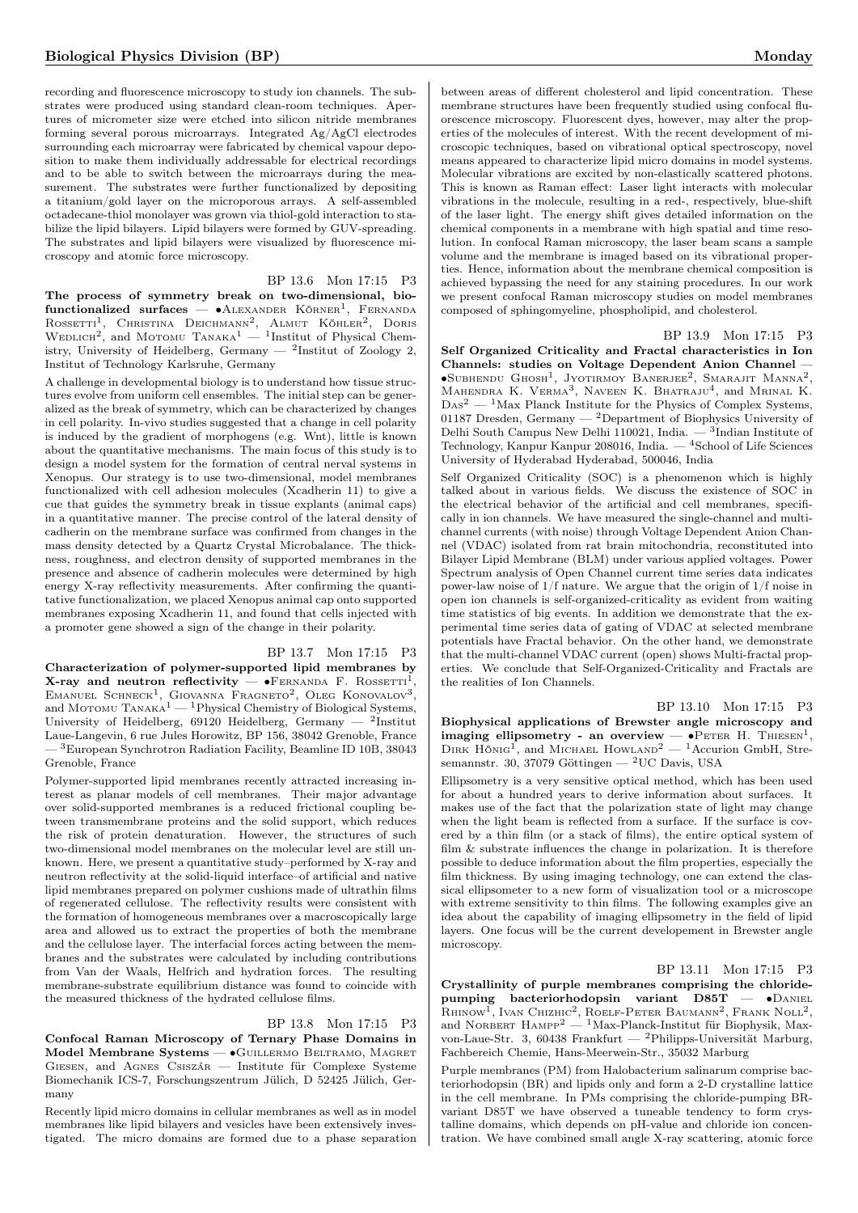recording and fluorescence microscopy to study ion channels. The substrates were produced using standard clean-room techniques. Apertures of micrometer size were etched into silicon nitride membranes forming several porous microarrays. Integrated Ag/AgCl electrodes surrounding each microarray were fabricated by chemical vapour deposition to make them individually addressable for electrical recordings and to be able to switch between the microarrays during the measurement. The substrates were further functionalized by depositing a titanium/gold layer on the microporous arrays. A self-assembled octadecane-thiol monolayer was grown via thiol-gold interaction to stabilize the lipid bilayers. Lipid bilayers were formed by GUV-spreading. The substrates and lipid bilayers were visualized by fluorescence microscopy and atomic force microscopy.

BP 13.6 Mon 17:15 P3

**The process of symmetry break on two-dimensional, biofunctionalized surfaces** — •Alexander Körner[1], Fernanda Rossetti[1], Christina Deichmann[2], Almut Köhler[2], Doris Wedlich[2], and Motomu Tanaka[1] — [1]Institut of Physical Chemistry, University of Heidelberg, Germany — [2]Institut of Zoology 2, Institut of Technology Karlsruhe, Germany

A challenge in developmental biology is to understand how tissue structures evolve from uniform cell ensembles. The initial step can be generalized as the break of symmetry, which can be characterized by changes in cell polarity. In-vivo studies suggested that a change in cell polarity is induced by the gradient of morphogens (e.g. Wnt), little is known about the quantitative mechanisms. The main focus of this study is to design a model system for the formation of central nerval systems in Xenopus. Our strategy is to use two-dimensional, model membranes functionalized with cell adhesion molecules (Xcadherin 11) to give a cue that guides the symmetry break in tissue explants (animal caps) in a quantitative manner. The precise control of the lateral density of cadherin on the membrane surface was confirmed from changes in the mass density detected by a Quartz Crystal Microbalance. The thickness, roughness, and electron density of supported membranes in the presence and absence of cadherin molecules were determined by high energy X-ray reflectivity measurements. After confirming the quantitative functionalization, we placed Xenopus animal cap onto supported membranes exposing Xcadherin 11, and found that cells injected with a promoter gene showed a sign of the change in their polarity.

BP 13.7 Mon 17:15 P3

**Characterization of polymer-supported lipid membranes by X-ray and neutron reflectivity** — •Fernanda F. Rossetti[1], Emanuel Schneck[1], Giovanna Fragneto[2], Oleg Konovalov[3], and Motomu Tanaka[1] — [1]Physical Chemistry of Biological Systems, University of Heidelberg, 69120 Heidelberg, Germany — [2]Institut Laue-Langevin, 6 rue Jules Horowitz, BP 156, 38042 Grenoble, France — [3]European Synchrotron Radiation Facility, Beamline ID 10B, 38043 Grenoble, France

Polymer-supported lipid membranes recently attracted increasing interest as planar models of cell membranes. Their major advantage over solid-supported membranes is a reduced frictional coupling between transmembrane proteins and the solid support, which reduces the risk of protein denaturation. However, the structures of such two-dimensional model membranes on the molecular level are still unknown. Here, we present a quantitative study–performed by X-ray and neutron reflectivity at the solid-liquid interface–of artificial and native lipid membranes prepared on polymer cushions made of ultrathin films of regenerated cellulose. The reflectivity results were consistent with the formation of homogeneous membranes over a macroscopically large area and allowed us to extract the properties of both the membrane and the cellulose layer. The interfacial forces acting between the membranes and the substrates were calculated by including contributions from Van der Waals, Helfrich and hydration forces. The resulting membrane-substrate equilibrium distance was found to coincide with the measured thickness of the hydrated cellulose films.

BP 13.8 Mon 17:15 P3

**Confocal Raman Microscopy of Ternary Phase Domains in Model Membrane Systems** — •Guillermo Beltramo, Magret Giesen, and Agnes Csiszár — Institute für Complexe Systeme Biomechanik ICS-7, Forschungszentrum Jülich, D 52425 Jülich, Germany

Recently lipid micro domains in cellular membranes as well as in model membranes like lipid bilayers and vesicles have been extensively investigated. The micro domains are formed due to a phase separation between areas of different cholesterol and lipid concentration. These membrane structures have been frequently studied using confocal fluorescence microscopy. Fluorescent dyes, however, may alter the properties of the molecules of interest. With the recent development of microscopic techniques, based on vibrational optical spectroscopy, novel means appeared to characterize lipid micro domains in model systems. Molecular vibrations are excited by non-elastically scattered photons. This is known as Raman effect: Laser light interacts with molecular vibrations in the molecule, resulting in a red-, respectively, blue-shift of the laser light. The energy shift gives detailed information on the chemical components in a membrane with high spatial and time resolution. In confocal Raman microscopy, the laser beam scans a sample volume and the membrane is imaged based on its vibrational properties. Hence, information about the membrane chemical composition is achieved bypassing the need for any staining procedures. In our work we present confocal Raman microscopy studies on model membranes composed of sphingomyeline, phospholipid, and cholesterol.

BP 13.9 Mon 17:15 P3

**Self Organized Criticality and Fractal characteristics in Ion Channels: studies on Voltage Dependent Anion Channel** — •Subhendu Ghosh[1], Jyotirmoy Banerjee[2], Smarajit Manna[2], Mahendra K. Verma[3], Naveen K. Bhatraju[4], and Mrinal K. Das[2] — [1]Max Planck Institute for the Physics of Complex Systems, 01187 Dresden, Germany — [2]Department of Biophysics University of Delhi South Campus New Delhi 110021, India. — [3]Indian Institute of Technology, Kanpur Kanpur 208016, India. — [4]School of Life Sciences University of Hyderabad Hyderabad, 500046, India

Self Organized Criticality (SOC) is a phenomenon which is highly talked about in various fields. We discuss the existence of SOC in the electrical behavior of the artificial and cell membranes, specifically in ion channels. We have measured the single-channel and multichannel currents (with noise) through Voltage Dependent Anion Channel (VDAC) isolated from rat brain mitochondria, reconstituted into Bilayer Lipid Membrane (BLM) under various applied voltages. Power Spectrum analysis of Open Channel current time series data indicates power-law noise of $1/f$ nature. We argue that the origin of $1/f$ noise in open ion channels is self-organized-criticality as evident from waiting time statistics of big events. In addition we demonstrate that the experimental time series data of gating of VDAC at selected membrane potentials have Fractal behavior. On the other hand, we demonstrate that the multi-channel VDAC current (open) shows Multi-fractal properties. We conclude that Self-Organized-Criticality and Fractals are the realities of Ion Channels.

BP 13.10 Mon 17:15 P3

**Biophysical applications of Brewster angle microscopy and imaging ellipsometry - an overview** — •Peter H. Thiesen[1], Dirk Hönig[1], and Michael Howland[2] — [1]Accurion GmbH, Stresemannstr. 30, 37079 Göttingen — [2]UC Davis, USA

Ellipsometry is a very sensitive optical method, which has been used for about a hundred years to derive information about surfaces. It makes use of the fact that the polarization state of light may change when the light beam is reflected from a surface. If the surface is covered by a thin film (or a stack of films), the entire optical system of film & substrate influences the change in polarization. It is therefore possible to deduce information about the film properties, especially the film thickness. By using imaging technology, one can extend the classical ellipsometer to a new form of visualization tool or a microscope with extreme sensitivity to thin films. The following examples give an idea about the capability of imaging ellipsometry in the field of lipid layers. One focus will be the current developement in Brewster angle microscopy.

BP 13.11 Mon 17:15 P3

**Crystallinity of purple membranes comprising the chloride-pumping bacteriorhodopsin variant D85T** — •Daniel Rhinow[1], Ivan Chizhic[2], Roelf-Peter Baumann[2], Frank Noll[2], and Norbert Hampp[2] — [1]Max-Planck-Institut für Biophysik, Max-von-Laue-Str. 3, 60438 Frankfurt — [2]Philipps-Universität Marburg, Fachbereich Chemie, Hans-Meerwein-Str., 35032 Marburg

Purple membranes (PM) from Halobacterium salinarum comprise bacteriorhodopsin (BR) and lipids only and form a 2-D crystalline lattice in the cell membrane. In PMs comprising the chloride-pumping BR-variant D85T we have observed a tuneable tendency to form crystalline domains, which depends on pH-value and chloride ion concentration. We have combined small angle X-ray scattering, atomic force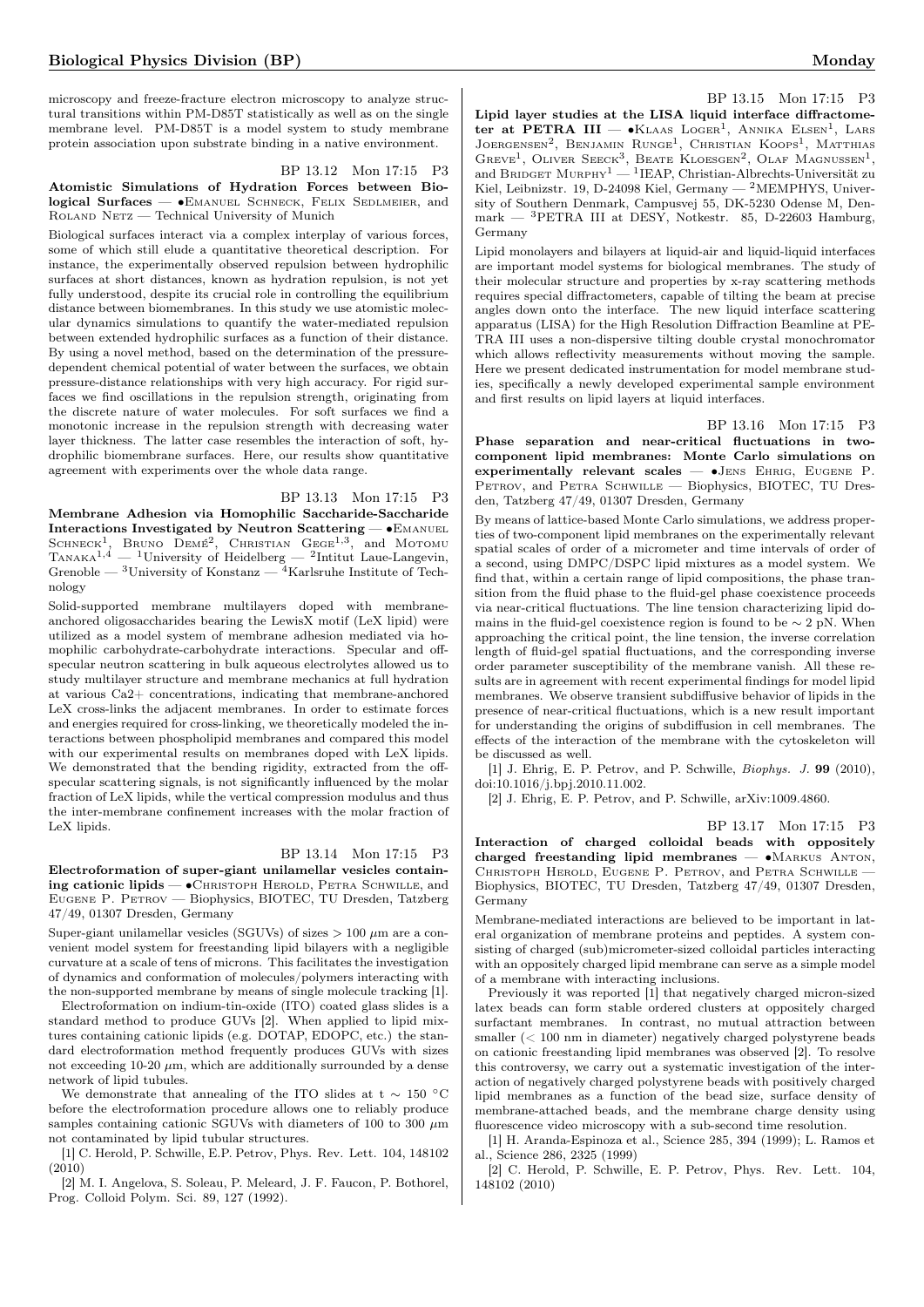microscopy and freeze-fracture electron microscopy to analyze structural transitions within PM-D85T statistically as well as on the single membrane level. PM-D85T is a model system to study membrane protein association upon substrate binding in a native environment.

BP 13.12 Mon 17:15 P3

**Atomistic Simulations of Hydration Forces between Biological Surfaces** — •Emanuel Schneck, Felix Sedlmeier, and Roland Netz — Technical University of Munich

Biological surfaces interact via a complex interplay of various forces, some of which still elude a quantitative theoretical description. For instance, the experimentally observed repulsion between hydrophilic surfaces at short distances, known as hydration repulsion, is not yet fully understood, despite its crucial role in controlling the equilibrium distance between biomembranes. In this study we use atomistic molecular dynamics simulations to quantify the water-mediated repulsion between extended hydrophilic surfaces as a function of their distance. By using a novel method, based on the determination of the pressure-dependent chemical potential of water between the surfaces, we obtain pressure-distance relationships with very high accuracy. For rigid surfaces we find oscillations in the repulsion strength, originating from the discrete nature of water molecules. For soft surfaces we find a monotonic increase in the repulsion strength with decreasing water layer thickness. The latter case resembles the interaction of soft, hydrophilic biomembrane surfaces. Here, our results show quantitative agreement with experiments over the whole data range.

BP 13.13 Mon 17:15 P3

**Membrane Adhesion via Homophilic Saccharide-Saccharide Interactions Investigated by Neutron Scattering** — •Emanuel Schneck[1], Bruno Demé[2], Christian Gege[1,3], and Motomu Tanaka[1,4] — [1]University of Heidelberg — [2]Intitut Laue-Langevin, Grenoble — [3]University of Konstanz — [4]Karlsruhe Institute of Technology

Solid-supported membrane multilayers doped with membrane-anchored oligosaccharides bearing the LewisX motif (LeX lipid) were utilized as a model system of membrane adhesion mediated via homophilic carbohydrate-carbohydrate interactions. Specular and off-specular neutron scattering in bulk aqueous electrolytes allowed us to study multilayer structure and membrane mechanics at full hydration at various Ca2+ concentrations, indicating that membrane-anchored LeX cross-links the adjacent membranes. In order to estimate forces and energies required for cross-linking, we theoretically modeled the interactions between phospholipid membranes and compared this model with our experimental results on membranes doped with LeX lipids. We demonstrated that the bending rigidity, extracted from the off-specular scattering signals, is not significantly influenced by the molar fraction of LeX lipids, while the vertical compression modulus and thus the inter-membrane confinement increases with the molar fraction of LeX lipids.

BP 13.14 Mon 17:15 P3

**Electroformation of super-giant unilamellar vesicles containing cationic lipids** — •Christoph Herold, Petra Schwille, and Eugene P. Petrov — Biophysics, BIOTEC, TU Dresden, Tatzberg 47/49, 01307 Dresden, Germany

Super-giant unilamellar vesicles (SGUVs) of sizes $> 100$ $\mu$m are a convenient model system for freestanding lipid bilayers with a negligible curvature at a scale of tens of microns. This facilitates the investigation of dynamics and conformation of molecules/polymers interacting with the non-supported membrane by means of single molecule tracking [1].

Electroformation on indium-tin-oxide (ITO) coated glass slides is a standard method to produce GUVs [2]. When applied to lipid mixtures containing cationic lipids (e.g. DOTAP, EDOPC, etc.) the standard electroformation method frequently produces GUVs with sizes not exceeding 10-20 $\mu$m, which are additionally surrounded by a dense network of lipid tubules.

We demonstrate that annealing of the ITO slides at t $\sim$ 150 °C before the electroformation procedure allows one to reliably produce samples containing cationic SGUVs with diameters of 100 to 300 $\mu$m not contaminated by lipid tubular structures.

[1] C. Herold, P. Schwille, E.P. Petrov, Phys. Rev. Lett. 104, 148102 (2010)

[2] M. I. Angelova, S. Soleau, P. Meleard, J. F. Faucon, P. Bothorel, Prog. Colloid Polym. Sci. 89, 127 (1992).

BP 13.15 Mon 17:15 P3

**Lipid layer studies at the LISA liquid interface diffractometer at PETRA III** — •Klaas Loger[1], Annika Elsen[1], Lars Joergensen[2], Benjamin Runge[1], Christian Koops[1], Matthias Greve[1], Oliver Seeck[3], Beate Kloesgen[2], Olaf Magnussen[1], and Bridget Murphy[1] — [1]IEAP, Christian-Albrechts-Universität zu Kiel, Leibnizstr. 19, D-24098 Kiel, Germany — [2]MEMPHYS, University of Southern Denmark, Campusvej 55, DK-5230 Odense M, Denmark — [3]PETRA III at DESY, Notkestr. 85, D-22603 Hamburg, Germany

Lipid monolayers and bilayers at liquid-air and liquid-liquid interfaces are important model systems for biological membranes. The study of their molecular structure and properties by x-ray scattering methods requires special diffractometers, capable of tilting the beam at precise angles down onto the interface. The new liquid interface scattering apparatus (LISA) for the High Resolution Diffraction Beamline at PETRA III uses a non-dispersive tilting double crystal monochromator which allows reflectivity measurements without moving the sample. Here we present dedicated instrumentation for model membrane studies, specifically a newly developed experimental sample environment and first results on lipid layers at liquid interfaces.

BP 13.16 Mon 17:15 P3

**Phase separation and near-critical fluctuations in two-component lipid membranes: Monte Carlo simulations on experimentally relevant scales** — •Jens Ehrig, Eugene P. Petrov, and Petra Schwille — Biophysics, BIOTEC, TU Dresden, Tatzberg 47/49, 01307 Dresden, Germany

By means of lattice-based Monte Carlo simulations, we address properties of two-component lipid membranes on the experimentally relevant spatial scales of order of a micrometer and time intervals of order of a second, using DMPC/DSPC lipid mixtures as a model system. We find that, within a certain range of lipid compositions, the phase transition from the fluid phase to the fluid-gel phase coexistence proceeds via near-critical fluctuations. The line tension characterizing lipid domains in the fluid-gel coexistence region is found to be $\sim$ 2 pN. When approaching the critical point, the line tension, the inverse correlation length of fluid-gel spatial fluctuations, and the corresponding inverse order parameter susceptibility of the membrane vanish. All these results are in agreement with recent experimental findings for model lipid membranes. We observe transient subdiffusive behavior of lipids in the presence of near-critical fluctuations, which is a new result important for understanding the origins of subdiffusion in cell membranes. The effects of the interaction of the membrane with the cytoskeleton will be discussed as well.

[1] J. Ehrig, E. P. Petrov, and P. Schwille, *Biophys. J.* **99** (2010), doi:10.1016/j.bpj.2010.11.002.

[2] J. Ehrig, E. P. Petrov, and P. Schwille, arXiv:1009.4860.

BP 13.17 Mon 17:15 P3

**Interaction of charged colloidal beads with oppositely charged freestanding lipid membranes** — •Markus Anton, Christoph Herold, Eugene P. Petrov, and Petra Schwille — Biophysics, BIOTEC, TU Dresden, Tatzberg 47/49, 01307 Dresden, Germany

Membrane-mediated interactions are believed to be important in lateral organization of membrane proteins and peptides. A system consisting of charged (sub)micrometer-sized colloidal particles interacting with an oppositely charged lipid membrane can serve as a simple model of a membrane with interacting inclusions.

Previously it was reported [1] that negatively charged micron-sized latex beads can form stable ordered clusters at oppositely charged surfactant membranes. In contrast, no mutual attraction between smaller ($<$ 100 nm in diameter) negatively charged polystyrene beads on cationic freestanding lipid membranes was observed [2]. To resolve this controversy, we carry out a systematic investigation of the interaction of negatively charged polystyrene beads with positively charged lipid membranes as a function of the bead size, surface density of membrane-attached beads, and the membrane charge density using fluorescence video microscopy with a sub-second time resolution.

[1] H. Aranda-Espinoza et al., Science 285, 394 (1999); L. Ramos et al., Science 286, 2325 (1999)

[2] C. Herold, P. Schwille, E. P. Petrov, Phys. Rev. Lett. 104, 148102 (2010)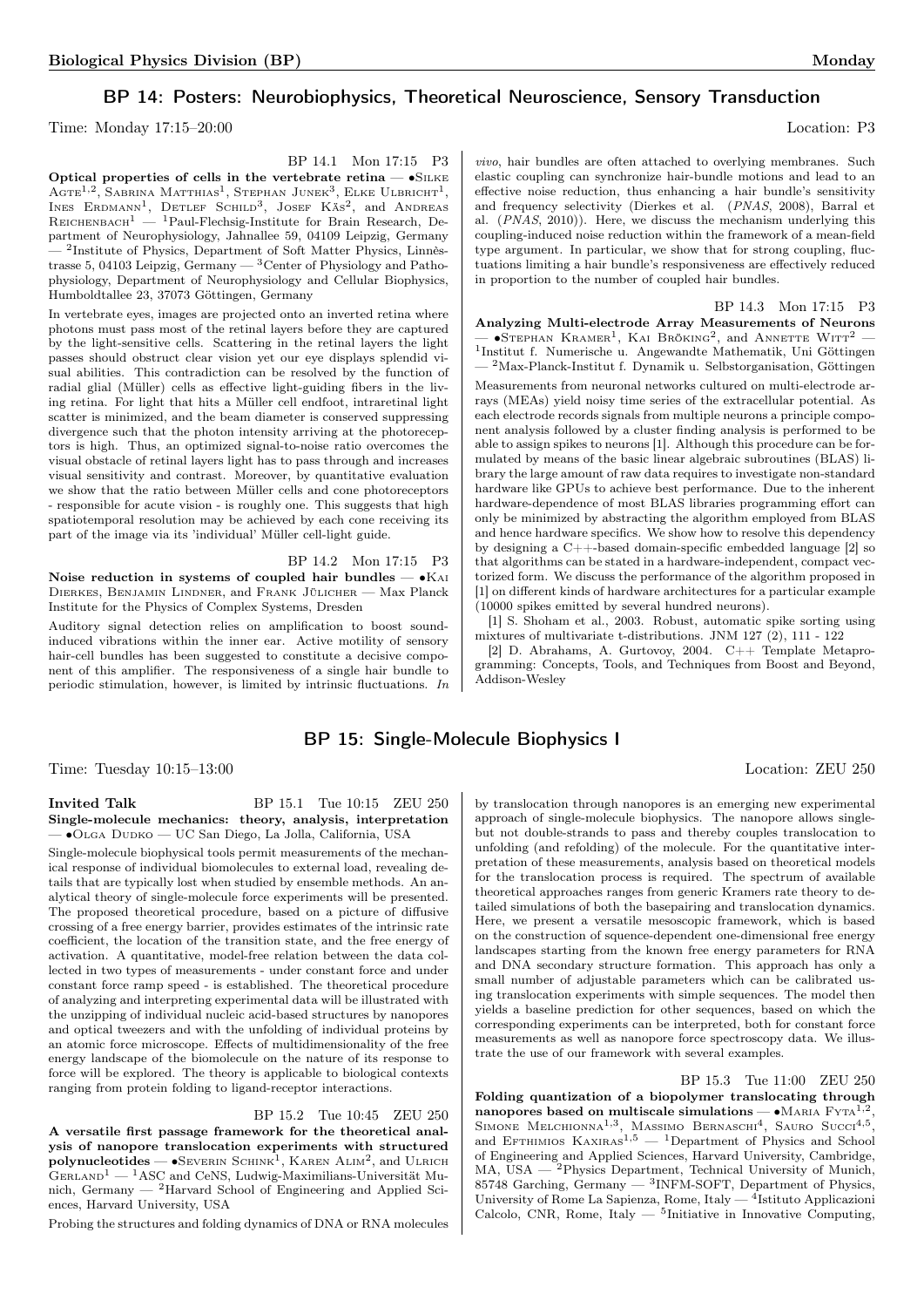## BP 14: Posters: Neurobiophysics, Theoretical Neuroscience, Sensory Transduction

Time: Monday 17:15–20:00 Location: P3

BP 14.1 Mon 17:15 P3

**Optical properties of cells in the vertebrate retina** — •Silke Agte[1,2], Sabrina Matthias[1], Stephan Junek[3], Elke Ulbricht[1], Ines Erdmann[1], Detlef Schild[3], Josef Käs[2], and Andreas Reichenbach[1] — [1]Paul-Flechsig-Institute for Brain Research, Department of Neurophysiology, Jahnallee 59, 04109 Leipzig, Germany — [2]Institute of Physics, Department of Soft Matter Physics, Linnèstrasse 5, 04103 Leipzig, Germany — [3]Center of Physiology and Pathophysiology, Department of Neurophysiology and Cellular Biophysics, Humboldtallee 23, 37073 Göttingen, Germany

In vertebrate eyes, images are projected onto an inverted retina where photons must pass most of the retinal layers before they are captured by the light-sensitive cells. Scattering in the retinal layers the light passes should obstruct clear vision yet our eye displays splendid visual abilities. This contradiction can be resolved by the function of radial glial (Müller) cells as effective light-guiding fibers in the living retina. For light that hits a Müller cell endfoot, intraretinal light scatter is minimized, and the beam diameter is conserved suppressing divergence such that the photon intensity arriving at the photoreceptors is high. Thus, an optimized signal-to-noise ratio overcomes the visual obstacle of retinal layers light has to pass through and increases visual sensitivity and contrast. Moreover, by quantitative evaluation we show that the ratio between Müller cells and cone photoreceptors - responsible for acute vision - is roughly one. This suggests that high spatiotemporal resolution may be achieved by each cone receiving its part of the image via its 'individual' Müller cell-light guide.

BP 14.2 Mon 17:15 P3

**Noise reduction in systems of coupled hair bundles** — •Kai Dierkes, Benjamin Lindner, and Frank Jülicher — Max Planck Institute for the Physics of Complex Systems, Dresden

Auditory signal detection relies on amplification to boost sound-induced vibrations within the inner ear. Active motility of sensory hair-cell bundles has been suggested to constitute a decisive component of this amplifier. The responsiveness of a single hair bundle to periodic stimulation, however, is limited by intrinsic fluctuations. *In vivo*, hair bundles are often attached to overlying membranes. Such elastic coupling can synchronize hair-bundle motions and lead to an effective noise reduction, thus enhancing a hair bundle's sensitivity and frequency selectivity (Dierkes et al. (*PNAS*, 2008), Barral et al. (*PNAS*, 2010)). Here, we discuss the mechanism underlying this coupling-induced noise reduction within the framework of a mean-field type argument. In particular, we show that for strong coupling, fluctuations limiting a hair bundle's responsiveness are effectively reduced in proportion to the number of coupled hair bundles.

BP 14.3 Mon 17:15 P3

**Analyzing Multi-electrode Array Measurements of Neurons** — •Stephan Kramer[1], Kai Bröking[2], and Annette Witt[2] — [1]Institut f. Numerische u. Angewandte Mathematik, Uni Göttingen — [2]Max-Planck-Institut f. Dynamik u. Selbstorganisation, Göttingen

Measurements from neuronal networks cultured on multi-electrode arrays (MEAs) yield noisy time series of the extracellular potential. As each electrode records signals from multiple neurons a principle component analysis followed by a cluster finding analysis is performed to be able to assign spikes to neurons [1]. Although this procedure can be formulated by means of the basic linear algebraic subroutines (BLAS) library the large amount of raw data requires to investigate non-standard hardware like GPUs to achieve best performance. Due to the inherent hardware-dependence of most BLAS libraries programming effort can only be minimized by abstracting the algorithm employed from BLAS and hence hardware specifics. We show how to resolve this dependency by designing a C++-based domain-specific embedded language [2] so that algorithms can be stated in a hardware-independent, compact vectorized form. We discuss the performance of the algorithm proposed in [1] on different kinds of hardware architectures for a particular example (10000 spikes emitted by several hundred neurons).

[1] S. Shoham et al., 2003. Robust, automatic spike sorting using mixtures of multivariate t-distributions. JNM 127 (2), 111 - 122

[2] D. Abrahams, A. Gurtovoy, 2004. C++ Template Metaprogramming: Concepts, Tools, and Techniques from Boost and Beyond, Addison-Wesley

## BP 15: Single-Molecule Biophysics I

Time: Tuesday 10:15–13:00 Location: ZEU 250

**Invited Talk** BP 15.1 Tue 10:15 ZEU 250

**Single-molecule mechanics: theory, analysis, interpretation** — •Olga Dudko — UC San Diego, La Jolla, California, USA

Single-molecule biophysical tools permit measurements of the mechanical response of individual biomolecules to external load, revealing details that are typically lost when studied by ensemble methods. An analytical theory of single-molecule force experiments will be presented. The proposed theoretical procedure, based on a picture of diffusive crossing of a free energy barrier, provides estimates of the intrinsic rate coefficient, the location of the transition state, and the free energy of activation. A quantitative, model-free relation between the data collected in two types of measurements - under constant force and under constant force ramp speed - is established. The theoretical procedure of analyzing and interpreting experimental data will be illustrated with the unzipping of individual nucleic acid-based structures by nanopores and optical tweezers and with the unfolding of individual proteins by an atomic force microscope. Effects of multidimensionality of the free energy landscape of the biomolecule on the nature of its response to force will be explored. The theory is applicable to biological contexts ranging from protein folding to ligand-receptor interactions.

BP 15.2 Tue 10:45 ZEU 250

**A versatile first passage framework for the theoretical analysis of nanopore translocation experiments with structured polynucleotides** — •Severin Schink[1], Karen Alim[2], and Ulrich Gerland[1] — [1]ASC and CeNS, Ludwig-Maximilians-Universität Munich, Germany — [2]Harvard School of Engineering and Applied Sciences, Harvard University, USA

Probing the structures and folding dynamics of DNA or RNA molecules by translocation through nanopores is an emerging new experimental approach of single-molecule biophysics. The nanopore allows single- but not double-strands to pass and thereby couples translocation to unfolding (and refolding) of the molecule. For the quantitative interpretation of these measurements, analysis based on theoretical models for the translocation process is required. The spectrum of available theoretical approaches ranges from generic Kramers rate theory to detailed simulations of both the basepairing and translocation dynamics. Here, we present a versatile mesoscopic framework, which is based on the construction of squence-dependent one-dimensional free energy landscapes starting from the known free energy parameters for RNA and DNA secondary structure formation. This approach has only a small number of adjustable parameters which can be calibrated using translocation experiments with simple sequences. The model then yields a baseline prediction for other sequences, based on which the corresponding experiments can be interpreted, both for constant force measurements as well as nanopore force spectroscopy data. We illustrate the use of our framework with several examples.

BP 15.3 Tue 11:00 ZEU 250

**Folding quantization of a biopolymer translocating through nanopores based on multiscale simulations** — •Maria Fyta[1,2], Simone Melchionna[1,3], Massimo Bernaschi[4], Sauro Succi[4,5], and Efthimios Kaxiras[1,5] — [1]Department of Physics and School of Engineering and Applied Sciences, Harvard University, Cambridge, MA, USA — [2]Physics Department, Technical University of Munich, 85748 Garching, Germany — [3]INFM-SOFT, Department of Physics, University of Rome La Sapienza, Rome, Italy — [4]Istituto Applicazioni Calcolo, CNR, Rome, Italy — [5]Initiative in Innovative Computing,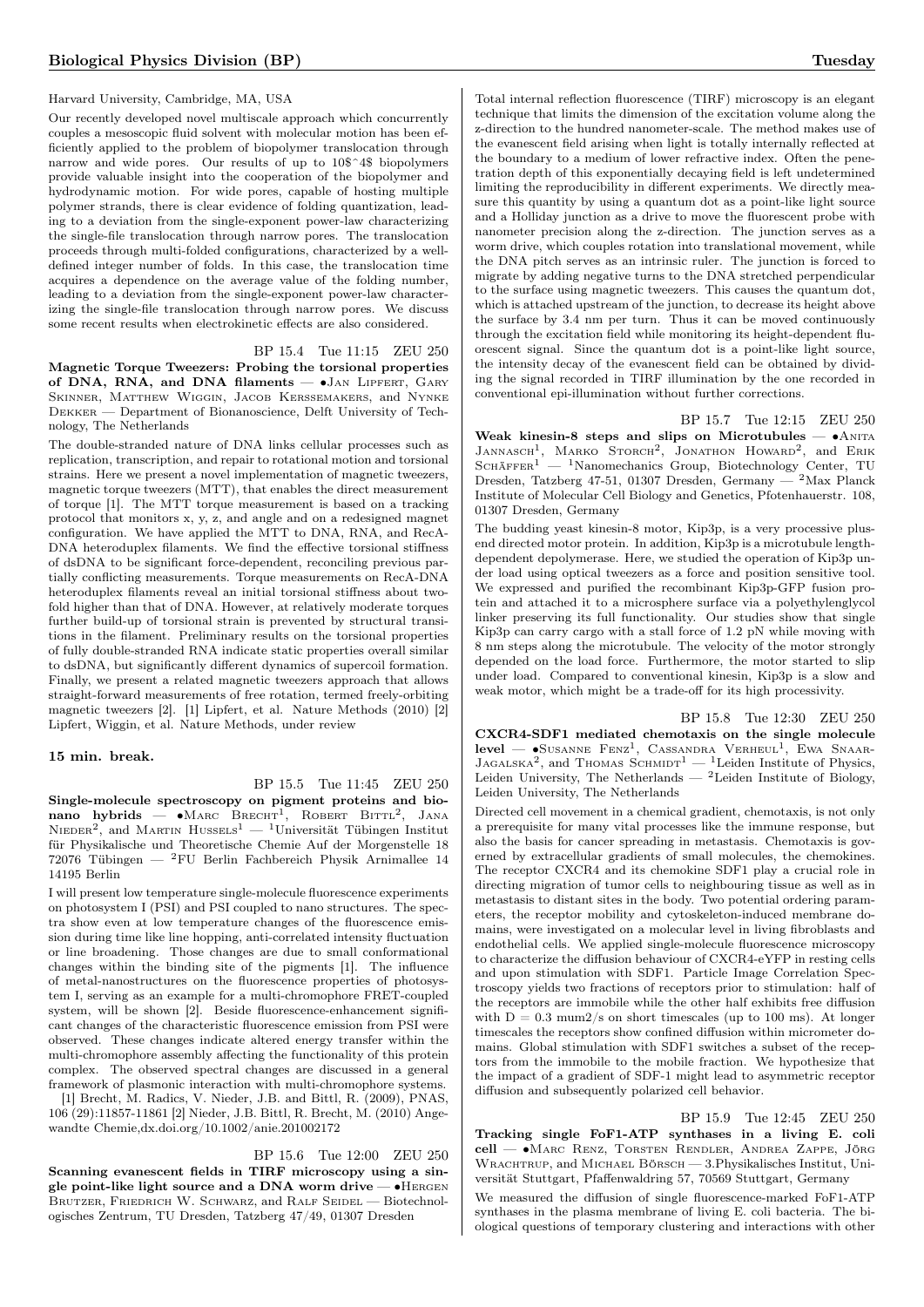Harvard University, Cambridge, MA, USA

Our recently developed novel multiscale approach which concurrently couples a mesoscopic fluid solvent with molecular motion has been efficiently applied to the problem of biopolymer translocation through narrow and wide pores. Our results of up to 10$^4$ biopolymers provide valuable insight into the cooperation of the biopolymer and hydrodynamic motion. For wide pores, capable of hosting multiple polymer strands, there is clear evidence of folding quantization, leading to a deviation from the single-exponent power-law characterizing the single-file translocation through narrow pores. The translocation proceeds through multi-folded configurations, characterized by a well-defined integer number of folds. In this case, the translocation time acquires a dependence on the average value of the folding number, leading to a deviation from the single-exponent power-law characterizing the single-file translocation through narrow pores. We discuss some recent results when electrokinetic effects are also considered.

BP 15.4 Tue 11:15 ZEU 250

**Magnetic Torque Tweezers: Probing the torsional properties of DNA, RNA, and DNA filaments** — •Jan Lipfert, Gary Skinner, Matthew Wiggin, Jacob Kerssemakers, and Nynke Dekker — Department of Bionanoscience, Delft University of Technology, The Netherlands

The double-stranded nature of DNA links cellular processes such as replication, transcription, and repair to rotational motion and torsional strains. Here we present a novel implementation of magnetic tweezers, magnetic torque tweezers (MTT), that enables the direct measurement of torque [1]. The MTT torque measurement is based on a tracking protocol that monitors x, y, z, and angle and on a redesigned magnet configuration. We have applied the MTT to DNA, RNA, and RecA-DNA heteroduplex filaments. We find the effective torsional stiffness of dsDNA to be significant force-dependent, reconciling previous partially conflicting measurements. Torque measurements on RecA-DNA heteroduplex filaments reveal an initial torsional stiffness about twofold higher than that of DNA. However, at relatively moderate torques further build-up of torsional strain is prevented by structural transitions in the filament. Preliminary results on the torsional properties of fully double-stranded RNA indicate static properties overall similar to dsDNA, but significantly different dynamics of supercoil formation. Finally, we present a related magnetic tweezers approach that allows straight-forward measurements of free rotation, termed freely-orbiting magnetic tweezers [2]. [1] Lipfert, et al. Nature Methods (2010) [2] Lipfert, Wiggin, et al. Nature Methods, under review

**15 min. break.**

BP 15.5 Tue 11:45 ZEU 250

**Single-molecule spectroscopy on pigment proteins and bio-nano hybrids** — •Marc Brecht[1], Robert Bittl[2], Jana Nieder[2], and Martin Hussels[1] — [1]Universität Tübingen Institut für Physikalische und Theoretische Chemie Auf der Morgenstelle 18 72076 Tübingen — [2]FU Berlin Fachbereich Physik Arnimallee 14 14195 Berlin

I will present low temperature single-molecule fluorescence experiments on photosystem I (PSI) and PSI coupled to nano structures. The spectra show even at low temperature changes of the fluorescence emission during time like line hopping, anti-correlated intensity fluctuation or line broadening. Those changes are due to small conformational changes within the binding site of the pigments [1]. The influence of metal-nanostructures on the fluorescence properties of photosystem I, serving as an example for a multi-chromophore FRET-coupled system, will be shown [2]. Beside fluorescence-enhancement significant changes of the characteristic fluorescence emission from PSI were observed. These changes indicate altered energy transfer within the multi-chromophore assembly affecting the functionality of this protein complex. The observed spectral changes are discussed in a general framework of plasmonic interaction with multi-chromophore systems.

[1] Brecht, M. Radics, V. Nieder, J.B. and Bittl, R. (2009), PNAS, 106 (29):11857-11861 [2] Nieder, J.B. Bittl, R. Brecht, M. (2010) Angewandte Chemie,dx.doi.org/10.1002/anie.201002172

BP 15.6 Tue 12:00 ZEU 250

**Scanning evanescent fields in TIRF microscopy using a single point-like light source and a DNA worm drive** — •Hergen Brutzer, Friedrich W. Schwarz, and Ralf Seidel — Biotechnologisches Zentrum, TU Dresden, Tatzberg 47/49, 01307 Dresden

Total internal reflection fluorescence (TIRF) microscopy is an elegant technique that limits the dimension of the excitation volume along the z-direction to the hundred nanometer-scale. The method makes use of the evanescent field arising when light is totally internally reflected at the boundary to a medium of lower refractive index. Often the penetration depth of this exponentially decaying field is left undetermined limiting the reproducibility in different experiments. We directly measure this quantity by using a quantum dot as a point-like light source and a Holliday junction as a drive to move the fluorescent probe with nanometer precision along the z-direction. The junction serves as a worm drive, which couples rotation into translational movement, while the DNA pitch serves as an intrinsic ruler. The junction is forced to migrate by adding negative turns to the DNA stretched perpendicular to the surface using magnetic tweezers. This causes the quantum dot, which is attached upstream of the junction, to decrease its height above the surface by 3.4 nm per turn. Thus it can be moved continuously through the excitation field while monitoring its height-dependent fluorescent signal. Since the quantum dot is a point-like light source, the intensity decay of the evanescent field can be obtained by dividing the signal recorded in TIRF illumination by the one recorded in conventional epi-illumination without further corrections.

BP 15.7 Tue 12:15 ZEU 250

**Weak kinesin-8 steps and slips on Microtubules** — •Anita Jannasch[1], Marko Storch[2], Jonathon Howard[2], and Erik Schäffer[1] — [1]Nanomechanics Group, Biotechnology Center, TU Dresden, Tatzberg 47-51, 01307 Dresden, Germany — [2]Max Planck Institute of Molecular Cell Biology and Genetics, Pfotenhauerstr. 108, 01307 Dresden, Germany

The budding yeast kinesin-8 motor, Kip3p, is a very processive plus-end directed motor protein. In addition, Kip3p is a microtubule length-dependent depolymerase. Here, we studied the operation of Kip3p under load using optical tweezers as a force and position sensitive tool. We expressed and purified the recombinant Kip3p-GFP fusion protein and attached it to a microsphere surface via a polyethylenglycol linker preserving its full functionality. Our studies show that single Kip3p can carry cargo with a stall force of 1.2 pN while moving with 8 nm steps along the microtubule. The velocity of the motor strongly depended on the load force. Furthermore, the motor started to slip under load. Compared to conventional kinesin, Kip3p is a slow and weak motor, which might be a trade-off for its high processivity.

BP 15.8 Tue 12:30 ZEU 250

**CXCR4-SDF1 mediated chemotaxis on the single molecule level** — •Susanne Fenz[1], Cassandra Verheul[1], Ewa Snaar-Jagalska[2], and Thomas Schmidt[1] — [1]Leiden Institute of Physics, Leiden University, The Netherlands — [2]Leiden Institute of Biology, Leiden University, The Netherlands

Directed cell movement in a chemical gradient, chemotaxis, is not only a prerequisite for many vital processes like the immune response, but also the basis for cancer spreading in metastasis. Chemotaxis is governed by extracellular gradients of small molecules, the chemokines. The receptor CXCR4 and its chemokine SDF1 play a crucial role in directing migration of tumor cells to neighbouring tissue as well as in metastasis to distant sites in the body. Two potential ordering parameters, the receptor mobility and cytoskeleton-induced membrane domains, were investigated on a molecular level in living fibroblasts and endothelial cells. We applied single-molecule fluorescence microscopy to characterize the diffusion behaviour of CXCR4-eYFP in resting cells and upon stimulation with SDF1. Particle Image Correlation Spectroscopy yields two fractions of receptors prior to stimulation: half of the receptors are immobile while the other half exhibits free diffusion with D = 0.3 mum2/s on short timescales (up to 100 ms). At longer timescales the receptors show confined diffusion within micrometer domains. Global stimulation with SDF1 switches a subset of the receptors from the immobile to the mobile fraction. We hypothesize that the impact of a gradient of SDF-1 might lead to asymmetric receptor diffusion and subsequently polarized cell behavior.

BP 15.9 Tue 12:45 ZEU 250

**Tracking single FoF1-ATP synthases in a living E. coli cell** — •Marc Renz, Torsten Rendler, Andrea Zappe, Jörg Wrachtrup, and Michael Börsch — 3.Physikalisches Institut, Universität Stuttgart, Pfaffenwaldring 57, 70569 Stuttgart, Germany

We measured the diffusion of single fluorescence-marked FoF1-ATP synthases in the plasma membrane of living E. coli bacteria. The biological questions of temporary clustering and interactions with other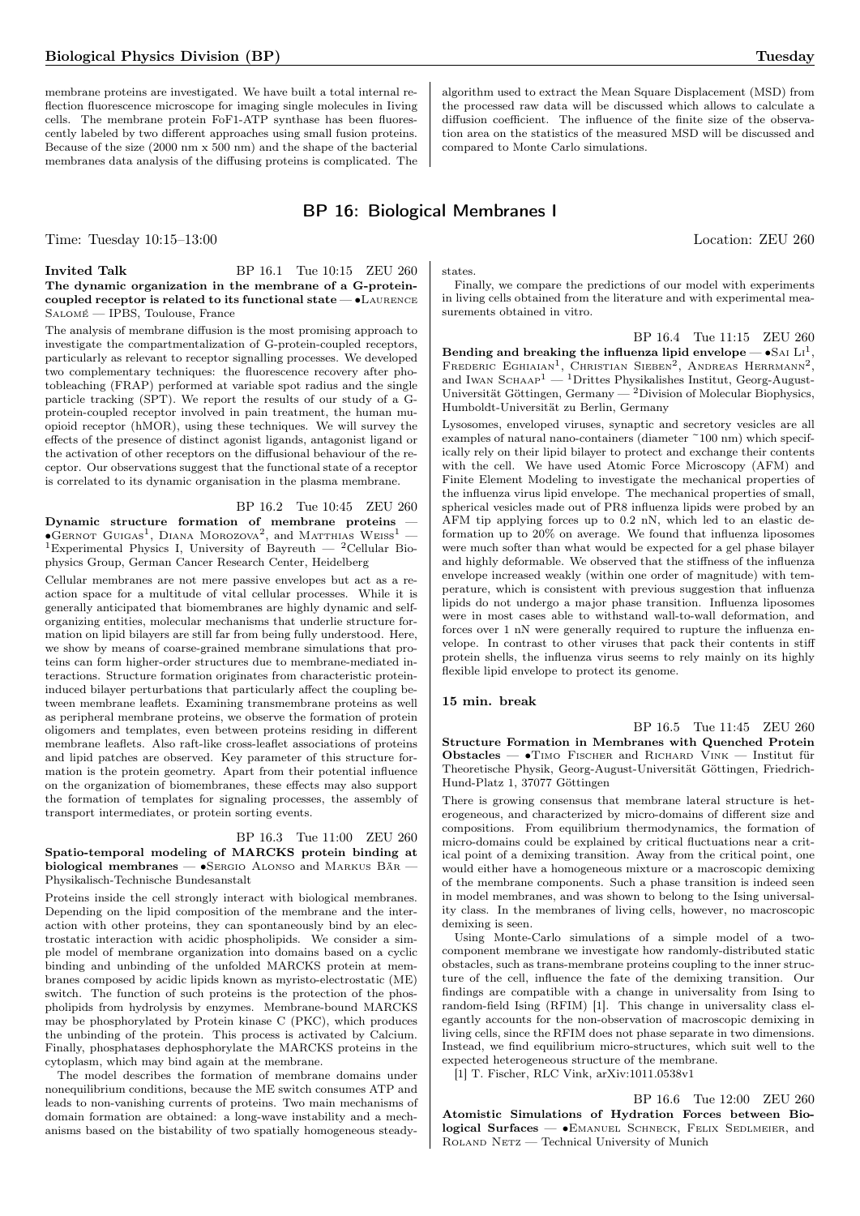membrane proteins are investigated. We have built a total internal reflection fluorescence microscope for imaging single molecules in Iiving cells. The membrane protein FoF1-ATP synthase has been fluorescently labeled by two different approaches using small fusion proteins. Because of the size (2000 nm x 500 nm) and the shape of the bacterial membranes data analysis of the diffusing proteins is complicated. The algorithm used to extract the Mean Square Displacement (MSD) from the processed raw data will be discussed which allows to calculate a diffusion coefficient. The influence of the finite size of the observation area on the statistics of the measured MSD will be discussed and compared to Monte Carlo simulations.

## BP 16: Biological Membranes I

Time: Tuesday 10:15–13:00 Location: ZEU 260

**Invited Talk** BP 16.1 Tue 10:15 ZEU 260
**The dynamic organization in the membrane of a G-protein-coupled receptor is related to its functional state** — •Laurence Salomé — IPBS, Toulouse, France

The analysis of membrane diffusion is the most promising approach to investigate the compartmentalization of G-protein-coupled receptors, particularly as relevant to receptor signalling processes. We developed two complementary techniques: the fluorescence recovery after photobleaching (FRAP) performed at variable spot radius and the single particle tracking (SPT). We report the results of our study of a G-protein-coupled receptor involved in pain treatment, the human mu-opioid receptor (hMOR), using these techniques. We will survey the effects of the presence of distinct agonist ligands, antagonist ligand or the activation of other receptors on the diffusional behaviour of the receptor. Our observations suggest that the functional state of a receptor is correlated to its dynamic organisation in the plasma membrane.

BP 16.2 Tue 10:45 ZEU 260
**Dynamic structure formation of membrane proteins** — •Gernot Guigas[1], Diana Morozova[2], and Matthias Weiss[1] — [1]Experimental Physics I, University of Bayreuth — [2]Cellular Biophysics Group, German Cancer Research Center, Heidelberg

Cellular membranes are not mere passive envelopes but act as a reaction space for a multitude of vital cellular processes. While it is generally anticipated that biomembranes are highly dynamic and self-organizing entities, molecular mechanisms that underlie structure formation on lipid bilayers are still far from being fully understood. Here, we show by means of coarse-grained membrane simulations that proteins can form higher-order structures due to membrane-mediated interactions. Structure formation originates from characteristic protein-induced bilayer perturbations that particularly affect the coupling between membrane leaflets. Examining transmembrane proteins as well as peripheral membrane proteins, we observe the formation of protein oligomers and templates, even between proteins residing in different membrane leaflets. Also raft-like cross-leaflet associations of proteins and lipid patches are observed. Key parameter of this structure formation is the protein geometry. Apart from their potential influence on the organization of biomembranes, these effects may also support the formation of templates for signaling processes, the assembly of transport intermediates, or protein sorting events.

BP 16.3 Tue 11:00 ZEU 260
**Spatio-temporal modeling of MARCKS protein binding at biological membranes** — •Sergio Alonso and Markus Bär — Physikalisch-Technische Bundesanstalt

Proteins inside the cell strongly interact with biological membranes. Depending on the lipid composition of the membrane and the interaction with other proteins, they can spontaneously bind by an electrostatic interaction with acidic phospholipids. We consider a simple model of membrane organization into domains based on a cyclic binding and unbinding of the unfolded MARCKS protein at membranes composed by acidic lipids known as myristo-electrostatic (ME) switch. The function of such proteins is the protection of the phospholipids from hydrolysis by enzymes. Membrane-bound MARCKS may be phosphorylated by Protein kinase C (PKC), which produces the unbinding of the protein. This process is activated by Calcium. Finally, phosphatases dephosphorylate the MARCKS proteins in the cytoplasm, which may bind again at the membrane.

The model describes the formation of membrane domains under nonequilibrium conditions, because the ME switch consumes ATP and leads to non-vanishing currents of proteins. Two main mechanisms of domain formation are obtained: a long-wave instability and a mechanisms based on the bistability of two spatially homogeneous steady-states.

Finally, we compare the predictions of our model with experiments in living cells obtained from the literature and with experimental measurements obtained in vitro.

BP 16.4 Tue 11:15 ZEU 260
**Bending and breaking the influenza lipid envelope** — •Sai Li[1], Frederic Eghiaian[1], Christian Sieben[2], Andreas Herrmann[2], and Iwan Schaap[1] — [1]Drittes Physikalishes Institut, Georg-August-Universität Göttingen, Germany — [2]Division of Molecular Biophysics, Humboldt-Universität zu Berlin, Germany

Lysosomes, enveloped viruses, synaptic and secretory vesicles are all examples of natural nano-containers (diameter ~100 nm) which specifically rely on their lipid bilayer to protect and exchange their contents with the cell. We have used Atomic Force Microscopy (AFM) and Finite Element Modeling to investigate the mechanical properties of the influenza virus lipid envelope. The mechanical properties of small, spherical vesicles made out of PR8 influenza lipids were probed by an AFM tip applying forces up to 0.2 nN, which led to an elastic deformation up to 20% on average. We found that influenza liposomes were much softer than what would be expected for a gel phase bilayer and highly deformable. We observed that the stiffness of the influenza envelope increased weakly (within one order of magnitude) with temperature, which is consistent with previous suggestion that influenza lipids do not undergo a major phase transition. Influenza liposomes were in most cases able to withstand wall-to-wall deformation, and forces over 1 nN were generally required to rupture the influenza envelope. In contrast to other viruses that pack their contents in stiff protein shells, the influenza virus seems to rely mainly on its highly flexible lipid envelope to protect its genome.

**15 min. break**

BP 16.5 Tue 11:45 ZEU 260
**Structure Formation in Membranes with Quenched Protein Obstacles** — •Timo Fischer and Richard Vink — Institut für Theoretische Physik, Georg-August-Universität Göttingen, Friedrich-Hund-Platz 1, 37077 Göttingen

There is growing consensus that membrane lateral structure is heterogeneous, and characterized by micro-domains of different size and compositions. From equilibrium thermodynamics, the formation of micro-domains could be explained by critical fluctuations near a critical point of a demixing transition. Away from the critical point, one would either have a homogeneous mixture or a macroscopic demixing of the membrane components. Such a phase transition is indeed seen in model membranes, and was shown to belong to the Ising universality class. In the membranes of living cells, however, no macroscopic demixing is seen.

Using Monte-Carlo simulations of a simple model of a two-component membrane we investigate how randomly-distributed static obstacles, such as trans-membrane proteins coupling to the inner structure of the cell, influence the fate of the demixing transition. Our findings are compatible with a change in universality from Ising to random-field Ising (RFIM) [1]. This change in universality class elegantly accounts for the non-observation of macroscopic demixing in living cells, since the RFIM does not phase separate in two dimensions. Instead, we find equilibrium micro-structures, which suit well to the expected heterogeneous structure of the membrane.

[1] T. Fischer, RLC Vink, arXiv:1011.0538v1

BP 16.6 Tue 12:00 ZEU 260
**Atomistic Simulations of Hydration Forces between Biological Surfaces** — •Emanuel Schneck, Felix Sedlmeier, and Roland Netz — Technical University of Munich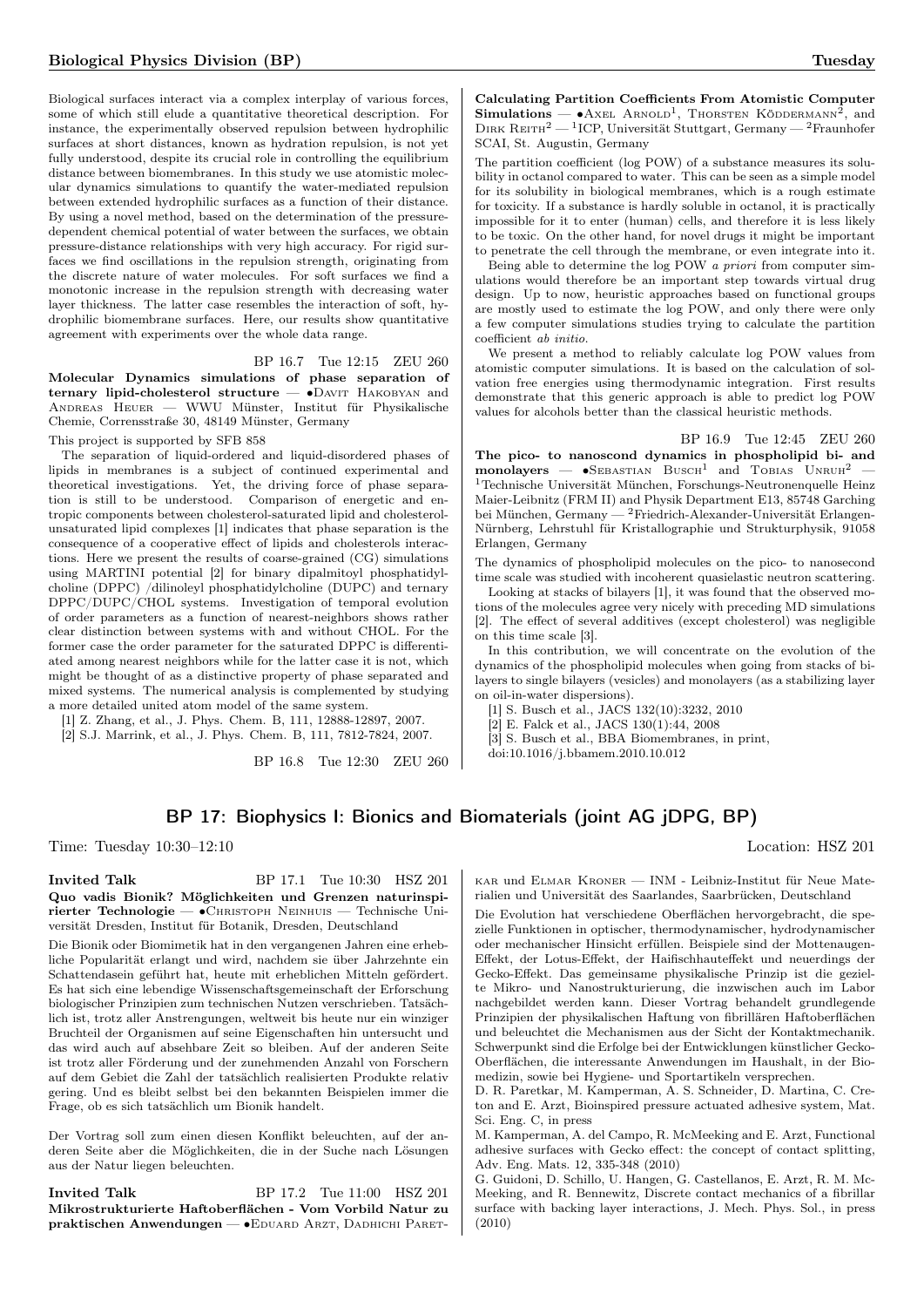Biological surfaces interact via a complex interplay of various forces, some of which still elude a quantitative theoretical description. For instance, the experimentally observed repulsion between hydrophilic surfaces at short distances, known as hydration repulsion, is not yet fully understood, despite its crucial role in controlling the equilibrium distance between biomembranes. In this study we use atomistic molecular dynamics simulations to quantify the water-mediated repulsion between extended hydrophilic surfaces as a function of their distance. By using a novel method, based on the determination of the pressure-dependent chemical potential of water between the surfaces, we obtain pressure-distance relationships with very high accuracy. For rigid surfaces we find oscillations in the repulsion strength, originating from the discrete nature of water molecules. For soft surfaces we find a monotonic increase in the repulsion strength with decreasing water layer thickness. The latter case resembles the interaction of soft, hydrophilic biomembrane surfaces. Here, our results show quantitative agreement with experiments over the whole data range.

BP 16.7 Tue 12:15 ZEU 260

**Molecular Dynamics simulations of phase separation of ternary lipid-cholesterol structure** — •Davit Hakobyan and Andreas Heuer — WWU Münster, Institut für Physikalische Chemie, Corrensstraße 30, 48149 Münster, Germany

This project is supported by SFB 858

The separation of liquid-ordered and liquid-disordered phases of lipids in membranes is a subject of continued experimental and theoretical investigations. Yet, the driving force of phase separation is still to be understood. Comparison of energetic and entropic components between cholesterol-saturated lipid and cholesterol-unsaturated lipid complexes [1] indicates that phase separation is the consequence of a cooperative effect of lipids and cholesterols interactions. Here we present the results of coarse-grained (CG) simulations using MARTINI potential [2] for binary dipalmitoyl phosphatidylcholine (DPPC) /dilinoleyl phosphatidylcholine (DUPC) and ternary DPPC/DUPC/CHOL systems. Investigation of temporal evolution of order parameters as a function of nearest-neighbors shows rather clear distinction between systems with and without CHOL. For the former case the order parameter for the saturated DPPC is differentiated among nearest neighbors while for the latter case it is not, which might be thought of as a distinctive property of phase separated and mixed systems. The numerical analysis is complemented by studying a more detailed united atom model of the same system.

[1] Z. Zhang, et al., J. Phys. Chem. B, 111, 12888-12897, 2007.
[2] S.J. Marrink, et al., J. Phys. Chem. B, 111, 7812-7824, 2007.

BP 16.8 Tue 12:30 ZEU 260

**Calculating Partition Coefficients From Atomistic Computer Simulations** — •Axel Arnold[1], Thorsten Köddermann[2], and Dirk Reith[2] — [1]ICP, Universität Stuttgart, Germany — [2]Fraunhofer SCAI, St. Augustin, Germany

The partition coefficient (log POW) of a substance measures its solubility in octanol compared to water. This can be seen as a simple model for its solubility in biological membranes, which is a rough estimate for toxicity. If a substance is hardly soluble in octanol, it is practically impossible for it to enter (human) cells, and therefore it is less likely to be toxic. On the other hand, for novel drugs it might be important to penetrate the cell through the membrane, or even integrate into it.

Being able to determine the log POW *a priori* from computer simulations would therefore be an important step towards virtual drug design. Up to now, heuristic approaches based on functional groups are mostly used to estimate the log POW, and only there were only a few computer simulations studies trying to calculate the partition coefficient *ab initio*.

We present a method to reliably calculate log POW values from atomistic computer simulations. It is based on the calculation of solvation free energies using thermodynamic integration. First results demonstrate that this generic approach is able to predict log POW values for alcohols better than the classical heuristic methods.

BP 16.9 Tue 12:45 ZEU 260

**The pico- to nanoscond dynamics in phospholipid bi- and monolayers** — •Sebastian Busch[1] and Tobias Unruh[2] — [1]Technische Universität München, Forschungs-Neutronenquelle Heinz Maier-Leibnitz (FRM II) and Physik Department E13, 85748 Garching bei München, Germany — [2]Friedrich-Alexander-Universität Erlangen-Nürnberg, Lehrstuhl für Kristallographie und Strukturphysik, 91058 Erlangen, Germany

The dynamics of phospholipid molecules on the pico- to nanosecond time scale was studied with incoherent quasielastic neutron scattering.

Looking at stacks of bilayers [1], it was found that the observed motions of the molecules agree very nicely with preceding MD simulations [2]. The effect of several additives (except cholesterol) was negligible on this time scale [3].

In this contribution, we will concentrate on the evolution of the dynamics of the phospholipid molecules when going from stacks of bilayers to single bilayers (vesicles) and monolayers (as a stabilizing layer on oil-in-water dispersions).

[1] S. Busch et al., JACS 132(10):3232, 2010
[2] E. Falck et al., JACS 130(1):44, 2008
[3] S. Busch et al., BBA Biomembranes, in print, doi:10.1016/j.bbamem.2010.10.012

## BP 17: Biophysics I: Bionics and Biomaterials (joint AG jDPG, BP)

Time: Tuesday 10:30–12:10 Location: HSZ 201

**Invited Talk** BP 17.1 Tue 10:30 HSZ 201

**Quo vadis Bionik? Möglichkeiten und Grenzen naturinspirierter Technologie** — •Christoph Neinhuis — Technische Universität Dresden, Institut für Botanik, Dresden, Deutschland

Die Bionik oder Biomimetik hat in den vergangenen Jahren eine erhebliche Popularität erlangt und wird, nachdem sie über Jahrzehnte ein Schattendasein geführt hat, heute mit erheblichen Mitteln gefördert. Es hat sich eine lebendige Wissenschaftsgemeinschaft der Erforschung biologischer Prinzipien zum technischen Nutzen verschrieben. Tatsächlich ist, trotz aller Anstrengungen, weltweit bis heute nur ein winziger Bruchteil der Organismen auf seine Eigenschaften hin untersucht und das wird auch auf absehbare Zeit so bleiben. Auf der anderen Seite ist trotz aller Förderung und der zunehmenden Anzahl von Forschern auf dem Gebiet die Zahl der tatsächlich realisierten Produkte relativ gering. Und es bleibt selbst bei den bekannten Beispielen immer die Frage, ob es sich tatsächlich um Bionik handelt.

Der Vortrag soll zum einen diesen Konflikt beleuchten, auf der anderen Seite aber die Möglichkeiten, die in der Suche nach Lösungen aus der Natur liegen beleuchten.

**Invited Talk** BP 17.2 Tue 11:00 HSZ 201

**Mikrostrukturierte Haftoberflächen - Vom Vorbild Natur zu praktischen Anwendungen** — •Eduard Arzt, Dadhichi Paretkar und Elmar Kroner — INM - Leibniz-Institut für Neue Materialien und Universität des Saarlandes, Saarbrücken, Deutschland

Die Evolution hat verschiedene Oberflächen hervorgebracht, die spezielle Funktionen in optischer, thermodynamischer, hydrodynamischer oder mechanischer Hinsicht erfüllen. Beispiele sind der Mottenaugen-Effekt, der Lotus-Effekt, der Haifischhauteffekt und neuerdings der Gecko-Effekt. Das gemeinsame physikalische Prinzip ist die gezielte Mikro- und Nanostrukturierung, die inzwischen auch im Labor nachgebildet werden kann. Dieser Vortrag behandelt grundlegende Prinzipien der physikalischen Haftung von fibrillären Haftoberflächen und beleuchtet die Mechanismen aus der Sicht der Kontaktmechanik. Schwerpunkt sind die Erfolge bei der Entwicklungen künstlicher Gecko-Oberflächen, die interessante Anwendungen im Haushalt, in der Biomedizin, sowie bei Hygiene- und Sportartikeln versprechen.

D. R. Paretkar, M. Kamperman, A. S. Schneider, D. Martina, C. Creton and E. Arzt, Bioinspired pressure actuated adhesive system, Mat. Sci. Eng. C, in press

M. Kamperman, A. del Campo, R. McMeeking and E. Arzt, Functional adhesive surfaces with Gecko effect: the concept of contact splitting, Adv. Eng. Mats. 12, 335-348 (2010)

G. Guidoni, D. Schillo, U. Hangen, G. Castellanos, E. Arzt, R. M. McMeeking, and R. Bennewitz, Discrete contact mechanics of a fibrillar surface with backing layer interactions, J. Mech. Phys. Sol., in press (2010)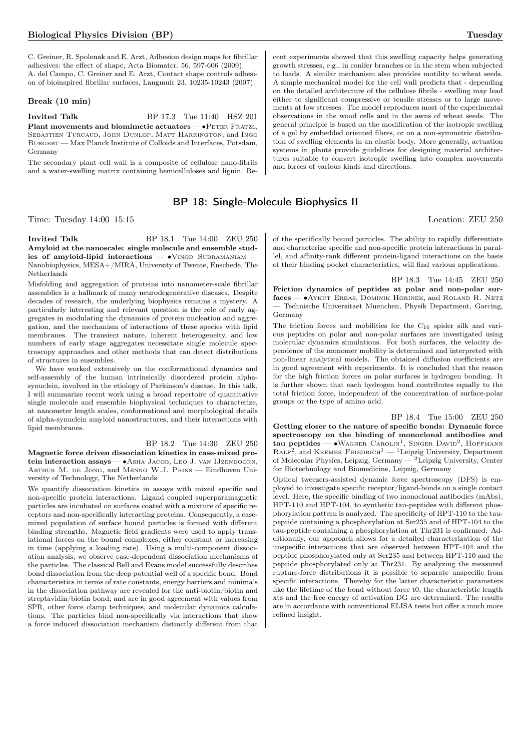C. Greiner, R. Spolenak and E. Arzt, Adhesion design maps for fibrillar adhesives: the effect of shape, Acta Biomater. 56, 597-606 (2009)
A. del Campo, C. Greiner and E. Arzt, Contact shape controls adhesion of bioinspired fibrillar surfaces, Langmuir 23, 10235-10243 (2007).

**Break (10 min)**

**Invited Talk** BP 17.3 Tue 11:40 HSZ 201
**Plant movements and biomimetic actuators** — •Peter Fratzl, Sebastien Turcaud, John Dunlop, Matt Harrington, and Ingo Burgert — Max Planck Institute of Colloids and Interfaces, Potsdam, Germany

The secondary plant cell wall is a composite of cellulose nano-fibrils and a water-swelling matrix containing hemicelluloses and lignin. Recent experiments showed that this swelling capacity helps generating growth stresses, e.g., in conifer branches or in the stem when subjected to loads. A similar mechanism also provides motility to wheat seeds. A simple mechanical model for the cell wall predicts that - depending on the detailed architecture of the cellulose fibrils - swelling may lead either to significant compressive or tensile stresses or to large movements at low stresses. The model reproduces most of the experimental observations in the wood cells and in the awns of wheat seeds. The general principle is based on the modification of the isotropic swelling of a gel by embedded oriented fibres, or on a non-symmetric distribution of swelling elements in an elastic body. More generally, actuation systems in plants provide guidelines for designing material architectures suitable to convert isotropic swelling into complex movements and forces of various kinds and directions.

## BP 18: Single-Molecule Biophysics II

Time: Tuesday 14:00–15:15 Location: ZEU 250

**Invited Talk** BP 18.1 Tue 14:00 ZEU 250
**Amyloid at the nanoscale: single molecule and ensemble studies of amyloid-lipid interactions** — •Vinod Subramaniam — Nanobiophysics, MESA+/MIRA, University of Twente, Enschede, The Netherlands

Misfolding and aggregation of proteins into nanometer-scale fibrillar assemblies is a hallmark of many neurodegenerative diseases. Despite decades of research, the underlying biophysics remains a mystery. A particularly interesting and relevant question is the role of early aggregates in modulating the dynamics of protein nucleation and aggregation, and the mechanism of interactions of these species with lipid membranes. The transient nature, inherent heterogeneity, and low numbers of early stage aggregates necessitate single molecule spectroscopy approaches and other methods that can detect distributions of structures in ensembles.

We have worked extensively on the conformational dynamics and self-assembly of the human intrinsically disordered protein alpha-synuclein, involved in the etiology of Parkinson's disease. In this talk, I will summarize recent work using a broad repertoire of quantitative single molecule and ensemble biophysical techniques to characterize, at nanometer length scales, conformational and morphological details of alpha-synuclein amyloid nanostructures, and their interactions with lipid membranes.

BP 18.2 Tue 14:30 ZEU 250
**Magnetic force driven dissociation kinetics in case-mixed protein interaction assays** — •Asha Jacob, Leo J. van IJzendoorn, Arthur M. de Jong, and Menno W.J. Prins — Eindhoven University of Technology, The Netherlands

We quantify dissociation kinetics in assays with mixed specific and non-specific protein interactions. Ligand coupled superparamagnetic particles are incubated on surfaces coated with a mixture of specific receptors and non-specifically interacting proteins. Consequently, a case-mixed population of surface bound particles is formed with different binding strengths. Magnetic field gradients were used to apply translational forces on the bound complexes, either constant or increasing in time (applying a loading rate). Using a multi-component dissociation analysis, we observe case-dependent dissociation mechanisms of the particles. The classical Bell and Evans model successfully describes bond dissociation from the deep potential well of a specific bond. Bond characteristics in terms of rate constants, energy barriers and minima's in the dissociation pathway are revealed for the anti-biotin/biotin and streptavidin/biotin bond; and are in good agreement with values from SPR, other force clamp techniques, and molecular dynamics calculations. The particles bind non-specifically via interactions that show a force induced dissociation mechanism distinctly different from that of the specifically bound particles. The ability to rapidly differentiate and characterize specific and non-specific protein interactions in parallel, and affinity-rank different protein-ligand interactions on the basis of their binding pocket characteristics, will find various applications.

BP 18.3 Tue 14:45 ZEU 250
**Friction dynamics of peptides at polar and non-polar surfaces** — •Aykut Erbas, Dominik Horinek, and Roland R. Netz — Technische Universitaet Muenchen, Physik Department, Garcing, Germany

The friction forces and mobilities for the $C_{16}$ spider silk and various peptides on polar and non-polar surfaces are investigated using molecular dynamics simulations. For both surfaces, the velocity dependence of the monomer mobility is determined and interpreted with non-linear analytical models. The obtained diffusion coefficients are in good agreement with experiments. It is concluded that the reason for the high friction forces on polar surfaces is hydrogen bonding. It is further shown that each hydrogen bond contributes equally to the total friction force, independent of the concentration of surface-polar groups or the type of amino acid.

BP 18.4 Tue 15:00 ZEU 250
**Getting closer to the nature of specific bonds: Dynamic force spectroscopy on the binding of monoclonal antibodies and tau peptides** — •Wagner Carolin[1], Singer David[2], Hoffmann Ralf[2], and Kremer Friedrich[1] — [1]Leipzig University, Department of Molecular Physics, Leipzig, Germany — [2]Leipzig University, Center for Biotechnology and Biomedicine, Leipzig, Germany

Optical tweezers-assisted dynamic force spectroscopy (DFS) is employed to investigate specific receptor/ligand-bonds on a single contact level. Here, the specific binding of two monoclonal antibodies (mAbs), HPT-110 and HPT-104, to synthetic tau-peptides with different phosphorylation pattern is analyzed. The specificity of HPT-110 to the tau-peptide containing a phosphorylation at Ser235 and of HPT-104 to the tau-peptide containing a phosphorylation at Thr231 is confirmed. Additionally, our approach allows for a detailed characterization of the unspecific interactions that are observed between HPT-104 and the peptide phosphorylated only at Ser235 and between HPT-110 and the peptide phosphorylated only at Thr231. By analyzing the measured rupture-force distributions it is possible to separate unspecific from specific interactions. Thereby for the latter characteristic parameters like the lifetime of the bond without force t0, the characteristic length xts and the free energy of activation DG are determined. The results are in accordance with conventional ELISA tests but offer a much more refined insight.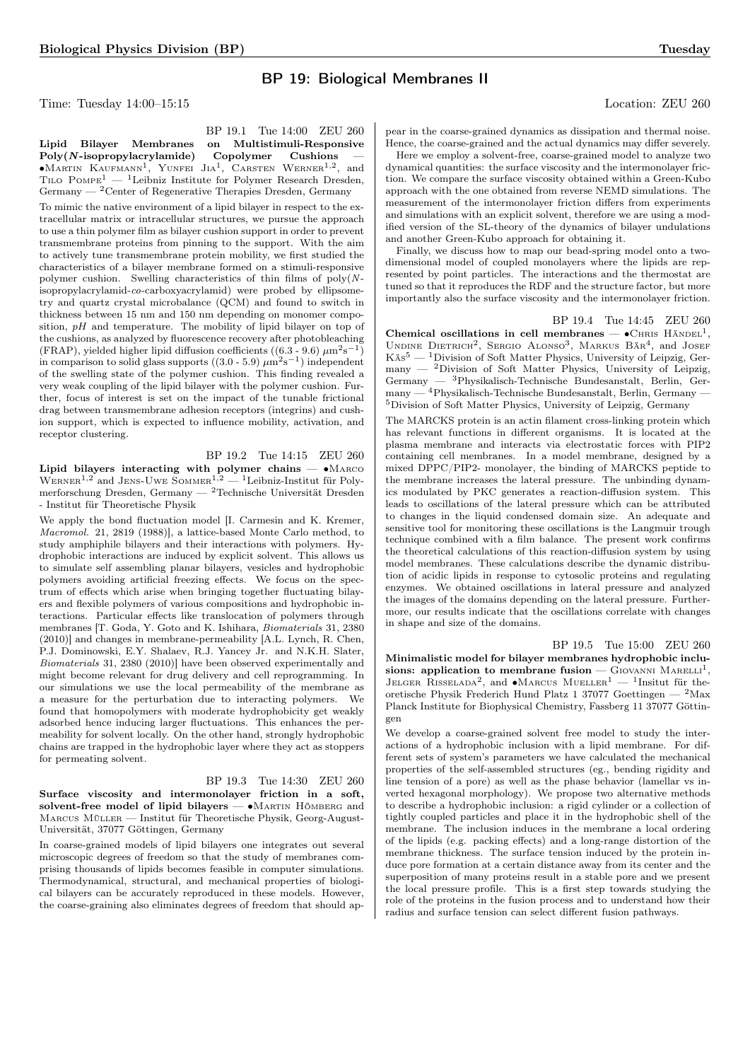## BP 19: Biological Membranes II

Time: Tuesday 14:00–15:15 Location: ZEU 260

BP 19.1 Tue 14:00 ZEU 260

**Lipid Bilayer Membranes on Multistimuli-Responsive Poly(*N*-isopropylacrylamide) Copolymer Cushions** — •Martin Kaufmann[1], Yunfei Jia[1], Carsten Werner[1,2], and Tilo Pompe[1] — [1]Leibniz Institute for Polymer Research Dresden, Germany — [2]Center of Regenerative Therapies Dresden, Germany

To mimic the native environment of a lipid bilayer in respect to the extracellular matrix or intracellular structures, we pursue the approach to use a thin polymer film as bilayer cushion support in order to prevent transmembrane proteins from pinning to the support. With the aim to actively tune transmembrane protein mobility, we first studied the characteristics of a bilayer membrane formed on a stimuli-responsive polymer cushion. Swelling characteristics of thin films of poly(*N*-isopropylacrylamid-*co*-carboxyacrylamid) were probed by ellipsometry and quartz crystal microbalance (QCM) and found to switch in thickness between 15 nm and 150 nm depending on monomer composition, *pH* and temperature. The mobility of lipid bilayer on top of the cushions, as analyzed by fluorescence recovery after photobleaching (FRAP), yielded higher lipid diffusion coefficients ((6.3 - 9.6) $\mu$m$^2$s$^{-1}$) in comparison to solid glass supports ((3.0 - 5.9) $\mu$m$^2$s$^{-1}$) independent of the swelling state of the polymer cushion. This finding revealed a very weak coupling of the lipid bilayer with the polymer cushion. Further, focus of interest is set on the impact of the tunable frictional drag between transmembrane adhesion receptors (integrins) and cushion support, which is expected to influence mobility, activation, and receptor clustering.

BP 19.2 Tue 14:15 ZEU 260

**Lipid bilayers interacting with polymer chains** — •Marco Werner[1,2] and Jens-Uwe Sommer[1,2] — [1]Leibniz-Institut für Polymerforschung Dresden, Germany — [2]Technische Universität Dresden - Institut für Theoretische Physik

We apply the bond fluctuation model [I. Carmesin and K. Kremer, *Macromol.* 21, 2819 (1988)], a lattice-based Monte Carlo method, to study amphiphile bilayers and their interactions with polymers. Hydrophobic interactions are induced by explicit solvent. This allows us to simulate self assembling planar bilayers, vesicles and hydrophobic polymers avoiding artificial freezing effects. We focus on the spectrum of effects which arise when bringing together fluctuating bilayers and flexible polymers of various compositions and hydrophobic interactions. Particular effects like translocation of polymers through membranes [T. Goda, Y. Goto and K. Ishihara, *Biomaterials* 31, 2380 (2010)] and changes in membrane-permeability [A.L. Lynch, R. Chen, P.J. Dominowski, E.Y. Shalaev, R.J. Yancey Jr. and N.K.H. Slater, *Biomaterials* 31, 2380 (2010)] have been observed experimentally and might become relevant for drug delivery and cell reprogramming. In our simulations we use the local permeability of the membrane as a measure for the perturbation due to interacting polymers. We found that homopolymers with moderate hydrophobicity get weakly adsorbed hence inducing larger fluctuations. This enhances the permeability for solvent locally. On the other hand, strongly hydrophobic chains are trapped in the hydrophobic layer where they act as stoppers for permeating solvent.

BP 19.3 Tue 14:30 ZEU 260

**Surface viscosity and intermonolayer friction in a soft, solvent-free model of lipid bilayers** — •Martin Hömberg and Marcus Müller — Institut für Theoretische Physik, Georg-August-Universität, 37077 Göttingen, Germany

In coarse-grained models of lipid bilayers one integrates out several microscopic degrees of freedom so that the study of membranes comprising thousands of lipids becomes feasible in computer simulations. Thermodynamical, structural, and mechanical properties of biological bilayers can be accurately reproduced in these models. However, the coarse-graining also eliminates degrees of freedom that should appear in the coarse-grained dynamics as dissipation and thermal noise. Hence, the coarse-grained and the actual dynamics may differ severely.

Here we employ a solvent-free, coarse-grained model to analyze two dynamical quantities: the surface viscosity and the intermonolayer friction. We compare the surface viscosity obtained within a Green-Kubo approach with the one obtained from reverse NEMD simulations. The measurement of the intermonolayer friction differs from experiments and simulations with an explicit solvent, therefore we are using a modified version of the SL-theory of the dynamics of bilayer undulations and another Green-Kubo approach for obtaining it.

Finally, we discuss how to map our bead-spring model onto a two-dimensional model of coupled monolayers where the lipids are represented by point particles. The interactions and the thermostat are tuned so that it reproduces the RDF and the structure factor, but more importantly also the surface viscosity and the intermonolayer friction.

BP 19.4 Tue 14:45 ZEU 260

**Chemical oscillations in cell membranes** — •Chris Händel[1], Undine Dietrich[2], Sergio Alonso[3], Markus Bär[4], and Josef Käs[5] — [1]Division of Soft Matter Physics, University of Leipzig, Germany — [2]Division of Soft Matter Physics, University of Leipzig, Germany — [3]Physikalisch-Technische Bundesanstalt, Berlin, Germany — [4]Physikalisch-Technische Bundesanstalt, Berlin, Germany — [5]Division of Soft Matter Physics, University of Leipzig, Germany

The MARCKS protein is an actin filament cross-linking protein which has relevant functions in different organisms. It is located at the plasma membrane and interacts via electrostatic forces with PIP2 containing cell membranes. In a model membrane, designed by a mixed DPPC/PIP2- monolayer, the binding of MARCKS peptide to the membrane increases the lateral pressure. The unbinding dynamics modulated by PKC generates a reaction-diffusion system. This leads to oscillations of the lateral pressure which can be attributed to changes in the liquid condensed domain size. An adequate and sensitive tool for monitoring these oscillations is the Langmuir trough technique combined with a film balance. The present work confirms the theoretical calculations of this reaction-diffusion system by using model membranes. These calculations describe the dynamic distribution of acidic lipids in response to cytosolic proteins and regulating enzymes. We obtained oscillations in lateral pressure and analyzed the images of the domains depending on the lateral pressure. Furthermore, our results indicate that the oscillations correlate with changes in shape and size of the domains.

BP 19.5 Tue 15:00 ZEU 260

**Minimalistic model for bilayer membranes hydrophobic inclusions: application to membrane fusion** — Giovanni Marelli[1], Jelger Risselada[2], and •Marcus Mueller[1] — [1]Insitut für theoretische Physik Frederich Hund Platz 1 37077 Goettingen — [2]Max Planck Institute for Biophysical Chemistry, Fassberg 11 37077 Göttingen

We develop a coarse-grained solvent free model to study the interactions of a hydrophobic inclusion with a lipid membrane. For different sets of system's parameters we have calculated the mechanical properties of the self-assembled structures (eg., bending rigidity and line tension of a pore) as well as the phase behavior (lamellar vs inverted hexagonal morphology). We propose two alternative methods to describe a hydrophobic inclusion: a rigid cylinder or a collection of tightly coupled particles and place it in the hydrophobic shell of the membrane. The inclusion induces in the membrane a local ordering of the lipids (e.g. packing effects) and a long-range distortion of the membrane thickness. The surface tension induced by the protein induce pore formation at a certain distance away from its center and the superposition of many proteins result in a stable pore and we present the local pressure profile. This is a first step towards studying the role of the proteins in the fusion process and to understand how their radius and surface tension can select different fusion pathways.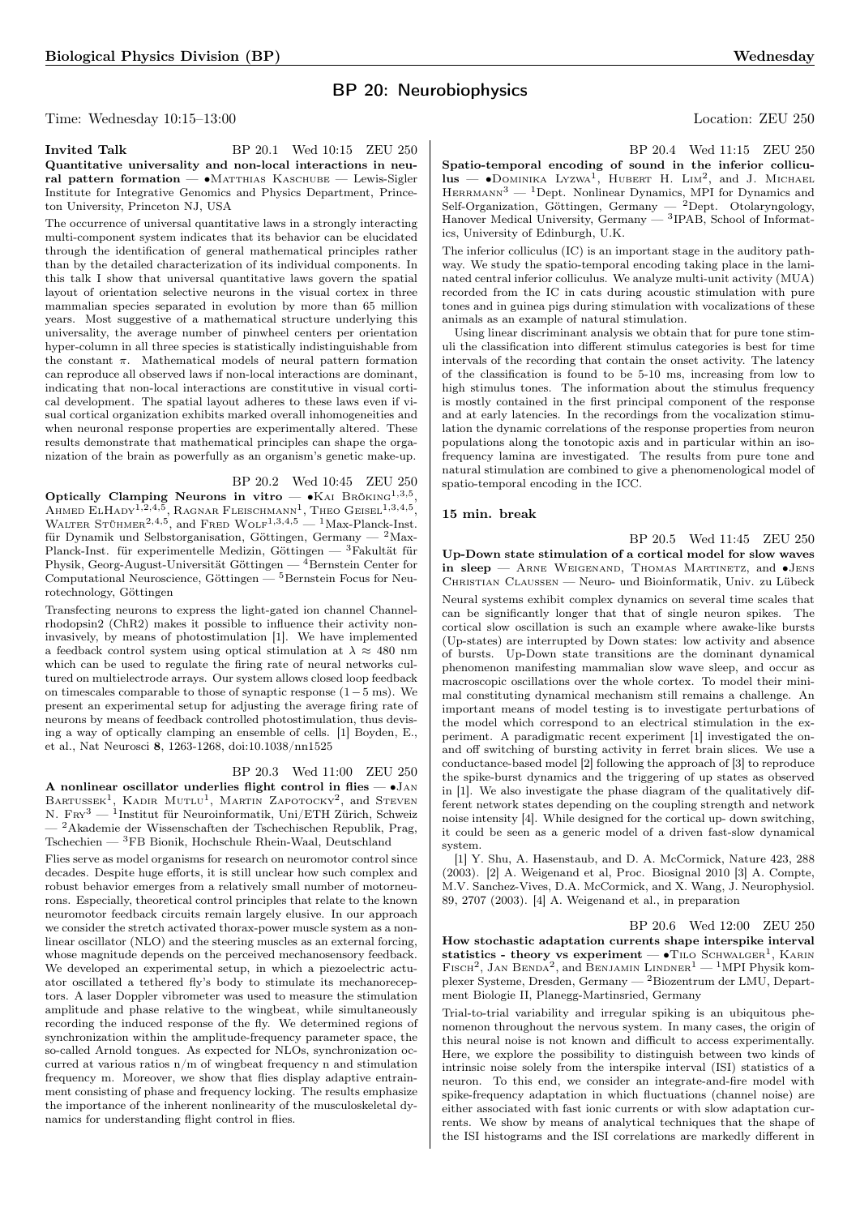# BP 20: Neurobiophysics

Time: Wednesday 10:15–13:00 Location: ZEU 250

**Invited Talk** BP 20.1 Wed 10:15 ZEU 250

**Quantitative universality and non-local interactions in neural pattern formation** — •Matthias Kaschube — Lewis-Sigler Institute for Integrative Genomics and Physics Department, Princeton University, Princeton NJ, USA

The occurrence of universal quantitative laws in a strongly interacting multi-component system indicates that its behavior can be elucidated through the identification of general mathematical principles rather than by the detailed characterization of its individual components. In this talk I show that universal quantitative laws govern the spatial layout of orientation selective neurons in the visual cortex in three mammalian species separated in evolution by more than 65 million years. Most suggestive of a mathematical structure underlying this universality, the average number of pinwheel centers per orientation hyper-column in all three species is statistically indistinguishable from the constant $\pi$. Mathematical models of neural pattern formation can reproduce all observed laws if non-local interactions are dominant, indicating that non-local interactions are constitutive in visual cortical development. The spatial layout adheres to these laws even if visual cortical organization exhibits marked overall inhomogeneities and when neuronal response properties are experimentally altered. These results demonstrate that mathematical principles can shape the organization of the brain as powerfully as an organism's genetic make-up.

BP 20.2 Wed 10:45 ZEU 250

**Optically Clamping Neurons in vitro** — •Kai Bröking[1,3,5], Ahmed ElHady[1,2,4,5], Ragnar Fleischmann[1], Theo Geisel[1,3,4,5], Walter Stühmer[2,4,5], and Fred Wolf[1,3,4,5] — [1]Max-Planck-Inst. für Dynamik und Selbstorganisation, Göttingen, Germany — [2]Max-Planck-Inst. für experimentelle Medizin, Göttingen — [3]Fakultät für Physik, Georg-August-Universität Göttingen — [4]Bernstein Center for Computational Neuroscience, Göttingen — [5]Bernstein Focus for Neurotechnology, Göttingen

Transfecting neurons to express the light-gated ion channel Channelrhodopsin2 (ChR2) makes it possible to influence their activity non-invasively, by means of photostimulation [1]. We have implemented a feedback control system using optical stimulation at $\lambda \approx 480$ nm which can be used to regulate the firing rate of neural networks cultured on multielectrode arrays. Our system allows closed loop feedback on timescales comparable to those of synaptic response ($1-5$ ms). We present an experimental setup for adjusting the average firing rate of neurons by means of feedback controlled photostimulation, thus devising a way of optically clamping an ensemble of cells. [1] Boyden, E., et al., Nat Neurosci **8**, 1263-1268, doi:10.1038/nn1525

BP 20.3 Wed 11:00 ZEU 250

**A nonlinear oscillator underlies flight control in flies** — •Jan Bartussek[1], Kadir Mutlu[1], Martin Zapotocky[2], and Steven N. Fry[3] — [1]Institut für Neuroinformatik, Uni/ETH Zürich, Schweiz — [2]Akademie der Wissenschaften der Tschechischen Republik, Prag, Tschechien — [3]FB Bionik, Hochschule Rhein-Waal, Deutschland

Flies serve as model organisms for research on neuromotor control since decades. Despite huge efforts, it is still unclear how such complex and robust behavior emerges from a relatively small number of motorneurons. Especially, theoretical control principles that relate to the known neuromotor feedback circuits remain largely elusive. In our approach we consider the stretch activated thorax-power muscle system as a nonlinear oscillator (NLO) and the steering muscles as an external forcing, whose magnitude depends on the perceived mechanosensory feedback. We developed an experimental setup, in which a piezoelectric actuator oscillated a tethered fly's body to stimulate its mechanoreceptors. A laser Doppler vibrometer was used to measure the stimulation amplitude and phase relative to the wingbeat, while simultaneously recording the induced response of the fly. We determined regions of synchronization within the amplitude-frequency parameter space, the so-called Arnold tongues. As expected for NLOs, synchronization occurred at various ratios n/m of wingbeat frequency n and stimulation frequency m. Moreover, we show that flies display adaptive entrainment consisting of phase and frequency locking. The results emphasize the importance of the inherent nonlinearity of the musculoskeletal dynamics for understanding flight control in flies.

BP 20.4 Wed 11:15 ZEU 250

**Spatio-temporal encoding of sound in the inferior colliculus** — •Dominika Lyzwa[1], Hubert H. Lim[2], and J. Michael Herrmann[3] — [1]Dept. Nonlinear Dynamics, MPI for Dynamics and Self-Organization, Göttingen, Germany — [2]Dept. Otolaryngology, Hanover Medical University, Germany — [3]IPAB, School of Informatics, University of Edinburgh, U.K.

The inferior colliculus (IC) is an important stage in the auditory pathway. We study the spatio-temporal encoding taking place in the laminated central inferior colliculus. We analyze multi-unit activity (MUA) recorded from the IC in cats during acoustic stimulation with pure tones and in guinea pigs during stimulation with vocalizations of these animals as an example of natural stimulation.

Using linear discriminant analysis we obtain that for pure tone stimuli the classification into different stimulus categories is best for time intervals of the recording that contain the onset activity. The latency of the classification is found to be 5-10 ms, increasing from low to high stimulus tones. The information about the stimulus frequency is mostly contained in the first principal component of the response and at early latencies. In the recordings from the vocalization stimulation the dynamic correlations of the response properties from neuron populations along the tonotopic axis and in particular within an isofrequency lamina are investigated. The results from pure tone and natural stimulation are combined to give a phenomenological model of spatio-temporal encoding in the ICC.

**15 min. break**

BP 20.5 Wed 11:45 ZEU 250

**Up-Down state stimulation of a cortical model for slow waves in sleep** — Arne Weigenand, Thomas Martinetz, and •Jens Christian Claussen — Neuro- und Bioinformatik, Univ. zu Lübeck

Neural systems exhibit complex dynamics on several time scales that can be significantly longer that that of single neuron spikes. The cortical slow oscillation is such an example where awake-like bursts (Up-states) are interrupted by Down states: low activity and absence of bursts. Up-Down state transitions are the dominant dynamical phenomenon manifesting mammalian slow wave sleep, and occur as macroscopic oscillations over the whole cortex. To model their minimal constituting dynamical mechanism still remains a challenge. An important means of model testing is to investigate perturbations of the model which correspond to an electrical stimulation in the experiment. A paradigmatic recent experiment [1] investigated the on- and off switching of bursting activity in ferret brain slices. We use a conductance-based model [2] following the approach of [3] to reproduce the spike-burst dynamics and the triggering of up states as observed in [1]. We also investigate the phase diagram of the qualitatively different network states depending on the coupling strength and network noise intensity [4]. While designed for the cortical up- down switching, it could be seen as a generic model of a driven fast-slow dynamical system.

[1] Y. Shu, A. Hasenstaub, and D. A. McCormick, Nature 423, 288 (2003). [2] A. Weigenand et al, Proc. Biosignal 2010 [3] A. Compte, M.V. Sanchez-Vives, D.A. McCormick, and X. Wang, J. Neurophysiol. 89, 2707 (2003). [4] A. Weigenand et al., in preparation

BP 20.6 Wed 12:00 ZEU 250

**How stochastic adaptation currents shape interspike interval statistics - theory vs experiment** — •Tilo Schwalger[1], Karin Fisch[2], Jan Benda[2], and Benjamin Lindner[1] — [1]MPI Physik komplexer Systeme, Dresden, Germany — [2]Biozentrum der LMU, Department Biologie II, Planegg-Martinsried, Germany

Trial-to-trial variability and irregular spiking is an ubiquitous phenomenon throughout the nervous system. In many cases, the origin of this neural noise is not known and difficult to access experimentally. Here, we explore the possibility to distinguish between two kinds of intrinsic noise solely from the interspike interval (ISI) statistics of a neuron. To this end, we consider an integrate-and-fire model with spike-frequency adaptation in which fluctuations (channel noise) are either associated with fast ionic currents or with slow adaptation currents. We show by means of analytical techniques that the shape of the ISI histograms and the ISI correlations are markedly different in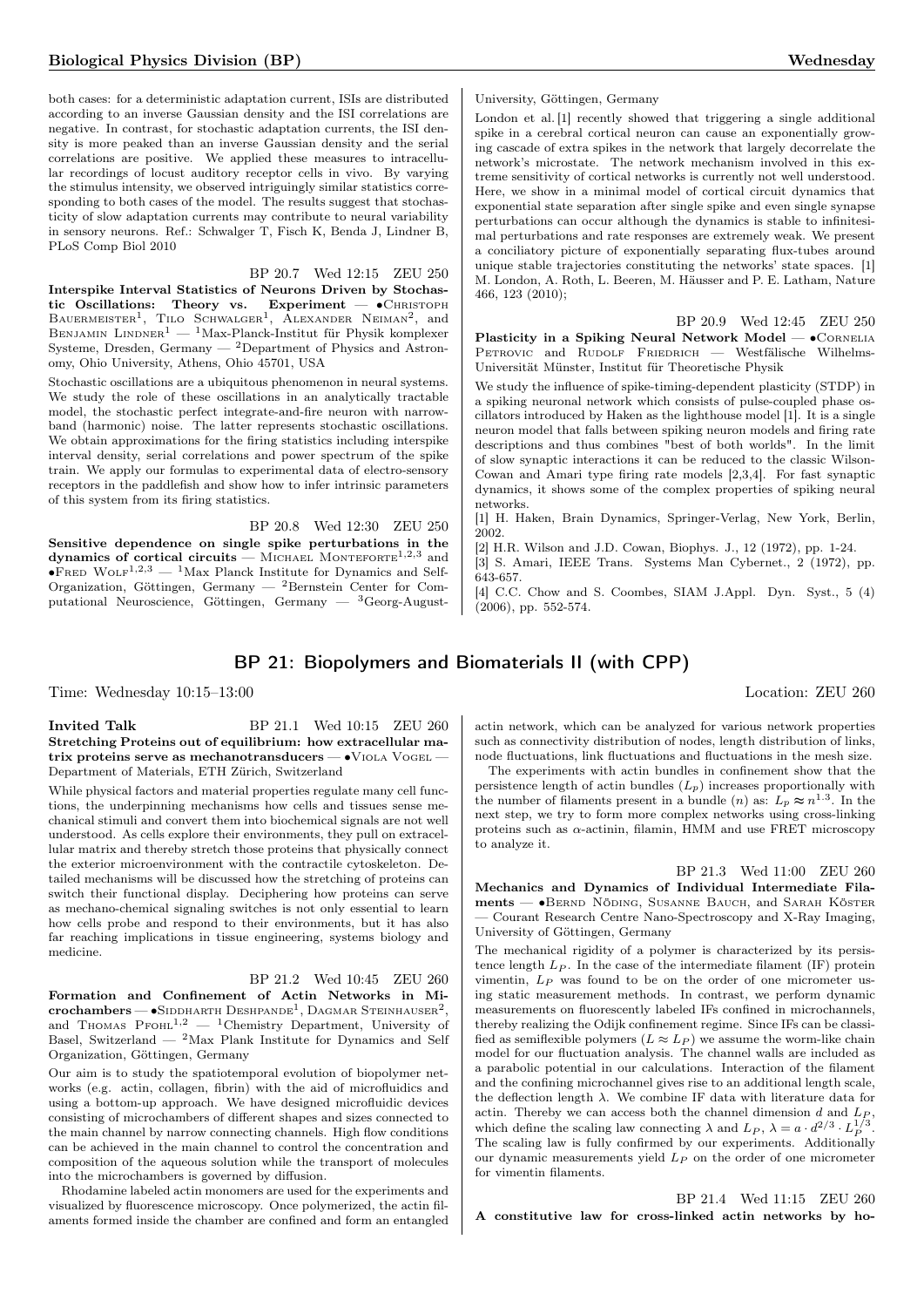both cases: for a deterministic adaptation current, ISIs are distributed according to an inverse Gaussian density and the ISI correlations are negative. In contrast, for stochastic adaptation currents, the ISI density is more peaked than an inverse Gaussian density and the serial correlations are positive. We applied these measures to intracellular recordings of locust auditory receptor cells in vivo. By varying the stimulus intensity, we observed intriguingly similar statistics corresponding to both cases of the model. The results suggest that stochasticity of slow adaptation currents may contribute to neural variability in sensory neurons. Ref.: Schwalger T, Fisch K, Benda J, Lindner B, PLoS Comp Biol 2010

BP 20.7 Wed 12:15 ZEU 250

**Interspike Interval Statistics of Neurons Driven by Stochastic Oscillations: Theory vs. Experiment** — •Christoph Bauermeister[1], Tilo Schwalger[1], Alexander Neiman[2], and Benjamin Lindner[1] — [1]Max-Planck-Institut für Physik komplexer Systeme, Dresden, Germany — [2]Department of Physics and Astronomy, Ohio University, Athens, Ohio 45701, USA

Stochastic oscillations are a ubiquitous phenomenon in neural systems. We study the role of these oscillations in an analytically tractable model, the stochastic perfect integrate-and-fire neuron with narrowband (harmonic) noise. The latter represents stochastic oscillations. We obtain approximations for the firing statistics including interspike interval density, serial correlations and power spectrum of the spike train. We apply our formulas to experimental data of electro-sensory receptors in the paddlefish and show how to infer intrinsic parameters of this system from its firing statistics.

BP 20.8 Wed 12:30 ZEU 250

**Sensitive dependence on single spike perturbations in the dynamics of cortical circuits** — Michael Monteforte[1,2,3] and •Fred Wolf[1,2,3] — [1]Max Planck Institute for Dynamics and Self-Organization, Göttingen, Germany — [2]Bernstein Center for Computational Neuroscience, Göttingen, Germany — [3]Georg-August-University, Göttingen, Germany

London et al. [1] recently showed that triggering a single additional spike in a cerebral cortical neuron can cause an exponentially growing cascade of extra spikes in the network that largely decorrelate the network's microstate. The network mechanism involved in this extreme sensitivity of cortical networks is currently not well understood. Here, we show in a minimal model of cortical circuit dynamics that exponential state separation after single spike and even single synapse perturbations can occur although the dynamics is stable to infinitesimal perturbations and rate responses are extremely weak. We present a conciliatory picture of exponentially separating flux-tubes around unique stable trajectories constituting the networks' state spaces. [1] M. London, A. Roth, L. Beeren, M. Häusser and P. E. Latham, Nature 466, 123 (2010);

BP 20.9 Wed 12:45 ZEU 250

**Plasticity in a Spiking Neural Network Model** — •Cornelia Petrovic and Rudolf Friedrich — Westfälische Wilhelms-Universität Münster, Institut für Theoretische Physik

We study the influence of spike-timing-dependent plasticity (STDP) in a spiking neuronal network which consists of pulse-coupled phase oscillators introduced by Haken as the lighthouse model [1]. It is a single neuron model that falls between spiking neuron models and firing rate descriptions and thus combines "best of both worlds". In the limit of slow synaptic interactions it can be reduced to the classic Wilson-Cowan and Amari type firing rate models [2,3,4]. For fast synaptic dynamics, it shows some of the complex properties of spiking neural networks.

[1] H. Haken, Brain Dynamics, Springer-Verlag, New York, Berlin, 2002.

[2] H.R. Wilson and J.D. Cowan, Biophys. J., 12 (1972), pp. 1-24.

[3] S. Amari, IEEE Trans. Systems Man Cybernet., 2 (1972), pp. 643-657.

[4] C.C. Chow and S. Coombes, SIAM J.Appl. Dyn. Syst., 5 (4) (2006), pp. 552-574.

## BP 21: Biopolymers and Biomaterials II (with CPP)

Time: Wednesday 10:15–13:00 Location: ZEU 260

Invited Talk BP 21.1 Wed 10:15 ZEU 260

**Stretching Proteins out of equilibrium: how extracellular matrix proteins serve as mechanotransducers** — •Viola Vogel — Department of Materials, ETH Zürich, Switzerland

While physical factors and material properties regulate many cell functions, the underpinning mechanisms how cells and tissues sense mechanical stimuli and convert them into biochemical signals are not well understood. As cells explore their environments, they pull on extracellular matrix and thereby stretch those proteins that physically connect the exterior microenvironment with the contractile cytoskeleton. Detailed mechanisms will be discussed how the stretching of proteins can switch their functional display. Deciphering how proteins can serve as mechano-chemical signaling switches is not only essential to learn how cells probe and respond to their environments, but it has also far reaching implications in tissue engineering, systems biology and medicine.

BP 21.2 Wed 10:45 ZEU 260

**Formation and Confinement of Actin Networks in Microchambers** — •Siddharth Deshpande[1], Dagmar Steinhauser[2], and Thomas Pfohl[1,2] — [1]Chemistry Department, University of Basel, Switzerland — [2]Max Plank Institute for Dynamics and Self Organization, Göttingen, Germany

Our aim is to study the spatiotemporal evolution of biopolymer networks (e.g. actin, collagen, fibrin) with the aid of microfluidics and using a bottom-up approach. We have designed microfluidic devices consisting of microchambers of different shapes and sizes connected to the main channel by narrow connecting channels. High flow conditions can be achieved in the main channel to control the concentration and composition of the aqueous solution while the transport of molecules into the microchambers is governed by diffusion.

Rhodamine labeled actin monomers are used for the experiments and visualized by fluorescence microscopy. Once polymerized, the actin filaments formed inside the chamber are confined and form an entangled actin network, which can be analyzed for various network properties such as connectivity distribution of nodes, length distribution of links, node fluctuations, link fluctuations and fluctuations in the mesh size.

The experiments with actin bundles in confinement show that the persistence length of actin bundles ($L_p$) increases proportionally with the number of filaments present in a bundle ($n$) as: $L_p \approx n^{1.3}$. In the next step, we try to form more complex networks using cross-linking proteins such as $\alpha$-actinin, filamin, HMM and use FRET microscopy to analyze it.

BP 21.3 Wed 11:00 ZEU 260

**Mechanics and Dynamics of Individual Intermediate Filaments** — •Bernd Nöding, Susanne Bauch, and Sarah Köster — Courant Research Centre Nano-Spectroscopy and X-Ray Imaging, University of Göttingen, Germany

The mechanical rigidity of a polymer is characterized by its persistence length $L_P$. In the case of the intermediate filament (IF) protein vimentin, $L_P$ was found to be on the order of one micrometer using static measurement methods. In contrast, we perform dynamic measurements on fluorescently labeled IFs confined in microchannels, thereby realizing the Odijk confinement regime. Since IFs can be classified as semiflexible polymers ($L \approx L_P$) we assume the worm-like chain model for our fluctuation analysis. The channel walls are included as a parabolic potential in our calculations. Interaction of the filament and the confining microchannel gives rise to an additional length scale, the deflection length $\lambda$. We combine IF data with literature data for actin. Thereby we can access both the channel dimension $d$ and $L_P$, which define the scaling law connecting $\lambda$ and $L_P$, $\lambda = a \cdot d^{2/3} \cdot L_P^{1/3}$. The scaling law is fully confirmed by our experiments. Additionally our dynamic measurements yield $L_P$ on the order of one micrometer for vimentin filaments.

BP 21.4 Wed 11:15 ZEU 260

**A constitutive law for cross-linked actin networks by ho-**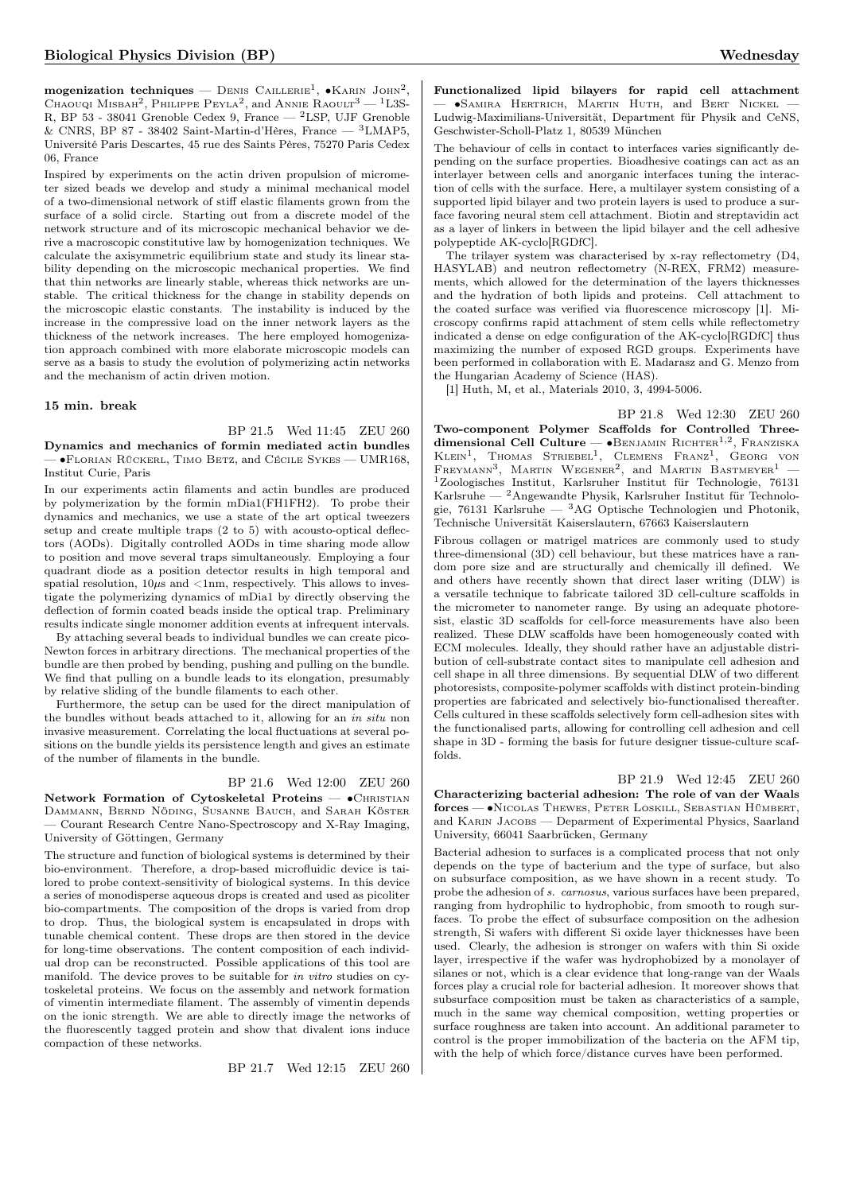**mogenization techniques** — Denis Caillerie[1], •Karin John[2], Chaouqi Misbah[2], Philippe Peyla[2], and Annie Raoult[3] — [1]L3S-R, BP 53 - 38041 Grenoble Cedex 9, France — [2]LSP, UJF Grenoble & CNRS, BP 87 - 38402 Saint-Martin-d'Hères, France — [3]LMAP5, Université Paris Descartes, 45 rue des Saints Pères, 75270 Paris Cedex 06, France

Inspired by experiments on the actin driven propulsion of micrometer sized beads we develop and study a minimal mechanical model of a two-dimensional network of stiff elastic filaments grown from the surface of a solid circle. Starting out from a discrete model of the network structure and of its microscopic mechanical behavior we derive a macroscopic constitutive law by homogenization techniques. We calculate the axisymmetric equilibrium state and study its linear stability depending on the microscopic mechanical properties. We find that thin networks are linearly stable, whereas thick networks are unstable. The critical thickness for the change in stability depends on the microscopic elastic constants. The instability is induced by the increase in the compressive load on the inner network layers as the thickness of the network increases. The here employed homogenization approach combined with more elaborate microscopic models can serve as a basis to study the evolution of polymerizing actin networks and the mechanism of actin driven motion.

**15 min. break**

BP 21.5 Wed 11:45 ZEU 260

**Dynamics and mechanics of formin mediated actin bundles** — •Florian Rückerl, Timo Betz, and Cécile Sykes — UMR168, Institut Curie, Paris

In our experiments actin filaments and actin bundles are produced by polymerization by the formin mDia1(FH1FH2). To probe their dynamics and mechanics, we use a state of the art optical tweezers setup and create multiple traps (2 to 5) with acousto-optical deflectors (AODs). Digitally controlled AODs in time sharing mode allow to position and move several traps simultaneously. Employing a four quadrant diode as a position detector results in high temporal and spatial resolution, 10$\mu$s and <1nm, respectively. This allows to investigate the polymerizing dynamics of mDia1 by directly observing the deflection of formin coated beads inside the optical trap. Preliminary results indicate single monomer addition events at infrequent intervals.

By attaching several beads to individual bundles we can create pico-Newton forces in arbitrary directions. The mechanical properties of the bundle are then probed by bending, pushing and pulling on the bundle. We find that pulling on a bundle leads to its elongation, presumably by relative sliding of the bundle filaments to each other.

Furthermore, the setup can be used for the direct manipulation of the bundles without beads attached to it, allowing for an *in situ* non invasive measurement. Correlating the local fluctuations at several positions on the bundle yields its persistence length and gives an estimate of the number of filaments in the bundle.

BP 21.6 Wed 12:00 ZEU 260

**Network Formation of Cytoskeletal Proteins** — •Christian Dammann, Bernd Nöding, Susanne Bauch, and Sarah Köster — Courant Research Centre Nano-Spectroscopy and X-Ray Imaging, University of Göttingen, Germany

The structure and function of biological systems is determined by their bio-environment. Therefore, a drop-based microfluidic device is tailored to probe context-sensitivity of biological systems. In this device a series of monodisperse aqueous drops is created and used as picoliter bio-compartments. The composition of the drops is varied from drop to drop. Thus, the biological system is encapsulated in drops with tunable chemical content. These drops are then stored in the device for long-time observations. The content composition of each individual drop can be reconstructed. Possible applications of this tool are manifold. The device proves to be suitable for *in vitro* studies on cytoskeletal proteins. We focus on the assembly and network formation of vimentin intermediate filament. The assembly of vimentin depends on the ionic strength. We are able to directly image the networks of the fluorescently tagged protein and show that divalent ions induce compaction of these networks.

BP 21.7 Wed 12:15 ZEU 260

**Functionalized lipid bilayers for rapid cell attachment** — •Samira Hertrich, Martin Huth, and Bert Nickel — Ludwig-Maximilians-Universität, Department für Physik and CeNS, Geschwister-Scholl-Platz 1, 80539 München

The behaviour of cells in contact to interfaces varies significantly depending on the surface properties. Bioadhesive coatings can act as an interlayer between cells and anorganic interfaces tuning the interaction of cells with the surface. Here, a multilayer system consisting of a supported lipid bilayer and two protein layers is used to produce a surface favoring neural stem cell attachment. Biotin and streptavidin act as a layer of linkers in between the lipid bilayer and the cell adhesive polypeptide AK-cyclo[RGDfC].

The trilayer system was characterised by x-ray reflectometry (D4, HASYLAB) and neutron reflectometry (N-REX, FRM2) measurements, which allowed for the determination of the layers thicknesses and the hydration of both lipids and proteins. Cell attachment to the coated surface was verified via fluorescence microscopy [1]. Microscopy confirms rapid attachment of stem cells while reflectometry indicated a dense on edge configuration of the AK-cyclo[RGDfC] thus maximizing the number of exposed RGD groups. Experiments have been performed in collaboration with E. Madarasz and G. Menzo from the Hungarian Academy of Science (HAS).

[1] Huth, M, et al., Materials 2010, 3, 4994-5006.

BP 21.8 Wed 12:30 ZEU 260

**Two-component Polymer Scaffolds for Controlled Three-dimensional Cell Culture** — •Benjamin Richter[1,2], Franziska Klein[1], Thomas Striebel[1], Clemens Franz[1], Georg von Freymann[3], Martin Wegener[2], and Martin Bastmeyer[1] — [1]Zoologisches Institut, Karlsruher Institut für Technologie, 76131 Karlsruhe — [2]Angewandte Physik, Karlsruher Institut für Technologie, 76131 Karlsruhe — [3]AG Optische Technologien und Photonik, Technische Universität Kaiserslautern, 67663 Kaiserslautern

Fibrous collagen or matrigel matrices are commonly used to study three-dimensional (3D) cell behaviour, but these matrices have a random pore size and are structurally and chemically ill defined. We and others have recently shown that direct laser writing (DLW) is a versatile technique to fabricate tailored 3D cell-culture scaffolds in the micrometer to nanometer range. By using an adequate photoresist, elastic 3D scaffolds for cell-force measurements have also been realized. These DLW scaffolds have been homogeneously coated with ECM molecules. Ideally, they should rather have an adjustable distribution of cell-substrate contact sites to manipulate cell adhesion and cell shape in all three dimensions. By sequential DLW of two different photoresists, composite-polymer scaffolds with distinct protein-binding properties are fabricated and selectively bio-functionalised thereafter. Cells cultured in these scaffolds selectively form cell-adhesion sites with the functionalised parts, allowing for controlling cell adhesion and cell shape in 3D - forming the basis for future designer tissue-culture scaffolds.

BP 21.9 Wed 12:45 ZEU 260

**Characterizing bacterial adhesion: The role of van der Waals forces** — •Nicolas Thewes, Peter Loskill, Sebastian Hümbert, and Karin Jacobs — Deparment of Experimental Physics, Saarland University, 66041 Saarbrücken, Germany

Bacterial adhesion to surfaces is a complicated process that not only depends on the type of bacterium and the type of surface, but also on subsurface composition, as we have shown in a recent study. To probe the adhesion of *s. carnosus*, various surfaces have been prepared, ranging from hydrophilic to hydrophobic, from smooth to rough surfaces. To probe the effect of subsurface composition on the adhesion strength, Si wafers with different Si oxide layer thicknesses have been used. Clearly, the adhesion is stronger on wafers with thin Si oxide layer, irrespective if the wafer was hydrophobized by a monolayer of silanes or not, which is a clear evidence that long-range van der Waals forces play a crucial role for bacterial adhesion. It moreover shows that subsurface composition must be taken as characteristics of a sample, much in the same way chemical composition, wetting properties or surface roughness are taken into account. An additional parameter to control is the proper immobilization of the bacteria on the AFM tip, with the help of which force/distance curves have been performed.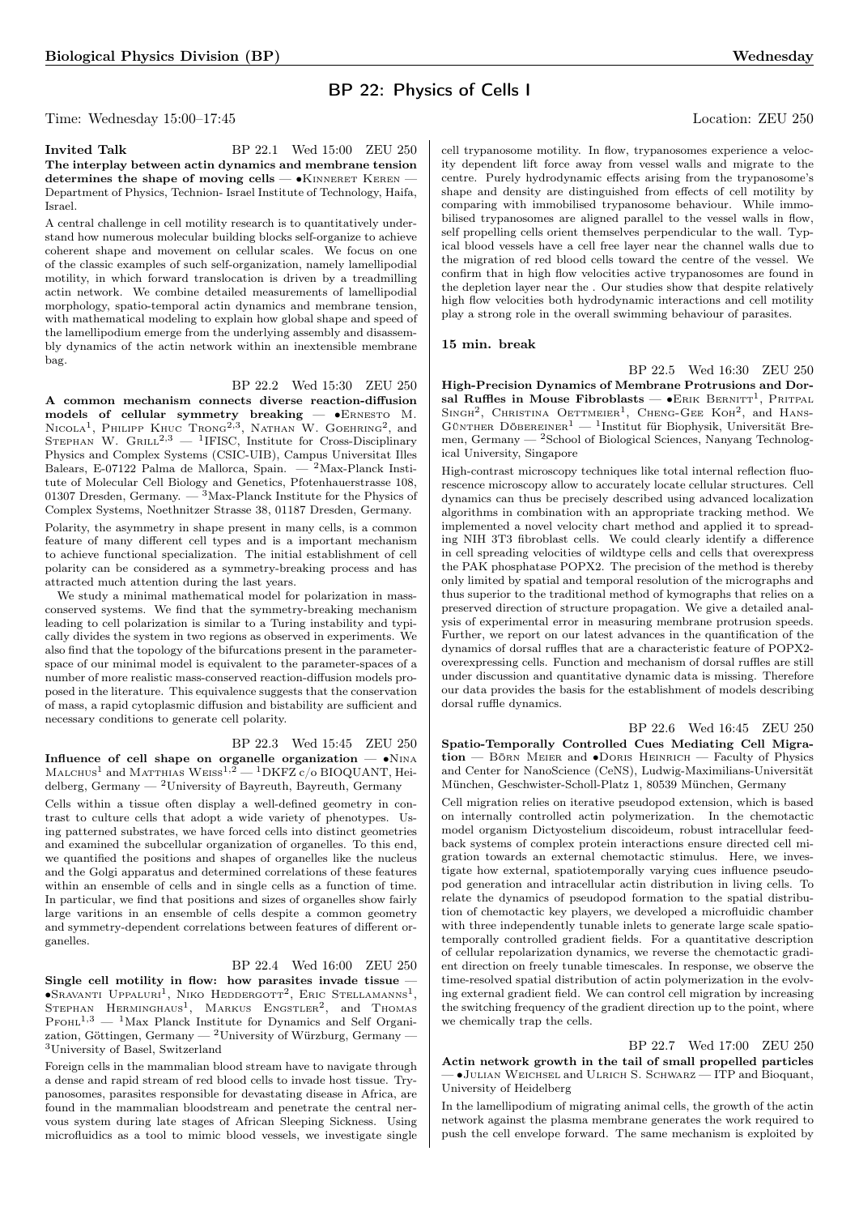# BP 22: Physics of Cells I

Time: Wednesday 15:00–17:45 Location: ZEU 250

**Invited Talk** BP 22.1 Wed 15:00 ZEU 250

**The interplay between actin dynamics and membrane tension determines the shape of moving cells** — •Kinneret Keren — Department of Physics, Technion- Israel Institute of Technology, Haifa, Israel.

A central challenge in cell motility research is to quantitatively understand how numerous molecular building blocks self-organize to achieve coherent shape and movement on cellular scales. We focus on one of the classic examples of such self-organization, namely lamellipodial motility, in which forward translocation is driven by a treadmilling actin network. We combine detailed measurements of lamellipodial morphology, spatio-temporal actin dynamics and membrane tension, with mathematical modeling to explain how global shape and speed of the lamellipodium emerge from the underlying assembly and disassembly dynamics of the actin network within an inextensible membrane bag.

BP 22.2 Wed 15:30 ZEU 250

**A common mechanism connects diverse reaction-diffusion models of cellular symmetry breaking** — •Ernesto M. Nicola[1], Philipp Khuc Trong[2,3], Nathan W. Goehring[2], and Stephan W. Grill[2,3] — [1]IFISC, Institute for Cross-Disciplinary Physics and Complex Systems (CSIC-UIB), Campus Universitat Illes Balears, E-07122 Palma de Mallorca, Spain. — [2]Max-Planck Institute of Molecular Cell Biology and Genetics, Pfotenhauerstrasse 108, 01307 Dresden, Germany. — [3]Max-Planck Institute for the Physics of Complex Systems, Noethnitzer Strasse 38, 01187 Dresden, Germany.

Polarity, the asymmetry in shape present in many cells, is a common feature of many different cell types and is a important mechanism to achieve functional specialization. The initial establishment of cell polarity can be considered as a symmetry-breaking process and has attracted much attention during the last years.

We study a minimal mathematical model for polarization in mass-conserved systems. We find that the symmetry-breaking mechanism leading to cell polarization is similar to a Turing instability and typically divides the system in two regions as observed in experiments. We also find that the topology of the bifurcations present in the parameter-space of our minimal model is equivalent to the parameter-spaces of a number of more realistic mass-conserved reaction-diffusion models proposed in the literature. This equivalence suggests that the conservation of mass, a rapid cytoplasmic diffusion and bistability are sufficient and necessary conditions to generate cell polarity.

BP 22.3 Wed 15:45 ZEU 250

**Influence of cell shape on organelle organization** — •Nina Malchus[1] and Matthias Weiss[1,2] — [1]DKFZ c/o BIOQUANT, Heidelberg, Germany — [2]University of Bayreuth, Bayreuth, Germany

Cells within a tissue often display a well-defined geometry in contrast to culture cells that adopt a wide variety of phenotypes. Using patterned substrates, we have forced cells into distinct geometries and examined the subcellular organization of organelles. To this end, we quantified the positions and shapes of organelles like the nucleus and the Golgi apparatus and determined correlations of these features within an ensemble of cells and in single cells as a function of time. In particular, we find that positions and sizes of organelles show fairly large varitions in an ensemble of cells despite a common geometry and symmetry-dependent correlations between features of different organelles.

BP 22.4 Wed 16:00 ZEU 250

**Single cell motility in flow: how parasites invade tissue** — •Sravanti Uppaluri[1], Niko Heddergott[2], Eric Stellamanns[1], Stephan Herminghaus[1], Markus Engstler[2], and Thomas Pfohl[1,3] — [1]Max Planck Institute for Dynamics and Self Organization, Göttingen, Germany — [2]University of Würzburg, Germany — [3]University of Basel, Switzerland

Foreign cells in the mammalian blood stream have to navigate through a dense and rapid stream of red blood cells to invade host tissue. Trypanosomes, parasites responsible for devastating disease in Africa, are found in the mammalian bloodstream and penetrate the central nervous system during late stages of African Sleeping Sickness. Using microfluidics as a tool to mimic blood vessels, we investigate single cell trypanosome motility. In flow, trypanosomes experience a velocity dependent lift force away from vessel walls and migrate to the centre. Purely hydrodynamic effects arising from the trypanosome's shape and density are distinguished from effects of cell motility by comparing with immobilised trypanosome behaviour. While immobilised trypanosomes are aligned parallel to the vessel walls in flow, self propelling cells orient themselves perpendicular to the wall. Typical blood vessels have a cell free layer near the channel walls due to the migration of red blood cells toward the centre of the vessel. We confirm that in high flow velocities active trypanosomes are found in the depletion layer near the . Our studies show that despite relatively high flow velocities both hydrodynamic interactions and cell motility play a strong role in the overall swimming behaviour of parasites.

**15 min. break**

BP 22.5 Wed 16:30 ZEU 250

**High-Precision Dynamics of Membrane Protrusions and Dorsal Ruffles in Mouse Fibroblasts** — •Erik Bernitt[1], Pritpal Singh[2], Christina Oettmeier[1], Cheng-Gee Koh[2], and Hans-Günther Döbereiner[1] — [1]Institut für Biophysik, Universität Bremen, Germany — [2]School of Biological Sciences, Nanyang Technological University, Singapore

High-contrast microscopy techniques like total internal reflection fluorescence microscopy allow to accurately locate cellular structures. Cell dynamics can thus be precisely described using advanced localization algorithms in combination with an appropriate tracking method. We implemented a novel velocity chart method and applied it to spreading NIH 3T3 fibroblast cells. We could clearly identify a difference in cell spreading velocities of wildtype cells and cells that overexpress the PAK phosphatase POPX2. The precision of the method is thereby only limited by spatial and temporal resolution of the micrographs and thus superior to the traditional method of kymographs that relies on a preserved direction of structure propagation. We give a detailed analysis of experimental error in measuring membrane protrusion speeds. Further, we report on our latest advances in the quantification of the dynamics of dorsal ruffles that are a characteristic feature of POPX2-overexpressing cells. Function and mechanism of dorsal ruffles are still under discussion and quantitative dynamic data is missing. Therefore our data provides the basis for the establishment of models describing dorsal ruffle dynamics.

BP 22.6 Wed 16:45 ZEU 250

**Spatio-Temporally Controlled Cues Mediating Cell Migration** — Börn Meier and •Doris Heinrich — Faculty of Physics and Center for NanoScience (CeNS), Ludwig-Maximilians-Universität München, Geschwister-Scholl-Platz 1, 80539 München, Germany

Cell migration relies on iterative pseudopod extension, which is based on internally controlled actin polymerization. In the chemotactic model organism Dictyostelium discoideum, robust intracellular feedback systems of complex protein interactions ensure directed cell migration towards an external chemotactic stimulus. Here, we investigate how external, spatiotemporally varying cues influence pseudopod generation and intracellular actin distribution in living cells. To relate the dynamics of pseudopod formation to the spatial distribution of chemotactic key players, we developed a microfluidic chamber with three independently tunable inlets to generate large scale spatiotemporally controlled gradient fields. For a quantitative description of cellular repolarization dynamics, we reverse the chemotactic gradient direction on freely tunable timescales. In response, we observe the time-resolved spatial distribution of actin polymerization in the evolving external gradient field. We can control cell migration by increasing the switching frequency of the gradient direction up to the point, where we chemically trap the cells.

BP 22.7 Wed 17:00 ZEU 250

**Actin network growth in the tail of small propelled particles** — •Julian Weichsel and Ulrich S. Schwarz — ITP and Bioquant, University of Heidelberg

In the lamellipodium of migrating animal cells, the growth of the actin network against the plasma membrane generates the work required to push the cell envelope forward. The same mechanism is exploited by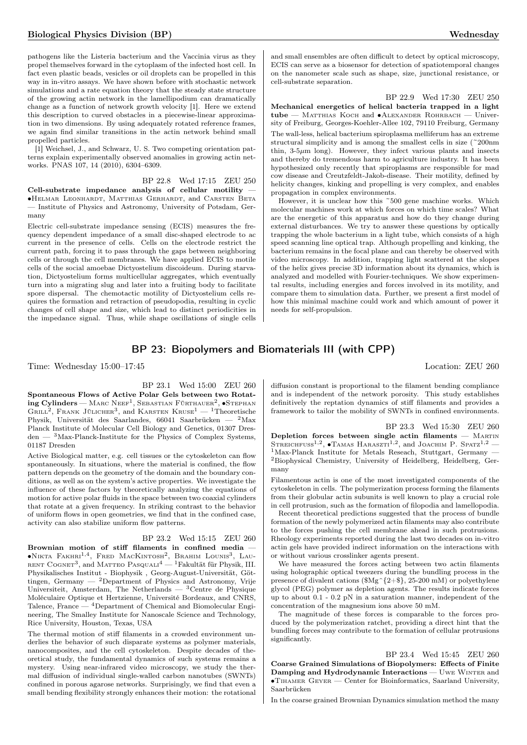pathogens like the Listeria bacterium and the Vaccinia virus as they propel themselves forward in the cytoplasm of the infected host cell. In fact even plastic beads, vesicles or oil droplets can be propelled in this way in in-vitro assays. We have shown before with stochastic network simulations and a rate equation theory that the steady state structure of the growing actin network in the lamellipodium can dramatically change as a function of network growth velocity [1]. Here we extend this description to curved obstacles in a piecewise-linear approximation in two dimensions. By using adequately rotated reference frames, we again find similar transitions in the actin network behind small propelled particles.

[1] Weichsel, J., and Schwarz, U. S. Two competing orientation patterns explain experimentally observed anomalies in growing actin networks. PNAS 107, 14 (2010), 6304–6309.

BP 22.8 Wed 17:15 ZEU 250

**Cell-substrate impedance analysis of cellular motility** — •Helmar Leonhardt, Matthias Gerhardt, and Carsten Beta — Institute of Physics and Astronomy, University of Potsdam, Germany

Electric cell-substrate impedance sensing (ECIS) measures the frequency dependent impedance of a small disc-shaped electrode to ac current in the presence of cells. Cells on the electrode restrict the current path, forcing it to pass through the gaps between neighboring cells or through the cell membranes. We have applied ECIS to motile cells of the social amoebae Dictyostelium discoideum. During starvation, Dictyostelium forms multicellular aggregates, which eventually turn into a migrating slug and later into a fruiting body to facilitate spore dispersal. The chemotactic motility of Dictyostelium cells requires the formation and retraction of pseudopodia, resulting in cyclic changes of cell shape and size, which lead to distinct periodicities in the impedance signal. Thus, while shape oscillations of single cells and small ensembles are often difficult to detect by optical microscopy, ECIS can serve as a biosensor for detection of spatiotemporal changes on the nanometer scale such as shape, size, junctional resistance, or cell-substrate separation.

BP 22.9 Wed 17:30 ZEU 250

**Mechanical energetics of helical bacteria trapped in a light tube** — Matthias Koch and •Alexander Rohrbach — University of Freiburg, Georges-Koehler-Allee 102, 79110 Freiburg, Germany

The wall-less, helical bacterium spiroplasma melliferum has an extreme structural simplicity and is among the smallest cells in size (~200nm thin, 3-5$\mu$m long). However, they infect various plants and insects and thereby do tremendous harm to agriculture industry. It has been hypothesized only recently that spiroplasmas are responsible for mad cow disease and Creutzfeldt-Jakob-disease. Their motility, defined by helicity changes, kinking and propelling is very complex, and enables propagation in complex environments.

However, it is unclear how this ~500 gene machine works. Which molecular machines work at which forces on which time scales? What are the energetic of this apparatus and how do they change during external disturbances. We try to answer these questions by optically trapping the whole bacterium in a light tube, which consists of a high speed scanning line optical trap. Although propelling and kinking, the bacterium remains in the focal plane and can thereby be observed with video microscopy. In addition, trapping light scattered at the slopes of the helix gives precise 3D information about its dynamics, which is analyzed and modelled with Fourier-techniques. We show experimental results, including energies and forces involved in its motility, and compare them to simulation data. Further, we present a first model of how this minimal machine could work and which amount of power it needs for self-propulsion.

## BP 23: Biopolymers and Biomaterials III (with CPP)

Time: Wednesday 15:00–17:45 Location: ZEU 260

BP 23.1 Wed 15:00 ZEU 260

**Spontaneous Flows of Active Polar Gels between two Rotating Cylinders** — Marc Neef[1], Sebastian Fürthauer[2], •Stephan Grill[2], Frank Jülicher[3], and Karsten Kruse[1] — [1]Theoretische Physik, Universität des Saarlandes, 66041 Saarbrücken — [2]Max Planck Institute of Molecular Cell Biology and Genetics, 01307 Dresden — [3]Max-Planck-Institute for the Physics of Complex Systems, 01187 Dresden

Active Biological matter, e.g. cell tissues or the cytoskeleton can flow spontaneously. In situations, where the material is confined, the flow pattern depends on the geometry of the domain and the boundary conditions, as well as on the system's active properties. We investigate the influence of these factors by theoretically analyzing the equations of motion for active polar fluids in the space between two coaxial cylinders that rotate at a given frequency. In striking contrast to the behavior of uniform flows in open geometries, we find that in the confined case, activity can also stabilize uniform flow patterns.

BP 23.2 Wed 15:15 ZEU 260

**Brownian motion of stiff filaments in confined media** — •Nikta Fakhri[1,4], Fred MacKintosh[2], Brahim Lounis[3], Laurent Cognet[3], and Matteo Pasquali[4] — [1]Fakultät für Physik, III. Physikalisches Institut - Biophysik , Georg-August-Universität, Göttingen, Germany — [2]Department of Physics and Astronomy, Vrije Universiteit, Amsterdam, The Netherlands — [3]Centre de Physique Moléculaire Optique et Hertzienne, Université Bordeaux, and CNRS, Talence, France — [4]Department of Chemical and Biomolecular Engineering, The Smalley Institute for Nanoscale Science and Technology, Rice University, Houston, Texas, USA

The thermal motion of stiff filaments in a crowded environment underlies the behavior of such disparate systems as polymer materials, nanocomposites, and the cell cytoskeleton. Despite decades of theoretical study, the fundamental dynamics of such systems remains a mystery. Using near-infrared video microscopy, we study the thermal diffusion of individual single-walled carbon nanotubes (SWNTs) confined in porous agarose networks. Surprisingly, we find that even a small bending flexibility strongly enhances their motion: the rotational diffusion constant is proportional to the filament bending compliance and is independent of the network porosity. This study establishes definitively the reptation dynamics of stiff filaments and provides a framework to tailor the mobility of SWNTs in confined environments.

BP 23.3 Wed 15:30 ZEU 260

**Depletion forces between single actin filaments** — Martin Streichfuss[1,2], •Tamas Haraszti[1,2], and Joachim P. Spatz[1,2] — [1]Max-Planck Institute for Metals Reseach, Stuttgart, Germany — [2]Biophysical Chemistry, University of Heidelberg, Heidelberg, Germany

Filamentous actin is one of the most investigated components of the cytoskeleton in cells. The polymerization process forming the filaments from their globular actin subunits is well known to play a crucial role in cell protrusion, such as the formation of filopodia and lamellopodia.

Recent theoretical predictions suggested that the process of bundle formation of the newly polymerized actin filaments may also contribute to the forces pushing the cell membrane ahead in such protrusions. Rheology experiments reported during the last two decades on in-vitro actin gels have provided indirect information on the interactions with or without various crosslinker agents present.

We have measured the forces acting between two actin filaments using holographic optical tweezers during the bundling process in the presence of divalent cations ($Mg^{2+}$, 25-200 mM) or polyethylene glycol (PEG) polymer as depletion agents. The results indicate forces up to about 0.1 - 0.2 pN in a saturation manner, independent of the concentration of the magnesium ions above 50 mM.

The magnitude of these forces is comparable to the forces produced by the polymerization ratchet, providing a direct hint that the bundling forces may contribute to the formation of cellular protrusions significantly.

BP 23.4 Wed 15:45 ZEU 260

**Coarse Grained Simulations of Biopolymers: Effects of Finite Damping and Hydrodynamic Interactions** — Uwe Winter and •Tihamer Geyer — Center for Bioinformatics, Saarland University, Saarbrücken

In the coarse grained Brownian Dynamics simulation method the many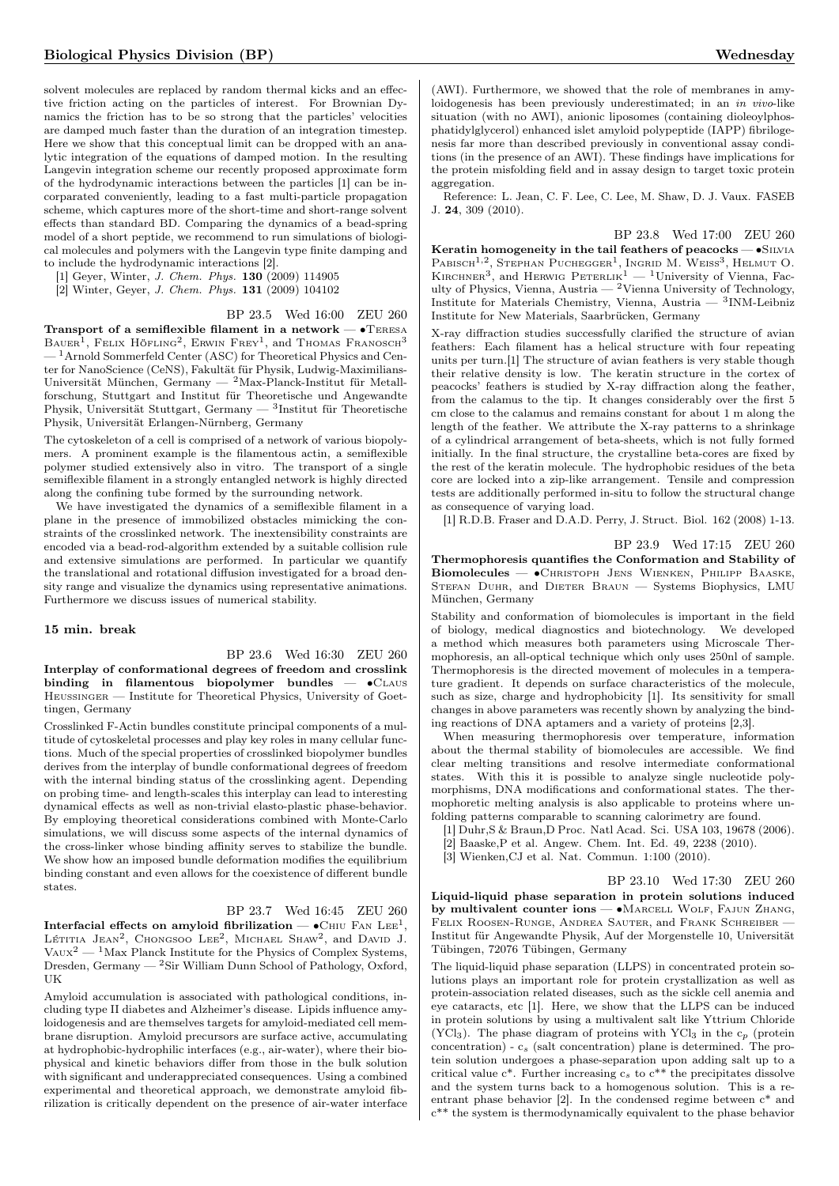solvent molecules are replaced by random thermal kicks and an effective friction acting on the particles of interest. For Brownian Dynamics the friction has to be so strong that the particles' velocities are damped much faster than the duration of an integration timestep. Here we show that this conceptual limit can be dropped with an analytic integration of the equations of damped motion. In the resulting Langevin integration scheme our recently proposed approximate form of the hydrodynamic interactions between the particles [1] can be incorparated conveniently, leading to a fast multi-particle propagation scheme, which captures more of the short-time and short-range solvent effects than standard BD. Comparing the dynamics of a bead-spring model of a short peptide, we recommend to run simulations of biological molecules and polymers with the Langevin type finite damping and to include the hydrodynamic interactions [2].

[1] Geyer, Winter, *J. Chem. Phys.* **130** (2009) 114905

[2] Winter, Geyer, *J. Chem. Phys.* **131** (2009) 104102

BP 23.5 Wed 16:00 ZEU 260

**Transport of a semiflexible filament in a network** — •Teresa Bauer[1], Felix Höfling[2], Erwin Frey[1], and Thomas Franosch[3] — [1]Arnold Sommerfeld Center (ASC) for Theoretical Physics and Center for NanoScience (CeNS), Fakultät für Physik, Ludwig-Maximilians-Universität München, Germany — [2]Max-Planck-Institut für Metallforschung, Stuttgart and Institut für Theoretische und Angewandte Physik, Universität Stuttgart, Germany — [3]Institut für Theoretische Physik, Universität Erlangen-Nürnberg, Germany

The cytoskeleton of a cell is comprised of a network of various biopolymers. A prominent example is the filamentous actin, a semiflexible polymer studied extensively also in vitro. The transport of a single semiflexible filament in a strongly entangled network is highly directed along the confining tube formed by the surrounding network.

We have investigated the dynamics of a semiflexible filament in a plane in the presence of immobilized obstacles mimicking the constraints of the crosslinked network. The inextensibility constraints are encoded via a bead-rod-algorithm extended by a suitable collision rule and extensive simulations are performed. In particular we quantify the translational and rotational diffusion investigated for a broad density range and visualize the dynamics using representative animations. Furthermore we discuss issues of numerical stability.

### 15 min. break

BP 23.6 Wed 16:30 ZEU 260

**Interplay of conformational degrees of freedom and crosslink binding in filamentous biopolymer bundles** — •Claus Heussinger — Institute for Theoretical Physics, University of Goettingen, Germany

Crosslinked F-Actin bundles constitute principal components of a multitude of cytoskeletal processes and play key roles in many cellular functions. Much of the special properties of crosslinked biopolymer bundles derives from the interplay of bundle conformational degrees of freedom with the internal binding status of the crosslinking agent. Depending on probing time- and length-scales this interplay can lead to interesting dynamical effects as well as non-trivial elasto-plastic phase-behavior. By employing theoretical considerations combined with Monte-Carlo simulations, we will discuss some aspects of the internal dynamics of the cross-linker whose binding affinity serves to stabilize the bundle. We show how an imposed bundle deformation modifies the equilibrium binding constant and even allows for the coexistence of different bundle states.

BP 23.7 Wed 16:45 ZEU 260

**Interfacial effects on amyloid fibrilization** — •Chiu Fan Lee[1], Lëtitia Jean[2], Chongsoo Lee[2], Michael Shaw[2], and David J. Vaux[2] — [1]Max Planck Institute for the Physics of Complex Systems, Dresden, Germany — [2]Sir William Dunn School of Pathology, Oxford, UK

Amyloid accumulation is associated with pathological conditions, including type II diabetes and Alzheimer's disease. Lipids influence amyloidogenesis and are themselves targets for amyloid-mediated cell membrane disruption. Amyloid precursors are surface active, accumulating at hydrophobic-hydrophilic interfaces (e.g., air-water), where their biophysical and kinetic behaviors differ from those in the bulk solution with significant and underappreciated consequences. Using a combined experimental and theoretical approach, we demonstrate amyloid fibrilization is critically dependent on the presence of air-water interface (AWI). Furthermore, we showed that the role of membranes in amyloidogenesis has been previously underestimated; in an *in vivo*-like situation (with no AWI), anionic liposomes (containing dioleoylphosphatidylglycerol) enhanced islet amyloid polypeptide (IAPP) fibrillogenesis far more than described previously in conventional assay conditions (in the presence of an AWI). These findings have implications for the protein misfolding field and in assay design to target toxic protein aggregation.

Reference: L. Jean, C. F. Lee, C. Lee, M. Shaw, D. J. Vaux. FASEB J. **24**, 309 (2010).

BP 23.8 Wed 17:00 ZEU 260

**Keratin homogeneity in the tail feathers of peacocks** — •Silvia Pabisch[1,2], Stephan Puchegger[1], Ingrid M. Weiss[3], Helmut O. Kirchner[3], and Herwig Peterlik[1] — [1]University of Vienna, Faculty of Physics, Vienna, Austria — [2]Vienna University of Technology, Institute for Materials Chemistry, Vienna, Austria — [3]INM-Leibniz Institute for New Materials, Saarbrücken, Germany

X-ray diffraction studies successfully clarified the structure of avian feathers: Each filament has a helical structure with four repeating units per turn.[1] The structure of avian feathers is very stable though their relative density is low. The keratin structure in the cortex of peacocks' feathers is studied by X-ray diffraction along the feather, from the calamus to the tip. It changes considerably over the first 5 cm close to the calamus and remains constant for about 1 m along the length of the feather. We attribute the X-ray patterns to a shrinkage of a cylindrical arrangement of beta-sheets, which is not fully formed initially. In the final structure, the crystalline beta-cores are fixed by the rest of the keratin molecule. The hydrophobic residues of the beta core are locked into a zip-like arrangement. Tensile and compression tests are additionally performed in-situ to follow the structural change as consequence of varying load.

[1] R.D.B. Fraser and D.A.D. Perry, J. Struct. Biol. 162 (2008) 1-13.

BP 23.9 Wed 17:15 ZEU 260

**Thermophoresis quantifies the Conformation and Stability of Biomolecules** — •Christoph Jens Wienken, Philipp Baaske, Stefan Duhr, and Dieter Braun — Systems Biophysics, LMU München, Germany

Stability and conformation of biomolecules is important in the field of biology, medical diagnostics and biotechnology. We developed a method which measures both parameters using Microscale Thermophoresis, an all-optical technique which only uses 250nl of sample. Thermophoresis is the directed movement of molecules in a temperature gradient. It depends on surface characteristics of the molecule, such as size, charge and hydrophobicity [1]. Its sensitivity for small changes in above parameters was recently shown by analyzing the binding reactions of DNA aptamers and a variety of proteins [2,3].

When measuring thermophoresis over temperature, information about the thermal stability of biomolecules are accessible. We find clear melting transitions and resolve intermediate conformational states. With this it is possible to analyze single nucleotide polymorphisms, DNA modifications and conformational states. The thermophoretic melting analysis is also applicable to proteins where unfolding patterns comparable to scanning calorimetry are found.

[1] Duhr,S & Braun,D Proc. Natl Acad. Sci. USA 103, 19678 (2006).

[2] Baaske,P et al. Angew. Chem. Int. Ed. 49, 2238 (2010).

[3] Wienken,CJ et al. Nat. Commun. 1:100 (2010).

BP 23.10 Wed 17:30 ZEU 260

**Liquid-liquid phase separation in protein solutions induced by multivalent counter ions** — •Marcell Wolf, Fajun Zhang, Felix Roosen-Runge, Andrea Sauter, and Frank Schreiber — Institut für Angewandte Physik, Auf der Morgenstelle 10, Universität Tübingen, 72076 Tübingen, Germany

The liquid-liquid phase separation (LLPS) in concentrated protein solutions plays an important role for protein crystallization as well as protein-association related diseases, such as the sickle cell anemia and eye cataracts, etc [1]. Here, we show that the LLPS can be induced in protein solutions by using a multivalent salt like Yttrium Chloride ($YCl_3$). The phase diagram of proteins with $YCl_3$ in the $c_p$ (protein concentration) - $c_s$ (salt concentration) plane is determined. The protein solution undergoes a phase-separation upon adding salt up to a critical value $c^*$. Further increasing $c_s$ to $c^{**}$ the precipitates dissolve and the system turns back to a homogenous solution. This is a reentrant phase behavior [2]. In the condensed regime between $c^*$ and $c^{**}$ the system is thermodynamically equivalent to the phase behavior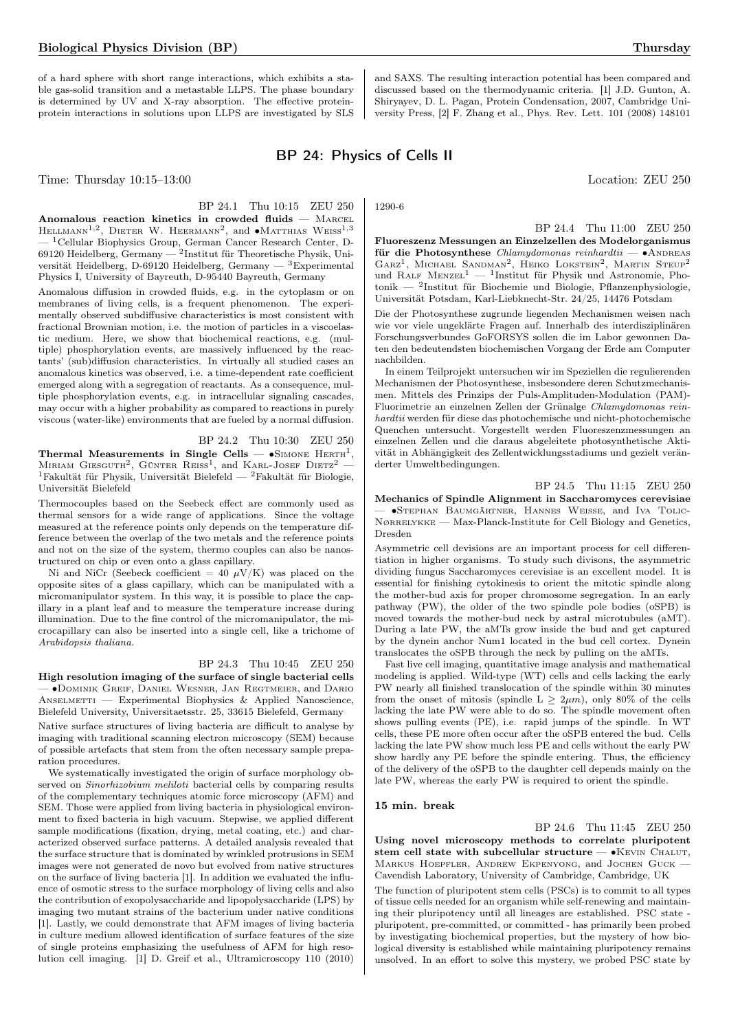of a hard sphere with short range interactions, which exhibits a stable gas-solid transition and a metastable LLPS. The phase boundary is determined by UV and X-ray absorption. The effective protein-protein interactions in solutions upon LLPS are investigated by SLS and SAXS. The resulting interaction potential has been compared and discussed based on the thermodynamic criteria. [1] J.D. Gunton, A. Shiryayev, D. L. Pagan, Protein Condensation, 2007, Cambridge University Press, [2] F. Zhang et al., Phys. Rev. Lett. 101 (2008) 148101

## BP 24: Physics of Cells II

Time: Thursday 10:15–13:00 Location: ZEU 250

BP 24.1 Thu 10:15 ZEU 250

**Anomalous reaction kinetics in crowded fluids** — Marcel Hellmann[1,2], Dieter W. Heermann[2], and •Matthias Weiss[1,3] — [1]Cellular Biophysics Group, German Cancer Research Center, D-69120 Heidelberg, Germany — [2]Institut für Theoretische Physik, Universität Heidelberg, D-69120 Heidelberg, Germany — [3]Experimental Physics I, University of Bayreuth, D-95440 Bayreuth, Germany

Anomalous diffusion in crowded fluids, e.g. in the cytoplasm or on membranes of living cells, is a frequent phenomenon. The experimentally observed subdiffusive characteristics is most consistent with fractional Brownian motion, i.e. the motion of particles in a viscoelastic medium. Here, we show that biochemical reactions, e.g. (multiple) phosphorylation events, are massively influenced by the reactants' (sub)diffusion characteristics. In virtually all studied cases an anomalous kinetics was observed, i.e. a time-dependent rate coefficient emerged along with a segregation of reactants. As a consequence, multiple phosphorylation events, e.g. in intracellular signaling cascades, may occur with a higher probability as compared to reactions in purely viscous (water-like) environments that are fueled by a normal diffusion.

BP 24.2 Thu 10:30 ZEU 250

**Thermal Measurements in Single Cells** — •Simone Herth[1], Miriam Giesguth[2], Günter Reiss[1], and Karl-Josef Dietz[2] — [1]Fakultät für Physik, Universität Bielefeld — [2]Fakultät für Biologie, Universität Bielefeld

Thermocouples based on the Seebeck effect are commonly used as thermal sensors for a wide range of applications. Since the voltage measured at the reference points only depends on the temperature difference between the overlap of the two metals and the reference points and not on the size of the system, thermo couples can also be nanostructured on chip or even onto a glass capillary.

Ni and NiCr (Seebeck coefficient = 40 $\mu$V/K) was placed on the opposite sites of a glass capillary, which can be manipulated with a micromanipulator system. In this way, it is possible to place the capillary in a plant leaf and to measure the temperature increase during illumination. Due to the fine control of the micromanipulator, the microcapillary can also be inserted into a single cell, like a trichome of *Arabidopsis thaliana*.

BP 24.3 Thu 10:45 ZEU 250

**High resolution imaging of the surface of single bacterial cells** — •Dominik Greif, Daniel Wesner, Jan Regtmeier, and Dario Anselmetti — Experimental Biophysics & Applied Nanoscience, Bielefeld University, Universitaetsstr. 25, 33615 Bielefeld, Germany

Native surface structures of living bacteria are difficult to analyse by imaging with traditional scanning electron microscopy (SEM) because of possible artefacts that stem from the often necessary sample preparation procedures.

We systematically investigated the origin of surface morphology observed on *Sinorhizobium meliloti* bacterial cells by comparing results of the complementary techniques atomic force microscopy (AFM) and SEM. Those were applied from living bacteria in physiological environment to fixed bacteria in high vacuum. Stepwise, we applied different sample modifications (fixation, drying, metal coating, etc.) and characterized observed surface patterns. A detailed analysis revealed that the surface structure that is dominated by wrinkled protrusions in SEM images were not generated de novo but evolved from native structures on the surface of living bacteria [1]. In addition we evaluated the influence of osmotic stress to the surface morphology of living cells and also the contribution of exopolysaccharide and lipopolysaccharide (LPS) by imaging two mutant strains of the bacterium under native conditions [1]. Lastly, we could demonstrate that AFM images of living bacteria in culture medium allowed identification of surface features of the size of single proteins emphasizing the usefulness of AFM for high resolution cell imaging. [1] D. Greif et al., Ultramicroscopy 110 (2010) 1290-6

BP 24.4 Thu 11:00 ZEU 250

**Fluoreszenz Messungen an Einzelzellen des Modelorganismus für die Photosynthese** *Chlamydomonas reinhardtii* — •Andreas Garz[1], Michael Sandman[2], Heiko Lokstein[2], Martin Steup[2] und Ralf Menzel[1] — [1]Institut für Physik und Astronomie, Photonik — [2]Institut für Biochemie und Biologie, Pflanzenphysiologie, Universität Potsdam, Karl-Liebknecht-Str. 24/25, 14476 Potsdam

Die der Photosynthese zugrunde liegenden Mechanismen weisen nach wie vor viele ungeklärte Fragen auf. Innerhalb des interdisziplinären Forschungsverbundes GoFORSYS sollen die im Labor gewonnen Daten den bedeutendsten biochemischen Vorgang der Erde am Computer nachbilden.

In einem Teilprojekt untersuchen wir im Speziellen die regulierenden Mechanismen der Photosynthese, insbesondere deren Schutzmechanismen. Mittels des Prinzips der Puls-Amplituden-Modulation (PAM)-Fluorimetrie an einzelnen Zellen der Grünalge *Chlamydomonas reinhardtii* werden für diese das photochemische und nicht-photochemische Quenchen untersucht. Vorgestellt werden Fluoreszenzmessungen an einzelnen Zellen und die daraus abgeleitete photosynthetische Aktivität in Abhängigkeit des Zellentwicklungsstadiums und gezielt veränderter Umweltbedingungen.

BP 24.5 Thu 11:15 ZEU 250

**Mechanics of Spindle Alignment in Saccharomyces cerevisiae** — •Stephan Baumgärtner, Hannes Weisse, and Iva Tolic-Nørrelykke — Max-Planck-Institute for Cell Biology and Genetics, Dresden

Asymmetric cell devisions are an important process for cell differentiation in higher organisms. To study such divisons, the asymmetric dividing fungus Saccharomyces cerevisiae is an excellent model. It is essential for finishing cytokinesis to orient the mitotic spindle along the mother-bud axis for proper chromosome segregation. In an early pathway (PW), the older of the two spindle pole bodies (oSPB) is moved towards the mother-bud neck by astral microtubules (aMT). During a late PW, the aMTs grow inside the bud and get captured by the dynein anchor Num1 located in the bud cell cortex. Dynein translocates the oSPB through the neck by pulling on the aMTs.

Fast live cell imaging, quantitative image analysis and mathematical modeling is applied. Wild-type (WT) cells and cells lacking the early PW nearly all finished translocation of the spindle within 30 minutes from the onset of mitosis (spindle L $\geq 2\mu m$), only 80% of the cells lacking the late PW were able to do so. The spindle movement often shows pulling events (PE), i.e. rapid jumps of the spindle. In WT cells, these PE more often occur after the oSPB entered the bud. Cells lacking the late PW show much less PE and cells without the early PW show hardly any PE before the spindle entering. Thus, the efficiency of the delivery of the oSPB to the daughter cell depends mainly on the late PW, whereas the early PW is required to orient the spindle.

**15 min. break**

BP 24.6 Thu 11:45 ZEU 250

**Using novel microscopy methods to correlate pluripotent stem cell state with subcellular structure** — •Kevin Chalut, Markus Hoepfler, Andrew Ekpenyong, and Jochen Guck — Cavendish Laboratory, University of Cambridge, Cambridge, UK

The function of pluripotent stem cells (PSCs) is to commit to all types of tissue cells needed for an organism while self-renewing and maintaining their pluripotency until all lineages are established. PSC state - pluripotent, pre-committed, or committed - has primarily been probed by investigating biochemical properties, but the mystery of how biological diversity is established while maintaining pluripotency remains unsolved. In an effort to solve this mystery, we probed PSC state by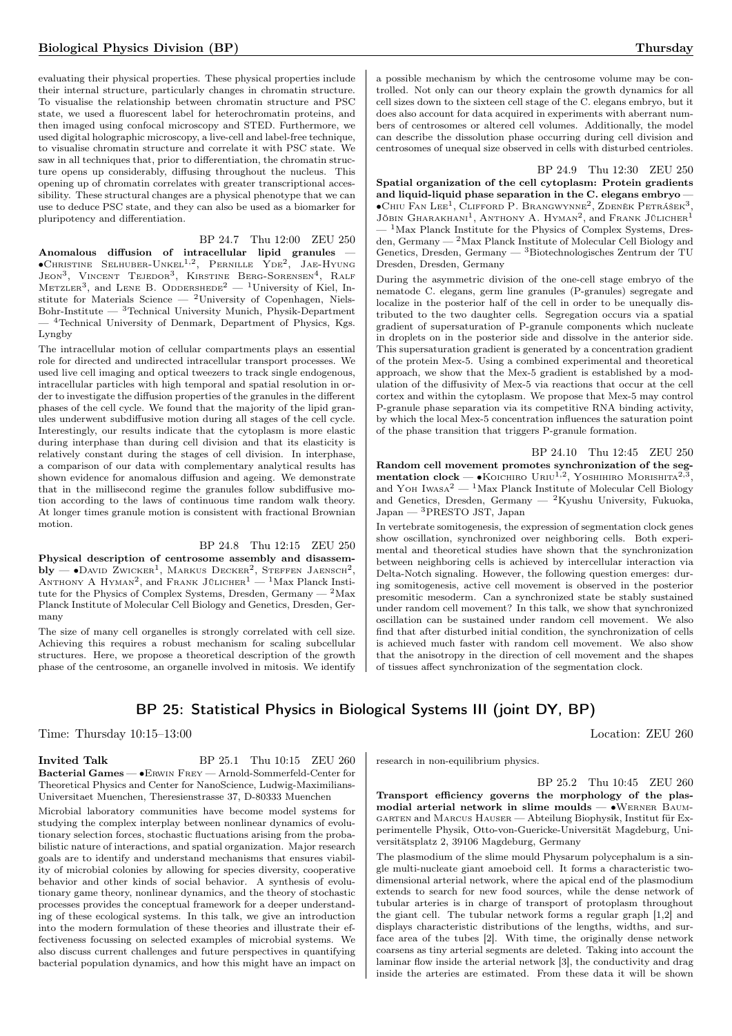evaluating their physical properties. These physical properties include their internal structure, particularly changes in chromatin structure. To visualise the relationship between chromatin structure and PSC state, we used a fluorescent label for heterochromatin proteins, and then imaged using confocal microscopy and STED. Furthermore, we used digital holographic microscopy, a live-cell and label-free technique, to visualise chromatin structure and correlate it with PSC state. We saw in all techniques that, prior to differentiation, the chromatin structure opens up considerably, diffusing throughout the nucleus. This opening up of chromatin correlates with greater transcriptional accessibility. These structural changes are a physical phenotype that we can use to deduce PSC state, and they can also be used as a biomarker for pluripotency and differentiation.

BP 24.7 Thu 12:00 ZEU 250

**Anomalous diffusion of intracellular lipid granules** — •Christine Selhuber-Unkel[1,2], Pernille Yde[2], Jae-Hyung Jeon[3], Vincent Tejedor[3], Kirstine Berg-Sorensen[4], Ralf Metzler[3], and Lene B. Oddershede[2] — [1]University of Kiel, Institute for Materials Science — [2]University of Copenhagen, Niels-Bohr-Institute — [3]Technical University Munich, Physik-Department — [4]Technical University of Denmark, Department of Physics, Kgs. Lyngby

The intracellular motion of cellular compartments plays an essential role for directed and undirected intracellular transport processes. We used live cell imaging and optical tweezers to track single endogenous, intracellular particles with high temporal and spatial resolution in order to investigate the diffusion properties of the granules in the different phases of the cell cycle. We found that the majority of the lipid granules underwent subdiffusive motion during all stages of the cell cycle. Interestingly, our results indicate that the cytoplasm is more elastic during interphase than during cell division and that its elasticity is relatively constant during the stages of cell division. In interphase, a comparison of our data with complementary analytical results has shown evidence for anomalous diffusion and ageing. We demonstrate that in the millisecond regime the granules follow subdiffusive motion according to the laws of continuous time random walk theory. At longer times granule motion is consistent with fractional Brownian motion.

BP 24.8 Thu 12:15 ZEU 250

**Physical description of centrosome assembly and disassembly** — •David Zwicker[1], Markus Decker[2], Steffen Jaensch[2], Anthony A Hyman[2], and Frank Jülicher[1] — [1]Max Planck Institute for the Physics of Complex Systems, Dresden, Germany — [2]Max Planck Institute of Molecular Cell Biology and Genetics, Dresden, Germany

The size of many cell organelles is strongly correlated with cell size. Achieving this requires a robust mechanism for scaling subcellular structures. Here, we propose a theoretical description of the growth phase of the centrosome, an organelle involved in mitosis. We identify a possible mechanism by which the centrosome volume may be controlled. Not only can our theory explain the growth dynamics for all cell sizes down to the sixteen cell stage of the C. elegans embryo, but it does also account for data acquired in experiments with aberrant numbers of centrosomes or altered cell volumes. Additionally, the model can describe the dissolution phase occurring during cell division and centrosomes of unequal size observed in cells with disturbed centrioles.

BP 24.9 Thu 12:30 ZEU 250

**Spatial organization of the cell cytoplasm: Protein gradients and liquid-liquid phase separation in the C. elegans embryo** — •Chiu Fan Lee[1], Clifford P. Brangwynne[2], Zdeněk Petrášek[3], Jöbin Gharakhani[1], Anthony A. Hyman[2], and Frank Jülicher[1] — [1]Max Planck Institute for the Physics of Complex Systems, Dresden, Germany — [2]Max Planck Institute of Molecular Cell Biology and Genetics, Dresden, Germany — [3]Biotechnologisches Zentrum der TU Dresden, Dresden, Germany

During the asymmetric division of the one-cell stage embryo of the nematode C. elegans, germ line granules (P-granules) segregate and localize in the posterior half of the cell in order to be unequally distributed to the two daughter cells. Segregation occurs via a spatial gradient of supersaturation of P-granule components which nucleate in droplets on in the posterior side and dissolve in the anterior side. This supersaturation gradient is generated by a concentration gradient of the protein Mex-5. Using a combined experimental and theoretical approach, we show that the Mex-5 gradient is established by a modulation of the diffusivity of Mex-5 via reactions that occur at the cell cortex and within the cytoplasm. We propose that Mex-5 may control P-granule phase separation via its competitive RNA binding activity, by which the local Mex-5 concentration influences the saturation point of the phase transition that triggers P-granule formation.

BP 24.10 Thu 12:45 ZEU 250

**Random cell movement promotes synchronization of the segmentation clock** — •Koichiro Uriu[1,2], Yoshihiro Morishita[2,3], and Yoh Iwasa[2] — [1]Max Planck Institute of Molecular Cell Biology and Genetics, Dresden, Germany — [2]Kyushu University, Fukuoka, Japan — [3]PRESTO JST, Japan

In vertebrate somitogenesis, the expression of segmentation clock genes show oscillation, synchronized over neighboring cells. Both experimental and theoretical studies have shown that the synchronization between neighboring cells is achieved by intercellular interaction via Delta-Notch signaling. However, the following question emerges: during somitogenesis, active cell movement is observed in the posterior presomitic mesoderm. Can a synchronized state be stably sustained under random cell movement? In this talk, we show that synchronized oscillation can be sustained under random cell movement. We also find that after disturbed initial condition, the synchronization of cells is achieved much faster with random cell movement. We also show that the anisotropy in the direction of cell movement and the shapes of tissues affect synchronization of the segmentation clock.

## BP 25: Statistical Physics in Biological Systems III (joint DY, BP)

Time: Thursday 10:15–13:00 Location: ZEU 260

**Invited Talk** BP 25.1 Thu 10:15 ZEU 260

**Bacterial Games** — •Erwin Frey — Arnold-Sommerfeld-Center for Theoretical Physics and Center for NanoScience, Ludwig-Maximilians-Universitaet Muenchen, Theresienstrasse 37, D-80333 Muenchen

Microbial laboratory communities have become model systems for studying the complex interplay between nonlinear dynamics of evolutionary selection forces, stochastic fluctuations arising from the probabilistic nature of interactions, and spatial organization. Major research goals are to identify and understand mechanisms that ensures viability of microbial colonies by allowing for species diversity, cooperative behavior and other kinds of social behavior. A synthesis of evolutionary game theory, nonlinear dynamics, and the theory of stochastic processes provides the conceptual framework for a deeper understanding of these ecological systems. In this talk, we give an introduction into the modern formulation of these theories and illustrate their effectiveness focussing on selected examples of microbial systems. We also discuss current challenges and future perspectives in quantifying bacterial population dynamics, and how this might have an impact on research in non-equilibrium physics.

BP 25.2 Thu 10:45 ZEU 260

**Transport efficiency governs the morphology of the plasmodial arterial network in slime moulds** — •Werner Baumgarten and Marcus Hauser — Abteilung Biophysik, Institut für Experimentelle Physik, Otto-von-Guericke-Universität Magdeburg, Universitätsplatz 2, 39106 Magdeburg, Germany

The plasmodium of the slime mould Physarum polycephalum is a single multi-nucleate giant amoeboid cell. It forms a characteristic two-dimensional arterial network, where the apical end of the plasmodium extends to search for new food sources, while the dense network of tubular arteries is in charge of transport of protoplasm throughout the giant cell. The tubular network forms a regular graph [1,2] and displays characteristic distributions of the lengths, widths, and surface area of the tubes [2]. With time, the originally dense network coarsens as tiny arterial segments are deleted. Taking into account the laminar flow inside the arterial network [3], the conductivity and drag inside the arteries are estimated. From these data it will be shown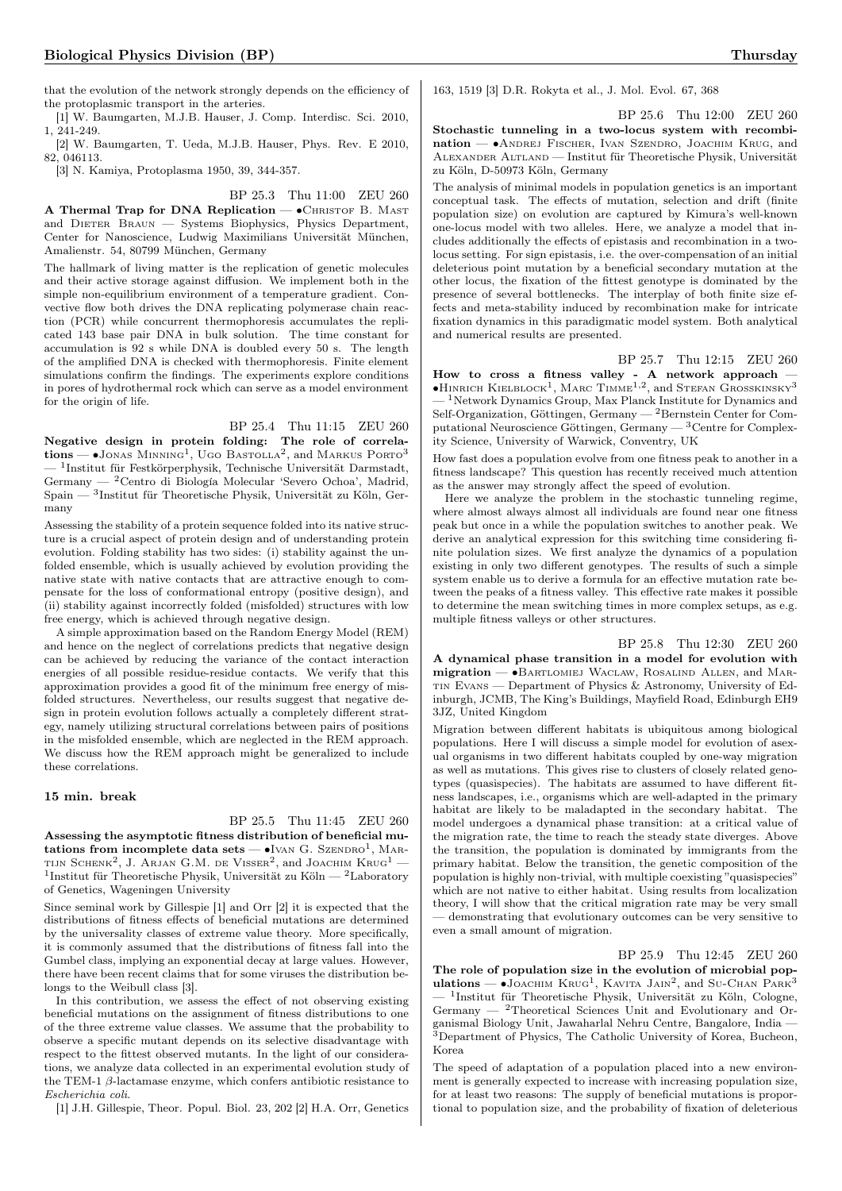that the evolution of the network strongly depends on the efficiency of the protoplasmic transport in the arteries.

[1] W. Baumgarten, M.J.B. Hauser, J. Comp. Interdisc. Sci. 2010, 1, 241-249.

[2] W. Baumgarten, T. Ueda, M.J.B. Hauser, Phys. Rev. E 2010, 82, 046113.

[3] N. Kamiya, Protoplasma 1950, 39, 344-357.

BP 25.3 Thu 11:00 ZEU 260

**A Thermal Trap for DNA Replication** — •Christof B. Mast and Dieter Braun — Systems Biophysics, Physics Department, Center for Nanoscience, Ludwig Maximilians Universität München, Amalienstr. 54, 80799 München, Germany

The hallmark of living matter is the replication of genetic molecules and their active storage against diffusion. We implement both in the simple non-equilibrium environment of a temperature gradient. Convective flow both drives the DNA replicating polymerase chain reaction (PCR) while concurrent thermophoresis accumulates the replicated 143 base pair DNA in bulk solution. The time constant for accumulation is 92 s while DNA is doubled every 50 s. The length of the amplified DNA is checked with thermophoresis. Finite element simulations confirm the findings. The experiments explore conditions in pores of hydrothermal rock which can serve as a model environment for the origin of life.

BP 25.4 Thu 11:15 ZEU 260

**Negative design in protein folding: The role of correlations** — •Jonas Minning[1], Ugo Bastolla[2], and Markus Porto[3] — [1]Institut für Festkörperphysik, Technische Universität Darmstadt, Germany — [2]Centro di Biología Molecular 'Severo Ochoa', Madrid, Spain — [3]Institut für Theoretische Physik, Universität zu Köln, Germany

Assessing the stability of a protein sequence folded into its native structure is a crucial aspect of protein design and of understanding protein evolution. Folding stability has two sides: (i) stability against the unfolded ensemble, which is usually achieved by evolution providing the native state with native contacts that are attractive enough to compensate for the loss of conformational entropy (positive design), and (ii) stability against incorrectly folded (misfolded) structures with low free energy, which is achieved through negative design.

A simple approximation based on the Random Energy Model (REM) and hence on the neglect of correlations predicts that negative design can be achieved by reducing the variance of the contact interaction energies of all possible residue-residue contacts. We verify that this approximation provides a good fit of the minimum free energy of misfolded structures. Nevertheless, our results suggest that negative design in protein evolution follows actually a completely different strategy, namely utilizing structural correlations between pairs of positions in the misfolded ensemble, which are neglected in the REM approach. We discuss how the REM approach might be generalized to include these correlations.

**15 min. break**

BP 25.5 Thu 11:45 ZEU 260

**Assessing the asymptotic fitness distribution of beneficial mutations from incomplete data sets** — •Ivan G. Szendro[1], Martijn Schenk[2], J. Arjan G.M. de Visser[2], and Joachim Krug[1] — [1]Institut für Theoretische Physik, Universität zu Köln — [2]Laboratory of Genetics, Wageningen University

Since seminal work by Gillespie [1] and Orr [2] it is expected that the distributions of fitness effects of beneficial mutations are determined by the universality classes of extreme value theory. More specifically, it is commonly assumed that the distributions of fitness fall into the Gumbel class, implying an exponential decay at large values. However, there have been recent claims that for some viruses the distribution belongs to the Weibull class [3].

In this contribution, we assess the effect of not observing existing beneficial mutations on the assignment of fitness distributions to one of the three extreme value classes. We assume that the probability to observe a specific mutant depends on its selective disadvantage with respect to the fittest observed mutants. In the light of our considerations, we analyze data collected in an experimental evolution study of the TEM-1 $\beta$-lactamase enzyme, which confers antibiotic resistance to *Escherichia coli*.

[1] J.H. Gillespie, Theor. Popul. Biol. 23, 202 [2] H.A. Orr, Genetics 163, 1519 [3] D.R. Rokyta et al., J. Mol. Evol. 67, 368

BP 25.6 Thu 12:00 ZEU 260

**Stochastic tunneling in a two-locus system with recombination** — •Andrej Fischer, Ivan Szendro, Joachim Krug, and Alexander Altland — Institut für Theoretische Physik, Universität zu Köln, D-50973 Köln, Germany

The analysis of minimal models in population genetics is an important conceptual task. The effects of mutation, selection and drift (finite population size) on evolution are captured by Kimura's well-known one-locus model with two alleles. Here, we analyze a model that includes additionally the effects of epistasis and recombination in a two-locus setting. For sign epistasis, i.e. the over-compensation of an initial deleterious point mutation by a beneficial secondary mutation at the other locus, the fixation of the fittest genotype is dominated by the presence of several bottlenecks. The interplay of both finite size effects and meta-stability induced by recombination make for intricate fixation dynamics in this paradigmatic model system. Both analytical and numerical results are presented.

BP 25.7 Thu 12:15 ZEU 260

**How to cross a fitness valley - A network approach** — •Hinrich Kielblock[1], Marc Timme[1,2], and Stefan Grosskinsky[3] — [1]Network Dynamics Group, Max Planck Institute for Dynamics and Self-Organization, Göttingen, Germany — [2]Bernstein Center for Computational Neuroscience Göttingen, Germany — [3]Centre for Complexity Science, University of Warwick, Conventry, UK

How fast does a population evolve from one fitness peak to another in a fitness landscape? This question has recently received much attention as the answer may strongly affect the speed of evolution.

Here we analyze the problem in the stochastic tunneling regime, where almost always almost all individuals are found near one fitness peak but once in a while the population switches to another peak. We derive an analytical expression for this switching time considering finite polulation sizes. We first analyze the dynamics of a population existing in only two different genotypes. The results of such a simple system enable us to derive a formula for an effective mutation rate between the peaks of a fitness valley. This effective rate makes it possible to determine the mean switching times in more complex setups, as e.g. multiple fitness valleys or other structures.

BP 25.8 Thu 12:30 ZEU 260

**A dynamical phase transition in a model for evolution with migration** — •Bartlomiej Waclaw, Rosalind Allen, and Martin Evans — Department of Physics & Astronomy, University of Edinburgh, JCMB, The King's Buildings, Mayfield Road, Edinburgh EH9 3JZ, United Kingdom

Migration between different habitats is ubiquitous among biological populations. Here I will discuss a simple model for evolution of asexual organisms in two different habitats coupled by one-way migration as well as mutations. This gives rise to clusters of closely related genotypes (quasispecies). The habitats are assumed to have different fitness landscapes, i.e., organisms which are well-adapted in the primary habitat are likely to be maladapted in the secondary habitat. The model undergoes a dynamical phase transition: at a critical value of the migration rate, the time to reach the steady state diverges. Above the transition, the population is dominated by immigrants from the primary habitat. Below the transition, the genetic composition of the population is highly non-trivial, with multiple coexisting "quasispecies" which are not native to either habitat. Using results from localization theory, I will show that the critical migration rate may be very small — demonstrating that evolutionary outcomes can be very sensitive to even a small amount of migration.

BP 25.9 Thu 12:45 ZEU 260

**The role of population size in the evolution of microbial populations** — •Joachim Krug[1], Kavita Jain[2], and Su-Chan Park[3] — [1]Institut für Theoretische Physik, Universität zu Köln, Cologne, Germany — [2]Theoretical Sciences Unit and Evolutionary and Organismal Biology Unit, Jawaharlal Nehru Centre, Bangalore, India — [3]Department of Physics, The Catholic University of Korea, Bucheon, Korea

The speed of adaptation of a population placed into a new environment is generally expected to increase with increasing population size, for at least two reasons: The supply of beneficial mutations is proportional to population size, and the probability of fixation of deleterious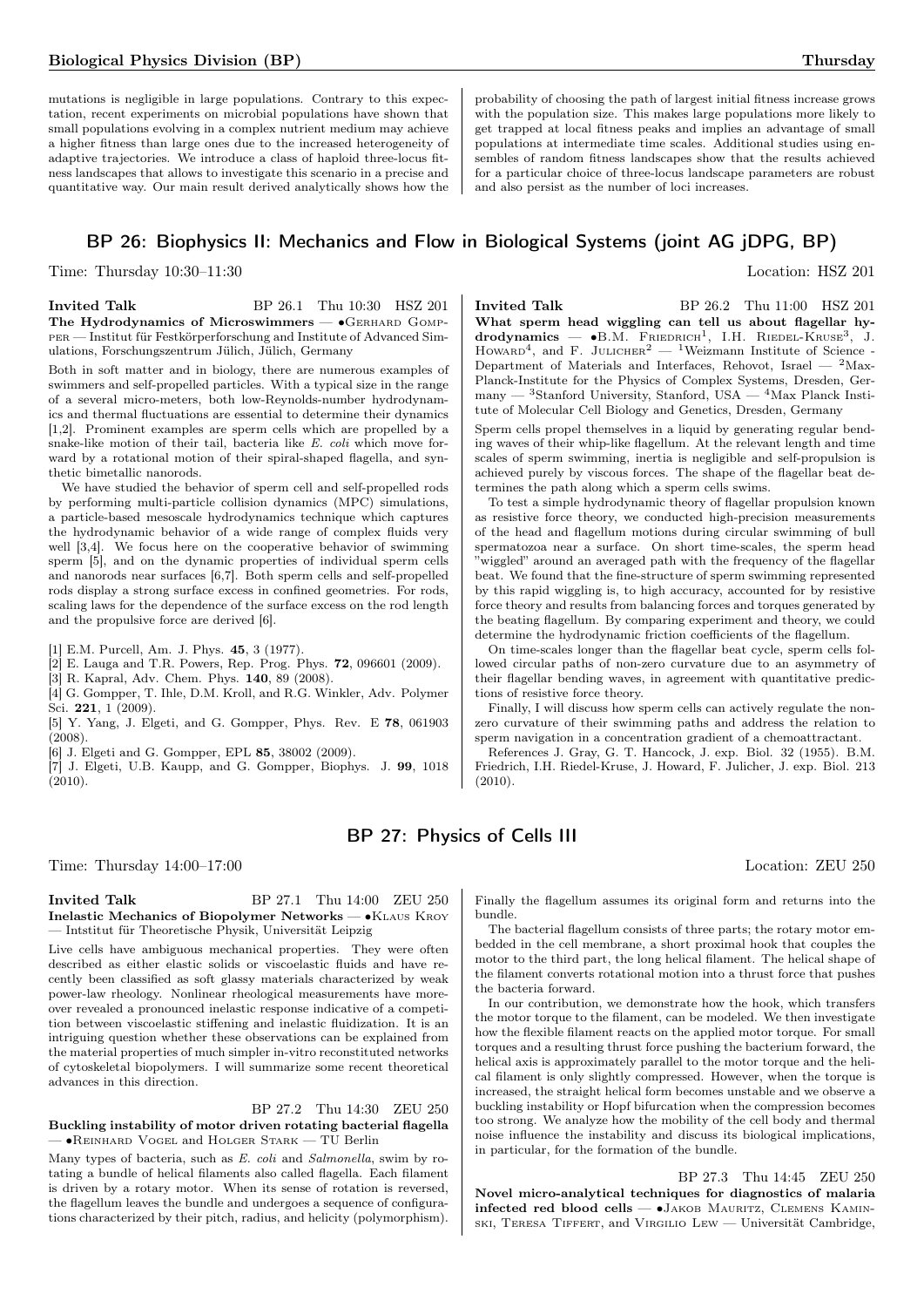mutations is negligible in large populations. Contrary to this expectation, recent experiments on microbial populations have shown that small populations evolving in a complex nutrient medium may achieve a higher fitness than large ones due to the increased heterogeneity of adaptive trajectories. We introduce a class of haploid three-locus fitness landscapes that allows to investigate this scenario in a precise and quantitative way. Our main result derived analytically shows how the probability of choosing the path of largest initial fitness increase grows with the population size. This makes large populations more likely to get trapped at local fitness peaks and implies an advantage of small populations at intermediate time scales. Additional studies using ensembles of random fitness landscapes show that the results achieved for a particular choice of three-locus landscape parameters are robust and also persist as the number of loci increases.

## BP 26: Biophysics II: Mechanics and Flow in Biological Systems (joint AG jDPG, BP)

Time: Thursday 10:30–11:30 Location: HSZ 201

**Invited Talk** BP 26.1 Thu 10:30 HSZ 201
**The Hydrodynamics of Microswimmers** — •Gerhard Gompper — Institut für Festkörperforschung and Institute of Advanced Simulations, Forschungszentrum Jülich, Jülich, Germany

Both in soft matter and in biology, there are numerous examples of swimmers and self-propelled particles. With a typical size in the range of a several micro-meters, both low-Reynolds-number hydrodynamics and thermal fluctuations are essential to determine their dynamics [1,2]. Prominent examples are sperm cells which are propelled by a snake-like motion of their tail, bacteria like *E. coli* which move forward by a rotational motion of their spiral-shaped flagella, and synthetic bimetallic nanorods.

We have studied the behavior of sperm cell and self-propelled rods by performing multi-particle collision dynamics (MPC) simulations, a particle-based mesoscale hydrodynamics technique which captures the hydrodynamic behavior of a wide range of complex fluids very well [3,4]. We focus here on the cooperative behavior of swimming sperm [5], and on the dynamic properties of individual sperm cells and nanorods near surfaces [6,7]. Both sperm cells and self-propelled rods display a strong surface excess in confined geometries. For rods, scaling laws for the dependence of the surface excess on the rod length and the propulsive force are derived [6].

[1] E.M. Purcell, Am. J. Phys. **45**, 3 (1977).
[2] E. Lauga and T.R. Powers, Rep. Prog. Phys. **72**, 096601 (2009).
[3] R. Kapral, Adv. Chem. Phys. **140**, 89 (2008).
[4] G. Gompper, T. Ihle, D.M. Kroll, and R.G. Winkler, Adv. Polymer Sci. **221**, 1 (2009).
[5] Y. Yang, J. Elgeti, and G. Gompper, Phys. Rev. E **78**, 061903 (2008).
[6] J. Elgeti and G. Gompper, EPL **85**, 38002 (2009).
[7] J. Elgeti, U.B. Kaupp, and G. Gompper, Biophys. J. **99**, 1018 (2010).

**Invited Talk** BP 26.2 Thu 11:00 HSZ 201
**What sperm head wiggling can tell us about flagellar hydrodynamics** — •B.M. Friedrich[1], I.H. Riedel-Kruse[3], J. Howard[4], and F. Julicher[2] — [1]Weizmann Institute of Science - Department of Materials and Interfaces, Rehovot, Israel — [2]Max-Planck-Institute for the Physics of Complex Systems, Dresden, Germany — [3]Stanford University, Stanford, USA — [4]Max Planck Institute of Molecular Cell Biology and Genetics, Dresden, Germany

Sperm cells propel themselves in a liquid by generating regular bending waves of their whip-like flagellum. At the relevant length and time scales of sperm swimming, inertia is negligible and self-propulsion is achieved purely by viscous forces. The shape of the flagellar beat determines the path along which a sperm cells swims.

To test a simple hydrodynamic theory of flagellar propulsion known as resistive force theory, we conducted high-precision measurements of the head and flagellum motions during circular swimming of bull spermatozoa near a surface. On short time-scales, the sperm head "wiggled" around an averaged path with the frequency of the flagellar beat. We found that the fine-structure of sperm swimming represented by this rapid wiggling is, to high accuracy, accounted for by resistive force theory and results from balancing forces and torques generated by the beating flagellum. By comparing experiment and theory, we could determine the hydrodynamic friction coefficients of the flagellum.

On time-scales longer than the flagellar beat cycle, sperm cells followed circular paths of non-zero curvature due to an asymmetry of their flagellar bending waves, in agreement with quantitative predictions of resistive force theory.

Finally, I will discuss how sperm cells can actively regulate the non-zero curvature of their swimming paths and address the relation to sperm navigation in a concentration gradient of a chemoattractant.

References J. Gray, G. T. Hancock, J. exp. Biol. 32 (1955). B.M. Friedrich, I.H. Riedel-Kruse, J. Howard, F. Julicher, J. exp. Biol. 213 (2010).

## BP 27: Physics of Cells III

Time: Thursday 14:00–17:00 Location: ZEU 250

**Invited Talk** BP 27.1 Thu 14:00 ZEU 250
**Inelastic Mechanics of Biopolymer Networks** — •Klaus Kroy — Intstitut für Theoretische Physik, Universität Leipzig

Live cells have ambiguous mechanical properties. They were often described as either elastic solids or viscoelastic fluids and have recently been classified as soft glassy materials characterized by weak power-law rheology. Nonlinear rheological measurements have moreover revealed a pronounced inelastic response indicative of a competition between viscoelastic stiffening and inelastic fluidization. It is an intriguing question whether these observations can be explained from the material properties of much simpler in-vitro reconstituted networks of cytoskeletal biopolymers. I will summarize some recent theoretical advances in this direction.

BP 27.2 Thu 14:30 ZEU 250
**Buckling instability of motor driven rotating bacterial flagella** — •Reinhard Vogel and Holger Stark — TU Berlin

Many types of bacteria, such as *E. coli* and *Salmonella*, swim by rotating a bundle of helical filaments also called flagella. Each filament is driven by a rotary motor. When its sense of rotation is reversed, the flagellum leaves the bundle and undergoes a sequence of configurations characterized by their pitch, radius, and helicity (polymorphism). Finally the flagellum assumes its original form and returns into the bundle.

The bacterial flagellum consists of three parts; the rotary motor embedded in the cell membrane, a short proximal hook that couples the motor to the third part, the long helical filament. The helical shape of the filament converts rotational motion into a thrust force that pushes the bacteria forward.

In our contribution, we demonstrate how the hook, which transfers the motor torque to the filament, can be modeled. We then investigate how the flexible filament reacts on the applied motor torque. For small torques and a resulting thrust force pushing the bacterium forward, the helical axis is approximately parallel to the motor torque and the helical filament is only slightly compressed. However, when the torque is increased, the straight helical form becomes unstable and we observe a buckling instability or Hopf bifurcation when the compression becomes too strong. We analyze how the mobility of the cell body and thermal noise influence the instability and discuss its biological implications, in particular, for the formation of the bundle.

BP 27.3 Thu 14:45 ZEU 250
**Novel micro-analytical techniques for diagnostics of malaria infected red blood cells** — •Jakob Mauritz, Clemens Kaminski, Teresa Tiffert, and Virgilio Lew — Universität Cambridge,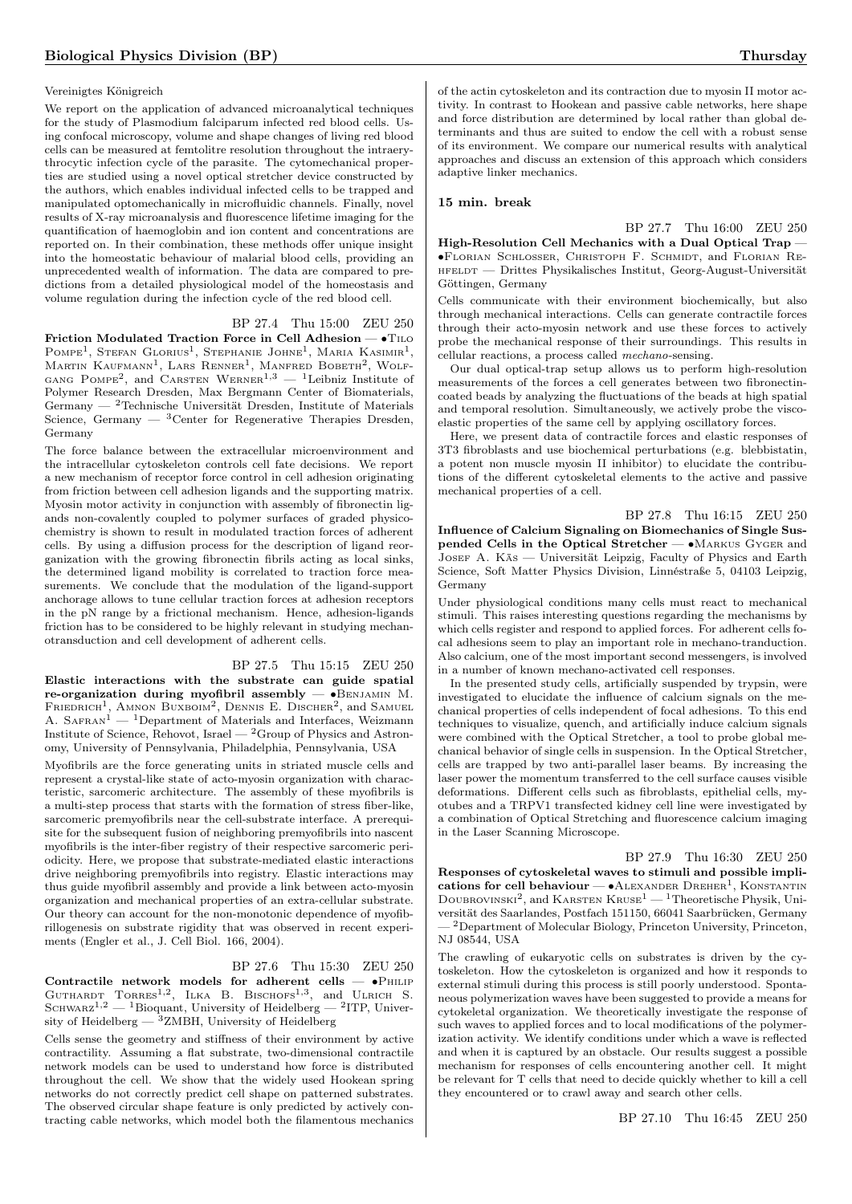Vereinigtes Königreich

We report on the application of advanced microanalytical techniques for the study of Plasmodium falciparum infected red blood cells. Using confocal microscopy, volume and shape changes of living red blood cells can be measured at femtolitre resolution throughout the intraerythrocytic infection cycle of the parasite. The cytomechanical properties are studied using a novel optical stretcher device constructed by the authors, which enables individual infected cells to be trapped and manipulated optomechanically in microfluidic channels. Finally, novel results of X-ray microanalysis and fluorescence lifetime imaging for the quantification of haemoglobin and ion content and concentrations are reported on. In their combination, these methods offer unique insight into the homeostatic behaviour of malarial blood cells, providing an unprecedented wealth of information. The data are compared to predictions from a detailed physiological model of the homeostasis and volume regulation during the infection cycle of the red blood cell.

BP 27.4 Thu 15:00 ZEU 250

**Friction Modulated Traction Force in Cell Adhesion** — •Tilo Pompe[1], Stefan Glorius[1], Stephanie Johne[1], Maria Kasimir[1], Martin Kaufmann[1], Lars Renner[1], Manfred Bobeth[2], Wolfgang Pompe[2], and Carsten Werner[1,3] — [1]Leibniz Institute of Polymer Research Dresden, Max Bergmann Center of Biomaterials, Germany — [2]Technische Universität Dresden, Institute of Materials Science, Germany — [3]Center for Regenerative Therapies Dresden, Germany

The force balance between the extracellular microenvironment and the intracellular cytoskeleton controls cell fate decisions. We report a new mechanism of receptor force control in cell adhesion originating from friction between cell adhesion ligands and the supporting matrix. Myosin motor activity in conjunction with assembly of fibronectin ligands non-covalently coupled to polymer surfaces of graded physicochemistry is shown to result in modulated traction forces of adherent cells. By using a diffusion process for the description of ligand reorganization with the growing fibronectin fibrils acting as local sinks, the determined ligand mobility is correlated to traction force measurements. We conclude that the modulation of the ligand-support anchorage allows to tune cellular traction forces at adhesion receptors in the pN range by a frictional mechanism. Hence, adhesion-ligands friction has to be considered to be highly relevant in studying mechanotransduction and cell development of adherent cells.

BP 27.5 Thu 15:15 ZEU 250

**Elastic interactions with the substrate can guide spatial re-organization during myofibril assembly** — •Benjamin M. Friedrich[1], Amnon Buxboim[2], Dennis E. Discher[2], and Samuel A. Safran[1] — [1]Department of Materials and Interfaces, Weizmann Institute of Science, Rehovot, Israel — [2]Group of Physics and Astronomy, University of Pennsylvania, Philadelphia, Pennsylvania, USA

Myofibrils are the force generating units in striated muscle cells and represent a crystal-like state of acto-myosin organization with characteristic, sarcomeric architecture. The assembly of these myofibrils is a multi-step process that starts with the formation of stress fiber-like, sarcomeric premyofibrils near the cell-substrate interface. A prerequisite for the subsequent fusion of neighboring premyofibrils into nascent myofibrils is the inter-fiber registry of their respective sarcomeric periodicity. Here, we propose that substrate-mediated elastic interactions drive neighboring premyofibrils into registry. Elastic interactions may thus guide myofibril assembly and provide a link between acto-myosin organization and mechanical properties of an extra-cellular substrate. Our theory can account for the non-monotonic dependence of myofibrillogenesis on substrate rigidity that was observed in recent experiments (Engler et al., J. Cell Biol. 166, 2004).

BP 27.6 Thu 15:30 ZEU 250

**Contractile network models for adherent cells** — •Philip Guthardt Torres[1,2], Ilka B. Bischofs[1,3], and Ulrich S. Schwarz[1,2] — [1]Bioquant, University of Heidelberg — [2]ITP, University of Heidelberg — [3]ZMBH, University of Heidelberg

Cells sense the geometry and stiffness of their environment by active contractility. Assuming a flat substrate, two-dimensional contractile network models can be used to understand how force is distributed throughout the cell. We show that the widely used Hookean spring networks do not correctly predict cell shape on patterned substrates. The observed circular shape feature is only predicted by actively contracting cable networks, which model both the filamentous mechanics of the actin cytoskeleton and its contraction due to myosin II motor activity. In contrast to Hookean and passive cable networks, here shape and force distribution are determined by local rather than global determinants and thus are suited to endow the cell with a robust sense of its environment. We compare our numerical results with analytical approaches and discuss an extension of this approach which considers adaptive linker mechanics.

**15 min. break**

BP 27.7 Thu 16:00 ZEU 250

**High-Resolution Cell Mechanics with a Dual Optical Trap** — •Florian Schlosser, Christoph F. Schmidt, and Florian Rehfeldt — Drittes Physikalisches Institut, Georg-August-Universität Göttingen, Germany

Cells communicate with their environment biochemically, but also through mechanical interactions. Cells can generate contractile forces through their acto-myosin network and use these forces to actively probe the mechanical response of their surroundings. This results in cellular reactions, a process called *mechano*-sensing.

Our dual optical-trap setup allows us to perform high-resolution measurements of the forces a cell generates between two fibronectin-coated beads by analyzing the fluctuations of the beads at high spatial and temporal resolution. Simultaneously, we actively probe the viscoelastic properties of the same cell by applying oscillatory forces.

Here, we present data of contractile forces and elastic responses of 3T3 fibroblasts and use biochemical perturbations (e.g. blebbistatin, a potent non muscle myosin II inhibitor) to elucidate the contributions of the different cytoskeletal elements to the active and passive mechanical properties of a cell.

BP 27.8 Thu 16:15 ZEU 250

**Influence of Calcium Signaling on Biomechanics of Single Suspended Cells in the Optical Stretcher** — •Markus Gyger and Josef A. Käs — Universität Leipzig, Faculty of Physics and Earth Science, Soft Matter Physics Division, Linnéstraße 5, 04103 Leipzig, Germany

Under physiological conditions many cells must react to mechanical stimuli. This raises interesting questions regarding the mechanisms by which cells register and respond to applied forces. For adherent cells focal adhesions seem to play an important role in mechano-tranduction. Also calcium, one of the most important second messengers, is involved in a number of known mechano-activated cell responses.

In the presented study cells, artificially suspended by trypsin, were investigated to elucidate the influence of calcium signals on the mechanical properties of cells independent of focal adhesions. To this end techniques to visualize, quench, and artificially induce calcium signals were combined with the Optical Stretcher, a tool to probe global mechanical behavior of single cells in suspension. In the Optical Stretcher, cells are trapped by two anti-parallel laser beams. By increasing the laser power the momentum transferred to the cell surface causes visible deformations. Different cells such as fibroblasts, epithelial cells, myotubes and a TRPV1 transfected kidney cell line were investigated by a combination of Optical Stretching and fluorescence calcium imaging in the Laser Scanning Microscope.

BP 27.9 Thu 16:30 ZEU 250

**Responses of cytoskeletal waves to stimuli and possible implications for cell behaviour** — •Alexander Dreher[1], Konstantin Doubrovinski[2], and Karsten Kruse[1] — [1]Theoretische Physik, Universität des Saarlandes, Postfach 151150, 66041 Saarbrücken, Germany — [2]Department of Molecular Biology, Princeton University, Princeton, NJ 08544, USA

The crawling of eukaryotic cells on substrates is driven by the cytoskeleton. How the cytoskeleton is organized and how it responds to external stimuli during this process is still poorly understood. Spontaneous polymerization waves have been suggested to provide a means for cytokeletal organization. We theoretically investigate the response of such waves to applied forces and to local modifications of the polymerization activity. We identify conditions under which a wave is reflected and when it is captured by an obstacle. Our results suggest a possible mechanism for responses of cells encountering another cell. It might be relevant for T cells that need to decide quickly whether to kill a cell they encountered or to crawl away and search other cells.

BP 27.10 Thu 16:45 ZEU 250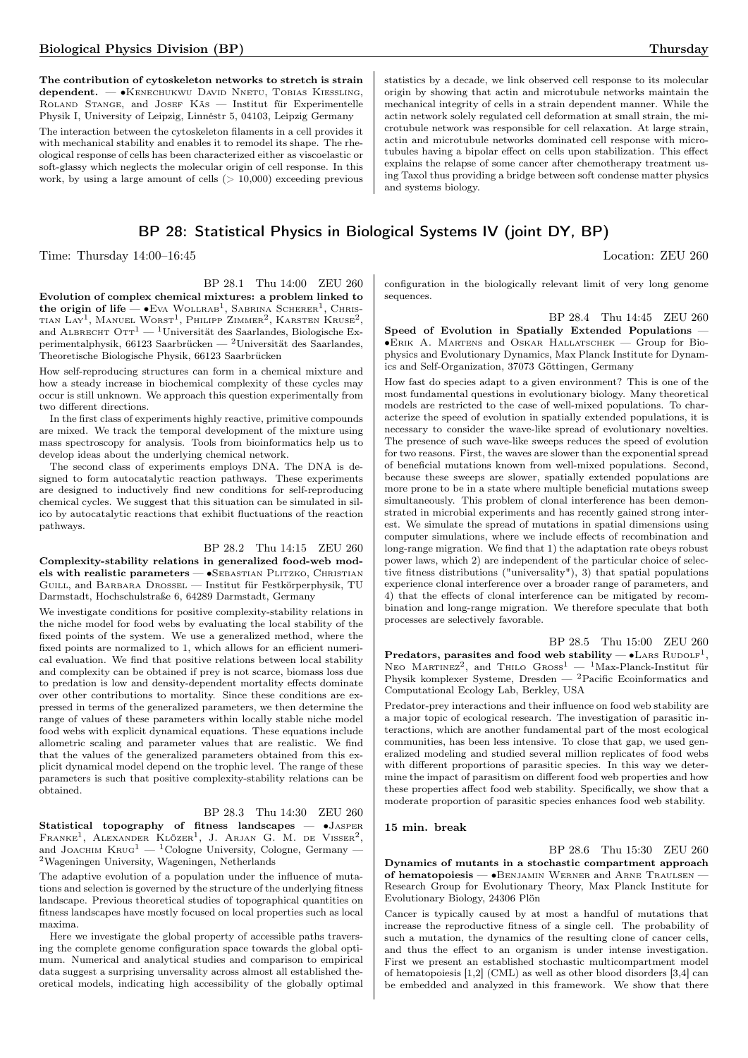**The contribution of cytoskeleton networks to stretch is strain dependent.** — •Kenechukwu David Nnetu, Tobias Kiessling, Roland Stange, and Josef Käs — Institut für Experimentelle Physik I, University of Leipzig, Linnéstr 5, 04103, Leipzig Germany

The interaction between the cytoskeleton filaments in a cell provides it with mechanical stability and enables it to remodel its shape. The rheological response of cells has been characterized either as viscoelastic or soft-glassy which neglects the molecular origin of cell response. In this work, by using a large amount of cells (> 10,000) exceeding previous statistics by a decade, we link observed cell response to its molecular origin by showing that actin and microtubule networks maintain the mechanical integrity of cells in a strain dependent manner. While the actin network solely regulated cell deformation at small strain, the microtubule network was responsible for cell relaxation. At large strain, actin and microtubule networks dominated cell response with microtubules having a bipolar effect on cells upon stabilization. This effect explains the relapse of some cancer after chemotherapy treatment using Taxol thus providing a bridge between soft condense matter physics and systems biology.

## BP 28: Statistical Physics in Biological Systems IV (joint DY, BP)

Time: Thursday 14:00–16:45 Location: ZEU 260

BP 28.1 Thu 14:00 ZEU 260

**Evolution of complex chemical mixtures: a problem linked to the origin of life** — •Eva Wollrab[1], Sabrina Scherer[1], Christian Lay[1], Manuel Worst[1], Philipp Zimmer[2], Karsten Kruse[2], and Albrecht Ott[1] — [1]Universität des Saarlandes, Biologische Experimentalphysik, 66123 Saarbrücken — [2]Universität des Saarlandes, Theoretische Biologische Physik, 66123 Saarbrücken

How self-reproducing structures can form in a chemical mixture and how a steady increase in biochemical complexity of these cycles may occur is still unknown. We approach this question experimentally from two different directions.

In the first class of experiments highly reactive, primitive compounds are mixed. We track the temporal development of the mixture using mass spectroscopy for analysis. Tools from bioinformatics help us to develop ideas about the underlying chemical network.

The second class of experiments employs DNA. The DNA is designed to form autocatalytic reaction pathways. These experiments are designed to inductively find new conditions for self-reproducing chemical cycles. We suggest that this situation can be simulated in silico by autocatalytic reactions that exhibit fluctuations of the reaction pathways.

BP 28.2 Thu 14:15 ZEU 260

**Complexity-stability relations in generalized food-web models with realistic parameters** — •Sebastian Plitzko, Christian Guill, and Barbara Drossel — Institut für Festkörperphysik, TU Darmstadt, Hochschulstraße 6, 64289 Darmstadt, Germany

We investigate conditions for positive complexity-stability relations in the niche model for food webs by evaluating the local stability of the fixed points of the system. We use a generalized method, where the fixed points are normalized to 1, which allows for an efficient numerical evaluation. We find that positive relations between local stability and complexity can be obtained if prey is not scarce, biomass loss due to predation is low and density-dependent mortality effects dominate over other contributions to mortality. Since these conditions are expressed in terms of the generalized parameters, we then determine the range of values of these parameters within locally stable niche model food webs with explicit dynamical equations. These equations include allometric scaling and parameter values that are realistic. We find that the values of the generalized parameters obtained from this explicit dynamical model depend on the trophic level. The range of these parameters is such that positive complexity-stability relations can be obtained.

BP 28.3 Thu 14:30 ZEU 260

**Statistical topography of fitness landscapes** — •Jasper Franke[1], Alexander Klözer[1], J. Arjan G. M. de Visser[2], and Joachim Krug[1] — [1]Cologne University, Cologne, Germany — [2]Wageningen University, Wageningen, Netherlands

The adaptive evolution of a population under the influence of mutations and selection is governed by the structure of the underlying fitness landscape. Previous theoretical studies of topographical quantities on fitness landscapes have mostly focused on local properties such as local maxima.

Here we investigate the global property of accessible paths traversing the complete genome configuration space towards the global optimum. Numerical and analytical studies and comparison to empirical data suggest a surprising unversality across almost all established theoretical models, indicating high accessibility of the globally optimal configuration in the biologically relevant limit of very long genome sequences.

BP 28.4 Thu 14:45 ZEU 260

**Speed of Evolution in Spatially Extended Populations** — •Erik A. Martens and Oskar Hallatschek — Group for Biophysics and Evolutionary Dynamics, Max Planck Institute for Dynamics and Self-Organization, 37073 Göttingen, Germany

How fast do species adapt to a given environment? This is one of the most fundamental questions in evolutionary biology. Many theoretical models are restricted to the case of well-mixed populations. To characterize the speed of evolution in spatially extended populations, it is necessary to consider the wave-like spread of evolutionary novelties. The presence of such wave-like sweeps reduces the speed of evolution for two reasons. First, the waves are slower than the exponential spread of beneficial mutations known from well-mixed populations. Second, because these sweeps are slower, spatially extended populations are more prone to be in a state where multiple beneficial mutations sweep simultaneously. This problem of clonal interference has been demonstrated in microbial experiments and has recently gained strong interest. We simulate the spread of mutations in spatial dimensions using computer simulations, where we include effects of recombination and long-range migration. We find that 1) the adaptation rate obeys robust power laws, which 2) are independent of the particular choice of selective fitness distributions ("universality"), 3) that spatial populations experience clonal interference over a broader range of parameters, and 4) that the effects of clonal interference can be mitigated by recombination and long-range migration. We therefore speculate that both processes are selectively favorable.

BP 28.5 Thu 15:00 ZEU 260

**Predators, parasites and food web stability** — •Lars Rudolf[1], Neo Martinez[2], and Thilo Gross[1] — [1]Max-Planck-Institut für Physik komplexer Systeme, Dresden — [2]Pacific Ecoinformatics and Computational Ecology Lab, Berkley, USA

Predator-prey interactions and their influence on food web stability are a major topic of ecological research. The investigation of parasitic interactions, which are another fundamental part of the most ecological communities, has been less intensive. To close that gap, we used generalized modeling and studied several million replicates of food webs with different proportions of parasitic species. In this way we determine the impact of parasitism on different food web properties and how these properties affect food web stability. Specifically, we show that a moderate proportion of parasitic species enhances food web stability.

**15 min. break**

BP 28.6 Thu 15:30 ZEU 260

**Dynamics of mutants in a stochastic compartment approach of hematopoiesis** — •Benjamin Werner and Arne Traulsen — Research Group for Evolutionary Theory, Max Planck Institute for Evolutionary Biology, 24306 Plön

Cancer is typically caused by at most a handful of mutations that increase the reproductive fitness of a single cell. The probability of such a mutation, the dynamics of the resulting clone of cancer cells, and thus the effect to an organism is under intense investigation. First we present an established stochastic multicompartment model of hematopoiesis [1,2] (CML) as well as other blood disorders [3,4] can be embedded and analyzed in this framework. We show that there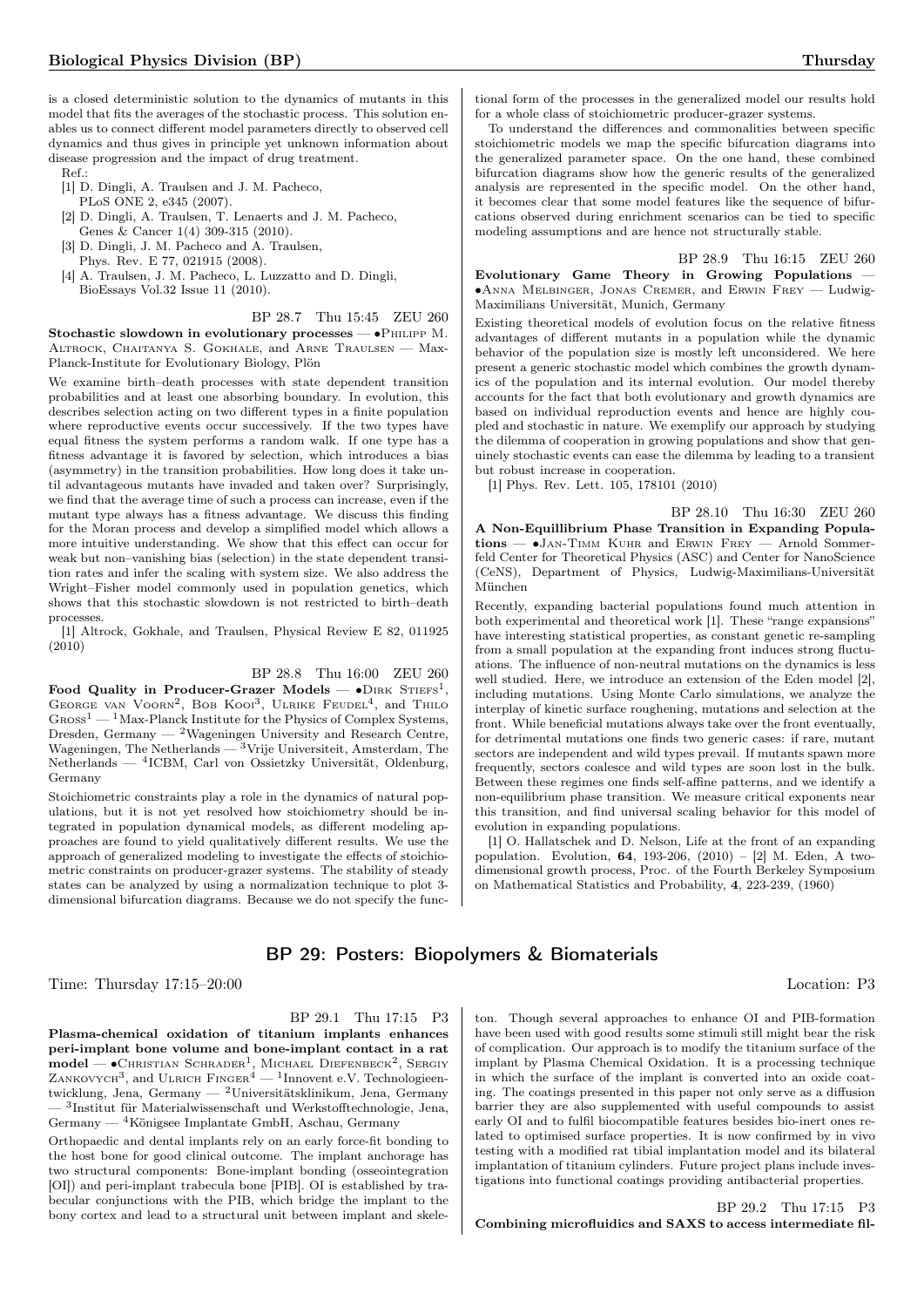is a closed deterministic solution to the dynamics of mutants in this model that fits the averages of the stochastic process. This solution enables us to connect different model parameters directly to observed cell dynamics and thus gives in principle yet unknown information about disease progression and the impact of drug treatment.

Ref.:

[1] D. Dingli, A. Traulsen and J. M. Pacheco, PLoS ONE 2, e345 (2007).

[2] D. Dingli, A. Traulsen, T. Lenaerts and J. M. Pacheco, Genes & Cancer 1(4) 309-315 (2010).

[3] D. Dingli, J. M. Pacheco and A. Traulsen, Phys. Rev. E 77, 021915 (2008).

[4] A. Traulsen, J. M. Pacheco, L. Luzzatto and D. Dingli, BioEssays Vol.32 Issue 11 (2010).

BP 28.7 Thu 15:45 ZEU 260

**Stochastic slowdown in evolutionary processes** — •Philipp M. Altrock, Chaitanya S. Gokhale, and Arne Traulsen — Max-Planck-Institute for Evolutionary Biology, Plön

We examine birth–death processes with state dependent transition probabilities and at least one absorbing boundary. In evolution, this describes selection acting on two different types in a finite population where reproductive events occur successively. If the two types have equal fitness the system performs a random walk. If one type has a fitness advantage it is favored by selection, which introduces a bias (asymmetry) in the transition probabilities. How long does it take until advantageous mutants have invaded and taken over? Surprisingly, we find that the average time of such a process can increase, even if the mutant type always has a fitness advantage. We discuss this finding for the Moran process and develop a simplified model which allows a more intuitive understanding. We show that this effect can occur for weak but non–vanishing bias (selection) in the state dependent transition rates and infer the scaling with system size. We also address the Wright–Fisher model commonly used in population genetics, which shows that this stochastic slowdown is not restricted to birth–death processes.

[1] Altrock, Gokhale, and Traulsen, Physical Review E 82, 011925 (2010)

BP 28.8 Thu 16:00 ZEU 260

**Food Quality in Producer-Grazer Models** — •Dirk Stiefs[1], George van Voorn[2], Bob Kooi[3], Ulrike Feudel[4], and Thilo Gross[1] — [1]Max-Planck Institute for the Physics of Complex Systems, Dresden, Germany — [2]Wageningen University and Research Centre, Wageningen, The Netherlands — [3]Vrije Universiteit, Amsterdam, The Netherlands — [4]ICBM, Carl von Ossietzky Universität, Oldenburg, Germany

Stoichiometric constraints play a role in the dynamics of natural populations, but it is not yet resolved how stoichiometry should be integrated in population dynamical models, as different modeling approaches are found to yield qualitatively different results. We use the approach of generalized modeling to investigate the effects of stoichiometric constraints on producer-grazer systems. The stability of steady states can be analyzed by using a normalization technique to plot 3-dimensional bifurcation diagrams. Because we do not specify the functional form of the processes in the generalized model our results hold for a whole class of stoichiometric producer-grazer systems.

To understand the differences and commonalities between specific stoichiometric models we map the specific bifurcation diagrams into the generalized parameter space. On the one hand, these combined bifurcation diagrams show how the generic results of the generalized analysis are represented in the specific model. On the other hand, it becomes clear that some model features like the sequence of bifurcations observed during enrichment scenarios can be tied to specific modeling assumptions and are hence not structurally stable.

BP 28.9 Thu 16:15 ZEU 260

**Evolutionary Game Theory in Growing Populations** — •Anna Melbinger, Jonas Cremer, and Erwin Frey — Ludwig-Maximilians Universität, Munich, Germany

Existing theoretical models of evolution focus on the relative fitness advantages of different mutants in a population while the dynamic behavior of the population size is mostly left unconsidered. We here present a generic stochastic model which combines the growth dynamics of the population and its internal evolution. Our model thereby accounts for the fact that both evolutionary and growth dynamics are based on individual reproduction events and hence are highly coupled and stochastic in nature. We exemplify our approach by studying the dilemma of cooperation in growing populations and show that genuinely stochastic events can ease the dilemma by leading to a transient but robust increase in cooperation.

[1] Phys. Rev. Lett. 105, 178101 (2010)

BP 28.10 Thu 16:30 ZEU 260

**A Non-Equillibrium Phase Transition in Expanding Populations** — •Jan-Timm Kuhr and Erwin Frey — Arnold Sommerfeld Center for Theoretical Physics (ASC) and Center for NanoScience (CeNS), Department of Physics, Ludwig-Maximilians-Universität München

Recently, expanding bacterial populations found much attention in both experimental and theoretical work [1]. These "range expansions" have interesting statistical properties, as constant genetic re-sampling from a small population at the expanding front induces strong fluctuations. The influence of non-neutral mutations on the dynamics is less well studied. Here, we introduce an extension of the Eden model [2], including mutations. Using Monte Carlo simulations, we analyze the interplay of kinetic surface roughening, mutations and selection at the front. While beneficial mutations always take over the front eventually, for detrimental mutations one finds two generic cases: if rare, mutant sectors are independent and wild types prevail. If mutants spawn more frequently, sectors coalesce and wild types are soon lost in the bulk. Between these regimes one finds self-affine patterns, and we identify a non-equilibrium phase transition. We measure critical exponents near this transition, and find universal scaling behavior for this model of evolution in expanding populations.

[1] O. Hallatschek and D. Nelson, Life at the front of an expanding population. Evolution, **64**, 193-206, (2010) – [2] M. Eden, A two-dimensional growth process, Proc. of the Fourth Berkeley Symposium on Mathematical Statistics and Probability, **4**, 223-239, (1960)

## BP 29: Posters: Biopolymers & Biomaterials

Time: Thursday 17:15–20:00 Location: P3

BP 29.1 Thu 17:15 P3

**Plasma-chemical oxidation of titanium implants enhances peri-implant bone volume and bone-implant contact in a rat model** — •Christian Schrader[1], Michael Diefenbeck[2], Sergiy Zankovych[3], and Ulrich Finger[4] — [1]Innovent e.V. Technologieentwicklung, Jena, Germany — [2]Universitätsklinikum, Jena, Germany — [3]Institut für Materialwissenschaft und Werkstofftechnologie, Jena, Germany — [4]Königsee Implantate GmbH, Aschau, Germany

Orthopaedic and dental implants rely on an early force-fit bonding to the host bone for good clinical outcome. The implant anchorage has two structural components: Bone-implant bonding (osseointegration [OI]) and peri-implant trabecula bone [PIB]. OI is established by trabecular conjunctions with the PIB, which bridge the implant to the bony cortex and lead to a structural unit between implant and skeleton. Though several approaches to enhance OI and PIB-formation have been used with good results some stimuli still might bear the risk of complication. Our approach is to modify the titanium surface of the implant by Plasma Chemical Oxidation. It is a processing technique in which the surface of the implant is converted into an oxide coating. The coatings presented in this paper not only serve as a diffusion barrier they are also supplemented with useful compounds to assist early OI and to fulfil biocompatible features besides bio-inert ones related to optimised surface properties. It is now confirmed by in vivo testing with a modified rat tibial implantation model and its bilateral implantation of titanium cylinders. Future project plans include investigations into functional coatings providing antibacterial properties.

BP 29.2 Thu 17:15 P3

**Combining microfluidics and SAXS to access intermediate fil-**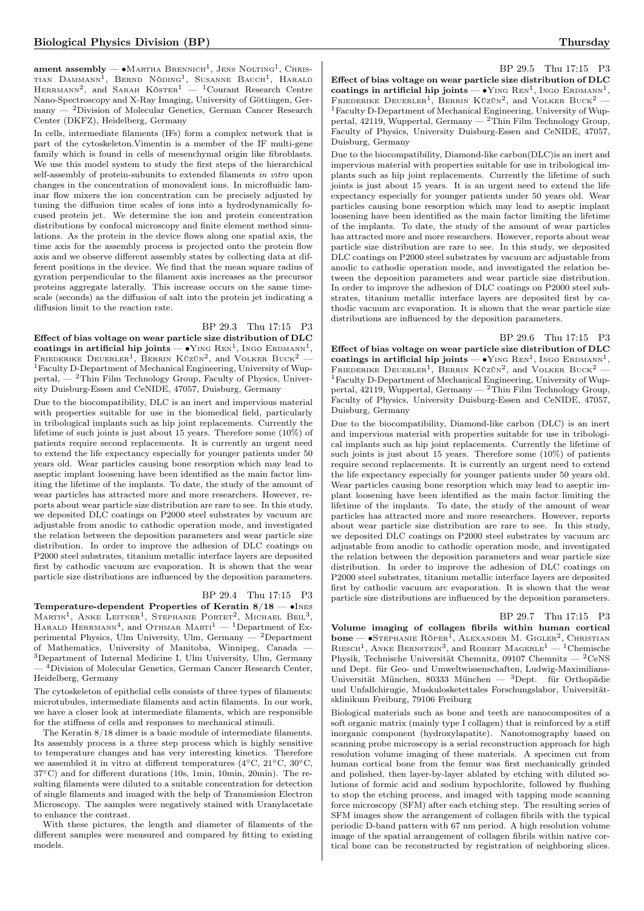**ament assembly** — •Martha Brennich[1], Jens Nolting[1], Christian Dammann[1], Bernd Nöding[1], Susanne Bauch[1], Harald Herrmann[2], and Sarah Köster[1] — [1]Courant Research Centre Nano-Spectroscopy and X-Ray Imaging, University of Göttingen, Germany — [2]Division of Molecular Genetics, German Cancer Research Center (DKFZ), Heidelberg, Germany

In cells, intermediate filaments (IFs) form a complex network that is part of the cytoskeleton.Vimentin is a member of the IF multi-gene family which is found in cells of mesenchymal origin like fibroblasts. We use this model system to study the first steps of the hierarchical self-assembly of protein-subunits to extended filaments *in vitro* upon changes in the concentration of monovalent ions. In microfluidic laminar flow mixers the ion concentration can be precisely adjusted by tuning the diffusion time scales of ions into a hydrodynamically focused protein jet. We determine the ion and protein concentration distributions by confocal microscopy and finite element method simulations. As the protein in the device flows along one spatial axis, the time axis for the assembly process is projected onto the protein flow axis and we observe different assembly states by collecting data at different positions in the device. We find that the mean square radius of gyration perpendicular to the filament axis increases as the precursor proteins aggregate laterally. This increase occurs on the same timescale (seconds) as the diffusion of salt into the protein jet indicating a diffusion limit to the reaction rate.

BP 29.3 Thu 17:15 P3

**Effect of bias voltage on wear particle size distribution of DLC coatings in artificial hip joints** — •Ying Ren[1], Ingo Erdmann[1], Friederike Deuerler[1], Berrin Küzün[2], and Volker Buck[2] — [1]Faculty D-Department of Mechanical Engineering, University of Wuppertal, — [2]Thin Film Technology Group, Faculty of Physics, University Duisburg-Essen and CeNIDE, 47057, Duisburg, Germany

Due to the biocompatibility, DLC is an inert and impervious material with properties suitable for use in the biomedical field, particularly in tribological implants such as hip joint replacements. Currently the lifetime of such joints is just about 15 years. Therefore some (10%) of patients require second replacements. It is currently an urgent need to extend the life expectancy especially for younger patients under 50 years old. Wear particles causing bone resorption which may lead to aseptic implant loosening have been identified as the main factor limiting the lifetime of the implants. To date, the study of the amount of wear particles has attracted more and more researchers. However, reports about wear particle size distribution are rare to see. In this study, we deposited DLC coatings on P2000 steel substrates by vacuum arc adjustable from anodic to cathodic operation mode, and investigated the relation between the deposition parameters and wear particle size distribution. In order to improve the adhesion of DLC coatings on P2000 steel substrates, titanium metallic interface layers are deposited first by cathodic vacuum arc evaporation. It is shown that the wear particle size distributions are influenced by the deposition parameters.

BP 29.4 Thu 17:15 P3

**Temperature-dependent Properties of Keratin 8/18** — •Ines Martin[1], Anke Leitner[1], Stephanie Portet[2], Michael Beil[3], Harald Herrmann[4], and Othmar Marti[1] — [1]Department of Experimental Physics, Ulm University, Ulm, Germany — [2]Department of Mathematics, University of Manitoba, Winnipeg, Canada — [3]Department of Internal Medicine I, Ulm University, Ulm, Germany — [4]Division of Molecular Genetics, German Cancer Research Center, Heidelberg, Germany

The cytoskeleton of epithelial cells consists of three types of filaments: microtubules, intermediate filaments and actin filaments. In our work, we have a closer look at intermediate filaments, which are responsible for the stiffness of cells and responses to mechanical stimuli.

The Keratin 8/18 dimer is a basic module of intermediate filaments. Its assembly process is a three step process which is highly sensitive to temperature changes and has very interesting kinetics. Therefore we assembled it in vitro at different temperatures (4°C, 21°C, 30°C, 37°C) and for different durations (10s, 1min, 10min, 20min). The resulting filaments were diluted to a suitable concentration for detection of single filaments and imaged with the help of Transmission Electron Microscopy. The samples were negatively stained with Uranylacetate to enhance the contrast.

With these pictures, the length and diameter of filaments of the different samples were measured and compared by fitting to existing models.

BP 29.5 Thu 17:15 P3

**Effect of bias voltage on wear particle size distribution of DLC coatings in artificial hip joints** — •Ying Ren[1], Ingo Erdmann[1], Friederike Deuerler[1], Berrin Küzün[2], and Volker Buck[2] — [1]Faculty D-Department of Mechanical Engineering, University of Wuppertal, 42119, Wuppertal, Germany — [2]Thin Film Technology Group, Faculty of Physics, University Duisburg-Essen and CeNIDE, 47057, Duisburg, Germany

Due to the biocompatibility, Diamond-like carbon(DLC)is an inert and impervious material with properties suitable for use in tribological implants such as hip joint replacements. Currently the lifetime of such joints is just about 15 years. It is an urgent need to extend the life expectancy especially for younger patients under 50 years old. Wear particles causing bone resorption which may lead to aseptic implant loosening have been identified as the main factor limiting the lifetime of the implants. To date, the study of the amount of wear particles has attracted more and more researchers. However, reports about wear particle size distribution are rare to see. In this study, we deposited DLC coatings on P2000 steel substrates by vacuum arc adjustable from anodic to cathodic operation mode, and investigated the relation between the deposition parameters and wear particle size distribution. In order to improve the adhesion of DLC coatings on P2000 steel substrates, titanium metallic interface layers are deposited first by cathodic vacuum arc evaporation. It is shown that the wear particle size distributions are influenced by the deposition parameters.

BP 29.6 Thu 17:15 P3

**Effect of bias voltage on wear particle size distribution of DLC coatings in artificial hip joints** — •Ying Ren[1], Ingo Erdmann[1], Friederike Deuerler[1], Berrin Küzün[2], and Volker Buck[2] — [1]Faculty D-Department of Mechanical Engineering, University of Wuppertal, 42119, Wuppertal, Germany — [2]Thin Film Technology Group, Faculty of Physics, University Duisburg-Essen and CeNIDE, 47057, Duisburg, Germany

Due to the biocompatibility, Diamond-like carbon (DLC) is an inert and impervious material with properties suitable for use in tribological implants such as hip joint replacements. Currently the lifetime of such joints is just about 15 years. Therefore some (10%) of patients require second replacements. It is currently an urgent need to extend the life expectancy especially for younger patients under 50 years old. Wear particles causing bone resorption which may lead to aseptic implant loosening have been identified as the main factor limiting the lifetime of the implants. To date, the study of the amount of wear particles has attracted more and more researchers. However, reports about wear particle size distribution are rare to see. In this study, we deposited DLC coatings on P2000 steel substrates by vacuum arc adjustable from anodic to cathodic operation mode, and investigated the relation between the deposition parameters and wear particle size distribution. In order to improve the adhesion of DLC coatings on P2000 steel substrates, titanium metallic interface layers are deposited first by cathodic vacuum arc evaporation. It is shown that the wear particle size distributions are influenced by the deposition parameters.

BP 29.7 Thu 17:15 P3

**Volume imaging of collagen fibrils within human cortical bone** — •Stephanie Röper[1], Alexander M. Gigler[2], Christian Riesch[1], Anke Bernstein[3], and Robert Magerle[1] — [1]Chemische Physik, Technische Universität Chemnitz, 09107 Chemnitz — [2]CeNS und Dept. für Geo- und Umweltwissenschaften, Ludwig-Maximilians-Universität München, 80333 München — [3]Dept. für Orthopädie und Unfallchirugie, Muskulosketettales Forschungslabor, Universitätsklinikum Freiburg, 79106 Freiburg

Biological materials such as bone and teeth are nanocomposites of a soft organic matrix (mainly type I collagen) that is reinforced by a stiff inorganic component (hydroxylapatite). Nanotomography based on scanning probe microscopy is a serial reconstruction approach for high resolution volume imaging of these materials. A specimen cut from human cortical bone from the femur was first mechanically grinded and polished, then layer-by-layer ablated by etching with diluted solutions of formic acid and sodium hypochlorite, followed by flushing to stop the etching process, and imaged with tapping mode scanning force microscopy (SFM) after each etching step. The resulting series of SFM images show the arrangement of collagen fibrils with the typical periodic D-band pattern with 67 nm period. A high resolution volume image of the spatial arrangement of collagen fibrils within native cortical bone can be reconstructed by registration of neighboring slices.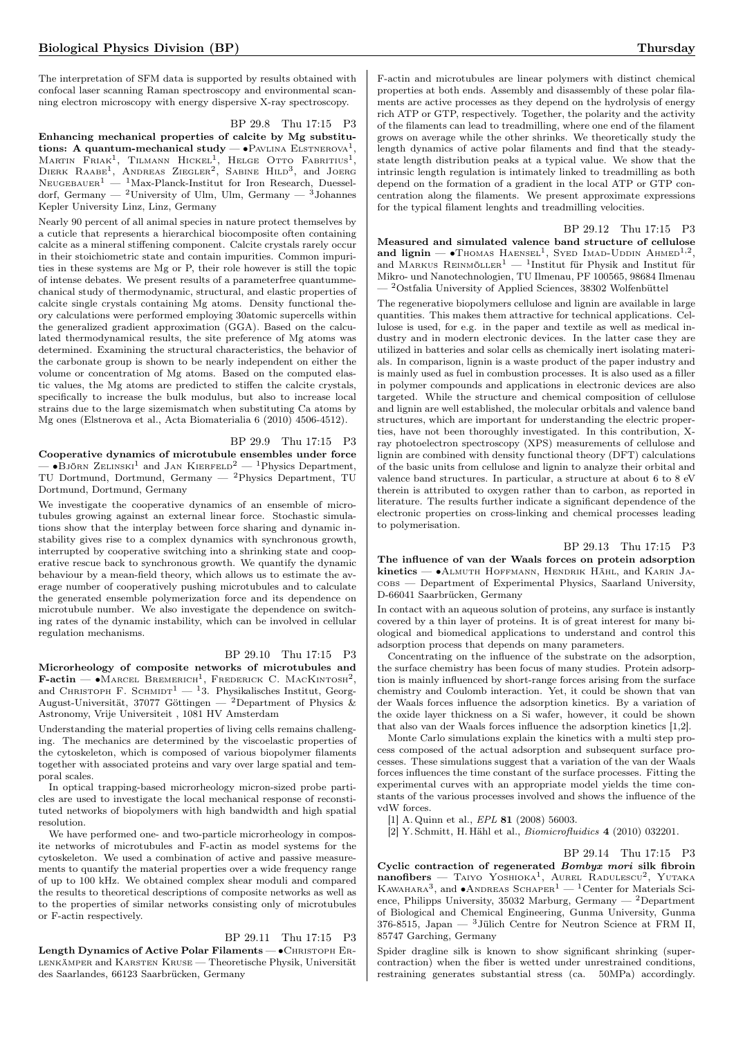The interpretation of SFM data is supported by results obtained with confocal laser scanning Raman spectroscopy and environmental scanning electron microscopy with energy dispersive X-ray spectroscopy.

BP 29.8 Thu 17:15 P3

**Enhancing mechanical properties of calcite by Mg substitutions: A quantum-mechanical study** — •Pavlina Elstnerova[1], Martin Friak[1], Tilmann Hickel[1], Helge Otto Fabritius[1], Dierk Raabe[1], Andreas Ziegler[2], Sabine Hild[3], and Joerg Neugebauer[1] — [1]Max-Planck-Institut for Iron Research, Duesseldorf, Germany — [2]University of Ulm, Ulm, Germany — [3]Johannes Kepler University Linz, Linz, Germany

Nearly 90 percent of all animal species in nature protect themselves by a cuticle that represents a hierarchical biocomposite often containing calcite as a mineral stiffening component. Calcite crystals rarely occur in their stoichiometric state and contain impurities. Common impurities in these systems are Mg or P, their role however is still the topic of intense debates. We present results of a parameterfree quantummechanical study of thermodynamic, structural, and elastic properties of calcite single crystals containing Mg atoms. Density functional theory calculations were performed employing 30atomic supercells within the generalized gradient approximation (GGA). Based on the calculated thermodynamical results, the site preference of Mg atoms was determined. Examining the structural characteristics, the behavior of the carbonate group is shown to be nearly independent on either the volume or concentration of Mg atoms. Based on the computed elastic values, the Mg atoms are predicted to stiffen the calcite crystals, specifically to increase the bulk modulus, but also to increase local strains due to the large sizemismatch when substituting Ca atoms by Mg ones (Elstnerova et al., Acta Biomaterialia 6 (2010) 4506-4512).

BP 29.9 Thu 17:15 P3

**Cooperative dynamics of microtubule ensembles under force** — •Björn Zelinski[1] and Jan Kierfeld[2] — [1]Physics Department, TU Dortmund, Dortmund, Germany — [2]Physics Department, TU Dortmund, Dortmund, Germany

We investigate the cooperative dynamics of an ensemble of microtubules growing against an external linear force. Stochastic simulations show that the interplay between force sharing and dynamic instability gives rise to a complex dynamics with synchronous growth, interrupted by cooperative switching into a shrinking state and cooperative rescue back to synchronous growth. We quantify the dynamic behaviour by a mean-field theory, which allows us to estimate the average number of cooperatively pushing microtubules and to calculate the generated ensemble polymerization force and its dependence on microtubule number. We also investigate the dependence on switching rates of the dynamic instability, which can be involved in cellular regulation mechanisms.

BP 29.10 Thu 17:15 P3

**Microrheology of composite networks of microtubules and F-actin** — •Marcel Bremerich[1], Frederick C. MacKintosh[2], and Christoph F. Schmidt[1] — [1]3. Physikalisches Institut, Georg-August-Universität, 37077 Göttingen — [2]Department of Physics & Astronomy, Vrije Universiteit , 1081 HV Amsterdam

Understanding the material properties of living cells remains challenging. The mechanics are determined by the viscoelastic properties of the cytoskeleton, which is composed of various biopolymer filaments together with associated proteins and vary over large spatial and temporal scales.

In optical trapping-based microrheology micron-sized probe particles are used to investigate the local mechanical response of reconstituted networks of biopolymers with high bandwidth and high spatial resolution.

We have performed one- and two-particle microrheology in composite networks of microtubules and F-actin as model systems for the cytoskeleton. We used a combination of active and passive measurements to quantify the material properties over a wide frequency range of up to 100 kHz. We obtained complex shear moduli and compared the results to theoretical descriptions of composite networks as well as to the properties of similar networks consisting only of microtubules or F-actin respectively.

BP 29.11 Thu 17:15 P3

**Length Dynamics of Active Polar Filaments** — •Christoph Erlenkämper and Karsten Kruse — Theoretische Physik, Universität des Saarlandes, 66123 Saarbrücken, Germany

F-actin and microtubules are linear polymers with distinct chemical properties at both ends. Assembly and disassembly of these polar filaments are active processes as they depend on the hydrolysis of energy rich ATP or GTP, respectively. Together, the polarity and the activity of the filaments can lead to treadmilling, where one end of the filament grows on average while the other shrinks. We theoretically study the length dynamics of active polar filaments and find that the steady-state length distribution peaks at a typical value. We show that the intrinsic length regulation is intimately linked to treadmilling as both depend on the formation of a gradient in the local ATP or GTP concentration along the filaments. We present approximate expressions for the typical filament lenghts and treadmilling velocities.

BP 29.12 Thu 17:15 P3

**Measured and simulated valence band structure of cellulose and lignin** — •Thomas Haensel[1], Syed Imad-Uddin Ahmed[1,2], and Markus Reinmöller[1] — [1]Institut für Physik und Institut für Mikro- und Nanotechnologien, TU Ilmenau, PF 100565, 98684 Ilmenau — [2]Ostfalia University of Applied Sciences, 38302 Wolfenbüttel

The regenerative biopolymers cellulose and lignin are available in large quantities. This makes them attractive for technical applications. Cellulose is used, for e.g. in the paper and textile as well as medical industry and in modern electronic devices. In the latter case they are utilized in batteries and solar cells as chemically inert isolating materials. In comparison, lignin is a waste product of the paper industry and is mainly used as fuel in combustion processes. It is also used as a filler in polymer compounds and applications in electronic devices are also targeted. While the structure and chemical composition of cellulose and lignin are well established, the molecular orbitals and valence band structures, which are important for understanding the electric properties, have not been thoroughly investigated. In this contribution, X-ray photoelectron spectroscopy (XPS) measurements of cellulose and lignin are combined with density functional theory (DFT) calculations of the basic units from cellulose and lignin to analyze their orbital and valence band structures. In particular, a structure at about 6 to 8 eV therein is attributed to oxygen rather than to carbon, as reported in literature. The results further indicate a significant dependence of the electronic properties on cross-linking and chemical processes leading to polymerisation.

BP 29.13 Thu 17:15 P3

**The influence of van der Waals forces on protein adsorption kinetics** — •Almuth Hoffmann, Hendrik Hähl, and Karin Jacobs — Department of Experimental Physics, Saarland University, D-66041 Saarbrücken, Germany

In contact with an aqueous solution of proteins, any surface is instantly covered by a thin layer of proteins. It is of great interest for many biological and biomedical applications to understand and control this adsorption process that depends on many parameters.

Concentrating on the influence of the substrate on the adsorption, the surface chemistry has been focus of many studies. Protein adsorption is mainly influenced by short-range forces arising from the surface chemistry and Coulomb interaction. Yet, it could be shown that van der Waals forces influence the adsorption kinetics. By a variation of the oxide layer thickness on a Si wafer, however, it could be shown that also van der Waals forces influence the adsorption kinetics [1,2].

Monte Carlo simulations explain the kinetics with a multi step process composed of the actual adsorption and subsequent surface processes. These simulations suggest that a variation of the van der Waals forces influences the time constant of the surface processes. Fitting the experimental curves with an appropriate model yields the time constants of the various processes involved and shows the influence of the vdW forces.

[1] A. Quinn et al., *EPL* **81** (2008) 56003.

[2] Y. Schmitt, H. Hähl et al., *Biomicrofluidics* **4** (2010) 032201.

BP 29.14 Thu 17:15 P3

**Cyclic contraction of regenerated *Bombyx mori* silk fibroin nanofibers** — Taiyo Yoshioka[1], Aurel Radulescu[2], Yutaka Kawahara[3], and •Andreas Schaper[1] — [1]Center for Materials Science, Philipps University, 35032 Marburg, Germany — [2]Department of Biological and Chemical Engineering, Gunma University, Gunma 376-8515, Japan — [3]Jülich Centre for Neutron Science at FRM II, 85747 Garching, Germany

Spider dragline silk is known to show significant shrinking (supercontraction) when the fiber is wetted under unrestrained conditions, restraining generates substantial stress (ca. 50MPa) accordingly.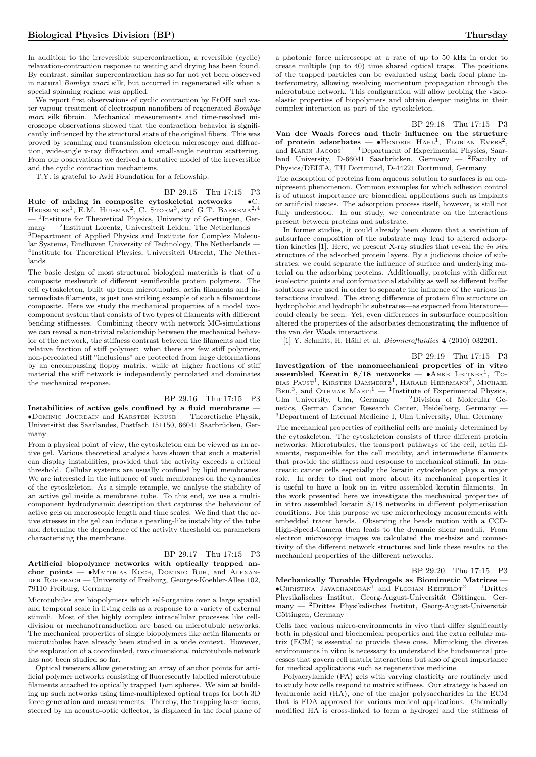In addition to the irreversible supercontraction, a reversible (cyclic) relaxation-contraction response to wetting and drying has been found. By contrast, similar supercontraction has so far not yet been observed in natural *Bombyx mori* silk, but occurred in regenerated silk when a special spinning regime was applied.

We report first observations of cyclic contraction by EtOH and water vapour treatment of electrospun nanofibers of regenerated *Bombyx mori* silk fibroin. Mechanical measurements and time-resolved microscope observations showed that the contraction behavior is significantly influenced by the structural state of the original fibers. This was proved by scanning and transmission electron microscopy and diffraction, wide-angle x-ray diffraction and small-angle neutron scattering. From our observations we derived a tentative model of the irreversible and the cyclic contraction mechanisms.

T.Y. is grateful to AvH Foundation for a fellowship.

BP 29.15 Thu 17:15 P3

**Rule of mixing in composite cytoskeletal networks** — •C. Heussinger[1], E.M. Huisman[2], C. Storm[3], and G.T. Barkema[2,4] — [1]Institute for Theoretical Physics, University of Goettingen, Germany — [2]Instituut Lorentz, Universiteit Leiden, The Netherlands — [3]Department of Applied Physics and Institute for Complex Molecular Systems, Eindhoven University of Technology, The Netherlands — [4]Institute for Theoretical Physics, Universiteit Utrecht, The Netherlands

The basic design of most structural biological materials is that of a composite meshwork of different semiflexible protein polymers. The cell cytoskeleton, built up from microtubules, actin filaments and intermediate filaments, is just one striking example of such a filamentous composite. Here we study the mechanical properties of a model two-component system that consists of two types of filaments with different bending stiffnesses. Combining theory with network MC-simulations we can reveal a non-trivial relationship between the mechanical behavior of the network, the stiffness contrast between the filaments and the relative fraction of stiff polymer: when there are few stiff polymers, non-percolated stiff "inclusions" are protected from large deformations by an encompassing floppy matrix, while at higher fractions of stiff material the stiff network is independently percolated and dominates the mechanical response.

BP 29.16 Thu 17:15 P3

**Instabilities of active gels confined by a fluid membrane** — •Dominic Jourdain and Karsten Kruse — Theoretische Physik, Universität des Saarlandes, Postfach 151150, 66041 Saarbrücken, Germany

From a physical point of view, the cytoskeleton can be viewed as an active gel. Various theoretical analysis have shown that such a material can display instabilities, provided that the activity exceeds a critical threshold. Cellular systems are usually confined by lipid membranes. We are interested in the influence of such membranes on the dynamics of the cytoskeleton. As a simple example, we analyse the stability of an active gel inside a membrane tube. To this end, we use a multi-component hydrodynamic description that captures the behaviour of active gels on macroscopic length and time scales. We find that the active stresses in the gel can induce a pearling-like instability of the tube and determine the dependence of the activity threshold on parameters characterising the membrane.

BP 29.17 Thu 17:15 P3

**Artificial biopolymer networks with optically trapped anchor points** — •Matthias Koch, Dominic Ruh, and Alexander Rohrbach — University of Freiburg, Georges-Koehler-Allee 102, 79110 Freiburg, Germany

Microtubules are biopolymers which self-organize over a large spatial and temporal scale in living cells as a response to a variety of external stimuli. Most of the highly complex intracellular processes like cell-division or mechanotransduction are based on microtubule networks. The mechanical properties of single biopolymers like actin filaments or microtubules have already been studied in a wide context. However, the exploration of a coordinated, two dimensional microtubule network has not been studied so far.

Optical tweezers allow generating an array of anchor points for artificial polymer networks consisting of fluorescently labelled microtubule filaments attached to optically trapped 1$\mu$m spheres. We aim at building up such networks using time-multiplexed optical traps for both 3D force generation and measurements. Thereby, the trapping laser focus, steered by an acousto-optic deflector, is displaced in the focal plane of a photonic force microscope at a rate of up to 50 kHz in order to create multiple (up to 40) time shared optical traps. The positions of the trapped particles can be evaluated using back focal plane interferometry, allowing resolving momentum propagation through the microtubule network. This configuration will allow probing the viscoelastic properties of biopolymers and obtain deeper insights in their complex interaction as part of the cytoskeleton.

BP 29.18 Thu 17:15 P3

**Van der Waals forces and their influence on the structure of protein adsorbates** — •Hendrik Hähl[1], Florian Evers[2], and Karin Jacobs[1] — [1]Department of Experimental Physics, Saarland University, D-66041 Saarbrücken, Germany — [2]Faculty of Physics/DELTA, TU Dortmund, D-44221 Dortmund, Germany

The adsorption of proteins from aqueous solution to surfaces is an omnipresent phenomenon. Common examples for which adhesion control is of utmost importance are biomedical applications such as implants or artificial tissues. The adsorption process itself, however, is still not fully understood. In our study, we concentrate on the interactions present between proteins and substrate.

In former studies, it could already been shown that a variation of subsurface composition of the substrate may lead to altered adsorption kinetics [1]. Here, we present X-ray studies that reveal the *in situ* structure of the adsorbed protein layers. By a judicious choice of substrates, we could separate the influence of surface and underlying material on the adsorbing proteins. Additionally, proteins with different isoelectric points and conformational stability as well as different buffer solutions were used in order to separate the influence of the various interactions involved. The strong difference of protein film structure on hydrophobic and hydrophilic substrates—as expected from literature—could clearly be seen. Yet, even differences in subsurface composition altered the properties of the adsorbates demonstrating the influence of the van der Waals interactions.

[1] Y. Schmitt, H. Hähl et al. *Biomicrofluidics* **4** (2010) 032201.

BP 29.19 Thu 17:15 P3

**Investigation of the nanomechanical properties of in vitro assembled Keratin 8/18 networks** — •Anke Leitner[1], Tobias Paust[1], Kirsten Dammertz[1], Harald Herrmann[2], Michael Beil[3], and Othmar Marti[1] — [1]Institute of Experimental Physics, Ulm University, Ulm, Germany — [2]Division of Molecular Genetics, German Cancer Research Center, Heidelberg, Germany — [3]Department of Internal Medicine I, Ulm University, Ulm, Germany

The mechanical properties of epithelial cells are mainly determined by the cytoskeleton. The cytoskeleton consists of three different protein networks: Microtubules, the transport pathways of the cell, actin filaments, responsible for the cell motility, and intermediate filaments that provide the stiffness and response to mechanical stimuli. In pancreatic cancer cells especially the keratin cytoskeleton plays a major role. In order to find out more about its mechanical properties it is useful to have a look on in vitro assembled keratin filaments. In the work presented here we investigate the mechanical properties of in vitro assembled keratin 8/18 networks in different polymerisation conditions. For this purpose we use microrheology measurements with embedded tracer beads. Observing the beads motion with a CCD-High-Speed-Camera then leads to the dynamic shear moduli. From electron microscopy images we calculated the meshsize and connectivity of the different network structures and link these results to the mechanical properties of the different networks.

BP 29.20 Thu 17:15 P3

**Mechanically Tunable Hydrogels as Biomimetic Matrices** — •Christina Jayachandran[1] and Florian Rehfeldt[2] — [1]Drittes Physikalisches Institut, Georg-August-Universität Göttingen, Germany — [2]Drittes Physikalisches Institut, Georg-August-Universität Göttingen, Germany

Cells face various micro-environments in vivo that differ significantly both in physical and biochemical properties and the extra cellular matrix (ECM) is essential to provide these cues. Mimicking the diverse environments in vitro is necessary to understand the fundamental processes that govern cell matrix interactions but also of great importance for medical applications such as regenerative medicine.

Polyacrylamide (PA) gels with varying elasticity are routinely used to study how cells respond to matrix stiffness. Our strategy is based on hyaluronic acid (HA), one of the major polysaccharides in the ECM that is FDA approved for various medical applications. Chemically modified HA is cross-linked to form a hydrogel and the stiffness of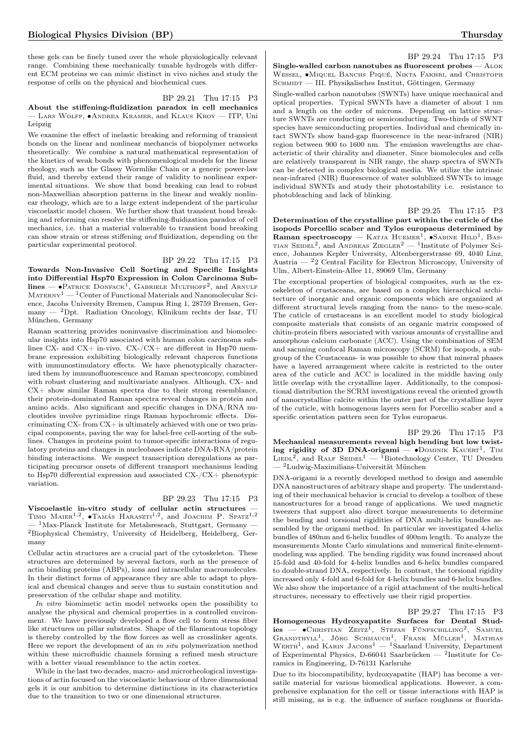these gels can be finely tuned over the whole physiologically relevant range. Combining these mechanically tunable hydrogels with different ECM proteins we can mimic distinct in vivo niches and study the response of cells on the physical and biochemical cues.

BP 29.21 Thu 17:15 P3

**About the stiffening-fluidization paradox in cell mechanics** — Lars Wolff, •Andrea Kramer, and Klaus Kroy — ITP, Uni Leipzig

We examine the effect of inelastic breaking and reforming of transient bonds on the linear and nonlinear mechancis of biopolymer networks theoretically. We combine a natural mathematical representation of the kinetics of weak bonds with phenomenlogical models for the linear rheology, such as the Glassy Wormlike Chain or a generic power-law fluid, and thereby extend their range of validity to nonlinear experimental situations. We show that bond breaking can lead to robust non-Maxwellian absorption patterns in the linear and weakly nonlinear rheology, which are to a large extent independent of the particular viscoelastic model chosen. We further show that transient bond breaking and reforming can resolve the stiffening-fluidization paradox of cell mechanics, i.e. that a material vulnerable to transient bond breaking can show strain or stress stiffening *and* fluidization, depending on the particular experimental protocol.

BP 29.22 Thu 17:15 P3

**Towards Non-Invasive Cell Sorting and Specific Insights into Differential Hsp70 Expression in Colon Carcinoma Sublines** — •Patrice Donfack[1], Gabriele Multhoff[2], and Arnulf Materny[1] — [1]Center of Functional Materials and Nanomolecular Science, Jacobs University Bremen, Campus Ring 1, 28759 Bremen, Germany — [2]Dpt. Radiation Oncology, Klinikum rechts der Isar, TU München, Germany

Raman scattering provides noninvasive discrimination and biomolecular insights into Hsp70 associated with human colon carcinoma sublines CX- and CX+ in-vivo. CX-/CX+ are different in Hsp70 membrane expression exhibiting biologically relevant chaperon functions with immunostimulatory effects. We have phenotypically characterized them by immunofluorescence and Raman spectroscopy, combined with robust clustering and multivariate analyses. Although, CX- and CX+ show similar Raman spectra due to their strong resemblance, their protein-dominated Raman spectra reveal changes in protein and amino acids. Also significant and specific changes in DNA/RNA nucleotides involve pyrimidine rings Raman hypochromic effects. Discriminating CX- from CX+ is ultimately achieved with one or two principal components, paving the way for label-free cell-sorting of the sublines. Changes in proteins point to tumor-specific interactions of regulatory proteins and changes in nucleobases indicate DNA-RNA/protein binding interactions. We suspect transcription deregulations as participating precursor onsets of different transport mechanisms leading to Hsp70 differential expression and associated CX-/CX+ phenotypic variation.

BP 29.23 Thu 17:15 P3

**Viscoelastic in-vitro study of cellular actin structures** — Timo Maier[1,2], •Tamás Haraszti[1,2], and Joachim P. Spatz[1,2] — [1]Max-Planck Institute for Metalsreseach, Stuttgart, Germany — [2]Biophysical Chemistry, University of Heidelberg, Heidelberg, Germany

Cellular actin structures are a crucial part of the cytoskeleton. These structures are determined by several factors, such as the presence of actin binding proteins (ABPs), ions and intracellular macromolecules. In their distinct forms of appearance they are able to adapt to physical and chemical changes and serve thus to sustain constitution and preservation of the cellular shape and motility.

*In vitro* biomimetic actin model networks open the possibility to analyse the physical and chemical properties in a controlled environment. We have previously developed a flow cell to form stress fiber like structures on pillar substrates. Shape of the filamentous topology is thereby controlled by the flow forces as well as crosslinker agents. Here we report the development of an *in situ* polymerization method within these microfluidic channels forming a refined mesh structure with a better visual resemblance to the actin cortex.

While in the last two decades, macro- and microrheological investigations of actin focused on the viscoelastic behaviour of three dimensional gels it is our ambition to determine distinctions in its characteristics due to the transition to two or one dimensional structures.

BP 29.24 Thu 17:15 P3

**Single-walled carbon nanotubes as fluorescent probes** — Alok Wessel, •Miquel Banchs Piqué, Nikta Fakhri, and Christoph Schmidt — III. Physikalisches Institut, Göttingen, Germany

Single-walled carbon nanotubes (SWNTs) have unique mechanical and optical properties. Typical SWNTs have a diameter of about 1 nm and a length on the order of microns. Depending on lattice structure SWNTs are conducting or semiconducting. Two-thirds of SWNT species have semiconducting properties. Individual and chemically intact SWNTs show band-gap fluorescence in the near-infrared (NIR) region between 900 to 1600 nm. The emission wavelengths are characteristic of their chirality and diameter. Since biomolecules and cells are relatively transparent in NIR range, the sharp spectra of SWNTs can be detected in complex biological media. We utilize the intrinsic near-infrared (NIR) fluorescence of water solublized SWNTs to image individual SWNTs and study their photostability i.e. resistance to photobleaching and lack of blinking.

BP 29.25 Thu 17:15 P3

**Determination of the crystalline part within the cuticle of the isopods Porcellio scaber and Tylos europaeus determined by Raman spectroscopy** — Katja Huemer[1], •Sabine Hild[1], Bastian Seidel[2], and Andreas Ziegler[2] — [1]Institute of Polymer Science, Johannes Kepler University, Altenbergerstrasse 69, 4040 Linz, Austria — [2]2 Central Facility for Electron Microscopy, University of Ulm, Albert-Einstein-Allee 11, 89069 Ulm, Germany

The exceptional properties of biological composites, such as the exoskeleton of crustaceans, are based on a complex hierarchical architecture of inorganic and organic components which are organized at different structural levels ranging from the nano- to the meso-scale. The cuticle of crustaceans is an excellent model to study biological composite materials that consists of an organic matrix composed of chitin-protein fibers associated with various amounts of crystalline and amorphous calcium carbonate (ACC). Using the combination of SEM and sacnning confocal Raman microscopy (SCRM) for isopods, a subgroup of the Crustaceans- is was possible to show that mineral phases have a layered arrangement where calcite is restricted to the outer area of the cuticle and ACC is localized in the middle having only little overlap with the crystalline layer. Additionally, to the compositional distribution the SCRM investigations reveal the oriented growth of nanocrystalline calcite within the outer part of the crystalline layer of the cuticle, with homogenous layers seen for Porcellio scaber and a specific orientation pattern seen for Tylos europaeus.

BP 29.26 Thu 17:15 P3

**Mechanical measurements reveal high bending but low twisting rigidity of 3D DNA-origami** — •Dominik Kauert[1], Tim Liedl[2], and Ralf Seidel[1] — [1]Biotechnology Center, TU Dresden — [2]Ludwig-Maximilians-Universität München

DNA-origami is a recently developed method to design and assemble DNA nanostructures of arbitrary shape and property. The understanding of their mechanical behavior is crucial to develop a toolbox of these nanostructures for a broad range of applications. We used magnetic tweezers that support also direct torque measurements to determine the bending and torsional rigidities of DNA multi-helix bundles assembled by the origami method. In particular we investigated 4-helix bundles of 480nm and 6-helix bundles of 400nm length. To analyze the measurements Monte Carlo simulations and numerical finite-element-modeling was applied. The bending rigidity was found increased about 15-fold and 40-fold for 4-helix bundles and 6-helix bundles compared to double-strand DNA, respectively. In contrast, the torsional rigidity increased only 4-fold and 6-fold for 4-helix bundles and 6-helix bundles. We also show the importance of a rigid attachment of the multi-helical structures, necessary to effectively use their rigid properties.

BP 29.27 Thu 17:15 P3

**Homogeneous Hydroxyapatite Surfaces for Dental Studies** — •Christian Zeitz[1], Stefan Fünfschilling[2], Samuel Grandthyll[1], Jörg Schmauch[1], Frank Müller[1], Mathias Werth[1], and Karin Jacobs[1] — [1]Saarland University, Department of Experimental Physics, D-66041 Saarbrücken — [2]Institute for Ceramics in Engineering, D-76131 Karlsruhe

Due to its biocompatibility, hydroxyapatite (HAP) has become a versatile material for various biomedical applications. However, a comprehensive explanation for the cell or tissue interactions with HAP is still missing, as is e.g. the influence of surface roughness or fluorida-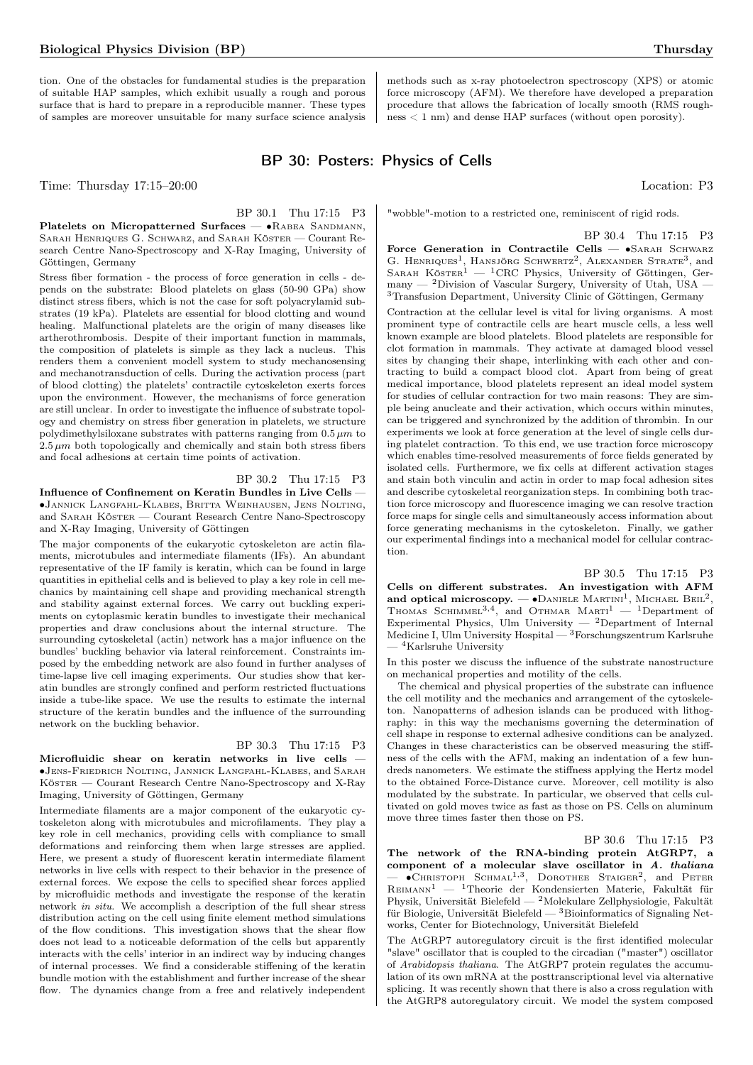tion. One of the obstacles for fundamental studies is the preparation of suitable HAP samples, which exhibit usually a rough and porous surface that is hard to prepare in a reproducible manner. These types of samples are moreover unsuitable for many surface science analysis methods such as x-ray photoelectron spectroscopy (XPS) or atomic force microscopy (AFM). We therefore have developed a preparation procedure that allows the fabrication of locally smooth (RMS roughness < 1 nm) and dense HAP surfaces (without open porosity).

## BP 30: Posters: Physics of Cells

Time: Thursday 17:15–20:00 Location: P3

BP 30.1 Thu 17:15 P3

**Platelets on Micropatterned Surfaces** — •Rabea Sandmann, Sarah Henriques G. Schwarz, and Sarah Köster — Courant Research Centre Nano-Spectroscopy and X-Ray Imaging, University of Göttingen, Germany

Stress fiber formation - the process of force generation in cells - depends on the substrate: Blood platelets on glass (50-90 GPa) show distinct stress fibers, which is not the case for soft polyacrylamid substrates (19 kPa). Platelets are essential for blood clotting and wound healing. Malfunctional platelets are the origin of many diseases like artherothrombosis. Despite of their important function in mammals, the composition of platelets is simple as they lack a nucleus. This renders them a convenient modell system to study mechanosensing and mechanotransduction of cells. During the activation process (part of blood clotting) the platelets' contractile cytoskeleton exerts forces upon the environment. However, the mechanisms of force generation are still unclear. In order to investigate the influence of substrate topology and chemistry on stress fiber generation in platelets, we structure polydimethylsiloxane substrates with patterns ranging from $0.5\,\mu m$ to $2.5\,\mu m$ both topologically and chemically and stain both stress fibers and focal adhesions at certain time points of activation.

BP 30.2 Thu 17:15 P3

**Influence of Confinement on Keratin Bundles in Live Cells** — •Jannick Langfahl-Klabes, Britta Weinhausen, Jens Nolting, and Sarah Köster — Courant Research Centre Nano-Spectroscopy and X-Ray Imaging, University of Göttingen

The major components of the eukaryotic cytoskeleton are actin filaments, microtubules and intermediate filaments (IFs). An abundant representative of the IF family is keratin, which can be found in large quantities in epithelial cells and is believed to play a key role in cell mechanics by maintaining cell shape and providing mechanical strength and stability against external forces. We carry out buckling experiments on cytoplasmic keratin bundles to investigate their mechanical properties and draw conclusions about the internal structure. The surrounding cytoskeletal (actin) network has a major influence on the bundles' buckling behavior via lateral reinforcement. Constraints imposed by the embedding network are also found in further analyses of time-lapse live cell imaging experiments. Our studies show that keratin bundles are strongly confined and perform restricted fluctuations inside a tube-like space. We use the results to estimate the internal structure of the keratin bundles and the influence of the surrounding network on the buckling behavior.

BP 30.3 Thu 17:15 P3

**Microfluidic shear on keratin networks in live cells** — •Jens-Friedrich Nolting, Jannick Langfahl-Klabes, and Sarah Köster — Courant Research Centre Nano-Spectroscopy and X-Ray Imaging, University of Göttingen, Germany

Intermediate filaments are a major component of the eukaryotic cytoskeleton along with microtubules and microfilaments. They play a key role in cell mechanics, providing cells with compliance to small deformations and reinforcing them when large stresses are applied. Here, we present a study of fluorescent keratin intermediate filament networks in live cells with respect to their behavior in the presence of external forces. We expose the cells to specified shear forces applied by microfluidic methods and investigate the response of the keratin network *in situ*. We accomplish a description of the full shear stress distribution acting on the cell using finite element method simulations of the flow conditions. This investigation shows that the shear flow does not lead to a noticeable deformation of the cells but apparently interacts with the cells' interior in an indirect way by inducing changes of internal processes. We find a considerable stiffening of the keratin bundle motion with the establishment and further increase of the shear flow. The dynamics change from a free and relatively independent "wobble"-motion to a restricted one, reminiscent of rigid rods.

BP 30.4 Thu 17:15 P3

**Force Generation in Contractile Cells** — •Sarah Schwarz G. Henriques[1], Hansjörg Schwertz[2], Alexander Strate[3], and Sarah Köster[1] — [1]CRC Physics, University of Göttingen, Germany — [2]Division of Vascular Surgery, University of Utah, USA — [3]Transfusion Department, University Clinic of Göttingen, Germany

Contraction at the cellular level is vital for living organisms. A most prominent type of contractile cells are heart muscle cells, a less well known example are blood platelets. Blood platelets are responsible for clot formation in mammals. They activate at damaged blood vessel sites by changing their shape, interlinking with each other and contracting to build a compact blood clot. Apart from being of great medical importance, blood platelets represent an ideal model system for studies of cellular contraction for two main reasons: They are simple being anucleate and their activation, which occurs within minutes, can be triggered and synchronized by the addition of thrombin. In our experiments we look at force generation at the level of single cells during platelet contraction. To this end, we use traction force microscopy which enables time-resolved measurements of force fields generated by isolated cells. Furthermore, we fix cells at different activation stages and stain both vinculin and actin in order to map focal adhesion sites and describe cytoskeletal reorganization steps. In combining both traction force microscopy and fluorescence imaging we can resolve traction force maps for single cells and simultaneously access information about force generating mechanisms in the cytoskeleton. Finally, we gather our experimental findings into a mechanical model for cellular contraction.

BP 30.5 Thu 17:15 P3

**Cells on different substrates. An investigation with AFM and optical microscopy.** — •Daniele Martini[1], Michael Beil[2], Thomas Schimmel[3,4], and Othmar Marti[1] — [1]Department of Experimental Physics, Ulm University — [2]Department of Internal Medicine I, Ulm University Hospital — [3]Forschungszentrum Karlsruhe — [4]Karlsruhe University

In this poster we discuss the influence of the substrate nanostructure on mechanical properties and motility of the cells.

The chemical and physical properties of the substrate can influence the cell motility and the mechanics and arrangement of the cytoskeleton. Nanopatterns of adhesion islands can be produced with lithography: in this way the mechanisms governing the determination of cell shape in response to external adhesive conditions can be analyzed. Changes in these characteristics can be observed measuring the stiffness of the cells with the AFM, making an indentation of a few hundreds nanometers. We estimate the stiffness applying the Hertz model to the obtained Force-Distance curve. Moreover, cell motility is also modulated by the substrate. In particular, we observed that cells cultivated on gold moves twice as fast as those on PS. Cells on aluminum move three times faster then those on PS.

BP 30.6 Thu 17:15 P3

**The network of the RNA-binding protein AtGRP7, a component of a molecular slave oscillator in *A. thaliana*** — •Christoph Schmal[1,3], Dorothee Staiger[2], and Peter Reimann[1] — [1]Theorie der Kondensierten Materie, Fakultät für Physik, Universität Bielefeld — [2]Molekulare Zellphysiologie, Fakultät für Biologie, Universität Bielefeld — [3]Bioinformatics of Signaling Networks, Center for Biotechnology, Universität Bielefeld

The AtGRP7 autoregulatory circuit is the first identified molecular "slave" oscillator that is coupled to the circadian ("master") oscillator of *Arabidopsis thaliana*. The AtGRP7 protein regulates the accumulation of its own mRNA at the posttranscriptional level via alternative splicing. It was recently shown that there is also a cross regulation with the AtGRP8 autoregulatory circuit. We model the system composed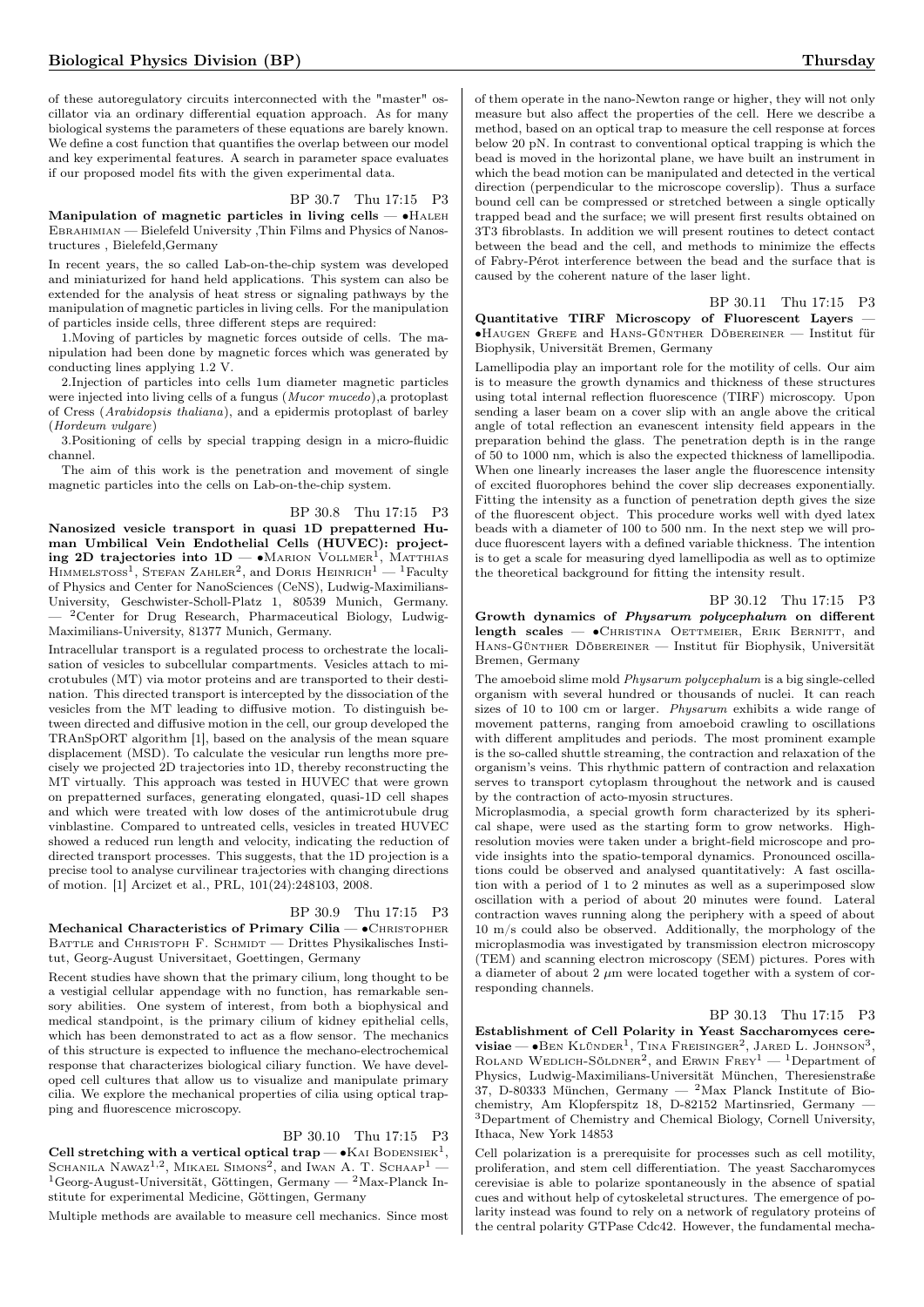of these autoregulatory circuits interconnected with the "master" oscillator via an ordinary differential equation approach. As for many biological systems the parameters of these equations are barely known. We define a cost function that quantifies the overlap between our model and key experimental features. A search in parameter space evaluates if our proposed model fits with the given experimental data.

BP 30.7 Thu 17:15 P3

**Manipulation of magnetic particles in living cells** — •Haleh Ebrahimian — Bielefeld University ,Thin Films and Physics of Nanostructures , Bielefeld,Germany

In recent years, the so called Lab-on-the-chip system was developed and miniaturized for hand held applications. This system can also be extended for the analysis of heat stress or signaling pathways by the manipulation of magnetic particles in living cells. For the manipulation of particles inside cells, three different steps are required:

1.Moving of particles by magnetic forces outside of cells. The manipulation had been done by magnetic forces which was generated by conducting lines applying 1.2 V.

2.Injection of particles into cells 1um diameter magnetic particles were injected into living cells of a fungus (*Mucor mucedo*),a protoplast of Cress (*Arabidopsis thaliana*), and a epidermis protoplast of barley (*Hordeum vulgare*)

3.Positioning of cells by special trapping design in a micro-fluidic channel.

The aim of this work is the penetration and movement of single magnetic particles into the cells on Lab-on-the-chip system.

BP 30.8 Thu 17:15 P3

**Nanosized vesicle transport in quasi 1D prepatterned Human Umbilical Vein Endothelial Cells (HUVEC): projecting 2D trajectories into 1D** — •Marion Vollmer[1], Matthias Himmelstoss[1], Stefan Zahler[2], and Doris Heinrich[1] — [1]Faculty of Physics and Center for NanoSciences (CeNS), Ludwig-Maximilians-University, Geschwister-Scholl-Platz 1, 80539 Munich, Germany. — [2]Center for Drug Research, Pharmaceutical Biology, Ludwig-Maximilians-University, 81377 Munich, Germany.

Intracellular transport is a regulated process to orchestrate the localisation of vesicles to subcellular compartments. Vesicles attach to microtubules (MT) via motor proteins and are transported to their destination. This directed transport is intercepted by the dissociation of the vesicles from the MT leading to diffusive motion. To distinguish between directed and diffusive motion in the cell, our group developed the TRAnSpORT algorithm [1], based on the analysis of the mean square displacement (MSD). To calculate the vesicular run lengths more precisely we projected 2D trajectories into 1D, thereby reconstructing the MT virtually. This approach was tested in HUVEC that were grown on prepatterned surfaces, generating elongated, quasi-1D cell shapes and which were treated with low doses of the antimicrotubule drug vinblastine. Compared to untreated cells, vesicles in treated HUVEC showed a reduced run length and velocity, indicating the reduction of directed transport processes. This suggests, that the 1D projection is a precise tool to analyse curvilinear trajectories with changing directions of motion. [1] Arcizet et al., PRL, 101(24):248103, 2008.

BP 30.9 Thu 17:15 P3

**Mechanical Characteristics of Primary Cilia** — •Christopher Battle and Christoph F. Schmidt — Drittes Physikalisches Institut, Georg-August Universitaet, Goettingen, Germany

Recent studies have shown that the primary cilium, long thought to be a vestigial cellular appendage with no function, has remarkable sensory abilities. One system of interest, from both a biophysical and medical standpoint, is the primary cilium of kidney epithelial cells, which has been demonstrated to act as a flow sensor. The mechanics of this structure is expected to influence the mechano-electrochemical response that characterizes biological ciliary function. We have developed cell cultures that allow us to visualize and manipulate primary cilia. We explore the mechanical properties of cilia using optical trapping and fluorescence microscopy.

BP 30.10 Thu 17:15 P3

**Cell stretching with a vertical optical trap** — •Kai Bodensiek[1], Schanila Nawaz[1,2], Mikael Simons[2], and Iwan A. T. Schaap[1] — [1]Georg-August-Universität, Göttingen, Germany — [2]Max-Planck Institute for experimental Medicine, Göttingen, Germany

Multiple methods are available to measure cell mechanics. Since most of them operate in the nano-Newton range or higher, they will not only measure but also affect the properties of the cell. Here we describe a method, based on an optical trap to measure the cell response at forces below 20 pN. In contrast to conventional optical trapping is which the bead is moved in the horizontal plane, we have built an instrument in which the bead motion can be manipulated and detected in the vertical direction (perpendicular to the microscope coverslip). Thus a surface bound cell can be compressed or stretched between a single optically trapped bead and the surface; we will present first results obtained on 3T3 fibroblasts. In addition we will present routines to detect contact between the bead and the cell, and methods to minimize the effects of Fabry-Pérot interference between the bead and the surface that is caused by the coherent nature of the laser light.

BP 30.11 Thu 17:15 P3

**Quantitative TIRF Microscopy of Fluorescent Layers** — •Haugen Grefe and Hans-Günther Döbereiner — Institut für Biophysik, Universität Bremen, Germany

Lamellipodia play an important role for the motility of cells. Our aim is to measure the growth dynamics and thickness of these structures using total internal reflection fluorescence (TIRF) microscopy. Upon sending a laser beam on a cover slip with an angle above the critical angle of total reflection an evanescent intensity field appears in the preparation behind the glass. The penetration depth is in the range of 50 to 1000 nm, which is also the expected thickness of lamellipodia. When one linearly increases the laser angle the fluorescence intensity of excited fluorophores behind the cover slip decreases exponentially. Fitting the intensity as a function of penetration depth gives the size of the fluorescent object. This procedure works well with dyed latex beads with a diameter of 100 to 500 nm. In the next step we will produce fluorescent layers with a defined variable thickness. The intention is to get a scale for measuring dyed lamellipodia as well as to optimize the theoretical background for fitting the intensity result.

BP 30.12 Thu 17:15 P3

**Growth dynamics of *Physarum polycephalum* on different length scales** — •Christina Oettmeier, Erik Bernitt, and Hans-Günther Döbereiner — Institut für Biophysik, Universität Bremen, Germany

The amoeboid slime mold *Physarum polycephalum* is a big single-celled organism with several hundred or thousands of nuclei. It can reach sizes of 10 to 100 cm or larger. *Physarum* exhibits a wide range of movement patterns, ranging from amoeboid crawling to oscillations with different amplitudes and periods. The most prominent example is the so-called shuttle streaming, the contraction and relaxation of the organism's veins. This rhythmic pattern of contraction and relaxation serves to transport cytoplasm throughout the network and is caused by the contraction of acto-myosin structures.

Microplasmodia, a special growth form characterized by its spherical shape, were used as the starting form to grow networks. High-resolution movies were taken under a bright-field microscope and provide insights into the spatio-temporal dynamics. Pronounced oscillations could be observed and analysed quantitatively: A fast oscillation with a period of 1 to 2 minutes as well as a superimposed slow oscillation with a period of about 20 minutes were found. Lateral contraction waves running along the periphery with a speed of about 10 m/s could also be observed. Additionally, the morphology of the microplasmodia was investigated by transmission electron microscopy (TEM) and scanning electron microscopy (SEM) pictures. Pores with a diameter of about 2 $\mu$m were located together with a system of corresponding channels.

BP 30.13 Thu 17:15 P3

**Establishment of Cell Polarity in Yeast Saccharomyces cerevisiae** — •Ben Klünder[1], Tina Freisinger[2], Jared L. Johnson[3], Roland Wedlich-Söldner[2], and Erwin Frey[1] — [1]Department of Physics, Ludwig-Maximilians-Universität München, Theresienstraße 37, D-80333 München, Germany — [2]Max Planck Institute of Biochemistry, Am Klopferspitz 18, D-82152 Martinsried, Germany — [3]Department of Chemistry and Chemical Biology, Cornell University, Ithaca, New York 14853

Cell polarization is a prerequisite for processes such as cell motility, proliferation, and stem cell differentiation. The yeast Saccharomyces cerevisiae is able to polarize spontaneously in the absence of spatial cues and without help of cytoskeletal structures. The emergence of polarity instead was found to rely on a network of regulatory proteins of the central polarity GTPase Cdc42. However, the fundamental mecha-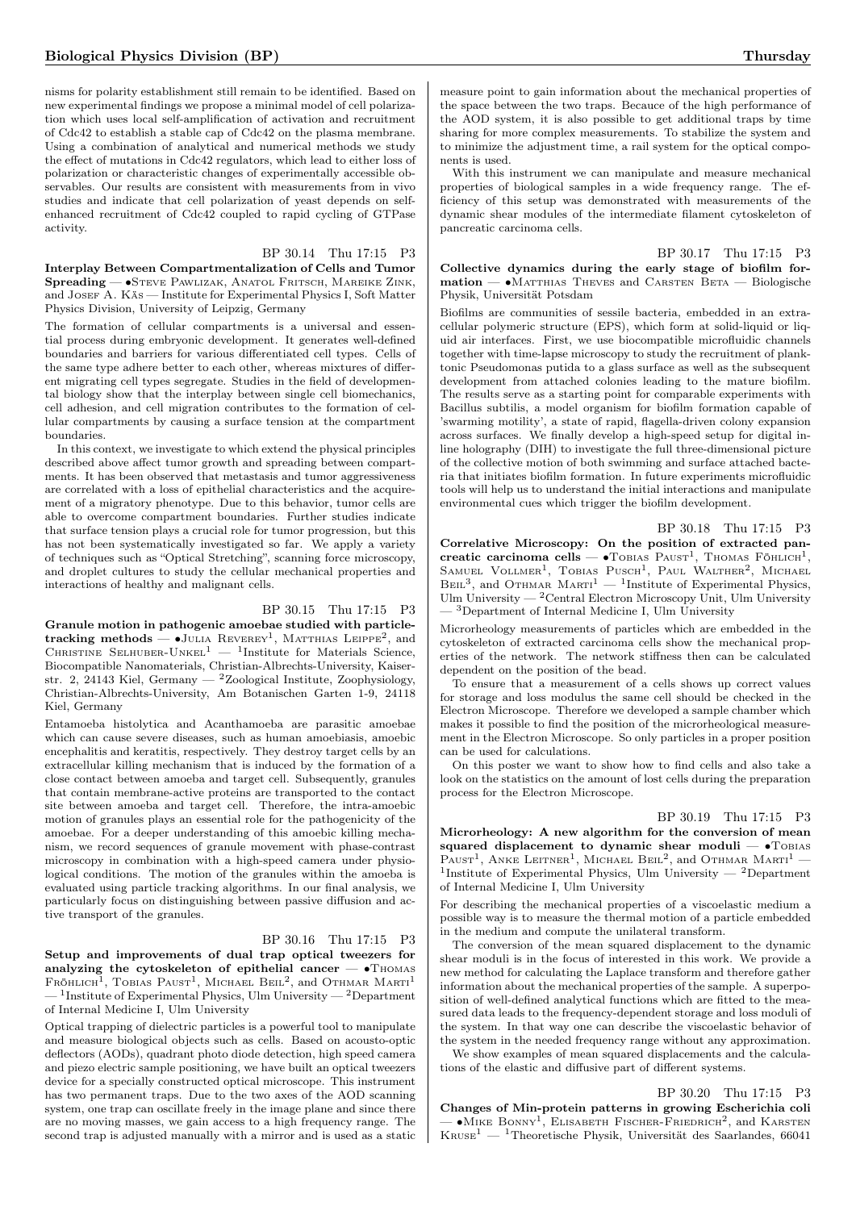nisms for polarity establishment still remain to be identified. Based on new experimental findings we propose a minimal model of cell polarization which uses local self-amplification of activation and recruitment of Cdc42 to establish a stable cap of Cdc42 on the plasma membrane. Using a combination of analytical and numerical methods we study the effect of mutations in Cdc42 regulators, which lead to either loss of polarization or characteristic changes of experimentally accessible observables. Our results are consistent with measurements from in vivo studies and indicate that cell polarization of yeast depends on self-enhanced recruitment of Cdc42 coupled to rapid cycling of GTPase activity.

BP 30.14 Thu 17:15 P3

**Interplay Between Compartmentalization of Cells and Tumor Spreading** — •Steve Pawlizak, Anatol Fritsch, Mareike Zink, and Josef A. Käs — Institute for Experimental Physics I, Soft Matter Physics Division, University of Leipzig, Germany

The formation of cellular compartments is a universal and essential process during embryonic development. It generates well-defined boundaries and barriers for various differentiated cell types. Cells of the same type adhere better to each other, whereas mixtures of different migrating cell types segregate. Studies in the field of developmental biology show that the interplay between single cell biomechanics, cell adhesion, and cell migration contributes to the formation of cellular compartments by causing a surface tension at the compartment boundaries.

In this context, we investigate to which extend the physical principles described above affect tumor growth and spreading between compartments. It has been observed that metastasis and tumor aggressiveness are correlated with a loss of epithelial characteristics and the acquirement of a migratory phenotype. Due to this behavior, tumor cells are able to overcome compartment boundaries. Further studies indicate that surface tension plays a crucial role for tumor progression, but this has not been systematically investigated so far. We apply a variety of techniques such as "Optical Stretching", scanning force microscopy, and droplet cultures to study the cellular mechanical properties and interactions of healthy and malignant cells.

BP 30.15 Thu 17:15 P3

**Granule motion in pathogenic amoebae studied with particle-tracking methods** — •Julia Reverey[1], Matthias Leippe[2], and Christine Selhuber-Unkel[1] — [1]Institute for Materials Science, Biocompatible Nanomaterials, Christian-Albrechts-University, Kaiserstr. 2, 24143 Kiel, Germany — [2]Zoological Institute, Zoophysiology, Christian-Albrechts-University, Am Botanischen Garten 1-9, 24118 Kiel, Germany

Entamoeba histolytica and Acanthamoeba are parasitic amoebae which can cause severe diseases, such as human amoebiasis, amoebic encephalitis and keratitis, respectively. They destroy target cells by an extracellular killing mechanism that is induced by the formation of a close contact between amoeba and target cell. Subsequently, granules that contain membrane-active proteins are transported to the contact site between amoeba and target cell. Therefore, the intra-amoebic motion of granules plays an essential role for the pathogenicity of the amoebae. For a deeper understanding of this amoebic killing mechanism, we record sequences of granule movement with phase-contrast microscopy in combination with a high-speed camera under physiological conditions. The motion of the granules within the amoeba is evaluated using particle tracking algorithms. In our final analysis, we particularly focus on distinguishing between passive diffusion and active transport of the granules.

BP 30.16 Thu 17:15 P3

**Setup and improvements of dual trap optical tweezers for analyzing the cytoskeleton of epithelial cancer** — •Thomas Fröhlich[1], Tobias Paust[1], Michael Beil[2], and Othmar Marti[1] — [1]Institute of Experimental Physics, Ulm University — [2]Department of Internal Medicine I, Ulm University

Optical trapping of dielectric particles is a powerful tool to manipulate and measure biological objects such as cells. Based on acousto-optic deflectors (AODs), quadrant photo diode detection, high speed camera and piezo electric sample positioning, we have built an optical tweezers device for a specially constructed optical microscope. This instrument has two permanent traps. Due to the two axes of the AOD scanning system, one trap can oscillate freely in the image plane and since there are no moving masses, we gain access to a high frequency range. The second trap is adjusted manually with a mirror and is used as a static measure point to gain information about the mechanical properties of the space between the two traps. Becauce of the high performance of the AOD system, it is also possible to get additional traps by time sharing for more complex measurements. To stabilize the system and to minimize the adjustment time, a rail system for the optical components is used.

With this instrument we can manipulate and measure mechanical properties of biological samples in a wide frequency range. The efficiency of this setup was demonstrated with measurements of the dynamic shear modules of the intermediate filament cytoskeleton of pancreatic carcinoma cells.

BP 30.17 Thu 17:15 P3

**Collective dynamics during the early stage of biofilm formation** — •Matthias Theves and Carsten Beta — Biologische Physik, Universität Potsdam

Biofilms are communities of sessile bacteria, embedded in an extracellular polymeric structure (EPS), which form at solid-liquid or liquid air interfaces. First, we use biocompatible microfluidic channels together with time-lapse microscopy to study the recruitment of planktonic Pseudomonas putida to a glass surface as well as the subsequent development from attached colonies leading to the mature biofilm. The results serve as a starting point for comparable experiments with Bacillus subtilis, a model organism for biofilm formation capable of 'swarming motility', a state of rapid, flagella-driven colony expansion across surfaces. We finally develop a high-speed setup for digital inline holography (DIH) to investigate the full three-dimensional picture of the collective motion of both swimming and surface attached bacteria that initiates biofilm formation. In future experiments microfluidic tools will help us to understand the initial interactions and manipulate environmental cues which trigger the biofilm development.

BP 30.18 Thu 17:15 P3

**Correlative Microscopy: On the position of extracted pancreatic carcinoma cells** — •Tobias Paust[1], Thomas Föhlich[1], Samuel Vollmer[1], Tobias Pusch[1], Paul Walther[2], Michael Beil[3], and Othmar Marti[1] — [1]Institute of Experimental Physics, Ulm University — [2]Central Electron Microscopy Unit, Ulm University — [3]Department of Internal Medicine I, Ulm University

Microrheology measurements of particles which are embedded in the cytoskeleton of extracted carcinoma cells show the mechanical properties of the network. The network stiffness then can be calculated dependent on the position of the bead.

To ensure that a measurement of a cells shows up correct values for storage and loss modulus the same cell should be checked in the Electron Microscope. Therefore we developed a sample chamber which makes it possible to find the position of the microrheological measurement in the Electron Microscope. So only particles in a proper position can be used for calculations.

On this poster we want to show how to find cells and also take a look on the statistics on the amount of lost cells during the preparation process for the Electron Microscope.

BP 30.19 Thu 17:15 P3

**Microrheology: A new algorithm for the conversion of mean squared displacement to dynamic shear moduli** — •Tobias Paust[1], Anke Leitner[1], Michael Beil[2], and Othmar Marti[1] — [1]Institute of Experimental Physics, Ulm University — [2]Department of Internal Medicine I, Ulm University

For describing the mechanical properties of a viscoelastic medium a possible way is to measure the thermal motion of a particle embedded in the medium and compute the unilateral transform.

The conversion of the mean squared displacement to the dynamic shear moduli is in the focus of interested in this work. We provide a new method for calculating the Laplace transform and therefore gather information about the mechanical properties of the sample. A superposition of well-defined analytical functions which are fitted to the measured data leads to the frequency-dependent storage and loss moduli of the system. In that way one can describe the viscoelastic behavior of the system in the needed frequency range without any approximation.

We show examples of mean squared displacements and the calculations of the elastic and diffusive part of different systems.

BP 30.20 Thu 17:15 P3

**Changes of Min-protein patterns in growing Escherichia coli** — •Mike Bonny[1], Elisabeth Fischer-Friedrich[2], and Karsten Kruse[1] — [1]Theoretische Physik, Universität des Saarlandes, 66041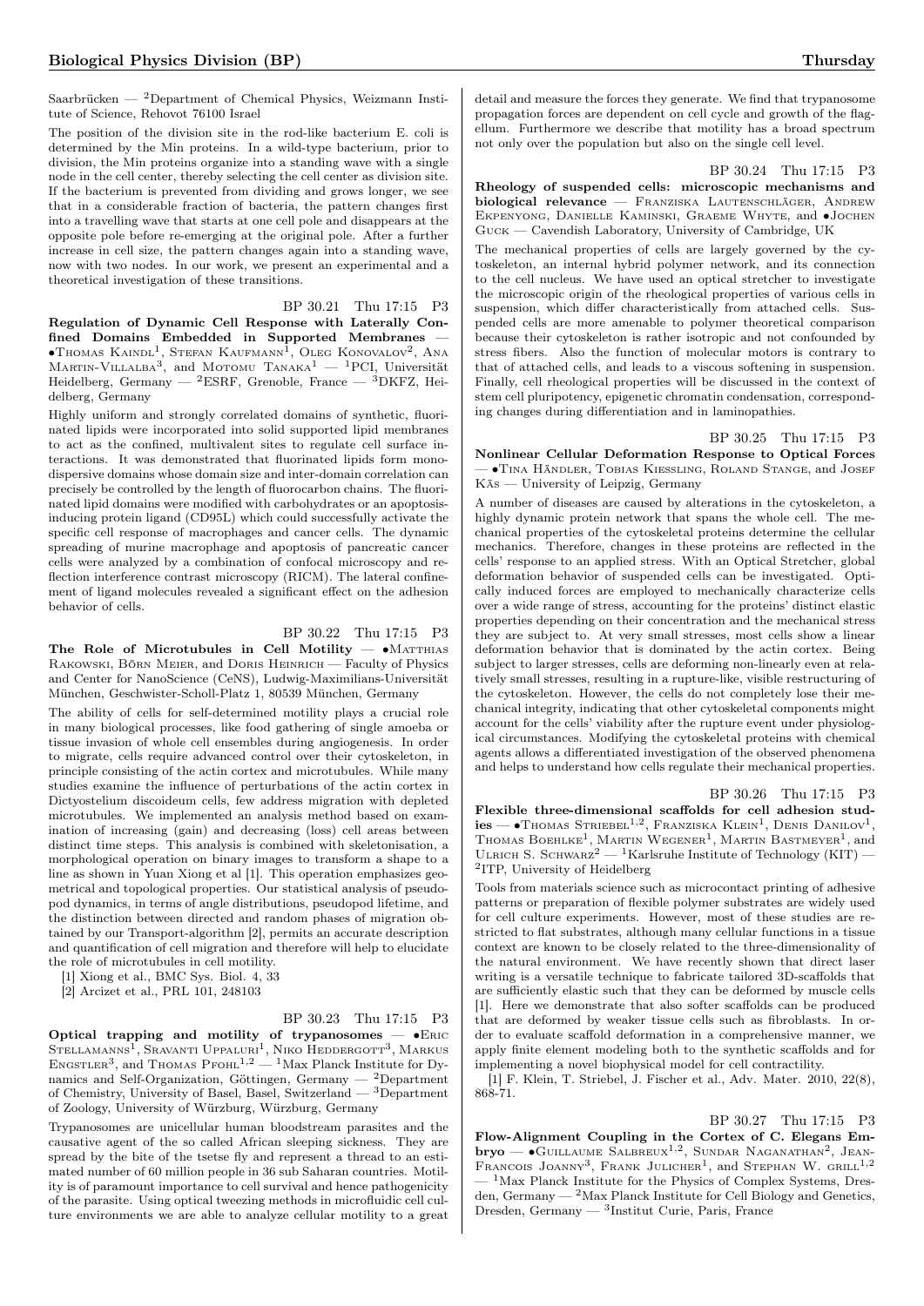Saarbrücken — [2]Department of Chemical Physics, Weizmann Institute of Science, Rehovot 76100 Israel

The position of the division site in the rod-like bacterium E. coli is determined by the Min proteins. In a wild-type bacterium, prior to division, the Min proteins organize into a standing wave with a single node in the cell center, thereby selecting the cell center as division site. If the bacterium is prevented from dividing and grows longer, we see that in a considerable fraction of bacteria, the pattern changes first into a travelling wave that starts at one cell pole and disappears at the opposite pole before re-emerging at the original pole. After a further increase in cell size, the pattern changes again into a standing wave, now with two nodes. In our work, we present an experimental and a theoretical investigation of these transitions.

BP 30.21 Thu 17:15 P3

**Regulation of Dynamic Cell Response with Laterally Confined Domains Embedded in Supported Membranes** — •Thomas Kaindl[1], Stefan Kaufmann[1], Oleg Konovalov[2], Ana Martin-Villalba[3], and Motomu Tanaka[1] — [1]PCI, Universität Heidelberg, Germany — [2]ESRF, Grenoble, France — [3]DKFZ, Heidelberg, Germany

Highly uniform and strongly correlated domains of synthetic, fluorinated lipids were incorporated into solid supported lipid membranes to act as the confined, multivalent sites to regulate cell surface interactions. It was demonstrated that fluorinated lipids form monodispersive domains whose domain size and inter-domain correlation can precisely be controlled by the length of fluorocarbon chains. The fluorinated lipid domains were modified with carbohydrates or an apoptosis-inducing protein ligand (CD95L) which could successfully activate the specific cell response of macrophages and cancer cells. The dynamic spreading of murine macrophage and apoptosis of pancreatic cancer cells were analyzed by a combination of confocal microscopy and reflection interference contrast microscopy (RICM). The lateral confinement of ligand molecules revealed a significant effect on the adhesion behavior of cells.

BP 30.22 Thu 17:15 P3

**The Role of Microtubules in Cell Motility** — •Matthias Rakowski, Börn Meier, and Doris Heinrich — Faculty of Physics and Center for NanoScience (CeNS), Ludwig-Maximilians-Universität München, Geschwister-Scholl-Platz 1, 80539 München, Germany

The ability of cells for self-determined motility plays a crucial role in many biological processes, like food gathering of single amoeba or tissue invasion of whole cell ensembles during angiogenesis. In order to migrate, cells require advanced control over their cytoskeleton, in principle consisting of the actin cortex and microtubules. While many studies examine the influence of perturbations of the actin cortex in Dictyostelium discoideum cells, few address migration with depleted microtubules. We implemented an analysis method based on examination of increasing (gain) and decreasing (loss) cell areas between distinct time steps. This analysis is combined with skeletonisation, a morphological operation on binary images to transform a shape to a line as shown in Yuan Xiong et al [1]. This operation emphasizes geometrical and topological properties. Our statistical analysis of pseudopod dynamics, in terms of angle distributions, pseudopod lifetime, and the distinction between directed and random phases of migration obtained by our Transport-algorithm [2], permits an accurate description and quantification of cell migration and therefore will help to elucidate the role of microtubules in cell motility.

[1] Xiong et al., BMC Sys. Biol. 4, 33

[2] Arcizet et al., PRL 101, 248103

BP 30.23 Thu 17:15 P3

**Optical trapping and motility of trypanosomes** — •Eric Stellamanns[1], Sravanti Uppaluri[1], Niko Heddergott[3], Markus Engstler[3], and Thomas Pfohl[1,2] — [1]Max Planck Institute for Dynamics and Self-Organization, Göttingen, Germany — [2]Department of Chemistry, University of Basel, Basel, Switzerland — [3]Department of Zoology, University of Würzburg, Würzburg, Germany

Trypanosomes are unicellular human bloodstream parasites and the causative agent of the so called African sleeping sickness. They are spread by the bite of the tsetse fly and represent a thread to an estimated number of 60 million people in 36 sub Saharan countries. Motility is of paramount importance to cell survival and hence pathogenicity of the parasite. Using optical tweezing methods in microfluidic cell culture environments we are able to analyze cellular motility to a great detail and measure the forces they generate. We find that trypanosome propagation forces are dependent on cell cycle and growth of the flagellum. Furthermore we describe that motility has a broad spectrum not only over the population but also on the single cell level.

BP 30.24 Thu 17:15 P3

**Rheology of suspended cells: microscopic mechanisms and biological relevance** — Franziska Lautenschläger, Andrew Ekpenyong, Danielle Kaminski, Graeme Whyte, and •Jochen Guck — Cavendish Laboratory, University of Cambridge, UK

The mechanical properties of cells are largely governed by the cytoskeleton, an internal hybrid polymer network, and its connection to the cell nucleus. We have used an optical stretcher to investigate the microscopic origin of the rheological properties of various cells in suspension, which differ characteristically from attached cells. Suspended cells are more amenable to polymer theoretical comparison because their cytoskeleton is rather isotropic and not confounded by stress fibers. Also the function of molecular motors is contrary to that of attached cells, and leads to a viscous softening in suspension. Finally, cell rheological properties will be discussed in the context of stem cell pluripotency, epigenetic chromatin condensation, corresponding changes during differentiation and in laminopathies.

BP 30.25 Thu 17:15 P3

**Nonlinear Cellular Deformation Response to Optical Forces** — •Tina Händler, Tobias Kiessling, Roland Stange, and Josef Käs — University of Leipzig, Germany

A number of diseases are caused by alterations in the cytoskeleton, a highly dynamic protein network that spans the whole cell. The mechanical properties of the cytoskeletal proteins determine the cellular mechanics. Therefore, changes in these proteins are reflected in the cells' response to an applied stress. With an Optical Stretcher, global deformation behavior of suspended cells can be investigated. Optically induced forces are employed to mechanically characterize cells over a wide range of stress, accounting for the proteins' distinct elastic properties depending on their concentration and the mechanical stress they are subject to. At very small stresses, most cells show a linear deformation behavior that is dominated by the actin cortex. Being subject to larger stresses, cells are deforming non-linearly even at relatively small stresses, resulting in a rupture-like, visible restructuring of the cytoskeleton. However, the cells do not completely lose their mechanical integrity, indicating that other cytoskeletal components might account for the cells' viability after the rupture event under physiological circumstances. Modifying the cytoskeletal proteins with chemical agents allows a differentiated investigation of the observed phenomena and helps to understand how cells regulate their mechanical properties.

BP 30.26 Thu 17:15 P3

**Flexible three-dimensional scaffolds for cell adhesion studies** — •Thomas Striebel[1,2], Franziska Klein[1], Denis Danilov[1], Thomas Boehlke[1], Martin Wegener[1], Martin Bastmeyer[1], and Ulrich S. Schwarz[2] — [1]Karlsruhe Institute of Technology (KIT) — [2]ITP, University of Heidelberg

Tools from materials science such as microcontact printing of adhesive patterns or preparation of flexible polymer substrates are widely used for cell culture experiments. However, most of these studies are restricted to flat substrates, although many cellular functions in a tissue context are known to be closely related to the three-dimensionality of the natural environment. We have recently shown that direct laser writing is a versatile technique to fabricate tailored 3D-scaffolds that are sufficiently elastic such that they can be deformed by muscle cells [1]. Here we demonstrate that also softer scaffolds can be produced that are deformed by weaker tissue cells such as fibroblasts. In order to evaluate scaffold deformation in a comprehensive manner, we apply finite element modeling both to the synthetic scaffolds and for implementing a novel biophysical model for cell contractility.

[1] F. Klein, T. Striebel, J. Fischer et al., Adv. Mater. 2010, 22(8), 868-71.

BP 30.27 Thu 17:15 P3

**Flow-Alignment Coupling in the Cortex of C. Elegans Embryo** — •Guillaume Salbreux[1,2], Sundar Naganathan[2], Jean-Francois Joanny[3], Frank Julicher[1], and Stephan W. Grill[1,2] — [1]Max Planck Institute for the Physics of Complex Systems, Dresden, Germany — [2]Max Planck Institute for Cell Biology and Genetics, Dresden, Germany — [3]Institut Curie, Paris, France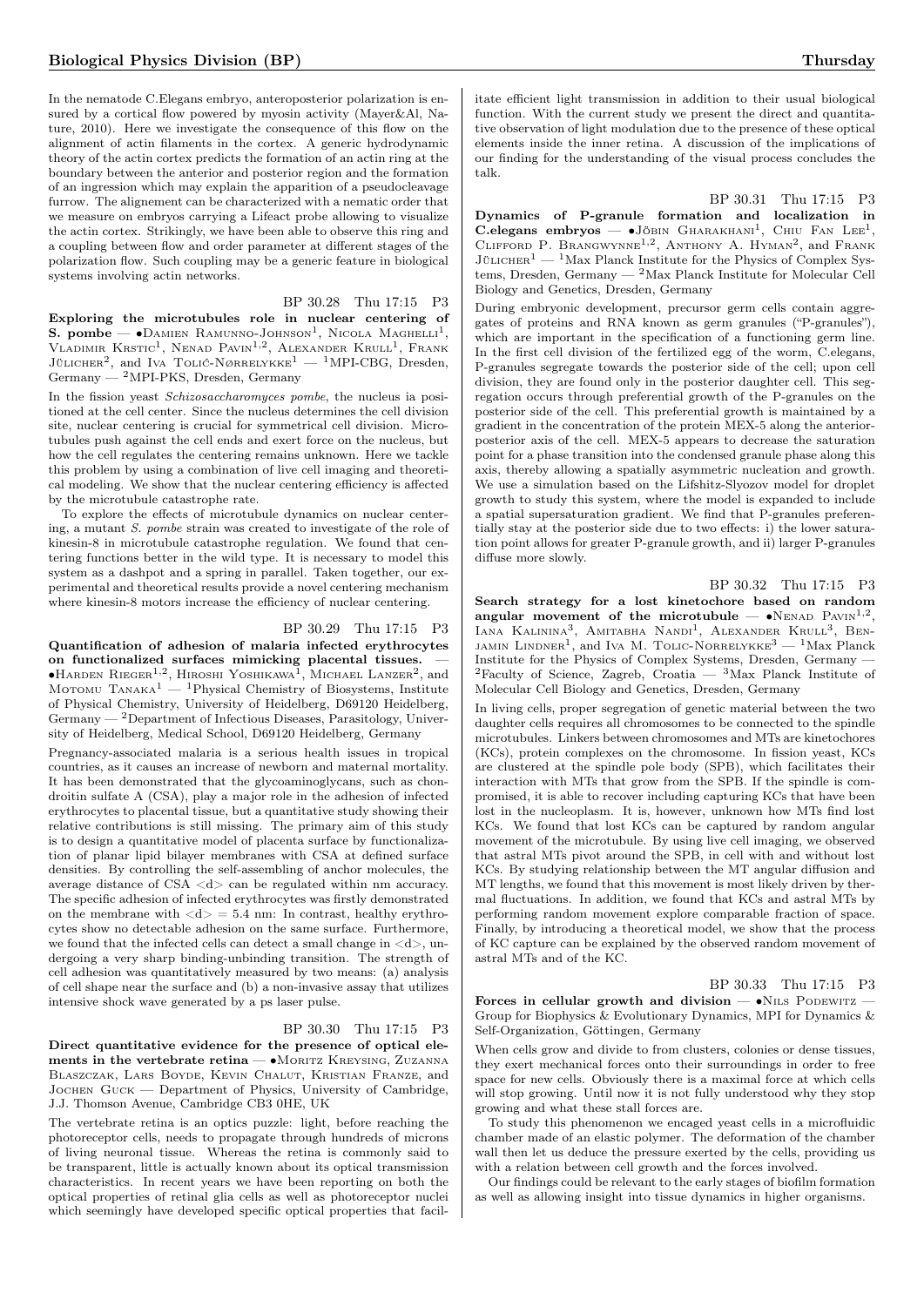In the nematode C.Elegans embryo, anteroposterior polarization is ensured by a cortical flow powered by myosin activity (Mayer&Al, Nature, 2010). Here we investigate the consequence of this flow on the alignment of actin filaments in the cortex. A generic hydrodynamic theory of the actin cortex predicts the formation of an actin ring at the boundary between the anterior and posterior region and the formation of an ingression which may explain the apparition of a pseudocleavage furrow. The alignement can be characterized with a nematic order that we measure on embryos carrying a Lifeact probe allowing to visualize the actin cortex. Strikingly, we have been able to observe this ring and a coupling between flow and order parameter at different stages of the polarization flow. Such coupling may be a generic feature in biological systems involving actin networks.

BP 30.28 Thu 17:15 P3

**Exploring the microtubules role in nuclear centering of S. pombe** — •Damien Ramunno-Johnson[1], Nicola Maghelli[1], Vladimir Krstic[1], Nenad Pavin[1,2], Alexander Krull[1], Frank Jülicher[2], and Iva Tolić-Nørrelykke[1] — [1]MPI-CBG, Dresden, Germany — [2]MPI-PKS, Dresden, Germany

In the fission yeast *Schizosaccharomyces pombe*, the nucleus ia positioned at the cell center. Since the nucleus determines the cell division site, nuclear centering is crucial for symmetrical cell division. Microtubules push against the cell ends and exert force on the nucleus, but how the cell regulates the centering remains unknown. Here we tackle this problem by using a combination of live cell imaging and theoretical modeling. We show that the nuclear centering efficiency is affected by the microtubule catastrophe rate.

To explore the effects of microtubule dynamics on nuclear centering, a mutant *S. pombe* strain was created to investigate of the role of kinesin-8 in microtubule catastrophe regulation. We found that centering functions better in the wild type. It is necessary to model this system as a dashpot and a spring in parallel. Taken together, our experimental and theoretical results provide a novel centering mechanism where kinesin-8 motors increase the efficiency of nuclear centering.

BP 30.29 Thu 17:15 P3

**Quantification of adhesion of malaria infected erythrocytes on functionalized surfaces mimicking placental tissues.** — •Harden Rieger[1,2], Hiroshi Yoshikawa[1], Michael Lanzer[2], and Motomu Tanaka[1] — [1]Physical Chemistry of Biosystems, Institute of Physical Chemistry, University of Heidelberg, D69120 Heidelberg, Germany — [2]Department of Infectious Diseases, Parasitology, University of Heidelberg, Medical School, D69120 Heidelberg, Germany

Pregnancy-associated malaria is a serious health issues in tropical countries, as it causes an increase of newborn and maternal mortality. It has been demonstrated that the glycoaminoglycans, such as chondroitin sulfate A (CSA), play a major role in the adhesion of infected erythrocytes to placental tissue, but a quantitative study showing their relative contributions is still missing. The primary aim of this study is to design a quantitative model of placenta surface by functionalization of planar lipid bilayer membranes with CSA at defined surface densities. By controlling the self-assembling of anchor molecules, the average distance of CSA $<d>$ can be regulated within nm accuracy. The specific adhesion of infected erythrocytes was firstly demonstrated on the membrane with $<d> = 5.4$ nm: In contrast, healthy erythrocytes show no detectable adhesion on the same surface. Furthermore, we found that the infected cells can detect a small change in $<d>$, undergoing a very sharp binding-unbinding transition. The strength of cell adhesion was quantitatively measured by two means: (a) analysis of cell shape near the surface and (b) a non-invasive assay that utilizes intensive shock wave generated by a ps laser pulse.

BP 30.30 Thu 17:15 P3

**Direct quantitative evidence for the presence of optical elements in the vertebrate retina** — •Moritz Kreysing, Zuzanna Blaszczak, Lars Boyde, Kevin Chalut, Kristian Franze, and Jochen Guck — Department of Physics, University of Cambridge, J.J. Thomson Avenue, Cambridge CB3 0HE, UK

The vertebrate retina is an optics puzzle: light, before reaching the photoreceptor cells, needs to propagate through hundreds of microns of living neuronal tissue. Whereas the retina is commonly said to be transparent, little is actually known about its optical transmission characteristics. In recent years we have been reporting on both the optical properties of retinal glia cells as well as photoreceptor nuclei which seemingly have developed specific optical properties that facilitate efficient light transmission in addition to their usual biological function. With the current study we present the direct and quantitative observation of light modulation due to the presence of these optical elements inside the inner retina. A discussion of the implications of our finding for the understanding of the visual process concludes the talk.

BP 30.31 Thu 17:15 P3

**Dynamics of P-granule formation and localization in C.elegans embryos** — •Jöbin Gharakhani[1], Chiu Fan Lee[1], Clifford P. Brangwynne[1,2], Anthony A. Hyman[2], and Frank Jülicher[1] — [1]Max Planck Institute for the Physics of Complex Systems, Dresden, Germany — [2]Max Planck Institute for Molecular Cell Biology and Genetics, Dresden, Germany

During embryonic development, precursor germ cells contain aggregates of proteins and RNA known as germ granules ("P-granules"), which are important in the specification of a functioning germ line. In the first cell division of the fertilized egg of the worm, C.elegans, P-granules segregate towards the posterior side of the cell; upon cell division, they are found only in the posterior daughter cell. This segregation occurs through preferential growth of the P-granules on the posterior side of the cell. This preferential growth is maintained by a gradient in the concentration of the protein MEX-5 along the anterior-posterior axis of the cell. MEX-5 appears to decrease the saturation point for a phase transition into the condensed granule phase along this axis, thereby allowing a spatially asymmetric nucleation and growth. We use a simulation based on the Lifshitz-Slyozov model for droplet growth to study this system, where the model is expanded to include a spatial supersaturation gradient. We find that P-granules preferentially stay at the posterior side due to two effects: i) the lower saturation point allows for greater P-granule growth, and ii) larger P-granules diffuse more slowly.

BP 30.32 Thu 17:15 P3

**Search strategy for a lost kinetochore based on random angular movement of the microtubule** — •Nenad Pavin[1,2], Iana Kalinina[3], Amitabha Nandi[1], Alexander Krull[3], Benjamin Lindner[1], and Iva M. Tolic-Norrelykke[3] — [1]Max Planck Institute for the Physics of Complex Systems, Dresden, Germany — [2]Faculty of Science, Zagreb, Croatia — [3]Max Planck Institute of Molecular Cell Biology and Genetics, Dresden, Germany

In living cells, proper segregation of genetic material between the two daughter cells requires all chromosomes to be connected to the spindle microtubules. Linkers between chromosomes and MTs are kinetochores (KCs), protein complexes on the chromosome. In fission yeast, KCs are clustered at the spindle pole body (SPB), which facilitates their interaction with MTs that grow from the SPB. If the spindle is compromised, it is able to recover including capturing KCs that have been lost in the nucleoplasm. It is, however, unknown how MTs find lost KCs. We found that lost KCs can be captured by random angular movement of the microtubule. By using live cell imaging, we observed that astral MTs pivot around the SPB, in cell with and without lost KCs. By studying relationship between the MT angular diffusion and MT lengths, we found that this movement is most likely driven by thermal fluctuations. In addition, we found that KCs and astral MTs by performing random movement explore comparable fraction of space. Finally, by introducing a theoretical model, we show that the process of KC capture can be explained by the observed random movement of astral MTs and of the KC.

BP 30.33 Thu 17:15 P3

**Forces in cellular growth and division** — •Nils Podewitz — Group for Biophysics & Evolutionary Dynamics, MPI for Dynamics & Self-Organization, Göttingen, Germany

When cells grow and divide to from clusters, colonies or dense tissues, they exert mechanical forces onto their surroundings in order to free space for new cells. Obviously there is a maximal force at which cells will stop growing. Until now it is not fully understood why they stop growing and what these stall forces are.

To study this phenomenon we encaged yeast cells in a microfluidic chamber made of an elastic polymer. The deformation of the chamber wall then let us deduce the pressure exerted by the cells, providing us with a relation between cell growth and the forces involved.

Our findings could be relevant to the early stages of biofilm formation as well as allowing insight into tissue dynamics in higher organisms.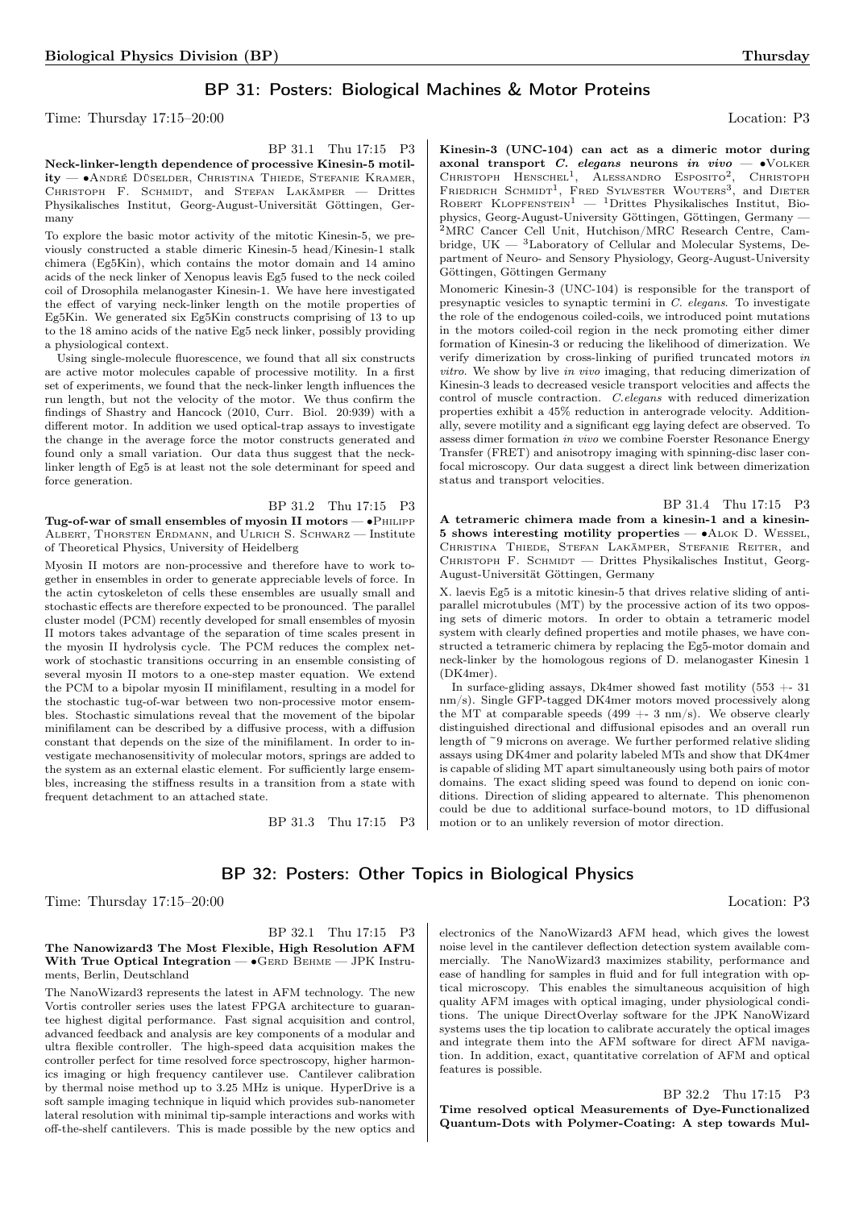## BP 31: Posters: Biological Machines & Motor Proteins

Time: Thursday 17:15–20:00 Location: P3

BP 31.1 Thu 17:15 P3

**Neck-linker-length dependence of processive Kinesin-5 motility** — •André Düselder, Christina Thiede, Stefanie Kramer, Christoph F. Schmidt, and Stefan Lakämper — Drittes Physikalisches Institut, Georg-August-Universität Göttingen, Germany

To explore the basic motor activity of the mitotic Kinesin-5, we previously constructed a stable dimeric Kinesin-5 head/Kinesin-1 stalk chimera (Eg5Kin), which contains the motor domain and 14 amino acids of the neck linker of Xenopus leavis Eg5 fused to the neck coiled coil of Drosophila melanogaster Kinesin-1. We have here investigated the effect of varying neck-linker length on the motile properties of Eg5Kin. We generated six Eg5Kin constructs comprising of 13 to up to the 18 amino acids of the native Eg5 neck linker, possibly providing a physiological context.

Using single-molecule fluorescence, we found that all six constructs are active motor molecules capable of processive motility. In a first set of experiments, we found that the neck-linker length influences the run length, but not the velocity of the motor. We thus confirm the findings of Shastry and Hancock (2010, Curr. Biol. 20:939) with a different motor. In addition we used optical-trap assays to investigate the change in the average force the motor constructs generated and found only a small variation. Our data thus suggest that the neck-linker length of Eg5 is at least not the sole determinant for speed and force generation.

BP 31.2 Thu 17:15 P3

**Tug-of-war of small ensembles of myosin II motors** — •Philipp Albert, Thorsten Erdmann, and Ulrich S. Schwarz — Institute of Theoretical Physics, University of Heidelberg

Myosin II motors are non-processive and therefore have to work together in ensembles in order to generate appreciable levels of force. In the actin cytoskeleton of cells these ensembles are usually small and stochastic effects are therefore expected to be pronounced. The parallel cluster model (PCM) recently developed for small ensembles of myosin II motors takes advantage of the separation of time scales present in the myosin II hydrolysis cycle. The PCM reduces the complex network of stochastic transitions occurring in an ensemble consisting of several myosin II motors to a one-step master equation. We extend the PCM to a bipolar myosin II minifilament, resulting in a model for the stochastic tug-of-war between two non-processive motor ensembles. Stochastic simulations reveal that the movement of the bipolar minifilament can be described by a diffusive process, with a diffusion constant that depends on the size of the minifilament. In order to investigate mechanosensitivity of molecular motors, springs are added to the system as an external elastic element. For sufficiently large ensembles, increasing the stiffness results in a transition from a state with frequent detachment to an attached state.

BP 31.3 Thu 17:15 P3

**Kinesin-3 (UNC-104) can act as a dimeric motor during axonal transport *C. elegans* neurons *in vivo*** — •Volker Christoph Henschel[1], Alessandro Esposito[2], Christoph Friedrich Schmidt[1], Fred Sylvester Wouters[3], and Dieter Robert Klopfenstein[1] — [1]Drittes Physikalisches Institut, Biophysics, Georg-August-University Göttingen, Göttingen, Germany — [2]MRC Cancer Cell Unit, Hutchison/MRC Research Centre, Cambridge, UK — [3]Laboratory of Cellular and Molecular Systems, Department of Neuro- and Sensory Physiology, Georg-August-University Göttingen, Göttingen Germany

Monomeric Kinesin-3 (UNC-104) is responsible for the transport of presynaptic vesicles to synaptic termini in *C. elegans*. To investigate the role of the endogenous coiled-coils, we introduced point mutations in the motors coiled-coil region in the neck promoting either dimer formation of Kinesin-3 or reducing the likelihood of dimerization. We verify dimerization by cross-linking of purified truncated motors *in vitro*. We show by live *in vivo* imaging, that reducing dimerization of Kinesin-3 leads to decreased vesicle transport velocities and affects the control of muscle contraction. *C.elegans* with reduced dimerization properties exhibit a 45% reduction in anterograde velocity. Additionally, severe motility and a significant egg laying defect are observed. To assess dimer formation *in vivo* we combine Foerster Resonance Energy Transfer (FRET) and anisotropy imaging with spinning-disc laser confocal microscopy. Our data suggest a direct link between dimerization status and transport velocities.

BP 31.4 Thu 17:15 P3

**A tetrameric chimera made from a kinesin-1 and a kinesin-5 shows interesting motility properties** — •Alok D. Wessel, Christina Thiede, Stefan Lakämper, Stefanie Reiter, and Christoph F. Schmidt — Drittes Physikalisches Institut, Georg-August-Universität Göttingen, Germany

X. laevis Eg5 is a mitotic kinesin-5 that drives relative sliding of antiparallel microtubules (MT) by the processive action of its two opposing sets of dimeric motors. In order to obtain a tetrameric model system with clearly defined properties and motile phases, we have constructed a tetrameric chimera by replacing the Eg5-motor domain and neck-linker by the homologous regions of D. melanogaster Kinesin 1 (DK4mer).

In surface-gliding assays, Dk4mer showed fast motility (553 +- 31 nm/s). Single GFP-tagged DK4mer motors moved processively along the MT at comparable speeds (499 +- 3 nm/s). We observe clearly distinguished directional and diffusional episodes and an overall run length of ~9 microns on average. We further performed relative sliding assays using DK4mer and polarity labeled MTs and show that DK4mer is capable of sliding MT apart simultaneously using both pairs of motor domains. The exact sliding speed was found to depend on ionic conditions. Direction of sliding appeared to alternate. This phenomenon could be due to additional surface-bound motors, to 1D diffusional motion or to an unlikely reversion of motor direction.

## BP 32: Posters: Other Topics in Biological Physics

Time: Thursday 17:15–20:00 Location: P3

BP 32.1 Thu 17:15 P3

**The Nanowizard3 The Most Flexible, High Resolution AFM With True Optical Integration** — •Gerd Behme — JPK Instruments, Berlin, Deutschland

The NanoWizard3 represents the latest in AFM technology. The new Vortis controller series uses the latest FPGA architecture to guarantee highest digital performance. Fast signal acquisition and control, advanced feedback and analysis are key components of a modular and ultra flexible controller. The high-speed data acquisition makes the controller perfect for time resolved force spectroscopy, higher harmonics imaging or high frequency cantilever use. Cantilever calibration by thermal noise method up to 3.25 MHz is unique. HyperDrive is a soft sample imaging technique in liquid which provides sub-nanometer lateral resolution with minimal tip-sample interactions and works with off-the-shelf cantilevers. This is made possible by the new optics and electronics of the NanoWizard3 AFM head, which gives the lowest noise level in the cantilever deflection detection system available commercially. The NanoWizard3 maximizes stability, performance and ease of handling for samples in fluid and for full integration with optical microscopy. This enables the simultaneous acquisition of high quality AFM images with optical imaging, under physiological conditions. The unique DirectOverlay software for the JPK NanoWizard systems uses the tip location to calibrate accurately the optical images and integrate them into the AFM software for direct AFM navigation. In addition, exact, quantitative correlation of AFM and optical features is possible.

BP 32.2 Thu 17:15 P3

**Time resolved optical Measurements of Dye-Functionalized Quantum-Dots with Polymer-Coating: A step towards Mul-**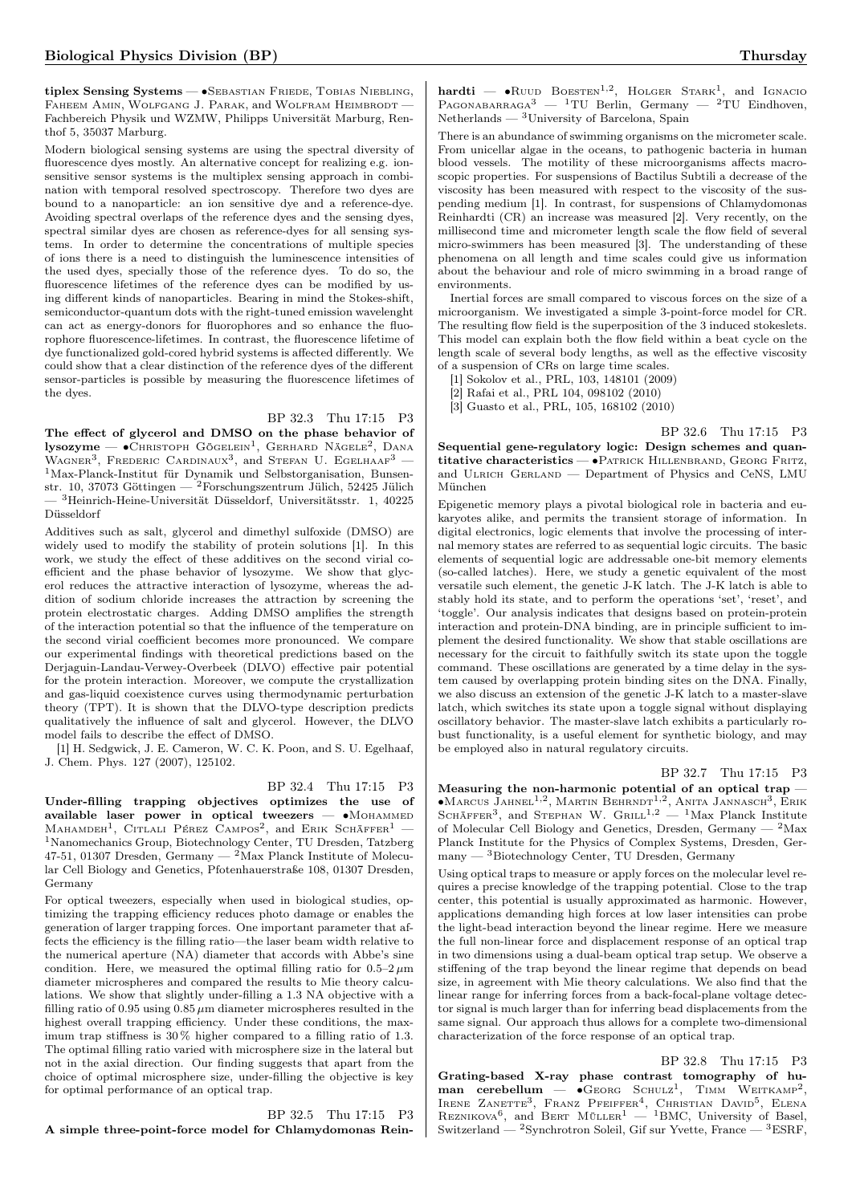**tiplex Sensing Systems** — •Sebastian Friede, Tobias Niebling, Faheem Amin, Wolfgang J. Parak, and Wolfram Heimbrodt — Fachbereich Physik und WZMW, Philipps Universität Marburg, Renthof 5, 35037 Marburg.

Modern biological sensing systems are using the spectral diversity of fluorescence dyes mostly. An alternative concept for realizing e.g. ion-sensitive sensor systems is the multiplex sensing approach in combination with temporal resolved spectroscopy. Therefore two dyes are bound to a nanoparticle: an ion sensitive dye and a reference-dye. Avoiding spectral overlaps of the reference dyes and the sensing dyes, spectral similar dyes are chosen as reference-dyes for all sensing systems. In order to determine the concentrations of multiple species of ions there is a need to distinguish the luminescence intensities of the used dyes, specially those of the reference dyes. To do so, the fluorescence lifetimes of the reference dyes can be modified by using different kinds of nanoparticles. Bearing in mind the Stokes-shift, semiconductor-quantum dots with the right-tuned emission wavelenght can act as energy-donors for fluorophores and so enhance the fluorophore fluorescence-lifetimes. In contrast, the fluorescence lifetime of dye functionalized gold-cored hybrid systems is affected differently. We could show that a clear distinction of the reference dyes of the different sensor-particles is possible by measuring the fluorescence lifetimes of the dyes.

BP 32.3 Thu 17:15 P3

**The effect of glycerol and DMSO on the phase behavior of lysozyme** — •Christoph Gögelein[1], Gerhard Nägele[2], Dana Wagner[3], Frederic Cardinaux[3], and Stefan U. Egelhaaf[3] — [1]Max-Planck-Institut für Dynamik und Selbstorganisation, Bunsenstr. 10, 37073 Göttingen — [2]Forschungszentrum Jülich, 52425 Jülich — [3]Heinrich-Heine-Universität Düsseldorf, Universitätsstr. 1, 40225 Düsseldorf

Additives such as salt, glycerol and dimethyl sulfoxide (DMSO) are widely used to modify the stability of protein solutions [1]. In this work, we study the effect of these additives on the second virial coefficient and the phase behavior of lysozyme. We show that glycerol reduces the attractive interaction of lysozyme, whereas the addition of sodium chloride increases the attraction by screening the protein electrostatic charges. Adding DMSO amplifies the strength of the interaction potential so that the influence of the temperature on the second virial coefficient becomes more pronounced. We compare our experimental findings with theoretical predictions based on the Derjaguin-Landau-Verwey-Overbeek (DLVO) effective pair potential for the protein interaction. Moreover, we compute the crystallization and gas-liquid coexistence curves using thermodynamic perturbation theory (TPT). It is shown that the DLVO-type description predicts qualitatively the influence of salt and glycerol. However, the DLVO model fails to describe the effect of DMSO.

[1] H. Sedgwick, J. E. Cameron, W. C. K. Poon, and S. U. Egelhaaf, J. Chem. Phys. 127 (2007), 125102.

BP 32.4 Thu 17:15 P3

**Under-filling trapping objectives optimizes the use of available laser power in optical tweezers** — •Mohammed Mahamdeh[1], Citlali Pérez Campos[2], and Erik Schäffer[1] — [1]Nanomechanics Group, Biotechnology Center, TU Dresden, Tatzberg 47-51, 01307 Dresden, Germany — [2]Max Planck Institute of Molecular Cell Biology and Genetics, Pfotenhauerstraße 108, 01307 Dresden, Germany

For optical tweezers, especially when used in biological studies, optimizing the trapping efficiency reduces photo damage or enables the generation of larger trapping forces. One important parameter that affects the efficiency is the filling ratio—the laser beam width relative to the numerical aperture (NA) diameter that accords with Abbe's sine condition. Here, we measured the optimal filling ratio for 0.5–2 $\mu$m diameter microspheres and compared the results to Mie theory calculations. We show that slightly under-filling a 1.3 NA objective with a filling ratio of 0.95 using 0.85 $\mu$m diameter microspheres resulted in the highest overall trapping efficiency. Under these conditions, the maximum trap stiffness is 30 % higher compared to a filling ratio of 1.3. The optimal filling ratio varied with microsphere size in the lateral but not in the axial direction. Our finding suggests that apart from the choice of optimal microsphere size, under-filling the objective is key for optimal performance of an optical trap.

BP 32.5 Thu 17:15 P3

**A simple three-point-force model for Chlamydomonas Reinhardti** — •Ruud Boesten[1,2], Holger Stark[1], and Ignacio Pagonabarraga[3] — [1]TU Berlin, Germany — [2]TU Eindhoven, Netherlands — [3]University of Barcelona, Spain

There is an abundance of swimming organisms on the micrometer scale. From unicellar algae in the oceans, to pathogenic bacteria in human blood vessels. The motility of these microorganisms affects macroscopic properties. For suspensions of Bactilus Subtili a decrease of the viscosity has been measured with respect to the viscosity of the suspending medium [1]. In contrast, for suspensions of Chlamydomonas Reinhardti (CR) an increase was measured [2]. Very recently, on the millisecond time and micrometer length scale the flow field of several micro-swimmers has been measured [3]. The understanding of these phenomena on all length and time scales could give us information about the behaviour and role of micro swimming in a broad range of environments.

Inertial forces are small compared to viscous forces on the size of a microorganism. We investigated a simple 3-point-force model for CR. The resulting flow field is the superposition of the 3 induced stokeslets. This model can explain both the flow field within a beat cycle on the length scale of several body lengths, as well as the effective viscosity of a suspension of CRs on large time scales.

[1] Sokolov et al., PRL, 103, 148101 (2009)

[2] Rafai et al., PRL 104, 098102 (2010)

[3] Guasto et al., PRL, 105, 168102 (2010)

BP 32.6 Thu 17:15 P3

**Sequential gene-regulatory logic: Design schemes and quantitative characteristics** — •Patrick Hillenbrand, Georg Fritz, and Ulrich Gerland — Department of Physics and CeNS, LMU München

Epigenetic memory plays a pivotal biological role in bacteria and eukaryotes alike, and permits the transient storage of information. In digital electronics, logic elements that involve the processing of internal memory states are referred to as sequential logic circuits. The basic elements of sequential logic are addressable one-bit memory elements (so-called latches). Here, we study a genetic equivalent of the most versatile such element, the genetic J-K latch. The J-K latch is able to stably hold its state, and to perform the operations 'set', 'reset', and 'toggle'. Our analysis indicates that designs based on protein-protein interaction and protein-DNA binding, are in principle sufficient to implement the desired functionality. We show that stable oscillations are necessary for the circuit to faithfully switch its state upon the toggle command. These oscillations are generated by a time delay in the system caused by overlapping protein binding sites on the DNA. Finally, we also discuss an extension of the genetic J-K latch to a master-slave latch, which switches its state upon a toggle signal without displaying oscillatory behavior. The master-slave latch exhibits a particularly robust functionality, is a useful element for synthetic biology, and may be employed also in natural regulatory circuits.

BP 32.7 Thu 17:15 P3

**Measuring the non-harmonic potential of an optical trap** — •Marcus Jahnel[1,2], Martin Behrndt[1,2], Anita Jannasch[3], Erik Schäffer[3], and Stephan W. Grill[1,2] — [1]Max Planck Institute of Molecular Cell Biology and Genetics, Dresden, Germany — [2]Max Planck Institute for the Physics of Complex Systems, Dresden, Germany — [3]Biotechnology Center, TU Dresden, Germany

Using optical traps to measure or apply forces on the molecular level requires a precise knowledge of the trapping potential. Close to the trap center, this potential is usually approximated as harmonic. However, applications demanding high forces at low laser intensities can probe the light-bead interaction beyond the linear regime. Here we measure the full non-linear force and displacement response of an optical trap in two dimensions using a dual-beam optical trap setup. We observe a stiffening of the trap beyond the linear regime that depends on bead size, in agreement with Mie theory calculations. We also find that the linear range for inferring forces from a back-focal-plane voltage detector signal is much larger than for inferring bead displacements from the same signal. Our approach thus allows for a complete two-dimensional characterization of the force response of an optical trap.

BP 32.8 Thu 17:15 P3

**Grating-based X-ray phase contrast tomography of human cerebellum** — •Georg Schulz[1], Timm Weitkamp[2], Irene Zanette[3], Franz Pfeiffer[4], Christian David[5], Elena Reznikova[6], and Bert Müller[1] — [1]BMC, University of Basel, Switzerland — [2]Synchrotron Soleil, Gif sur Yvette, France — [3]ESRF,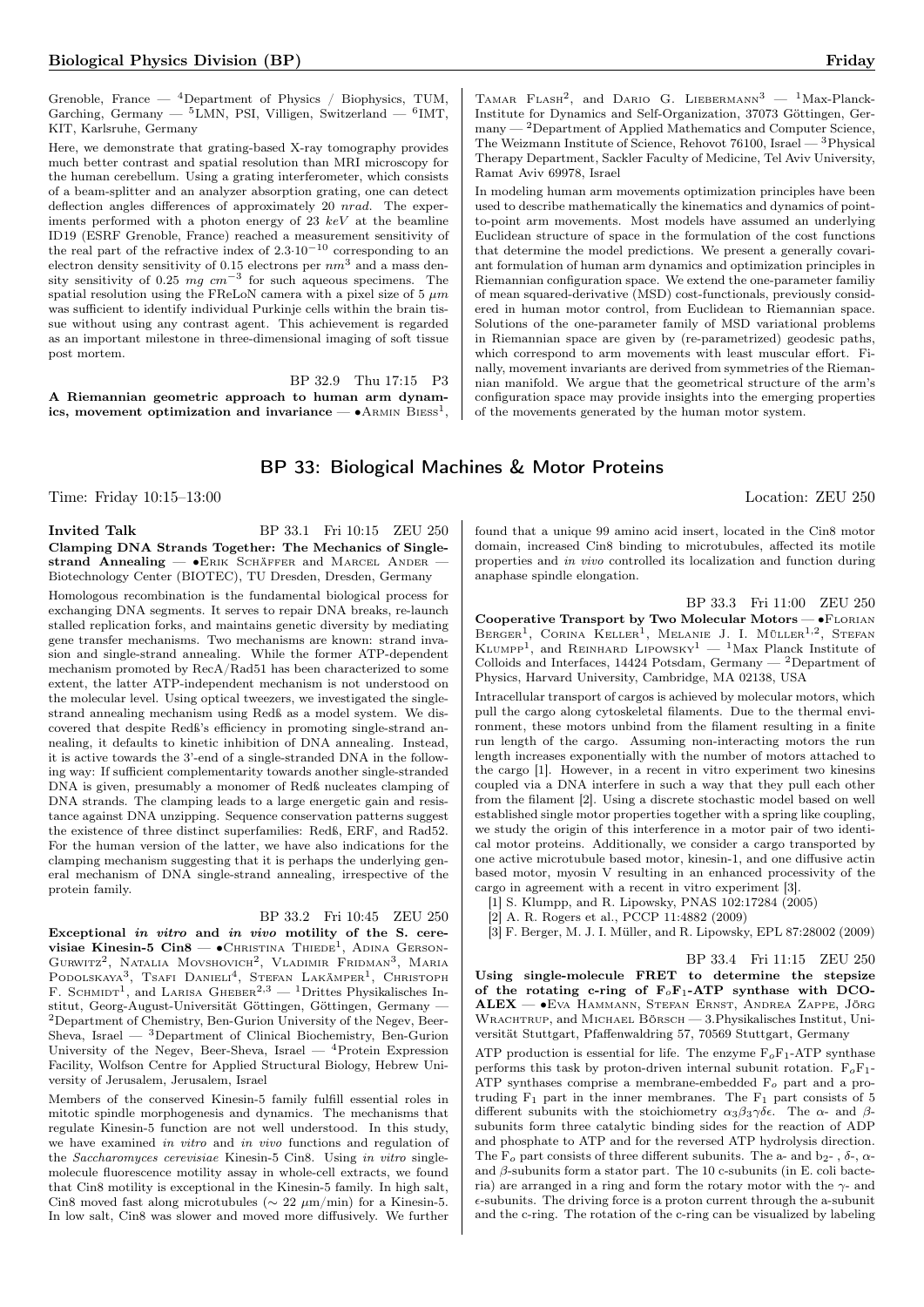Grenoble, France — [4]Department of Physics / Biophysics, TUM, Garching, Germany — [5]LMN, PSI, Villigen, Switzerland — [6]IMT, KIT, Karlsruhe, Germany

Here, we demonstrate that grating-based X-ray tomography provides much better contrast and spatial resolution than MRI microscopy for the human cerebellum. Using a grating interferometer, which consists of a beam-splitter and an analyzer absorption grating, one can detect deflection angles differences of approximately 20 *nrad*. The experiments performed with a photon energy of 23 *keV* at the beamline ID19 (ESRF Grenoble, France) reached a measurement sensitivity of the real part of the refractive index of $2.3 \cdot 10^{-10}$ corresponding to an electron density sensitivity of 0.15 electrons per $nm^3$ and a mass density sensitivity of 0.25 $mg\ cm^{-3}$ for such aqueous specimens. The spatial resolution using the FReLoN camera with a pixel size of 5 $\mu m$ was sufficient to identify individual Purkinje cells within the brain tissue without using any contrast agent. This achievement is regarded as an important milestone in three-dimensional imaging of soft tissue post mortem.

BP 32.9 Thu 17:15 P3

**A Riemannian geometric approach to human arm dynamics, movement optimization and invariance** — •Armin Biess[1], Tamar Flash[2], and Dario G. Liebermann[3] — [1]Max-Planck-Institute for Dynamics and Self-Organization, 37073 Göttingen, Germany — [2]Department of Applied Mathematics and Computer Science, The Weizmann Institute of Science, Rehovot 76100, Israel — [3]Physical Therapy Department, Sackler Faculty of Medicine, Tel Aviv University, Ramat Aviv 69978, Israel

In modeling human arm movements optimization principles have been used to describe mathematically the kinematics and dynamics of point-to-point arm movements. Most models have assumed an underlying Euclidean structure of space in the formulation of the cost functions that determine the model predictions. We present a generally covariant formulation of human arm dynamics and optimization principles in Riemannian configuration space. We extend the one-parameter familiy of mean squared-derivative (MSD) cost-functionals, previously considered in human motor control, from Euclidean to Riemannian space. Solutions of the one-parameter family of MSD variational problems in Riemannian space are given by (re-parametrized) geodesic paths, which correspond to arm movements with least muscular effort. Finally, movement invariants are derived from symmetries of the Riemannian manifold. We argue that the geometrical structure of the arm's configuration space may provide insights into the emerging properties of the movements generated by the human motor system.

## BP 33: Biological Machines & Motor Proteins

Time: Friday 10:15–13:00 Location: ZEU 250

**Invited Talk** BP 33.1 Fri 10:15 ZEU 250

**Clamping DNA Strands Together: The Mechanics of Single-strand Annealing** — •Erik Schäffer and Marcel Ander — Biotechnology Center (BIOTEC), TU Dresden, Dresden, Germany

Homologous recombination is the fundamental biological process for exchanging DNA segments. It serves to repair DNA breaks, re-launch stalled replication forks, and maintains genetic diversity by mediating gene transfer mechanisms. Two mechanisms are known: strand invasion and single-strand annealing. While the former ATP-dependent mechanism promoted by RecA/Rad51 has been characterized to some extent, the latter ATP-independent mechanism is not understood on the molecular level. Using optical tweezers, we investigated the single-strand annealing mechanism using Redß as a model system. We discovered that despite Redß's efficiency in promoting single-strand annealing, it defaults to kinetic inhibition of DNA annealing. Instead, it is active towards the 3'-end of a single-stranded DNA in the following way: If sufficient complementarity towards another single-stranded DNA is given, presumably a monomer of Redß nucleates clamping of DNA strands. The clamping leads to a large energetic gain and resistance against DNA unzipping. Sequence conservation patterns suggest the existence of three distinct superfamilies: Redß, ERF, and Rad52. For the human version of the latter, we have also indications for the clamping mechanism suggesting that it is perhaps the underlying general mechanism of DNA single-strand annealing, irrespective of the protein family.

BP 33.2 Fri 10:45 ZEU 250

**Exceptional *in vitro* and *in vivo* motility of the S. cerevisiae Kinesin-5 Cin8** — •Christina Thiede[1], Adina Gerson-Gurwitz[2], Natalia Movshovich[2], Vladimir Fridman[3], Maria Podolskaya[3], Tsafi Danieli[4], Stefan Lakämper[1], Christoph F. Schmidt[1], and Larisa Gheber[2,3] — [1]Drittes Physikalisches Institut, Georg-August-Universität Göttingen, Göttingen, Germany — [2]Department of Chemistry, Ben-Gurion University of the Negev, Beer-Sheva, Israel — [3]Department of Clinical Biochemistry, Ben-Gurion University of the Negev, Beer-Sheva, Israel — [4]Protein Expression Facility, Wolfson Centre for Applied Structural Biology, Hebrew University of Jerusalem, Jerusalem, Israel

Members of the conserved Kinesin-5 family fulfill essential roles in mitotic spindle morphogenesis and dynamics. The mechanisms that regulate Kinesin-5 function are not well understood. In this study, we have examined *in vitro* and *in vivo* functions and regulation of the *Saccharomyces cerevisiae* Kinesin-5 Cin8. Using *in vitro* single-molecule fluorescence motility assay in whole-cell extracts, we found that Cin8 motility is exceptional in the Kinesin-5 family. In high salt, Cin8 moved fast along microtubules ($\sim$ 22 $\mu$m/min) for a Kinesin-5. In low salt, Cin8 was slower and moved more diffusively. We further found that a unique 99 amino acid insert, located in the Cin8 motor domain, increased Cin8 binding to microtubules, affected its motile properties and *in vivo* controlled its localization and function during anaphase spindle elongation.

BP 33.3 Fri 11:00 ZEU 250

**Cooperative Transport by Two Molecular Motors** — •Florian Berger[1], Corina Keller[1], Melanie J. I. Müller[1,2], Stefan Klumpp[1], and Reinhard Lipowsky[1] — [1]Max Planck Institute of Colloids and Interfaces, 14424 Potsdam, Germany — [2]Department of Physics, Harvard University, Cambridge, MA 02138, USA

Intracellular transport of cargos is achieved by molecular motors, which pull the cargo along cytoskeletal filaments. Due to the thermal environment, these motors unbind from the filament resulting in a finite run length of the cargo. Assuming non-interacting motors the run length increases exponentially with the number of motors attached to the cargo [1]. However, in a recent in vitro experiment two kinesins coupled via a DNA interfere in such a way that they pull each other from the filament [2]. Using a discrete stochastic model based on well established single motor properties together with a spring like coupling, we study the origin of this interference in a motor pair of two identical motor proteins. Additionally, we consider a cargo transported by one active microtubule based motor, kinesin-1, and one diffusive actin based motor, myosin V resulting in an enhanced processivity of the cargo in agreement with a recent in vitro experiment [3].

[1] S. Klumpp, and R. Lipowsky, PNAS 102:17284 (2005)

[2] A. R. Rogers et al., PCCP 11:4882 (2009)

[3] F. Berger, M. J. I. Müller, and R. Lipowsky, EPL 87:28002 (2009)

BP 33.4 Fri 11:15 ZEU 250

**Using single-molecule FRET to determine the stepsize of the rotating c-ring of $F_oF_1$-ATP synthase with DCO-ALEX** — •Eva Hammann, Stefan Ernst, Andrea Zappe, Jörg Wrachtrup, and Michael Börsch — 3.Physikalisches Institut, Universität Stuttgart, Pfaffenwaldring 57, 70569 Stuttgart, Germany

ATP production is essential for life. The enzyme $F_oF_1$-ATP synthase performs this task by proton-driven internal subunit rotation. $F_oF_1$-ATP synthases comprise a membrane-embedded $F_o$ part and a protruding $F_1$ part in the inner membranes. The $F_1$ part consists of 5 different subunits with the stoichiometry $\alpha_3\beta_3\gamma\delta\epsilon$. The $\alpha$- and $\beta$-subunits form three catalytic binding sides for the reaction of ADP and phosphate to ATP and for the reversed ATP hydrolysis direction. The $F_o$ part consists of three different subunits. The a- and $b_2$- , $\delta$-, $\alpha$- and $\beta$-subunits form a stator part. The 10 c-subunits (in E. coli bacteria) are arranged in a ring and form the rotary motor with the $\gamma$- and $\epsilon$-subunits. The driving force is a proton current through the a-subunit and the c-ring. The rotation of the c-ring can be visualized by labeling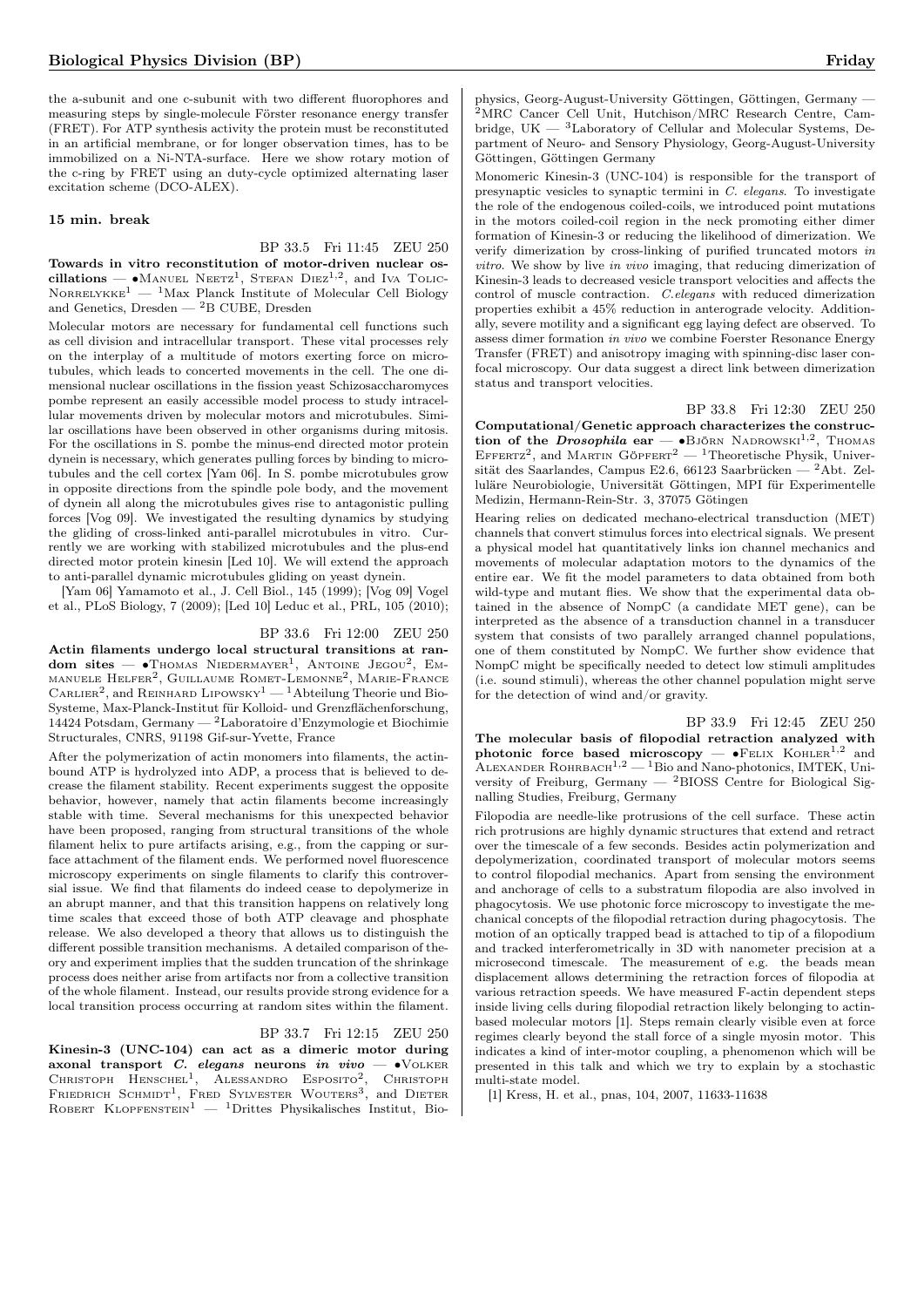the a-subunit and one c-subunit with two different fluorophores and measuring steps by single-molecule Förster resonance energy transfer (FRET). For ATP synthesis activity the protein must be reconstituted in an artificial membrane, or for longer observation times, has to be immobilized on a Ni-NTA-surface. Here we show rotary motion of the c-ring by FRET using an duty-cycle optimized alternating laser excitation scheme (DCO-ALEX).

**15 min. break**

BP 33.5 Fri 11:45 ZEU 250

**Towards in vitro reconstitution of motor-driven nuclear oscillations** — •Manuel Neetz[1], Stefan Diez[1,2], and Iva Tolic-Norrelykke[1] — [1]Max Planck Institute of Molecular Cell Biology and Genetics, Dresden — [2]B CUBE, Dresden

Molecular motors are necessary for fundamental cell functions such as cell division and intracellular transport. These vital processes rely on the interplay of a multitude of motors exerting force on microtubules, which leads to concerted movements in the cell. The one dimensional nuclear oscillations in the fission yeast Schizosaccharomyces pombe represent an easily accessible model process to study intracellular movements driven by molecular motors and microtubules. Similar oscillations have been observed in other organisms during mitosis. For the oscillations in S. pombe the minus-end directed motor protein dynein is necessary, which generates pulling forces by binding to microtubules and the cell cortex [Yam 06]. In S. pombe microtubules grow in opposite directions from the spindle pole body, and the movement of dynein all along the microtubules gives rise to antagonistic pulling forces [Vog 09]. We investigated the resulting dynamics by studying the gliding of cross-linked anti-parallel microtubules in vitro. Currently we are working with stabilized microtubules and the plus-end directed motor protein kinesin [Led 10]. We will extend the approach to anti-parallel dynamic microtubules gliding on yeast dynein.

[Yam 06] Yamamoto et al., J. Cell Biol., 145 (1999); [Vog 09] Vogel et al., PLoS Biology, 7 (2009); [Led 10] Leduc et al., PRL, 105 (2010);

BP 33.6 Fri 12:00 ZEU 250

**Actin filaments undergo local structural transitions at random sites** — •Thomas Niedermayer[1], Antoine Jegou[2], Emmanuele Helfer[2], Guillaume Romet-Lemonne[2], Marie-France Carlier[2], and Reinhard Lipowsky[1] — [1]Abteilung Theorie und Bio-Systeme, Max-Planck-Institut für Kolloid- und Grenzflächenforschung, 14424 Potsdam, Germany — [2]Laboratoire d'Enzymologie et Biochimie Structurales, CNRS, 91198 Gif-sur-Yvette, France

After the polymerization of actin monomers into filaments, the actin-bound ATP is hydrolyzed into ADP, a process that is believed to decrease the filament stability. Recent experiments suggest the opposite behavior, however, namely that actin filaments become increasingly stable with time. Several mechanisms for this unexpected behavior have been proposed, ranging from structural transitions of the whole filament helix to pure artifacts arising, e.g., from the capping or surface attachment of the filament ends. We performed novel fluorescence microscopy experiments on single filaments to clarify this controversial issue. We find that filaments do indeed cease to depolymerize in an abrupt manner, and that this transition happens on relatively long time scales that exceed those of both ATP cleavage and phosphate release. We also developed a theory that allows us to distinguish the different possible transition mechanisms. A detailed comparison of theory and experiment implies that the sudden truncation of the shrinkage process does neither arise from artifacts nor from a collective transition of the whole filament. Instead, our results provide strong evidence for a local transition process occurring at random sites within the filament.

BP 33.7 Fri 12:15 ZEU 250

**Kinesin-3 (UNC-104) can act as a dimeric motor during axonal transport *C. elegans* neurons *in vivo*** — •Volker Christoph Henschel[1], Alessandro Esposito[2], Christoph Friedrich Schmidt[1], Fred Sylvester Wouters[3], and Dieter Robert Klopfenstein[1] — [1]Drittes Physikalisches Institut, Biophysics, Georg-August-University Göttingen, Göttingen, Germany — [2]MRC Cancer Cell Unit, Hutchison/MRC Research Centre, Cambridge, UK — [3]Laboratory of Cellular and Molecular Systems, Department of Neuro- and Sensory Physiology, Georg-August-University Göttingen, Göttingen Germany

Monomeric Kinesin-3 (UNC-104) is responsible for the transport of presynaptic vesicles to synaptic termini in *C. elegans*. To investigate the role of the endogenous coiled-coils, we introduced point mutations in the motors coiled-coil region in the neck promoting either dimer formation of Kinesin-3 or reducing the likelihood of dimerization. We verify dimerization by cross-linking of purified truncated motors *in vitro*. We show by live *in vivo* imaging, that reducing dimerization of Kinesin-3 leads to decreased vesicle transport velocities and affects the control of muscle contraction. *C.elegans* with reduced dimerization properties exhibit a 45% reduction in anterograde velocity. Additionally, severe motility and a significant egg laying defect are observed. To assess dimer formation *in vivo* we combine Foerster Resonance Energy Transfer (FRET) and anisotropy imaging with spinning-disc laser confocal microscopy. Our data suggest a direct link between dimerization status and transport velocities.

BP 33.8 Fri 12:30 ZEU 250

**Computational/Genetic approach characterizes the construction of the *Drosophila* ear** — •Björn Nadrowski[1,2], Thomas Effertz[2], and Martin Göpfert[2] — [1]Theoretische Physik, Universität des Saarlandes, Campus E2.6, 66123 Saarbrücken — [2]Abt. Zelluläre Neurobiologie, Universität Göttingen, MPI für Experimentelle Medizin, Hermann-Rein-Str. 3, 37075 Götingen

Hearing relies on dedicated mechano-electrical transduction (MET) channels that convert stimulus forces into electrical signals. We present a physical model hat quantitatively links ion channel mechanics and movements of molecular adaptation motors to the dynamics of the entire ear. We fit the model parameters to data obtained from both wild-type and mutant flies. We show that the experimental data obtained in the absence of NompC (a candidate MET gene), can be interpreted as the absence of a transduction channel in a transducer system that consists of two parallely arranged channel populations, one of them constituted by NompC. We further show evidence that NompC might be specifically needed to detect low stimuli amplitudes (i.e. sound stimuli), whereas the other channel population might serve for the detection of wind and/or gravity.

BP 33.9 Fri 12:45 ZEU 250

**The molecular basis of filopodial retraction analyzed with photonic force based microscopy** — •Felix Kohler[1,2] and Alexander Rohrbach[1,2] — [1]Bio and Nano-photonics, IMTEK, University of Freiburg, Germany — [2]BIOSS Centre for Biological Signalling Studies, Freiburg, Germany

Filopodia are needle-like protrusions of the cell surface. These actin rich protrusions are highly dynamic structures that extend and retract over the timescale of a few seconds. Besides actin polymerization and depolymerization, coordinated transport of molecular motors seems to control filopodial mechanics. Apart from sensing the environment and anchorage of cells to a substratum filopodia are also involved in phagocytosis. We use photonic force microscopy to investigate the mechanical concepts of the filopodial retraction during phagocytosis. The motion of an optically trapped bead is attached to tip of a filopodium and tracked interferometrically in 3D with nanometer precision at a microsecond timescale. The measurement of e.g. the beads mean displacement allows determining the retraction forces of filopodia at various retraction speeds. We have measured F-actin dependent steps inside living cells during filopodial retraction likely belonging to actin-based molecular motors [1]. Steps remain clearly visible even at force regimes clearly beyond the stall force of a single myosin motor. This indicates a kind of inter-motor coupling, a phenomenon which will be presented in this talk and which we try to explain by a stochastic multi-state model.

[1] Kress, H. et al., pnas, 104, 2007, 11633-11638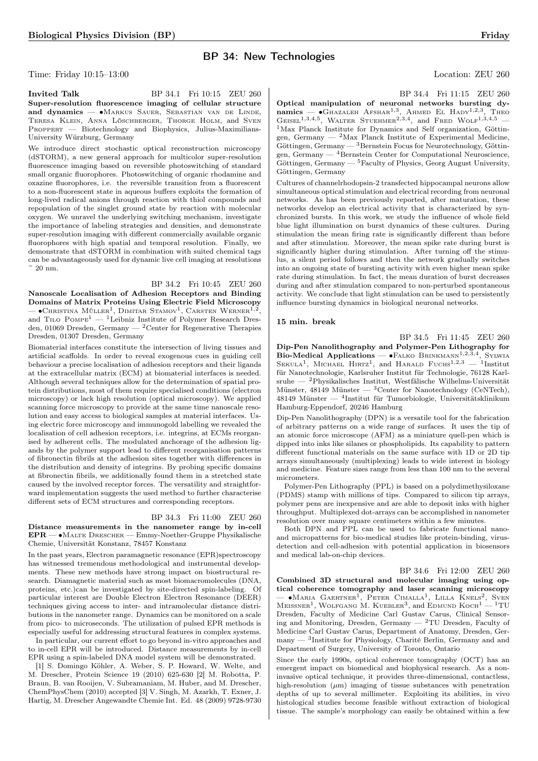## BP 34: New Technologies

Time: Friday 10:15–13:00 Location: ZEU 260

**Invited Talk** BP 34.1 Fri 10:15 ZEU 260
**Super-resolution fluorescence imaging of cellular structure and dynamics** — •Markus Sauer, Sebastian van de Linde, Teresa Klein, Anna Löschberger, Thorge Holm, and Sven Proppert — Biotechnology and Biophysics, Julius-Maximilians-University Würzburg, Germany

We introduce direct stochastic optical reconstruction microscopy (dSTORM), a new general approach for multicolor super-resolution fluorescence imaging based on reversible photoswitching of standard small organic fluorophores. Photoswitching of organic rhodamine and oxazine fluorophores, i.e. the reversible transition from a fluorescent to a non-fluorescent state in aqueous buffers exploits the formation of long-lived radical anions through reaction with thiol compounds and repopulation of the singlet ground state by reaction with molecular oxygen. We unravel the underlying switching mechanism, investigate the importance of labeling strategies and densities, and demonstrate super-resolution imaging with different commercially available organic fluorophores with high spatial and temporal resolution. Finally, we demonstrate that dSTORM in combination with suited chemical tags can be advantageously used for dynamic live cell imaging at resolutions ~ 20 nm.

BP 34.2 Fri 10:45 ZEU 260
**Nanoscale Localisation of Adhesion Receptors and Binding Domains of Matrix Proteins Using Electric Field Microscopy** — •Christina Müller[1], Dimitar Stamov[1], Carsten Werner[1,2], and Tilo Pompe[1] — [1]Leibniz Institute of Polymer Research Dresden, 01069 Dresden, Germany — [2]Center for Regenerative Therapies Dresden, 01307 Dresden, Germany

Biomaterial interfaces constitute the intersection of living tissues and artificial scaffolds. In order to reveal exogenous cues in guiding cell behaviour a precise localisation of adhesion receptors and their ligands at the extracellular matrix (ECM) at biomaterial interfaces is needed. Although several techniques allow for the determination of spatial protein distributions, most of them require specialised conditions (electron microscopy) or lack high resolution (optical microscopy). We applied scanning force microscopy to provide at the same time nanoscale resolution and easy access to biological samples at material interfaces. Using electric force microscopy and immunogold labelling we revealed the localisation of cell adhesion receptors, i.e. integrins, at ECMs reorganised by adherent cells. The modulated anchorage of the adhesion ligands by the polymer support lead to different reorganisation patterns of fibronectin fibrils at the adhesion sites together with differences in the distribution and density of integrins. By probing specific domains at fibronectin fibrils, we additionally found them in a stretched state caused by the involved receptor forces. The versatility and straightforward implementation suggests the used method to further characterise different sets of ECM structures and corresponding receptors.

BP 34.3 Fri 11:00 ZEU 260
**Distance measurements in the nanometer range by in-cell EPR** — •Malte Drescher — Emmy-Noether-Gruppe Physikalische Chemie, Universität Konstanz, 78457 Konstanz

In the past years, Electron paramagnetic resonance (EPR)spectroscopy has witnessed tremendous methodological and instrumental developments. These new methods have strong impact on biostructural research. Diamagnetic material such as most biomacromolecules (DNA, proteins, etc.)can be investigated by site-directed spin-labeling. Of particular interest are Double Electron Electron Resonance (DEER) techniques giving access to inter- and intramolecular distance distributions in the nanometer range. Dynamics can be monitored on a scale from pico- to microseconds. The utilization of pulsed EPR methods is especially useful for addressing structural features in complex systems.

In particular, our current effort to go beyond in-vitro approaches and to in-cell EPR will be introduced. Distance measurements by in-cell EPR using a spin-labeled DNA model system will be demonstrated.

[1] S. Domingo Köhler, A. Weber, S. P. Howard, W. Welte, and M. Drescher, Protein Science 19 (2010) 625-630 [2] M. Robotta, P. Braun, B. van Rooijen, V. Subramaniam, M. Huber, and M. Drescher, ChemPhysChem (2010) accepted [3] V. Singh, M. Azarkh, T. Exner, J. Hartig, M. Drescher Angewandte Chemie Int. Ed. 48 (2009) 9728-9730

BP 34.4 Fri 11:15 ZEU 260
**Optical manipulation of neuronal networks bursting dynamics** — •Ghazaleh Afshar[1,3], Ahmed El Hady[1,2,3], Theo Geisel[1,3,4,5], Walter Stuehmer[2,3,4], and Fred Wolf[1,3,4,5] — [1]Max Planck Institute for Dynamics and Self organization, Göttingen, Germany — [2]Max Planck Institute of Experimental Medicine, Göttingen, Germany — [3]Bernstein Focus for Neurotechnology, Göttingen, Germany — [4]Bernstein Center for Computational Neuroscience, Göttingen, Germany — [5]Faculty of Physics, Georg August University, Göttingen, Germany

Cultures of channelrhodopsin-2 transfected hippocampal neurons allow simultaneous optical stimulation and electrical recording from neuronal networks. As has been previously reported, after maturation, these networks develop an electrical activity that is characterized by synchronized bursts. In this work, we study the influence of whole field blue light illumination on burst dynamics of these cultures. During stimulation the mean firing rate is significantly different than before and after stimulation. Moreover, the mean spike rate during burst is significantly higher during stimulation. After turning off the stimulus, a silent period follows and then the network gradually switches into an ongoing state of bursting activity with even higher mean spike rate during stimulation. In fact, the mean duration of burst decreases during and after stimulation compared to non-perturbed spontaneous activity. We conclude that light stimulation can be used to persistently influence bursting dynamics in biological neuronal networks.

**15 min. break**

BP 34.5 Fri 11:45 ZEU 260
**Dip-Pen Nanolithography and Polymer-Pen Lithography for Bio-Medical Applications** — •Falko Brinkmann[1,2,3,4], Sylwia Sekula[1], Michael Hirtz[1], and Harald Fuchs[1,2,3] — [1]Institut für Nanotechnologie, Karlsruher Institut für Technologie, 76128 Karlsruhe — [2]Physikalisches Institut, Westfälische Wilhelms-Universität Münster, 48149 Münster — [3]Center for Nanotechnology (CeNTech), 48149 Münster — [4]Institut für Tumorbiologie, Universitätsklinikum Hamburg-Eppendorf, 20246 Hamburg

Dip-Pen Nanolithography (DPN) is a versatile tool for the fabrication of arbitrary patterns on a wide range of surfaces. It uses the tip of an atomic force microscope (AFM) as a miniature quell-pen which is dipped into inks like silanes or phospholipids. Its capability to pattern different functional materials on the same surface with 1D or 2D tip arrays simultaneously (multiplexing) leads to wide interest in biology and medicine. Feature sizes range from less than 100 nm to the several micrometers.

Polymer-Pen Lithography (PPL) is based on a polydimethysiloxane (PDMS) stamp with millions of tips. Compared to silicon tip arrays, polymer pens are inexpensive and are able to deposit inks with higher throughput. Multiplexed dot-arrays can be accomplished in nanometer resolution over many square centimeters within a few minutes.

Both DPN and PPL can be used to fabricate functional nano- and micropatterns for bio-medical studies like protein-binding, virus-detection and cell-adhesion with potential application in biosensors and medical lab-on-chip devices.

BP 34.6 Fri 12:00 ZEU 260
**Combined 3D structural and molecular imaging using optical coherence tomography and laser scanning microscopy** — •Maria Gaertner[1], Peter Cimalla[1], Lilla Knels[2], Sven Meissner[1], Wolfgang M. Kuebler[3], and Edmund Koch[1] — [1]TU Dresden, Faculty of Medicine Carl Gustav Carus, Clinical Sensoring and Monitoring, Dresden, Germany — [2]TU Dresden, Faculty of Medicine Carl Gustav Carus, Department of Anatomy, Dresden, Germany — [3]Institute for Physiology, Charité Berlin, Germany and and Department of Surgery, University of Toronto, Ontario

Since the early 1990s, optical coherence tomography (OCT) has an emergent impact on biomedical and biophysical research. As a non-invasive optical technique, it provides three-dimensional, contactless, high-resolution ($\mu$m) imaging of tissue substances with penetration depths of up to several millimeter. Exploiting its abilities, in vivo histological studies become feasible without extraction of biological tissue. The sample's morphology can easily be obtained within a few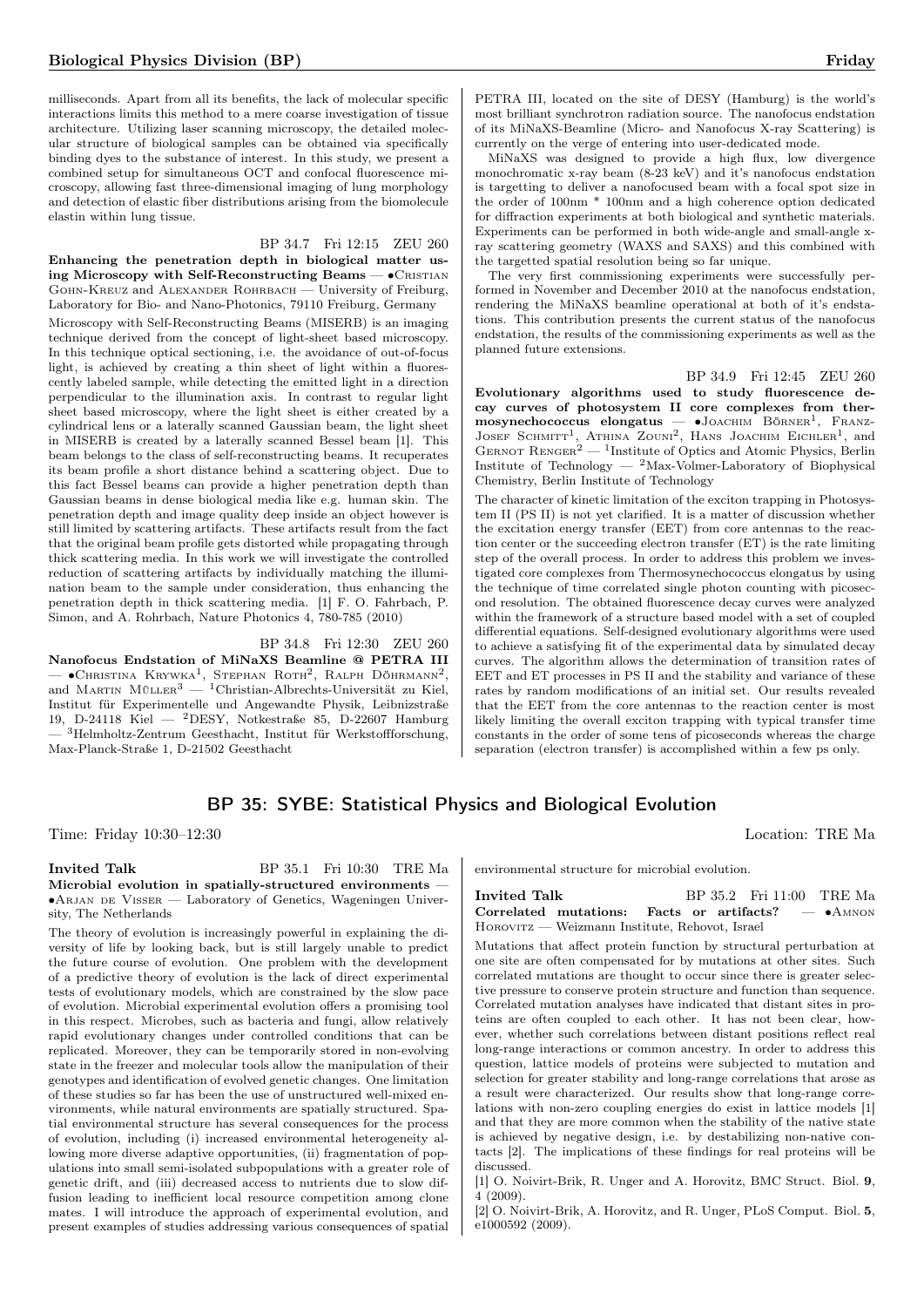milliseconds. Apart from all its benefits, the lack of molecular specific interactions limits this method to a mere coarse investigation of tissue architecture. Utilizing laser scanning microscopy, the detailed molecular structure of biological samples can be obtained via specifically binding dyes to the substance of interest. In this study, we present a combined setup for simultaneous OCT and confocal fluorescence microscopy, allowing fast three-dimensional imaging of lung morphology and detection of elastic fiber distributions arising from the biomolecule elastin within lung tissue.

BP 34.7 Fri 12:15 ZEU 260

**Enhancing the penetration depth in biological matter using Microscopy with Self-Reconstructing Beams** — •Cristian Gohn-Kreuz and Alexander Rohrbach — University of Freiburg, Laboratory for Bio- and Nano-Photonics, 79110 Freiburg, Germany

Microscopy with Self-Reconstructing Beams (MISERB) is an imaging technique derived from the concept of light-sheet based microscopy. In this technique optical sectioning, i.e. the avoidance of out-of-focus light, is achieved by creating a thin sheet of light within a fluorescently labeled sample, while detecting the emitted light in a direction perpendicular to the illumination axis. In contrast to regular light sheet based microscopy, where the light sheet is either created by a cylindrical lens or a laterally scanned Gaussian beam, the light sheet in MISERB is created by a laterally scanned Bessel beam [1]. This beam belongs to the class of self-reconstructing beams. It recuperates its beam profile a short distance behind a scattering object. Due to this fact Bessel beams can provide a higher penetration depth than Gaussian beams in dense biological media like e.g. human skin. The penetration depth and image quality deep inside an object however is still limited by scattering artifacts. These artifacts result from the fact that the original beam profile gets distorted while propagating through thick scattering media. In this work we will investigate the controlled reduction of scattering artifacts by individually matching the illumination beam to the sample under consideration, thus enhancing the penetration depth in thick scattering media. [1] F. O. Fahrbach, P. Simon, and A. Rohrbach, Nature Photonics 4, 780-785 (2010)

BP 34.8 Fri 12:30 ZEU 260

**Nanofocus Endstation of MiNaXS Beamline @ PETRA III** — •Christina Krywka[1], Stephan Roth[2], Ralph Döhrmann[2], and Martin Müller[3] — [1]Christian-Albrechts-Universität zu Kiel, Institut für Experimentelle und Angewandte Physik, Leibnizstraße 19, D-24118 Kiel — [2]DESY, Notkestraße 85, D-22607 Hamburg — [3]Helmholtz-Zentrum Geesthacht, Institut für Werkstoffforschung, Max-Planck-Straße 1, D-21502 Geesthacht

PETRA III, located on the site of DESY (Hamburg) is the world's most brilliant synchrotron radiation source. The nanofocus endstation of its MiNaXS-Beamline (Micro- and Nanofocus X-ray Scattering) is currently on the verge of entering into user-dedicated mode.

MiNaXS was designed to provide a high flux, low divergence monochromatic x-ray beam (8-23 keV) and it's nanofocus endstation is targetting to deliver a nanofocused beam with a focal spot size in the order of 100nm * 100nm and a high coherence option dedicated for diffraction experiments at both biological and synthetic materials. Experiments can be performed in both wide-angle and small-angle x-ray scattering geometry (WAXS and SAXS) and this combined with the targetted spatial resolution being so far unique.

The very first commissioning experiments were successfully performed in November and December 2010 at the nanofocus endstation, rendering the MiNaXS beamline operational at both of it's endstations. This contribution presents the current status of the nanofocus endstation, the results of the commissioning experiments as well as the planned future extensions.

BP 34.9 Fri 12:45 ZEU 260

**Evolutionary algorithms used to study fluorescence decay curves of photosystem II core complexes from thermosynechococcus elongatus** — •Joachim Börner[1], Franz-Josef Schmitt[1], Athina Zouni[2], Hans Joachim Eichler[1], and Gernot Renger[2] — [1]Institute of Optics and Atomic Physics, Berlin Institute of Technology — [2]Max-Volmer-Laboratory of Biophysical Chemistry, Berlin Institute of Technology

The character of kinetic limitation of the exciton trapping in Photosystem II (PS II) is not yet clarified. It is a matter of discussion whether the excitation energy transfer (EET) from core antennas to the reaction center or the succeeding electron transfer (ET) is the rate limiting step of the overall process. In order to address this problem we investigated core complexes from Thermosynechococcus elongatus by using the technique of time correlated single photon counting with picosecond resolution. The obtained fluorescence decay curves were analyzed within the framework of a structure based model with a set of coupled differential equations. Self-designed evolutionary algorithms were used to achieve a satisfying fit of the experimental data by simulated decay curves. The algorithm allows the determination of transition rates of EET and ET processes in PS II and the stability and variance of these rates by random modifications of an initial set. Our results revealed that the EET from the core antennas to the reaction center is most likely limiting the overall exciton trapping with typical transfer time constants in the order of some tens of picoseconds whereas the charge separation (electron transfer) is accomplished within a few ps only.

## BP 35: SYBE: Statistical Physics and Biological Evolution

Time: Friday 10:30–12:30 Location: TRE Ma

**Invited Talk** BP 35.1 Fri 10:30 TRE Ma

**Microbial evolution in spatially-structured environments** — •Arjan de Visser — Laboratory of Genetics, Wageningen University, The Netherlands

The theory of evolution is increasingly powerful in explaining the diversity of life by looking back, but is still largely unable to predict the future course of evolution. One problem with the development of a predictive theory of evolution is the lack of direct experimental tests of evolutionary models, which are constrained by the slow pace of evolution. Microbial experimental evolution offers a promising tool in this respect. Microbes, such as bacteria and fungi, allow relatively rapid evolutionary changes under controlled conditions that can be replicated. Moreover, they can be temporarily stored in non-evolving state in the freezer and molecular tools allow the manipulation of their genotypes and identification of evolved genetic changes. One limitation of these studies so far has been the use of unstructured well-mixed environments, while natural environments are spatially structured. Spatial environmental structure has several consequences for the process of evolution, including (i) increased environmental heterogeneity allowing more diverse adaptive opportunities, (ii) fragmentation of populations into small semi-isolated subpopulations with a greater role of genetic drift, and (iii) decreased access to nutrients due to slow diffusion leading to inefficient local resource competition among clone mates. I will introduce the approach of experimental evolution, and present examples of studies addressing various consequences of spatial environmental structure for microbial evolution.

**Invited Talk** BP 35.2 Fri 11:00 TRE Ma

**Correlated mutations: Facts or artifacts?** — •Amnon Horovitz — Weizmann Institute, Rehovot, Israel

Mutations that affect protein function by structural perturbation at one site are often compensated for by mutations at other sites. Such correlated mutations are thought to occur since there is greater selective pressure to conserve protein structure and function than sequence. Correlated mutation analyses have indicated that distant sites in proteins are often coupled to each other. It has not been clear, however, whether such correlations between distant positions reflect real long-range interactions or common ancestry. In order to address this question, lattice models of proteins were subjected to mutation and selection for greater stability and long-range correlations that arose as a result were characterized. Our results show that long-range correlations with non-zero coupling energies do exist in lattice models [1] and that they are more common when the stability of the native state is achieved by negative design, i.e. by destabilizing non-native contacts [2]. The implications of these findings for real proteins will be discussed.

[1] O. Noivirt-Brik, R. Unger and A. Horovitz, BMC Struct. Biol. **9**, 4 (2009).

[2] O. Noivirt-Brik, A. Horovitz, and R. Unger, PLoS Comput. Biol. **5**, e1000592 (2009).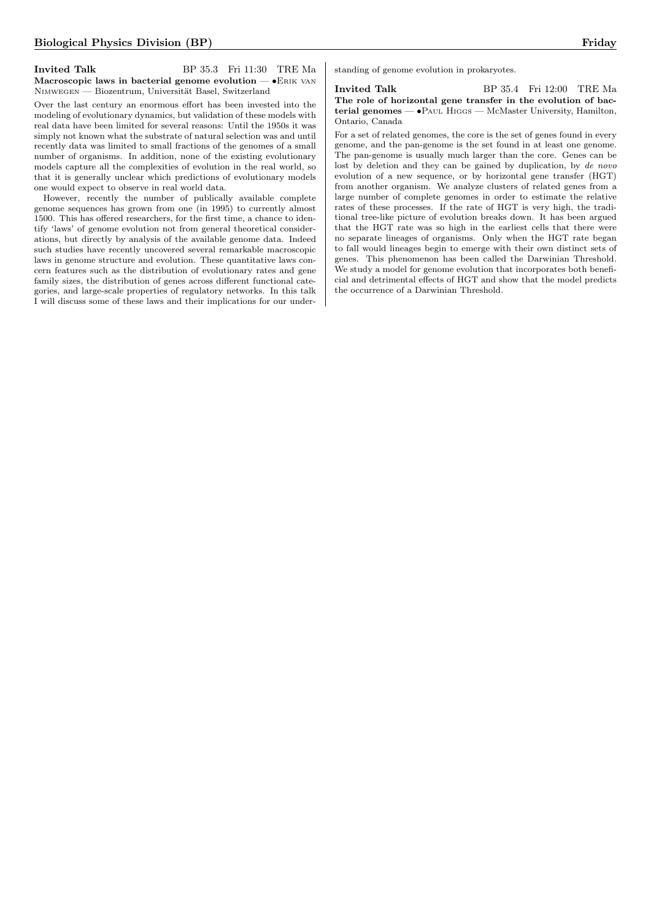**Invited Talk** BP 35.3 Fri 11:30 TRE Ma

**Macroscopic laws in bacterial genome evolution** — •Erik van Nimwegen — Biozentrum, Universität Basel, Switzerland

Over the last century an enormous effort has been invested into the modeling of evolutionary dynamics, but validation of these models with real data have been limited for several reasons: Until the 1950s it was simply not known what the substrate of natural selection was and until recently data was limited to small fractions of the genomes of a small number of organisms. In addition, none of the existing evolutionary models capture all the complexities of evolution in the real world, so that it is generally unclear which predictions of evolutionary models one would expect to observe in real world data.

However, recently the number of publically available complete genome sequences has grown from one (in 1995) to currently almost 1500. This has offered researchers, for the first time, a chance to identify 'laws' of genome evolution not from general theoretical considerations, but directly by analysis of the available genome data. Indeed such studies have recently uncovered several remarkable macroscopic laws in genome structure and evolution. These quantitative laws concern features such as the distribution of evolutionary rates and gene family sizes, the distribution of genes across different functional categories, and large-scale properties of regulatory networks. In this talk I will discuss some of these laws and their implications for our understanding of genome evolution in prokaryotes.

**Invited Talk** BP 35.4 Fri 12:00 TRE Ma

**The role of horizontal gene transfer in the evolution of bacterial genomes** — •Paul Higgs — McMaster University, Hamilton, Ontario, Canada

For a set of related genomes, the core is the set of genes found in every genome, and the pan-genome is the set found in at least one genome. The pan-genome is usually much larger than the core. Genes can be lost by deletion and they can be gained by duplication, by *de novo* evolution of a new sequence, or by horizontal gene transfer (HGT) from another organism. We analyze clusters of related genes from a large number of complete genomes in order to estimate the relative rates of these processes. If the rate of HGT is very high, the traditional tree-like picture of evolution breaks down. It has been argued that the HGT rate was so high in the earliest cells that there were no separate lineages of organisms. Only when the HGT rate began to fall would lineages begin to emerge with their own distinct sets of genes. This phenomenon has been called the Darwinian Threshold. We study a model for genome evolution that incorporates both beneficial and detrimental effects of HGT and show that the model predicts the occurrence of a Darwinian Threshold.